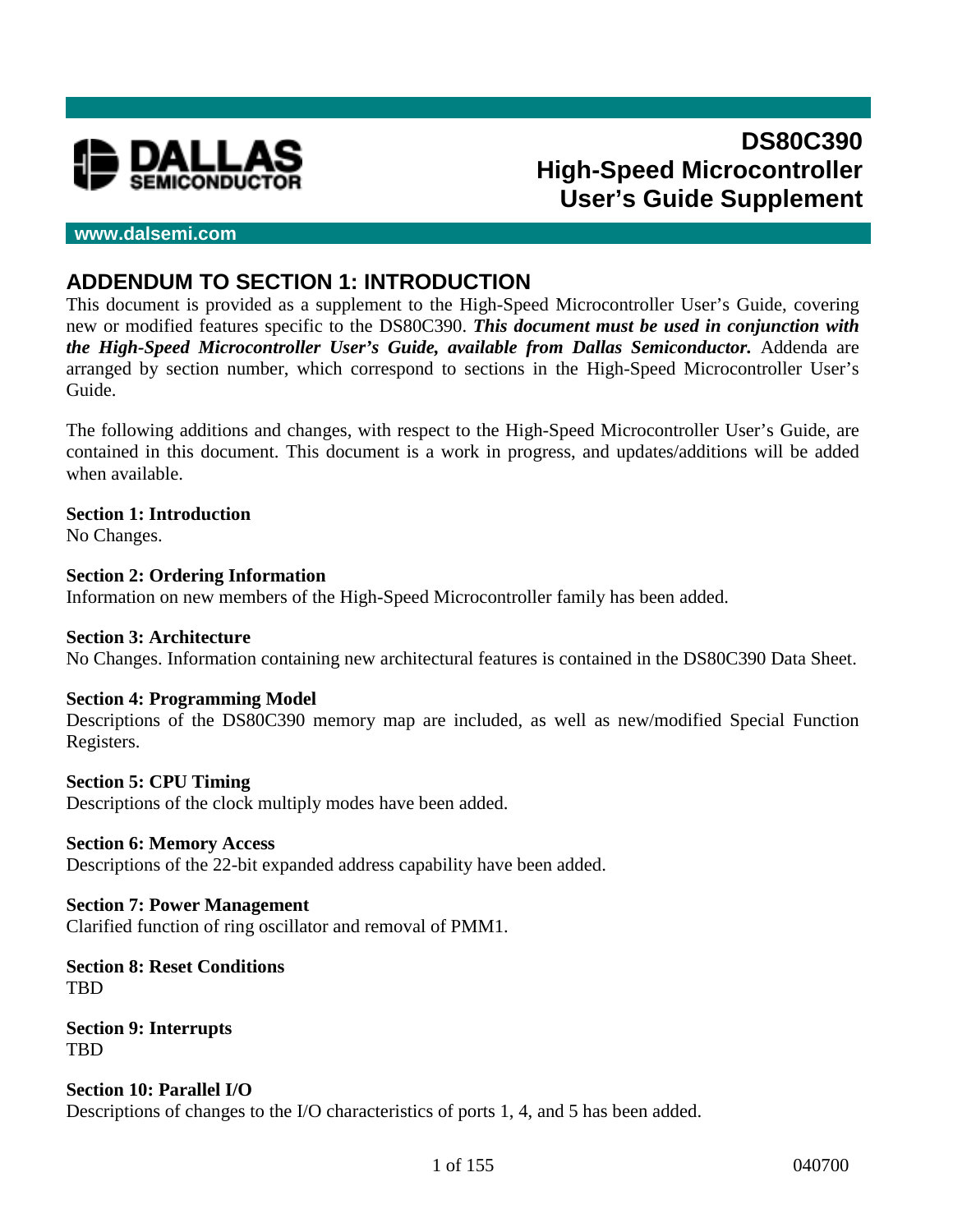# DS80C390 High-Speed Microcontroller User's Guide Supplement

DALLAS SEMICONDUCTOR

www.dalsemi.com

## ADDENDUM TO SECTION 1: INTRODUCTION

This document is provided as a supplement to the High-Speed Microcontroller User's Guide, covering new or modified features specific to the DS80C390. ***This document must be used in conjunction with the High-Speed Microcontroller User's Guide, available from Dallas Semiconductor.*** Addenda are arranged by section number, which correspond to sections in the High-Speed Microcontroller User's Guide.

The following additions and changes, with respect to the High-Speed Microcontroller User's Guide, are contained in this document. This document is a work in progress, and updates/additions will be added when available.

**Section 1: Introduction**
No Changes.

**Section 2: Ordering Information**
Information on new members of the High-Speed Microcontroller family has been added.

**Section 3: Architecture**
No Changes. Information containing new architectural features is contained in the DS80C390 Data Sheet.

**Section 4: Programming Model**
Descriptions of the DS80C390 memory map are included, as well as new/modified Special Function Registers.

**Section 5: CPU Timing**
Descriptions of the clock multiply modes have been added.

**Section 6: Memory Access**
Descriptions of the 22-bit expanded address capability have been added.

**Section 7: Power Management**
Clarified function of ring oscillator and removal of PMM1.

**Section 8: Reset Conditions**
TBD

**Section 9: Interrupts**
TBD

**Section 10: Parallel I/O**
Descriptions of changes to the I/O characteristics of ports 1, 4, and 5 has been added.

040700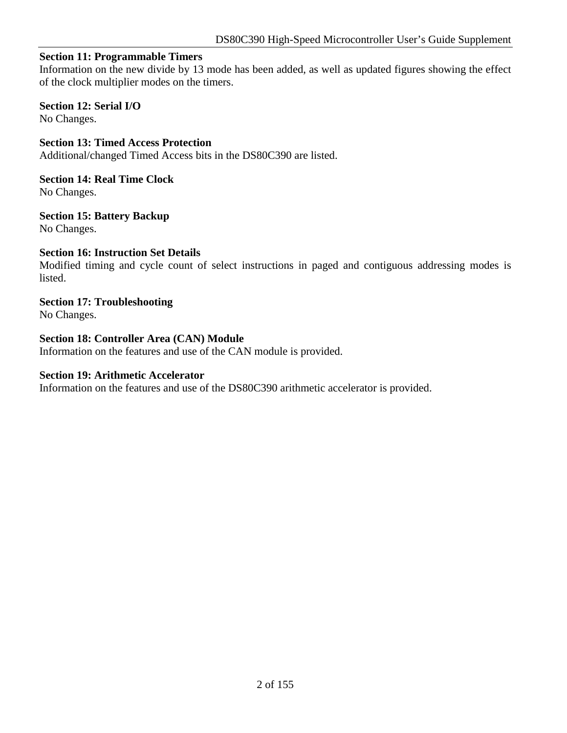**Section 11: Programmable Timers**
Information on the new divide by 13 mode has been added, as well as updated figures showing the effect of the clock multiplier modes on the timers.

**Section 12: Serial I/O**
No Changes.

**Section 13: Timed Access Protection**
Additional/changed Timed Access bits in the DS80C390 are listed.

**Section 14: Real Time Clock**
No Changes.

**Section 15: Battery Backup**
No Changes.

**Section 16: Instruction Set Details**
Modified timing and cycle count of select instructions in paged and contiguous addressing modes is listed.

**Section 17: Troubleshooting**
No Changes.

**Section 18: Controller Area (CAN) Module**
Information on the features and use of the CAN module is provided.

**Section 19: Arithmetic Accelerator**
Information on the features and use of the DS80C390 arithmetic accelerator is provided.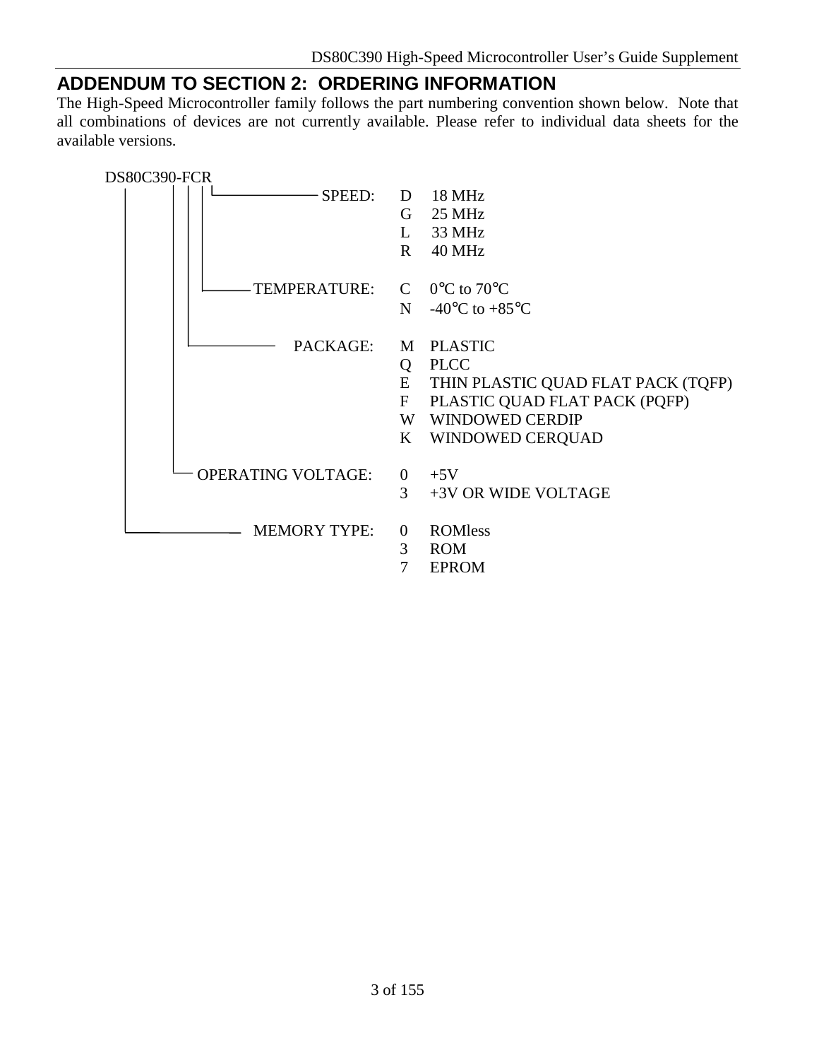# ADDENDUM TO SECTION 2: ORDERING INFORMATION

The High-Speed Microcontroller family follows the part numbering convention shown below. Note that all combinations of devices are not currently available. Please refer to individual data sheets for the available versions.

DS80C390-FCR

| Field | Code | Description |
| --- | --- | --- |
| SPEED: | D | 18 MHz |
| | G | 25 MHz |
| | L | 33 MHz |
| | R | 40 MHz |
| TEMPERATURE: | C | 0°C to 70°C |
| | N | -40°C to +85°C |
| PACKAGE: | M | PLASTIC |
| | Q | PLCC |
| | E | THIN PLASTIC QUAD FLAT PACK (TQFP) |
| | F | PLASTIC QUAD FLAT PACK (PQFP) |
| | W | WINDOWED CERDIP |
| | K | WINDOWED CERQUAD |
| OPERATING VOLTAGE: | 0 | +5V |
| | 3 | +3V OR WIDE VOLTAGE |
| MEMORY TYPE: | 0 | ROMless |
| | 3 | ROM |
| | 7 | EPROM |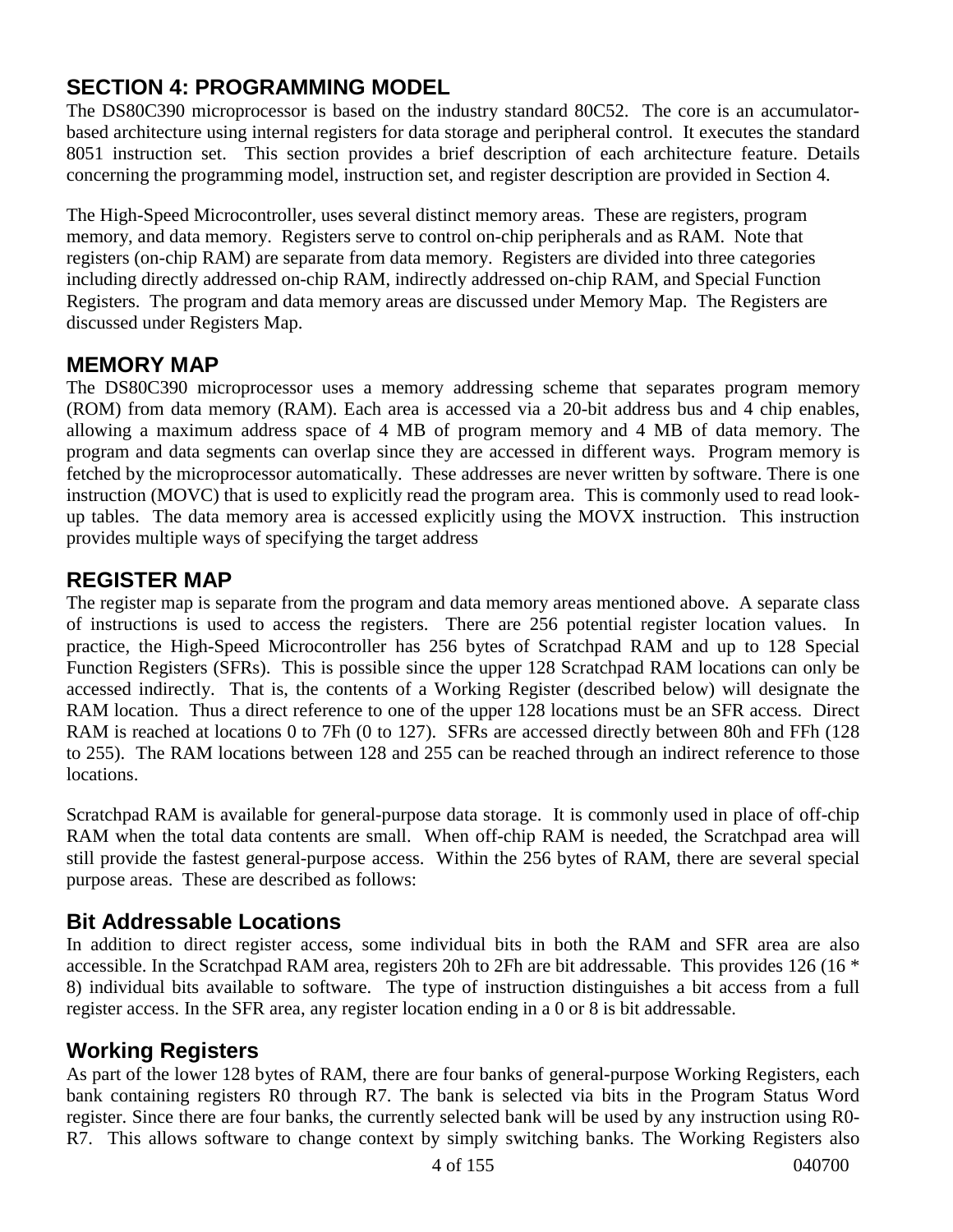## SECTION 4: PROGRAMMING MODEL

The DS80C390 microprocessor is based on the industry standard 80C52. The core is an accumulator-based architecture using internal registers for data storage and peripheral control. It executes the standard 8051 instruction set. This section provides a brief description of each architecture feature. Details concerning the programming model, instruction set, and register description are provided in Section 4.

The High-Speed Microcontroller, uses several distinct memory areas. These are registers, program memory, and data memory. Registers serve to control on-chip peripherals and as RAM. Note that registers (on-chip RAM) are separate from data memory. Registers are divided into three categories including directly addressed on-chip RAM, indirectly addressed on-chip RAM, and Special Function Registers. The program and data memory areas are discussed under Memory Map. The Registers are discussed under Registers Map.

## MEMORY MAP

The DS80C390 microprocessor uses a memory addressing scheme that separates program memory (ROM) from data memory (RAM). Each area is accessed via a 20-bit address bus and 4 chip enables, allowing a maximum address space of 4 MB of program memory and 4 MB of data memory. The program and data segments can overlap since they are accessed in different ways. Program memory is fetched by the microprocessor automatically. These addresses are never written by software. There is one instruction (MOVC) that is used to explicitly read the program area. This is commonly used to read look-up tables. The data memory area is accessed explicitly using the MOVX instruction. This instruction provides multiple ways of specifying the target address

## REGISTER MAP

The register map is separate from the program and data memory areas mentioned above. A separate class of instructions is used to access the registers. There are 256 potential register location values. In practice, the High-Speed Microcontroller has 256 bytes of Scratchpad RAM and up to 128 Special Function Registers (SFRs). This is possible since the upper 128 Scratchpad RAM locations can only be accessed indirectly. That is, the contents of a Working Register (described below) will designate the RAM location. Thus a direct reference to one of the upper 128 locations must be an SFR access. Direct RAM is reached at locations 0 to 7Fh (0 to 127). SFRs are accessed directly between 80h and FFh (128 to 255). The RAM locations between 128 and 255 can be reached through an indirect reference to those locations.

Scratchpad RAM is available for general-purpose data storage. It is commonly used in place of off-chip RAM when the total data contents are small. When off-chip RAM is needed, the Scratchpad area will still provide the fastest general-purpose access. Within the 256 bytes of RAM, there are several special purpose areas. These are described as follows:

### Bit Addressable Locations

In addition to direct register access, some individual bits in both the RAM and SFR area are also accessible. In the Scratchpad RAM area, registers 20h to 2Fh are bit addressable. This provides 126 (16 * 8) individual bits available to software. The type of instruction distinguishes a bit access from a full register access. In the SFR area, any register location ending in a 0 or 8 is bit addressable.

### Working Registers

As part of the lower 128 bytes of RAM, there are four banks of general-purpose Working Registers, each bank containing registers R0 through R7. The bank is selected via bits in the Program Status Word register. Since there are four banks, the currently selected bank will be used by any instruction using R0-R7. This allows software to change context by simply switching banks. The Working Registers also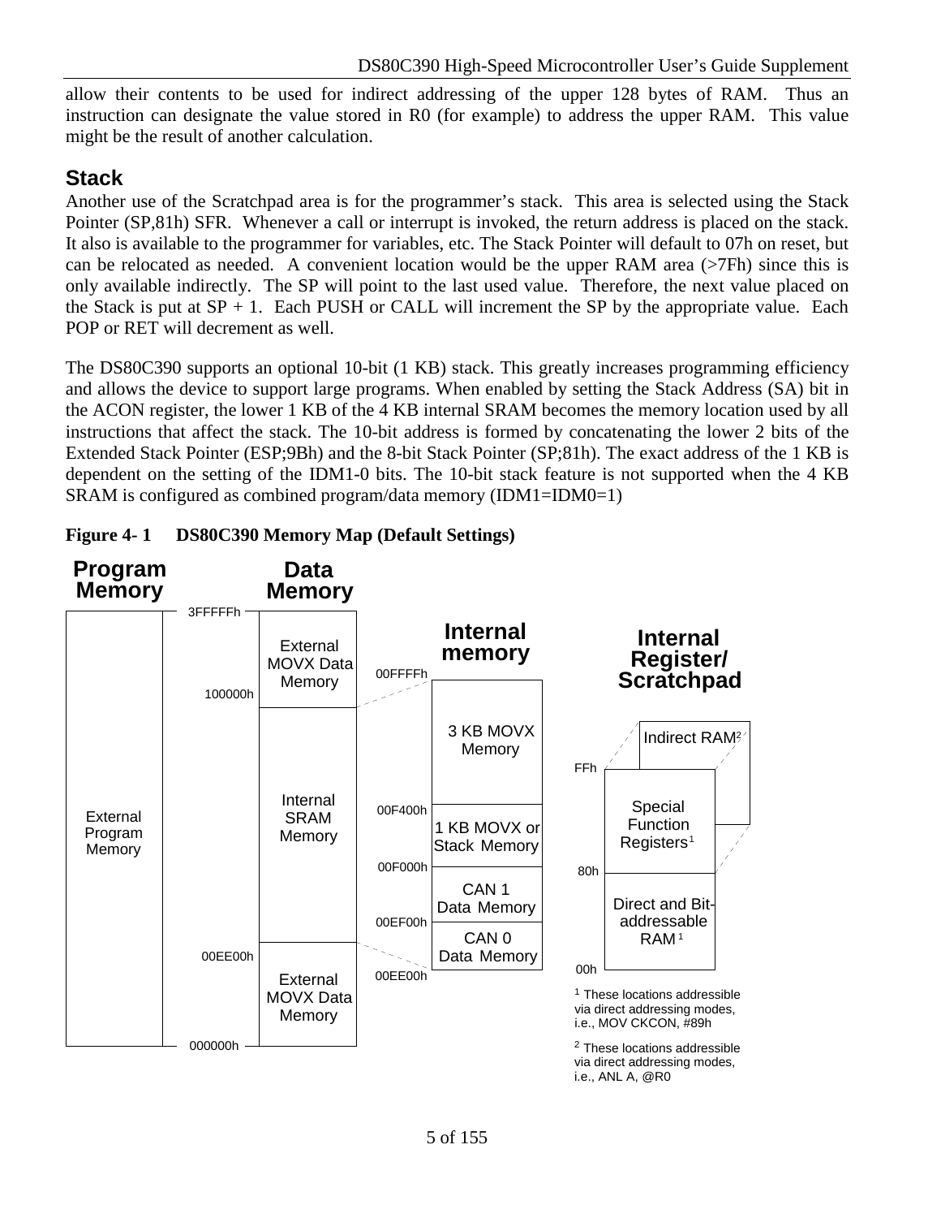allow their contents to be used for indirect addressing of the upper 128 bytes of RAM. Thus an instruction can designate the value stored in R0 (for example) to address the upper RAM. This value might be the result of another calculation.

## Stack

Another use of the Scratchpad area is for the programmer's stack. This area is selected using the Stack Pointer (SP,81h) SFR. Whenever a call or interrupt is invoked, the return address is placed on the stack. It also is available to the programmer for variables, etc. The Stack Pointer will default to 07h on reset, but can be relocated as needed. A convenient location would be the upper RAM area (>7Fh) since this is only available indirectly. The SP will point to the last used value. Therefore, the next value placed on the Stack is put at SP + 1. Each PUSH or CALL will increment the SP by the appropriate value. Each POP or RET will decrement as well.

The DS80C390 supports an optional 10-bit (1 KB) stack. This greatly increases programming efficiency and allows the device to support large programs. When enabled by setting the Stack Address (SA) bit in the ACON register, the lower 1 KB of the 4 KB internal SRAM becomes the memory location used by all instructions that affect the stack. The 10-bit address is formed by concatenating the lower 2 bits of the Extended Stack Pointer (ESP;9Bh) and the 8-bit Stack Pointer (SP;81h). The exact address of the 1 KB is dependent on the setting of the IDM1-0 bits. The 10-bit stack feature is not supported when the 4 KB SRAM is configured as combined program/data memory (IDM1=IDM0=1)

**Figure 4- 1 DS80C390 Memory Map (Default Settings)**

**Program Memory** — External Program Memory

**Data Memory**

- 3FFFFFh – 100000h: External MOVX Data Memory
- 100000h – 00EE00h: Internal SRAM Memory
- 00EE00h – 000000h: External MOVX Data Memory

**Internal memory**

- 00FFFFh – 00F400h: 3 KB MOVX Memory
- 00F400h – 00F000h: 1 KB MOVX or Stack Memory
- 00F000h – 00EF00h: CAN 1 Data Memory
- 00EF00h – 00EE00h: CAN 0 Data Memory

**Internal Register/ Scratchpad**

- FFh – 80h: Special Function Registers[1] / Indirect RAM[2]
- 80h – 00h: Direct and Bit-addressable RAM[1]

[1] These locations addressible via direct addressing modes, i.e., MOV CKCON, #89h

[2] These locations addressible via direct addressing modes, i.e., ANL A, @R0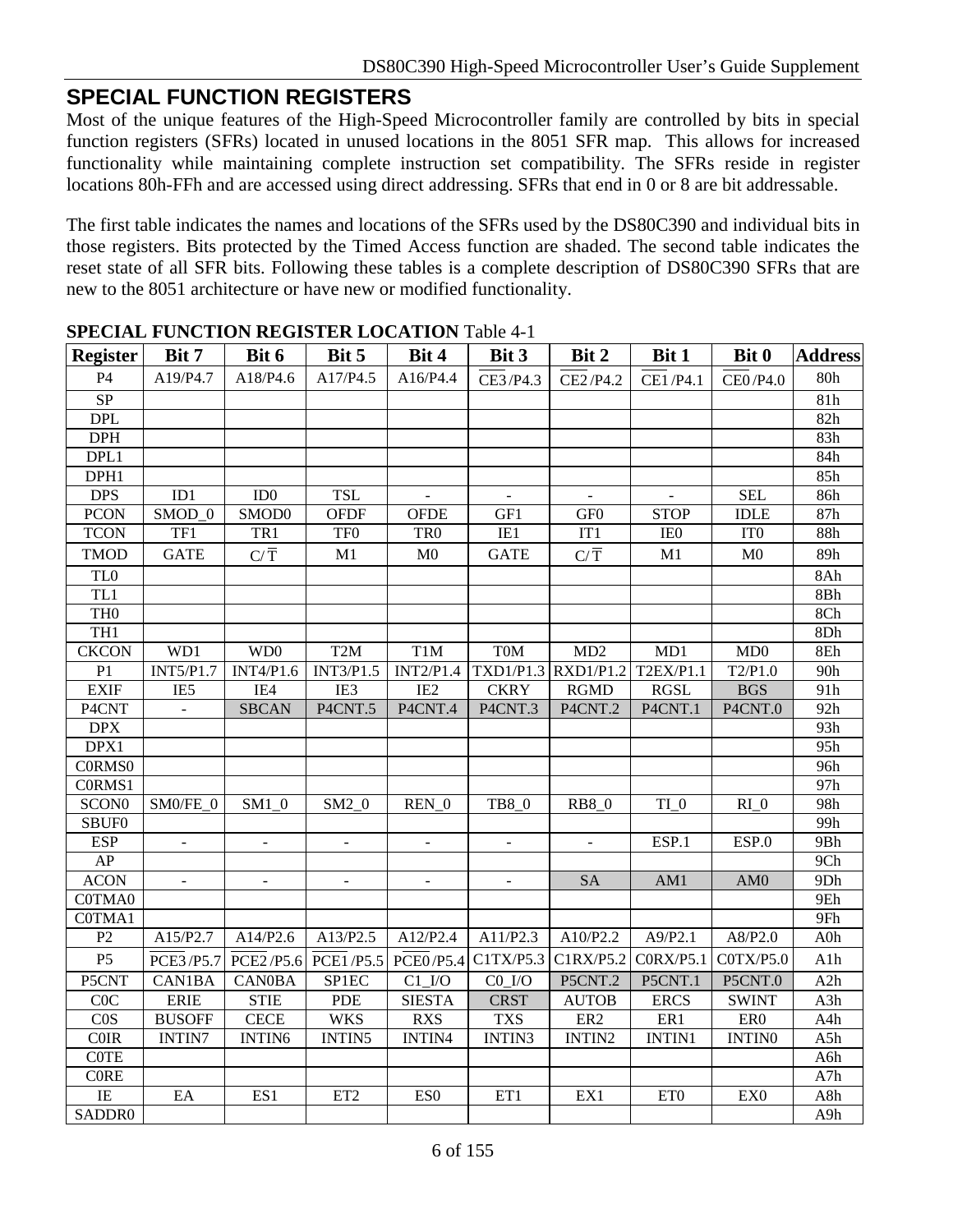## SPECIAL FUNCTION REGISTERS

Most of the unique features of the High-Speed Microcontroller family are controlled by bits in special function registers (SFRs) located in unused locations in the 8051 SFR map. This allows for increased functionality while maintaining complete instruction set compatibility. The SFRs reside in register locations 80h-FFh and are accessed using direct addressing. SFRs that end in 0 or 8 are bit addressable.

The first table indicates the names and locations of the SFRs used by the DS80C390 and individual bits in those registers. Bits protected by the Timed Access function are shaded. The second table indicates the reset state of all SFR bits. Following these tables is a complete description of DS80C390 SFRs that are new to the 8051 architecture or have new or modified functionality.

**SPECIAL FUNCTION REGISTER LOCATION** Table 4-1

| Register | Bit 7 | Bit 6 | Bit 5 | Bit 4 | Bit 3 | Bit 2 | Bit 1 | Bit 0 | Address |
|---|---|---|---|---|---|---|---|---|---|
| P4 | A19/P4.7 | A18/P4.6 | A17/P4.5 | A16/P4.4 | $\overline{CE3}$/P4.3 | $\overline{CE2}$/P4.2 | $\overline{CE1}$/P4.1 | $\overline{CE0}$/P4.0 | 80h |
| SP | | | | | | | | | 81h |
| DPL | | | | | | | | | 82h |
| DPH | | | | | | | | | 83h |
| DPL1 | | | | | | | | | 84h |
| DPH1 | | | | | | | | | 85h |
| DPS | ID1 | ID0 | TSL | - | - | - | - | SEL | 86h |
| PCON | SMOD_0 | SMOD0 | OFDF | OFDE | GF1 | GF0 | STOP | IDLE | 87h |
| TCON | TF1 | TR1 | TF0 | TR0 | IE1 | IT1 | IE0 | IT0 | 88h |
| TMOD | GATE | C/$\overline{T}$ | M1 | M0 | GATE | C/$\overline{T}$ | M1 | M0 | 89h |
| TL0 | | | | | | | | | 8Ah |
| TL1 | | | | | | | | | 8Bh |
| TH0 | | | | | | | | | 8Ch |
| TH1 | | | | | | | | | 8Dh |
| CKCON | WD1 | WD0 | T2M | T1M | T0M | MD2 | MD1 | MD0 | 8Eh |
| P1 | INT5/P1.7 | INT4/P1.6 | INT3/P1.5 | INT2/P1.4 | TXD1/P1.3 | RXD1/P1.2 | T2EX/P1.1 | T2/P1.0 | 90h |
| EXIF | IE5 | IE4 | IE3 | IE2 | CKRY | RGMD | RGSL | BGS | 91h |
| P4CNT | - | SBCAN | P4CNT.5 | P4CNT.4 | P4CNT.3 | P4CNT.2 | P4CNT.1 | P4CNT.0 | 92h |
| DPX | | | | | | | | | 93h |
| DPX1 | | | | | | | | | 95h |
| C0RMS0 | | | | | | | | | 96h |
| C0RMS1 | | | | | | | | | 97h |
| SCON0 | SM0/FE_0 | SM1_0 | SM2_0 | REN_0 | TB8_0 | RB8_0 | TI_0 | RI_0 | 98h |
| SBUF0 | | | | | | | | | 99h |
| ESP | - | - | - | - | - | - | ESP.1 | ESP.0 | 9Bh |
| AP | | | | | | | | | 9Ch |
| ACON | - | - | - | - | - | SA | AM1 | AM0 | 9Dh |
| C0TMA0 | | | | | | | | | 9Eh |
| C0TMA1 | | | | | | | | | 9Fh |
| P2 | A15/P2.7 | A14/P2.6 | A13/P2.5 | A12/P2.4 | A11/P2.3 | A10/P2.2 | A9/P2.1 | A8/P2.0 | A0h |
| P5 | $\overline{PCE3}$/P5.7 | $\overline{PCE2}$/P5.6 | $\overline{PCE1}$/P5.5 | $\overline{PCE0}$/P5.4 | C1TX/P5.3 | C1RX/P5.2 | C0RX/P5.1 | C0TX/P5.0 | A1h |
| P5CNT | CAN1BA | CAN0BA | SP1EC | C1_I/O | C0_I/O | P5CNT.2 | P5CNT.1 | P5CNT.0 | A2h |
| C0C | ERIE | STIE | PDE | SIESTA | CRST | AUTOB | ERCS | SWINT | A3h |
| C0S | BUSOFF | CECE | WKS | RXS | TXS | ER2 | ER1 | ER0 | A4h |
| C0IR | INTIN7 | INTIN6 | INTIN5 | INTIN4 | INTIN3 | INTIN2 | INTIN1 | INTIN0 | A5h |
| C0TE | | | | | | | | | A6h |
| C0RE | | | | | | | | | A7h |
| IE | EA | ES1 | ET2 | ES0 | ET1 | EX1 | ET0 | EX0 | A8h |
| SADDR0 | | | | | | | | | A9h |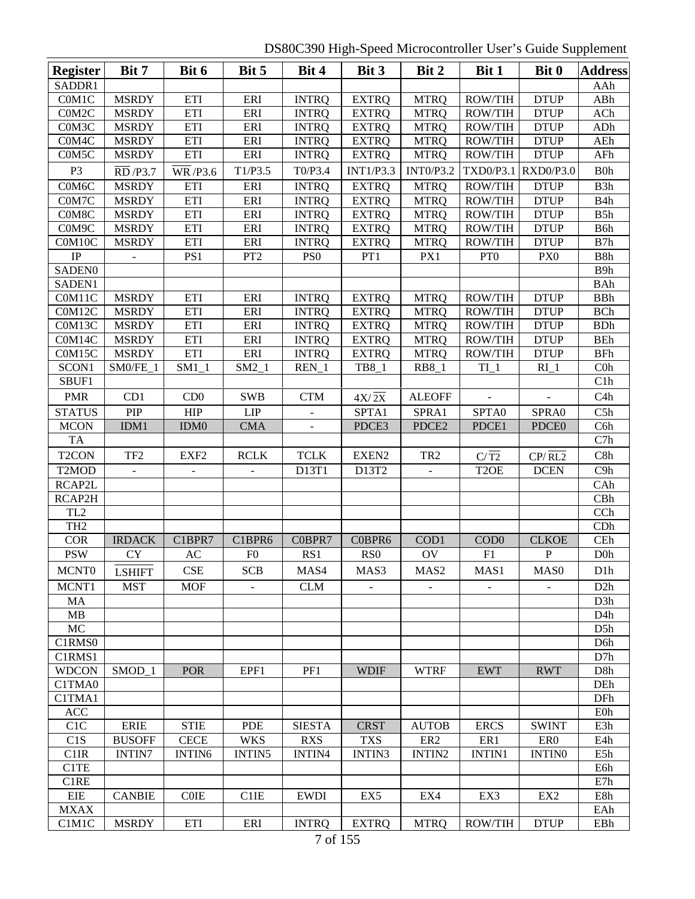| Register | Bit 7 | Bit 6 | Bit 5 | Bit 4 | Bit 3 | Bit 2 | Bit 1 | Bit 0 | Address |
|---|---|---|---|---|---|---|---|---|---|
| SADDR1 | | | | | | | | | AAh |
| C0M1C | MSRDY | ETI | ERI | INTRQ | EXTRQ | MTRQ | ROW/TIH | DTUP | ABh |
| C0M2C | MSRDY | ETI | ERI | INTRQ | EXTRQ | MTRQ | ROW/TIH | DTUP | ACh |
| C0M3C | MSRDY | ETI | ERI | INTRQ | EXTRQ | MTRQ | ROW/TIH | DTUP | ADh |
| C0M4C | MSRDY | ETI | ERI | INTRQ | EXTRQ | MTRQ | ROW/TIH | DTUP | AEh |
| C0M5C | MSRDY | ETI | ERI | INTRQ | EXTRQ | MTRQ | ROW/TIH | DTUP | AFh |
| P3 | $\overline{RD}$/P3.7 | $\overline{WR}$/P3.6 | T1/P3.5 | T0/P3.4 | INT1/P3.3 | INT0/P3.2 | TXD0/P3.1 | RXD0/P3.0 | B0h |
| C0M6C | MSRDY | ETI | ERI | INTRQ | EXTRQ | MTRQ | ROW/TIH | DTUP | B3h |
| C0M7C | MSRDY | ETI | ERI | INTRQ | EXTRQ | MTRQ | ROW/TIH | DTUP | B4h |
| C0M8C | MSRDY | ETI | ERI | INTRQ | EXTRQ | MTRQ | ROW/TIH | DTUP | B5h |
| C0M9C | MSRDY | ETI | ERI | INTRQ | EXTRQ | MTRQ | ROW/TIH | DTUP | B6h |
| C0M10C | MSRDY | ETI | ERI | INTRQ | EXTRQ | MTRQ | ROW/TIH | DTUP | B7h |
| IP | - | PS1 | PT2 | PS0 | PT1 | PX1 | PT0 | PX0 | B8h |
| SADEN0 | | | | | | | | | B9h |
| SADEN1 | | | | | | | | | BAh |
| C0M11C | MSRDY | ETI | ERI | INTRQ | EXTRQ | MTRQ | ROW/TIH | DTUP | BBh |
| C0M12C | MSRDY | ETI | ERI | INTRQ | EXTRQ | MTRQ | ROW/TIH | DTUP | BCh |
| C0M13C | MSRDY | ETI | ERI | INTRQ | EXTRQ | MTRQ | ROW/TIH | DTUP | BDh |
| C0M14C | MSRDY | ETI | ERI | INTRQ | EXTRQ | MTRQ | ROW/TIH | DTUP | BEh |
| C0M15C | MSRDY | ETI | ERI | INTRQ | EXTRQ | MTRQ | ROW/TIH | DTUP | BFh |
| SCON1 | SM0/FE_1 | SM1_1 | SM2_1 | REN_1 | TB8_1 | RB8_1 | TI_1 | RI_1 | C0h |
| SBUF1 | | | | | | | | | C1h |
| PMR | CD1 | CD0 | SWB | CTM | 4X/$\overline{2X}$ | ALEOFF | - | - | C4h |
| STATUS | PIP | HIP | LIP | - | SPTA1 | SPRA1 | SPTA0 | SPRA0 | C5h |
| MCON | IDM1 | IDM0 | CMA | - | PDCE3 | PDCE2 | PDCE1 | PDCE0 | C6h |
| TA | | | | | | | | | C7h |
| T2CON | TF2 | EXF2 | RCLK | TCLK | EXEN2 | TR2 | C/$\overline{T2}$ | CP/$\overline{RL2}$ | C8h |
| T2MOD | - | - | - | D13T1 | D13T2 | - | T2OE | DCEN | C9h |
| RCAP2L | | | | | | | | | CAh |
| RCAP2H | | | | | | | | | CBh |
| TL2 | | | | | | | | | CCh |
| TH2 | | | | | | | | | CDh |
| COR | IRDACK | C1BPR7 | C1BPR6 | C0BPR7 | C0BPR6 | COD1 | COD0 | CLKOE | CEh |
| PSW | CY | AC | F0 | RS1 | RS0 | OV | F1 | P | D0h |
| MCNT0 | $\overline{LSHIFT}$ | CSE | SCB | MAS4 | MAS3 | MAS2 | MAS1 | MAS0 | D1h |
| MCNT1 | MST | MOF | - | CLM | - | - | - | - | D2h |
| MA | | | | | | | | | D3h |
| MB | | | | | | | | | D4h |
| MC | | | | | | | | | D5h |
| C1RMS0 | | | | | | | | | D6h |
| C1RMS1 | | | | | | | | | D7h |
| WDCON | SMOD_1 | POR | EPF1 | PF1 | WDIF | WTRF | EWT | RWT | D8h |
| C1TMA0 | | | | | | | | | DEh |
| C1TMA1 | | | | | | | | | DFh |
| ACC | | | | | | | | | E0h |
| C1C | ERIE | STIE | PDE | SIESTA | CRST | AUTOB | ERCS | SWINT | E3h |
| C1S | BUSOFF | CECE | WKS | RXS | TXS | ER2 | ER1 | ER0 | E4h |
| C1IR | INTIN7 | INTIN6 | INTIN5 | INTIN4 | INTIN3 | INTIN2 | INTIN1 | INTIN0 | E5h |
| C1TE | | | | | | | | | E6h |
| C1RE | | | | | | | | | E7h |
| EIE | CANBIE | C0IE | C1IE | EWDI | EX5 | EX4 | EX3 | EX2 | E8h |
| MXAX | | | | | | | | | EAh |
| C1M1C | MSRDY | ETI | ERI | INTRQ | EXTRQ | MTRQ | ROW/TIH | DTUP | EBh |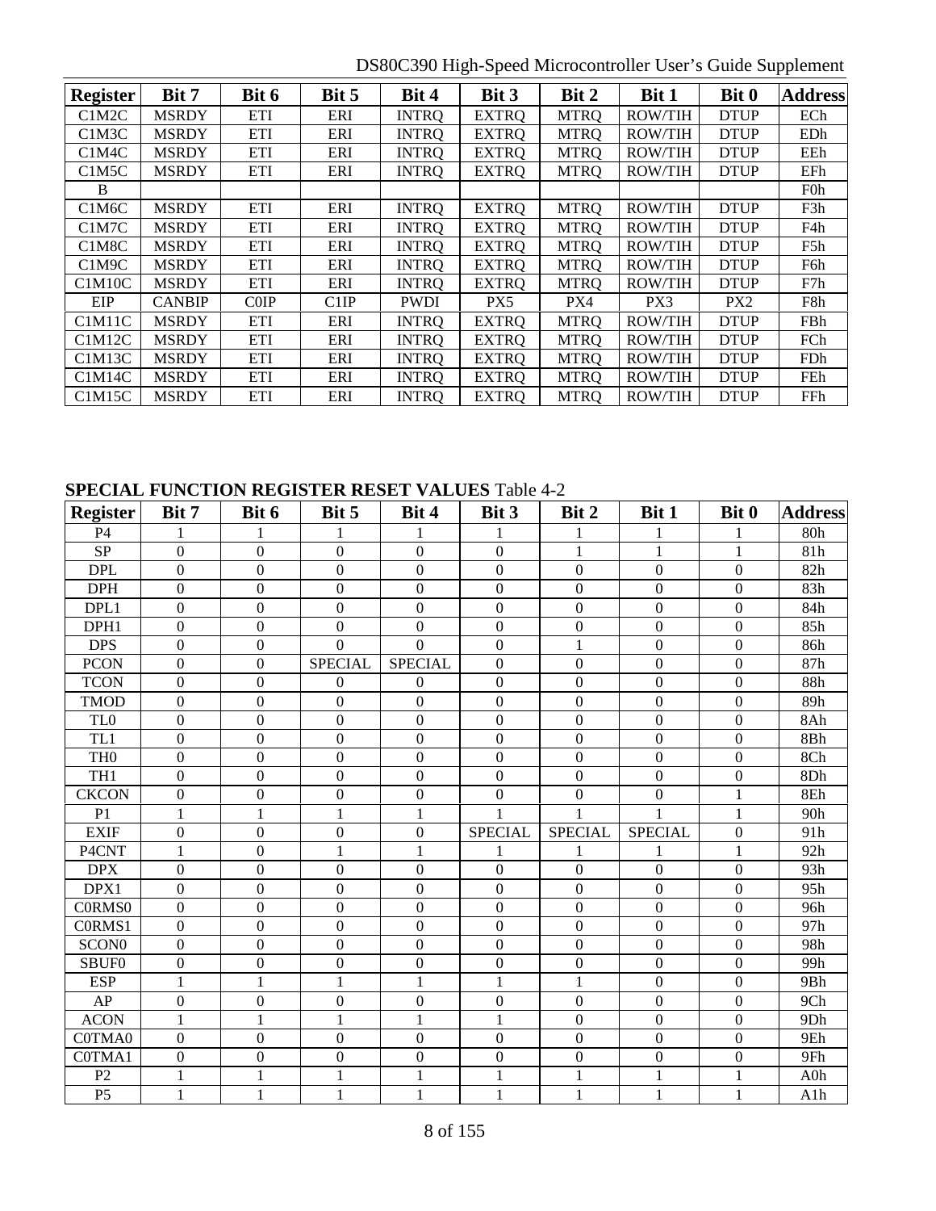| Register | Bit 7 | Bit 6 | Bit 5 | Bit 4 | Bit 3 | Bit 2 | Bit 1 | Bit 0 | Address |
|---|---|---|---|---|---|---|---|---|---|
| C1M2C | MSRDY | ETI | ERI | INTRQ | EXTRQ | MTRQ | ROW/TIH | DTUP | ECh |
| C1M3C | MSRDY | ETI | ERI | INTRQ | EXTRQ | MTRQ | ROW/TIH | DTUP | EDh |
| C1M4C | MSRDY | ETI | ERI | INTRQ | EXTRQ | MTRQ | ROW/TIH | DTUP | EEh |
| C1M5C | MSRDY | ETI | ERI | INTRQ | EXTRQ | MTRQ | ROW/TIH | DTUP | EFh |
| B | | | | | | | | | F0h |
| C1M6C | MSRDY | ETI | ERI | INTRQ | EXTRQ | MTRQ | ROW/TIH | DTUP | F3h |
| C1M7C | MSRDY | ETI | ERI | INTRQ | EXTRQ | MTRQ | ROW/TIH | DTUP | F4h |
| C1M8C | MSRDY | ETI | ERI | INTRQ | EXTRQ | MTRQ | ROW/TIH | DTUP | F5h |
| C1M9C | MSRDY | ETI | ERI | INTRQ | EXTRQ | MTRQ | ROW/TIH | DTUP | F6h |
| C1M10C | MSRDY | ETI | ERI | INTRQ | EXTRQ | MTRQ | ROW/TIH | DTUP | F7h |
| EIP | CANBIP | C0IP | C1IP | PWDI | PX5 | PX4 | PX3 | PX2 | F8h |
| C1M11C | MSRDY | ETI | ERI | INTRQ | EXTRQ | MTRQ | ROW/TIH | DTUP | FBh |
| C1M12C | MSRDY | ETI | ERI | INTRQ | EXTRQ | MTRQ | ROW/TIH | DTUP | FCh |
| C1M13C | MSRDY | ETI | ERI | INTRQ | EXTRQ | MTRQ | ROW/TIH | DTUP | FDh |
| C1M14C | MSRDY | ETI | ERI | INTRQ | EXTRQ | MTRQ | ROW/TIH | DTUP | FEh |
| C1M15C | MSRDY | ETI | ERI | INTRQ | EXTRQ | MTRQ | ROW/TIH | DTUP | FFh |

**SPECIAL FUNCTION REGISTER RESET VALUES** Table 4-2

| Register | Bit 7 | Bit 6 | Bit 5 | Bit 4 | Bit 3 | Bit 2 | Bit 1 | Bit 0 | Address |
|---|---|---|---|---|---|---|---|---|---|
| P4 | 1 | 1 | 1 | 1 | 1 | 1 | 1 | 1 | 80h |
| SP | 0 | 0 | 0 | 0 | 0 | 1 | 1 | 1 | 81h |
| DPL | 0 | 0 | 0 | 0 | 0 | 0 | 0 | 0 | 82h |
| DPH | 0 | 0 | 0 | 0 | 0 | 0 | 0 | 0 | 83h |
| DPL1 | 0 | 0 | 0 | 0 | 0 | 0 | 0 | 0 | 84h |
| DPH1 | 0 | 0 | 0 | 0 | 0 | 0 | 0 | 0 | 85h |
| DPS | 0 | 0 | 0 | 0 | 0 | 1 | 0 | 0 | 86h |
| PCON | 0 | 0 | SPECIAL | SPECIAL | 0 | 0 | 0 | 0 | 87h |
| TCON | 0 | 0 | 0 | 0 | 0 | 0 | 0 | 0 | 88h |
| TMOD | 0 | 0 | 0 | 0 | 0 | 0 | 0 | 0 | 89h |
| TL0 | 0 | 0 | 0 | 0 | 0 | 0 | 0 | 0 | 8Ah |
| TL1 | 0 | 0 | 0 | 0 | 0 | 0 | 0 | 0 | 8Bh |
| TH0 | 0 | 0 | 0 | 0 | 0 | 0 | 0 | 0 | 8Ch |
| TH1 | 0 | 0 | 0 | 0 | 0 | 0 | 0 | 0 | 8Dh |
| CKCON | 0 | 0 | 0 | 0 | 0 | 0 | 0 | 1 | 8Eh |
| P1 | 1 | 1 | 1 | 1 | 1 | 1 | 1 | 1 | 90h |
| EXIF | 0 | 0 | 0 | 0 | SPECIAL | SPECIAL | SPECIAL | 0 | 91h |
| P4CNT | 1 | 0 | 1 | 1 | 1 | 1 | 1 | 1 | 92h |
| DPX | 0 | 0 | 0 | 0 | 0 | 0 | 0 | 0 | 93h |
| DPX1 | 0 | 0 | 0 | 0 | 0 | 0 | 0 | 0 | 95h |
| C0RMS0 | 0 | 0 | 0 | 0 | 0 | 0 | 0 | 0 | 96h |
| C0RMS1 | 0 | 0 | 0 | 0 | 0 | 0 | 0 | 0 | 97h |
| SCON0 | 0 | 0 | 0 | 0 | 0 | 0 | 0 | 0 | 98h |
| SBUF0 | 0 | 0 | 0 | 0 | 0 | 0 | 0 | 0 | 99h |
| ESP | 1 | 1 | 1 | 1 | 1 | 1 | 0 | 0 | 9Bh |
| AP | 0 | 0 | 0 | 0 | 0 | 0 | 0 | 0 | 9Ch |
| ACON | 1 | 1 | 1 | 1 | 1 | 0 | 0 | 0 | 9Dh |
| C0TMA0 | 0 | 0 | 0 | 0 | 0 | 0 | 0 | 0 | 9Eh |
| C0TMA1 | 0 | 0 | 0 | 0 | 0 | 0 | 0 | 0 | 9Fh |
| P2 | 1 | 1 | 1 | 1 | 1 | 1 | 1 | 1 | A0h |
| P5 | 1 | 1 | 1 | 1 | 1 | 1 | 1 | 1 | A1h |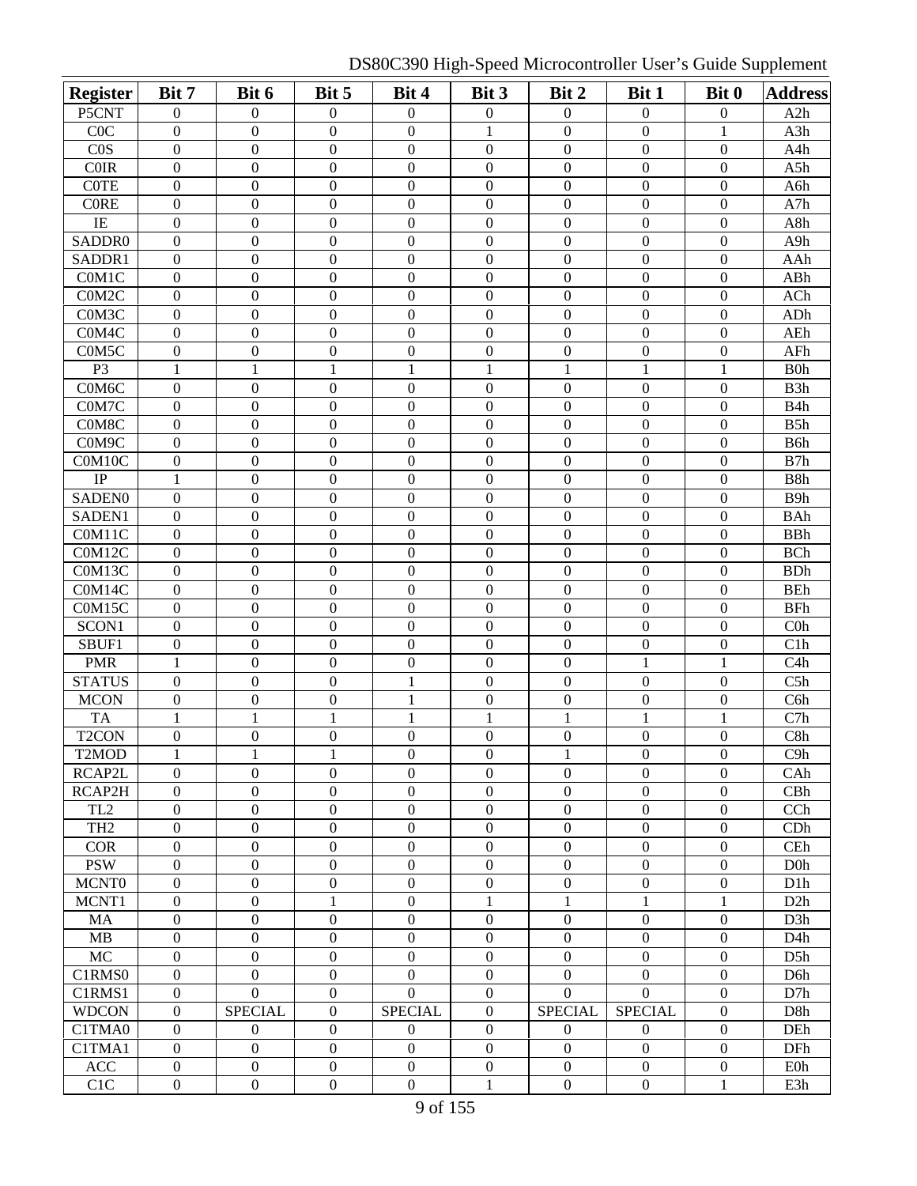| Register | Bit 7 | Bit 6 | Bit 5 | Bit 4 | Bit 3 | Bit 2 | Bit 1 | Bit 0 | Address |
|---|---|---|---|---|---|---|---|---|---|
| P5CNT | 0 | 0 | 0 | 0 | 0 | 0 | 0 | 0 | A2h |
| C0C | 0 | 0 | 0 | 0 | 1 | 0 | 0 | 1 | A3h |
| C0S | 0 | 0 | 0 | 0 | 0 | 0 | 0 | 0 | A4h |
| C0IR | 0 | 0 | 0 | 0 | 0 | 0 | 0 | 0 | A5h |
| C0TE | 0 | 0 | 0 | 0 | 0 | 0 | 0 | 0 | A6h |
| C0RE | 0 | 0 | 0 | 0 | 0 | 0 | 0 | 0 | A7h |
| IE | 0 | 0 | 0 | 0 | 0 | 0 | 0 | 0 | A8h |
| SADDR0 | 0 | 0 | 0 | 0 | 0 | 0 | 0 | 0 | A9h |
| SADDR1 | 0 | 0 | 0 | 0 | 0 | 0 | 0 | 0 | AAh |
| C0M1C | 0 | 0 | 0 | 0 | 0 | 0 | 0 | 0 | ABh |
| C0M2C | 0 | 0 | 0 | 0 | 0 | 0 | 0 | 0 | ACh |
| C0M3C | 0 | 0 | 0 | 0 | 0 | 0 | 0 | 0 | ADh |
| C0M4C | 0 | 0 | 0 | 0 | 0 | 0 | 0 | 0 | AEh |
| C0M5C | 0 | 0 | 0 | 0 | 0 | 0 | 0 | 0 | AFh |
| P3 | 1 | 1 | 1 | 1 | 1 | 1 | 1 | 1 | B0h |
| C0M6C | 0 | 0 | 0 | 0 | 0 | 0 | 0 | 0 | B3h |
| C0M7C | 0 | 0 | 0 | 0 | 0 | 0 | 0 | 0 | B4h |
| C0M8C | 0 | 0 | 0 | 0 | 0 | 0 | 0 | 0 | B5h |
| C0M9C | 0 | 0 | 0 | 0 | 0 | 0 | 0 | 0 | B6h |
| C0M10C | 0 | 0 | 0 | 0 | 0 | 0 | 0 | 0 | B7h |
| IP | 1 | 0 | 0 | 0 | 0 | 0 | 0 | 0 | B8h |
| SADEN0 | 0 | 0 | 0 | 0 | 0 | 0 | 0 | 0 | B9h |
| SADEN1 | 0 | 0 | 0 | 0 | 0 | 0 | 0 | 0 | BAh |
| C0M11C | 0 | 0 | 0 | 0 | 0 | 0 | 0 | 0 | BBh |
| C0M12C | 0 | 0 | 0 | 0 | 0 | 0 | 0 | 0 | BCh |
| C0M13C | 0 | 0 | 0 | 0 | 0 | 0 | 0 | 0 | BDh |
| C0M14C | 0 | 0 | 0 | 0 | 0 | 0 | 0 | 0 | BEh |
| C0M15C | 0 | 0 | 0 | 0 | 0 | 0 | 0 | 0 | BFh |
| SCON1 | 0 | 0 | 0 | 0 | 0 | 0 | 0 | 0 | C0h |
| SBUF1 | 0 | 0 | 0 | 0 | 0 | 0 | 0 | 0 | C1h |
| PMR | 1 | 0 | 0 | 0 | 0 | 0 | 1 | 1 | C4h |
| STATUS | 0 | 0 | 0 | 1 | 0 | 0 | 0 | 0 | C5h |
| MCON | 0 | 0 | 0 | 1 | 0 | 0 | 0 | 0 | C6h |
| TA | 1 | 1 | 1 | 1 | 1 | 1 | 1 | 1 | C7h |
| T2CON | 0 | 0 | 0 | 0 | 0 | 0 | 0 | 0 | C8h |
| T2MOD | 1 | 1 | 1 | 0 | 0 | 1 | 0 | 0 | C9h |
| RCAP2L | 0 | 0 | 0 | 0 | 0 | 0 | 0 | 0 | CAh |
| RCAP2H | 0 | 0 | 0 | 0 | 0 | 0 | 0 | 0 | CBh |
| TL2 | 0 | 0 | 0 | 0 | 0 | 0 | 0 | 0 | CCh |
| TH2 | 0 | 0 | 0 | 0 | 0 | 0 | 0 | 0 | CDh |
| COR | 0 | 0 | 0 | 0 | 0 | 0 | 0 | 0 | CEh |
| PSW | 0 | 0 | 0 | 0 | 0 | 0 | 0 | 0 | D0h |
| MCNT0 | 0 | 0 | 0 | 0 | 0 | 0 | 0 | 0 | D1h |
| MCNT1 | 0 | 0 | 1 | 0 | 1 | 1 | 1 | 1 | D2h |
| MA | 0 | 0 | 0 | 0 | 0 | 0 | 0 | 0 | D3h |
| MB | 0 | 0 | 0 | 0 | 0 | 0 | 0 | 0 | D4h |
| MC | 0 | 0 | 0 | 0 | 0 | 0 | 0 | 0 | D5h |
| C1RMS0 | 0 | 0 | 0 | 0 | 0 | 0 | 0 | 0 | D6h |
| C1RMS1 | 0 | 0 | 0 | 0 | 0 | 0 | 0 | 0 | D7h |
| WDCON | 0 | SPECIAL | 0 | SPECIAL | 0 | SPECIAL | SPECIAL | 0 | D8h |
| C1TMA0 | 0 | 0 | 0 | 0 | 0 | 0 | 0 | 0 | DEh |
| C1TMA1 | 0 | 0 | 0 | 0 | 0 | 0 | 0 | 0 | DFh |
| ACC | 0 | 0 | 0 | 0 | 0 | 0 | 0 | 0 | E0h |
| C1C | 0 | 0 | 0 | 0 | 1 | 0 | 0 | 1 | E3h |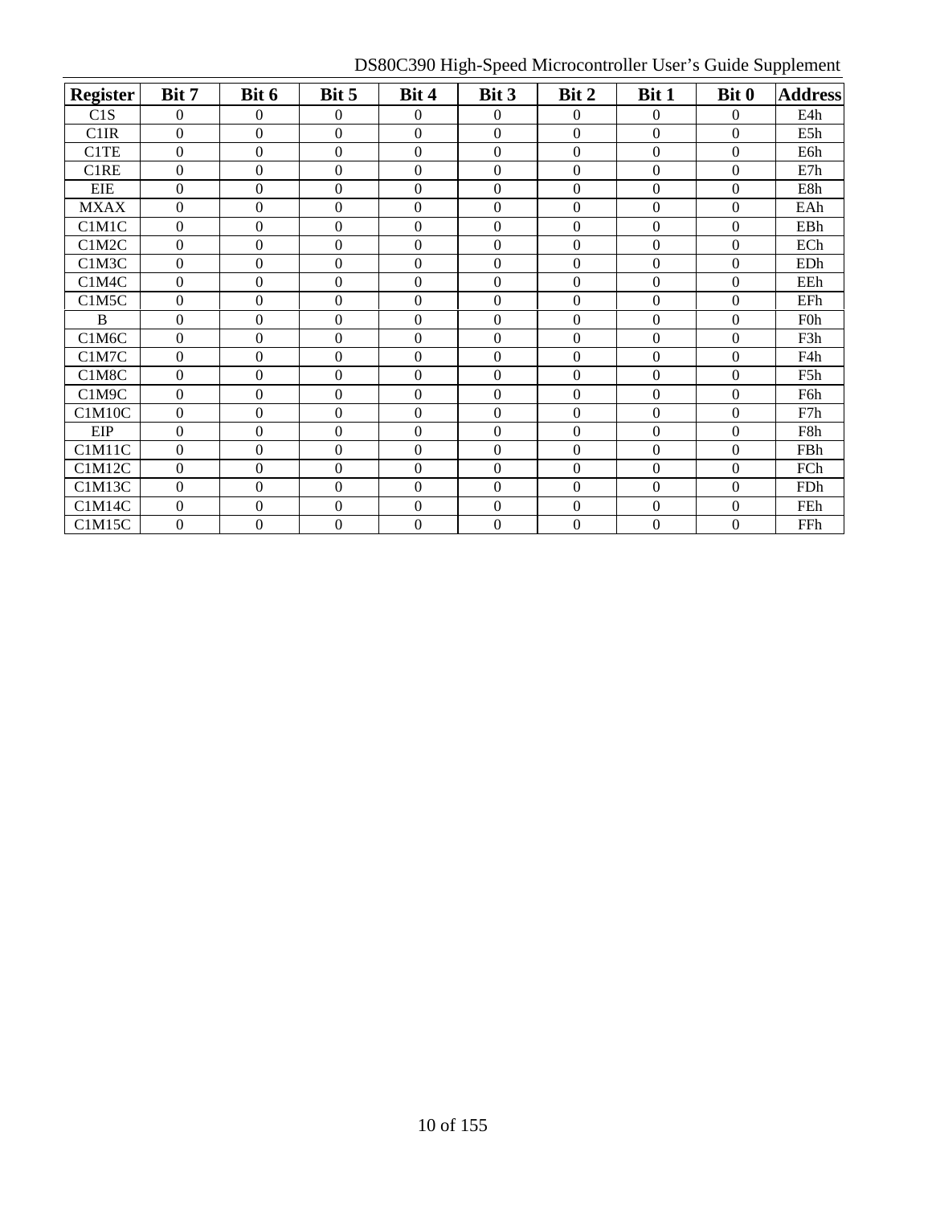| Register | Bit 7 | Bit 6 | Bit 5 | Bit 4 | Bit 3 | Bit 2 | Bit 1 | Bit 0 | Address |
|---|---|---|---|---|---|---|---|---|---|
| C1S | 0 | 0 | 0 | 0 | 0 | 0 | 0 | 0 | E4h |
| C1IR | 0 | 0 | 0 | 0 | 0 | 0 | 0 | 0 | E5h |
| C1TE | 0 | 0 | 0 | 0 | 0 | 0 | 0 | 0 | E6h |
| C1RE | 0 | 0 | 0 | 0 | 0 | 0 | 0 | 0 | E7h |
| EIE | 0 | 0 | 0 | 0 | 0 | 0 | 0 | 0 | E8h |
| MXAX | 0 | 0 | 0 | 0 | 0 | 0 | 0 | 0 | EAh |
| C1M1C | 0 | 0 | 0 | 0 | 0 | 0 | 0 | 0 | EBh |
| C1M2C | 0 | 0 | 0 | 0 | 0 | 0 | 0 | 0 | ECh |
| C1M3C | 0 | 0 | 0 | 0 | 0 | 0 | 0 | 0 | EDh |
| C1M4C | 0 | 0 | 0 | 0 | 0 | 0 | 0 | 0 | EEh |
| C1M5C | 0 | 0 | 0 | 0 | 0 | 0 | 0 | 0 | EFh |
| B | 0 | 0 | 0 | 0 | 0 | 0 | 0 | 0 | F0h |
| C1M6C | 0 | 0 | 0 | 0 | 0 | 0 | 0 | 0 | F3h |
| C1M7C | 0 | 0 | 0 | 0 | 0 | 0 | 0 | 0 | F4h |
| C1M8C | 0 | 0 | 0 | 0 | 0 | 0 | 0 | 0 | F5h |
| C1M9C | 0 | 0 | 0 | 0 | 0 | 0 | 0 | 0 | F6h |
| C1M10C | 0 | 0 | 0 | 0 | 0 | 0 | 0 | 0 | F7h |
| EIP | 0 | 0 | 0 | 0 | 0 | 0 | 0 | 0 | F8h |
| C1M11C | 0 | 0 | 0 | 0 | 0 | 0 | 0 | 0 | FBh |
| C1M12C | 0 | 0 | 0 | 0 | 0 | 0 | 0 | 0 | FCh |
| C1M13C | 0 | 0 | 0 | 0 | 0 | 0 | 0 | 0 | FDh |
| C1M14C | 0 | 0 | 0 | 0 | 0 | 0 | 0 | 0 | FEh |
| C1M15C | 0 | 0 | 0 | 0 | 0 | 0 | 0 | 0 | FFh |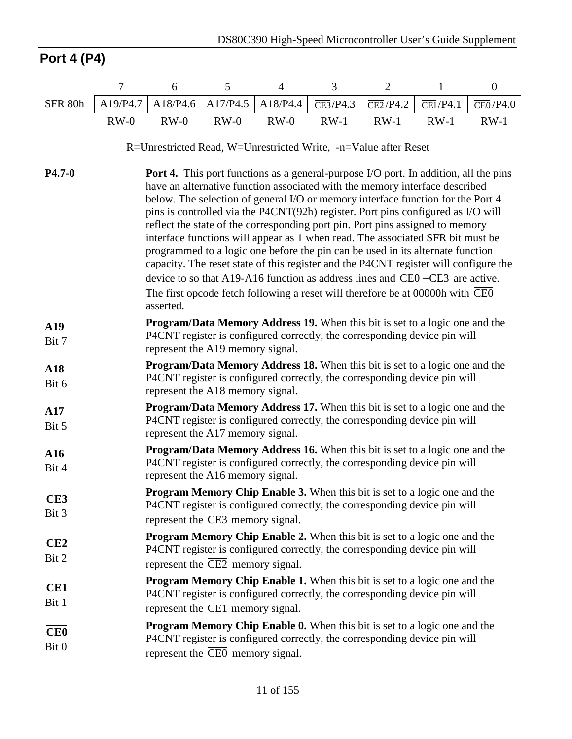## Port 4 (P4)

|  | 7 | 6 | 5 | 4 | 3 | 2 | 1 | 0 |
|---|---|---|---|---|---|---|---|---|
| SFR 80h | A19/P4.7 | A18/P4.6 | A17/P4.5 | A18/P4.4 | $\overline{CE3}$/P4.3 | $\overline{CE2}$/P4.2 | $\overline{CE1}$/P4.1 | $\overline{CE0}$/P4.0 |
|  | RW-0 | RW-0 | RW-0 | RW-0 | RW-1 | RW-1 | RW-1 | RW-1 |

R=Unrestricted Read, W=Unrestricted Write, -n=Value after Reset

**P4.7-0** — **Port 4.** This port functions as a general-purpose I/O port. In addition, all the pins have an alternative function associated with the memory interface described below. The selection of general I/O or memory interface function for the Port 4 pins is controlled via the P4CNT(92h) register. Port pins configured as I/O will reflect the state of the corresponding port pin. Port pins assigned to memory interface functions will appear as 1 when read. The associated SFR bit must be programmed to a logic one before the pin can be used in its alternate function capacity. The reset state of this register and the P4CNT register will configure the device to so that A19-A16 function as address lines and $\overline{CE0}$–$\overline{CE3}$ are active. The first opcode fetch following a reset will therefore be at 00000h with $\overline{CE0}$ asserted.

**A19**
Bit 7 — **Program/Data Memory Address 19.** When this bit is set to a logic one and the P4CNT register is configured correctly, the corresponding device pin will represent the A19 memory signal.

**A18**
Bit 6 — **Program/Data Memory Address 18.** When this bit is set to a logic one and the P4CNT register is configured correctly, the corresponding device pin will represent the A18 memory signal.

**A17**
Bit 5 — **Program/Data Memory Address 17.** When this bit is set to a logic one and the P4CNT register is configured correctly, the corresponding device pin will represent the A17 memory signal.

**A16**
Bit 4 — **Program/Data Memory Address 16.** When this bit is set to a logic one and the P4CNT register is configured correctly, the corresponding device pin will represent the A16 memory signal.

**$\overline{CE3}$**
Bit 3 — **Program Memory Chip Enable 3.** When this bit is set to a logic one and the P4CNT register is configured correctly, the corresponding device pin will represent the $\overline{CE3}$ memory signal.

**$\overline{CE2}$**
Bit 2 — **Program Memory Chip Enable 2.** When this bit is set to a logic one and the P4CNT register is configured correctly, the corresponding device pin will represent the $\overline{CE2}$ memory signal.

**$\overline{CE1}$**
Bit 1 — **Program Memory Chip Enable 1.** When this bit is set to a logic one and the P4CNT register is configured correctly, the corresponding device pin will represent the $\overline{CE1}$ memory signal.

**$\overline{CE0}$**
Bit 0 — **Program Memory Chip Enable 0.** When this bit is set to a logic one and the P4CNT register is configured correctly, the corresponding device pin will represent the $\overline{CE0}$ memory signal.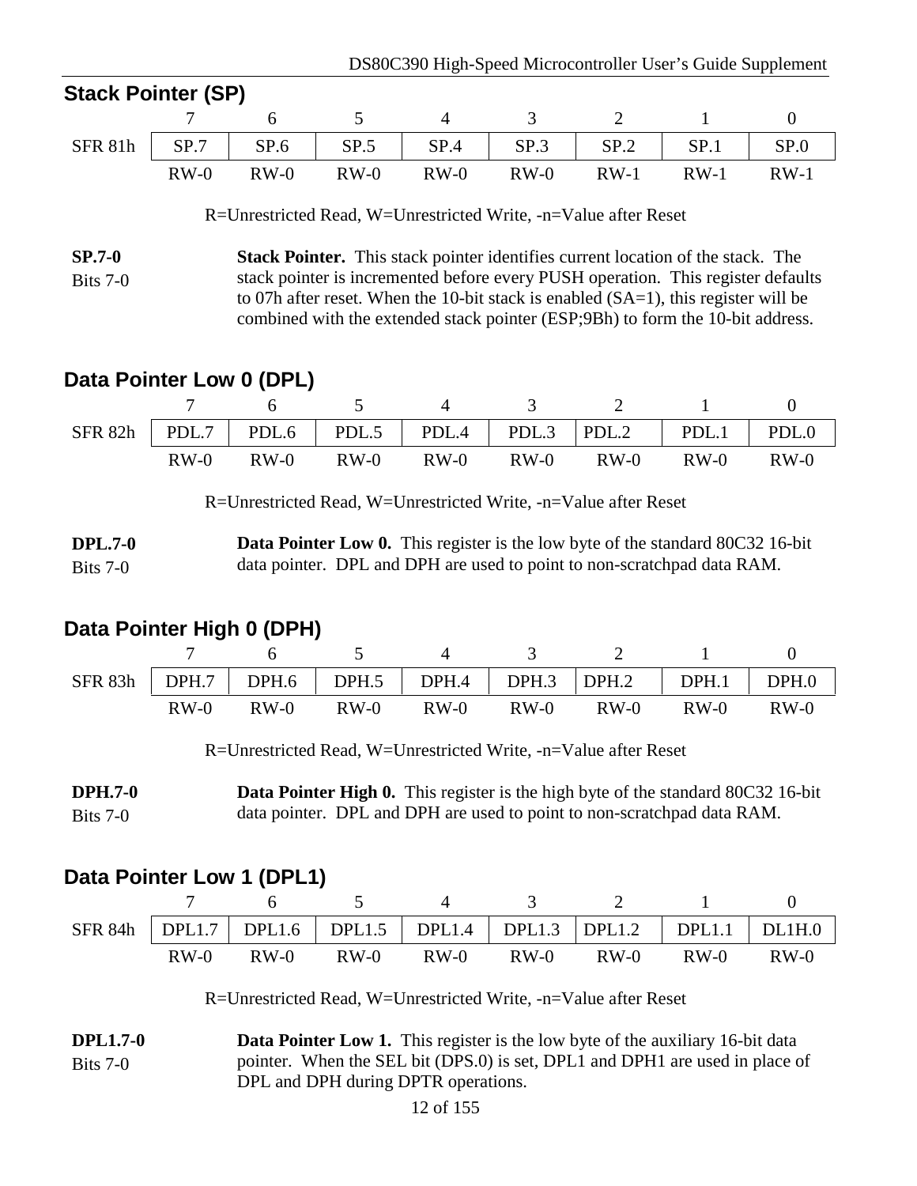## Stack Pointer (SP)

| | 7 | 6 | 5 | 4 | 3 | 2 | 1 | 0 |
|---|---|---|---|---|---|---|---|---|
| SFR 81h | SP.7 | SP.6 | SP.5 | SP.4 | SP.3 | SP.2 | SP.1 | SP.0 |
| | RW-0 | RW-0 | RW-0 | RW-0 | RW-0 | RW-1 | RW-1 | RW-1 |

R=Unrestricted Read, W=Unrestricted Write, -n=Value after Reset

**SP.7-0**
Bits 7-0

**Stack Pointer.** This stack pointer identifies current location of the stack. The stack pointer is incremented before every PUSH operation. This register defaults to 07h after reset. When the 10-bit stack is enabled (SA=1), this register will be combined with the extended stack pointer (ESP;9Bh) to form the 10-bit address.

## Data Pointer Low 0 (DPL)

| | 7 | 6 | 5 | 4 | 3 | 2 | 1 | 0 |
|---|---|---|---|---|---|---|---|---|
| SFR 82h | PDL.7 | PDL.6 | PDL.5 | PDL.4 | PDL.3 | PDL.2 | PDL.1 | PDL.0 |
| | RW-0 | RW-0 | RW-0 | RW-0 | RW-0 | RW-0 | RW-0 | RW-0 |

R=Unrestricted Read, W=Unrestricted Write, -n=Value after Reset

**DPL.7-0**
Bits 7-0

**Data Pointer Low 0.** This register is the low byte of the standard 80C32 16-bit data pointer. DPL and DPH are used to point to non-scratchpad data RAM.

## Data Pointer High 0 (DPH)

| | 7 | 6 | 5 | 4 | 3 | 2 | 1 | 0 |
|---|---|---|---|---|---|---|---|---|
| SFR 83h | DPH.7 | DPH.6 | DPH.5 | DPH.4 | DPH.3 | DPH.2 | DPH.1 | DPH.0 |
| | RW-0 | RW-0 | RW-0 | RW-0 | RW-0 | RW-0 | RW-0 | RW-0 |

R=Unrestricted Read, W=Unrestricted Write, -n=Value after Reset

**DPH.7-0**
Bits 7-0

**Data Pointer High 0.** This register is the high byte of the standard 80C32 16-bit data pointer. DPL and DPH are used to point to non-scratchpad data RAM.

## Data Pointer Low 1 (DPL1)

| | 7 | 6 | 5 | 4 | 3 | 2 | 1 | 0 |
|---|---|---|---|---|---|---|---|---|
| SFR 84h | DPL1.7 | DPL1.6 | DPL1.5 | DPL1.4 | DPL1.3 | DPL1.2 | DPL1.1 | DL1H.0 |
| | RW-0 | RW-0 | RW-0 | RW-0 | RW-0 | RW-0 | RW-0 | RW-0 |

R=Unrestricted Read, W=Unrestricted Write, -n=Value after Reset

**DPL1.7-0**
Bits 7-0

**Data Pointer Low 1.** This register is the low byte of the auxiliary 16-bit data pointer. When the SEL bit (DPS.0) is set, DPL1 and DPH1 are used in place of DPL and DPH during DPTR operations.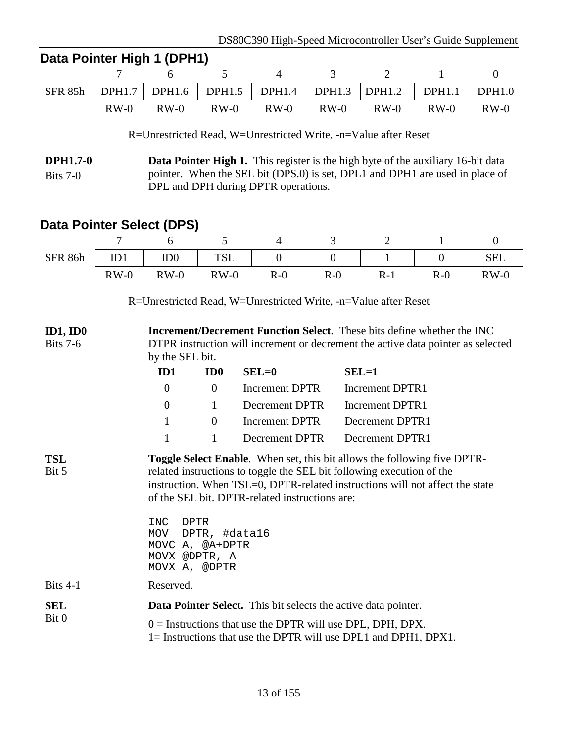## Data Pointer High 1 (DPH1)

| | 7 | 6 | 5 | 4 | 3 | 2 | 1 | 0 |
|---|---|---|---|---|---|---|---|---|
| SFR 85h | DPH1.7 | DPH1.6 | DPH1.5 | DPH1.4 | DPH1.3 | DPH1.2 | DPH1.1 | DPH1.0 |
| | RW-0 | RW-0 | RW-0 | RW-0 | RW-0 | RW-0 | RW-0 | RW-0 |

R=Unrestricted Read, W=Unrestricted Write, -n=Value after Reset

**DPH1.7-0**
Bits 7-0

**Data Pointer High 1.** This register is the high byte of the auxiliary 16-bit data pointer. When the SEL bit (DPS.0) is set, DPL1 and DPH1 are used in place of DPL and DPH during DPTR operations.

## Data Pointer Select (DPS)

| | 7 | 6 | 5 | 4 | 3 | 2 | 1 | 0 |
|---|---|---|---|---|---|---|---|---|
| SFR 86h | ID1 | ID0 | TSL | 0 | 0 | 1 | 0 | SEL |
| | RW-0 | RW-0 | RW-0 | R-0 | R-0 | R-1 | R-0 | RW-0 |

R=Unrestricted Read, W=Unrestricted Write, -n=Value after Reset

**ID1, ID0**
Bits 7-6

**Increment/Decrement Function Select**. These bits define whether the INC DTPR instruction will increment or decrement the active data pointer as selected by the SEL bit.

| ID1 | ID0 | SEL=0 | SEL=1 |
|---|---|---|---|
| 0 | 0 | Increment DPTR | Increment DPTR1 |
| 0 | 1 | Decrement DPTR | Increment DPTR1 |
| 1 | 0 | Increment DPTR | Decrement DPTR1 |
| 1 | 1 | Decrement DPTR | Decrement DPTR1 |

**TSL**
Bit 5

**Toggle Select Enable**. When set, this bit allows the following five DPTR-related instructions to toggle the SEL bit following execution of the instruction. When TSL=0, DPTR-related instructions will not affect the state of the SEL bit. DPTR-related instructions are:

```
INC  DPTR
MOV  DPTR, #data16
MOVC A, @A+DPTR
MOVX @DPTR, A
MOVX A, @DPTR
```

Bits 4-1

Reserved.

**SEL**
Bit 0

**Data Pointer Select.** This bit selects the active data pointer.

0 = Instructions that use the DPTR will use DPL, DPH, DPX.
1= Instructions that use the DPTR will use DPL1 and DPH1, DPX1.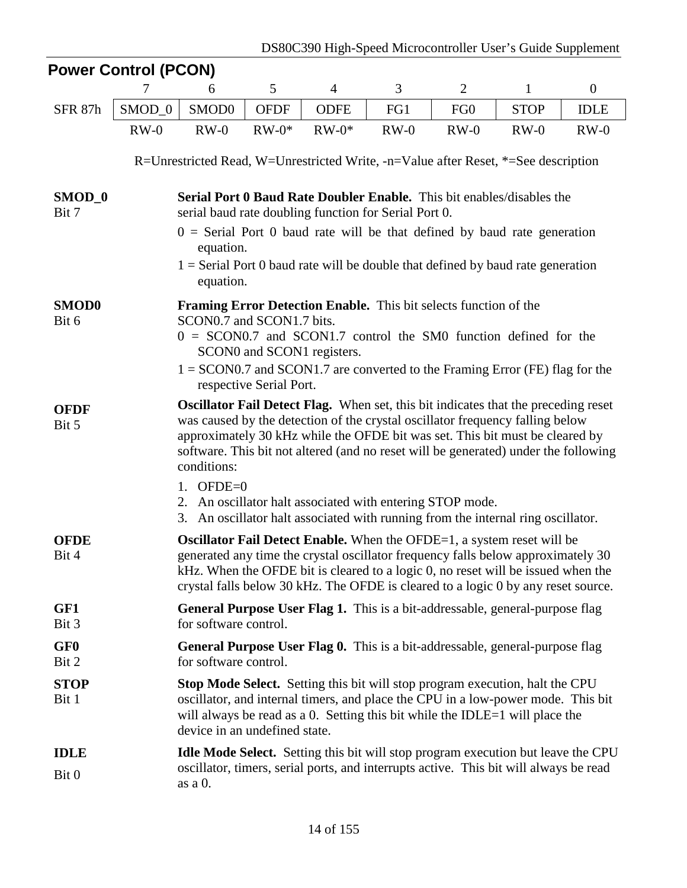## Power Control (PCON)

| | 7 | 6 | 5 | 4 | 3 | 2 | 1 | 0 |
|---|---|---|---|---|---|---|---|---|
| SFR 87h | SMOD_0 | SMOD0 | OFDF | ODFE | FG1 | FG0 | STOP | IDLE |
| | RW-0 | RW-0 | RW-0* | RW-0* | RW-0 | RW-0 | RW-0 | RW-0 |

R=Unrestricted Read, W=Unrestricted Write, -n=Value after Reset, *=See description

**SMOD_0**
Bit 7

**Serial Port 0 Baud Rate Doubler Enable.** This bit enables/disables the serial baud rate doubling function for Serial Port 0.

0 = Serial Port 0 baud rate will be that defined by baud rate generation equation.

1 = Serial Port 0 baud rate will be double that defined by baud rate generation equation.

**SMOD0**
Bit 6

**Framing Error Detection Enable.** This bit selects function of the SCON0.7 and SCON1.7 bits.

0 = SCON0.7 and SCON1.7 control the SM0 function defined for the SCON0 and SCON1 registers.

1 = SCON0.7 and SCON1.7 are converted to the Framing Error (FE) flag for the respective Serial Port.

**OFDF**
Bit 5

**Oscillator Fail Detect Flag.** When set, this bit indicates that the preceding reset was caused by the detection of the crystal oscillator frequency falling below approximately 30 kHz while the OFDE bit was set. This bit must be cleared by software. This bit not altered (and no reset will be generated) under the following conditions:

1. OFDE=0
2. An oscillator halt associated with entering STOP mode.
3. An oscillator halt associated with running from the internal ring oscillator.

**OFDE**
Bit 4

**Oscillator Fail Detect Enable.** When the OFDE=1, a system reset will be generated any time the crystal oscillator frequency falls below approximately 30 kHz. When the OFDE bit is cleared to a logic 0, no reset will be issued when the crystal falls below 30 kHz. The OFDE is cleared to a logic 0 by any reset source.

**GF1**
Bit 3

**General Purpose User Flag 1.** This is a bit-addressable, general-purpose flag for software control.

**GF0**
Bit 2

**General Purpose User Flag 0.** This is a bit-addressable, general-purpose flag for software control.

**STOP**
Bit 1

**Stop Mode Select.** Setting this bit will stop program execution, halt the CPU oscillator, and internal timers, and place the CPU in a low-power mode. This bit will always be read as a 0. Setting this bit while the IDLE=1 will place the device in an undefined state.

**IDLE**
Bit 0

**Idle Mode Select.** Setting this bit will stop program execution but leave the CPU oscillator, timers, serial ports, and interrupts active. This bit will always be read as a 0.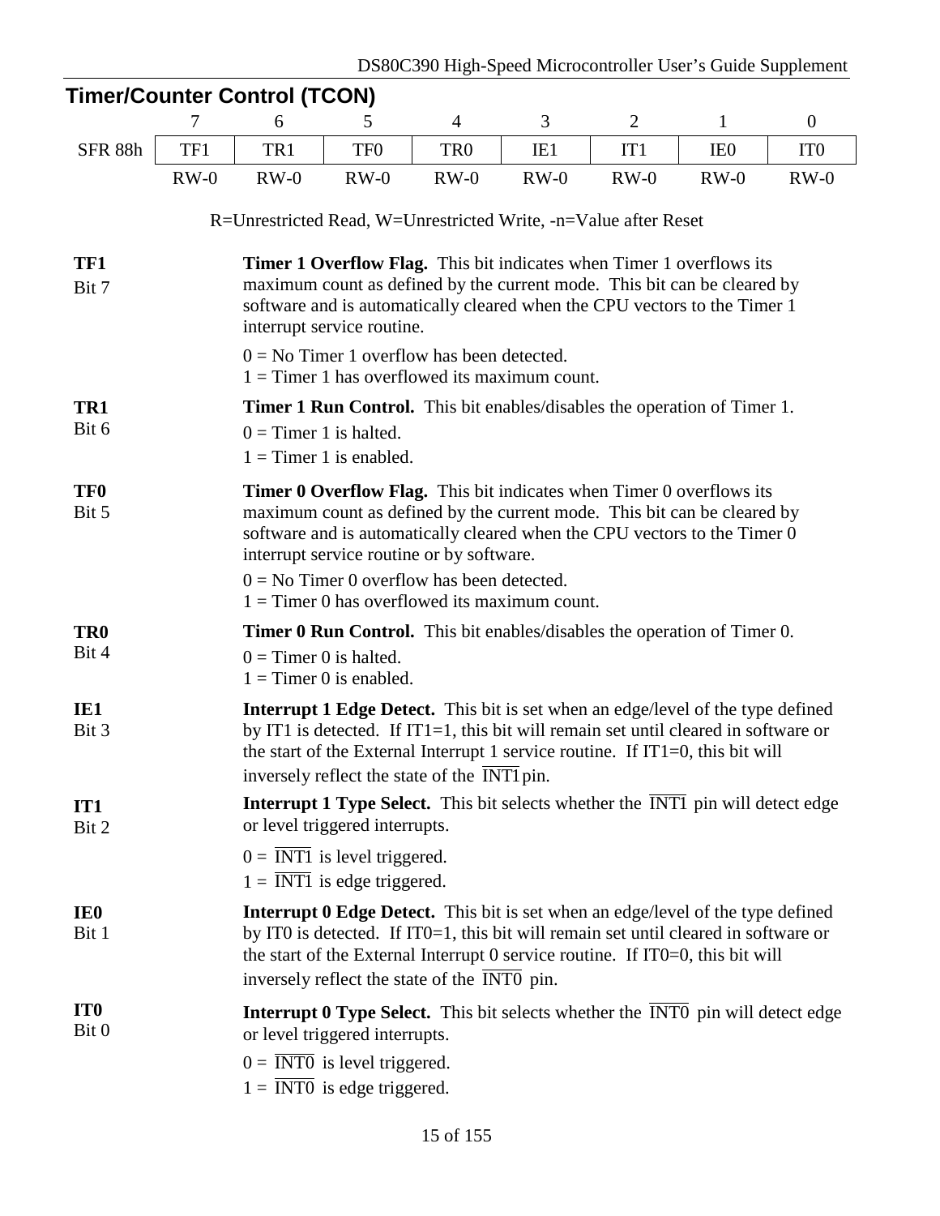## Timer/Counter Control (TCON)

| | 7 | 6 | 5 | 4 | 3 | 2 | 1 | 0 |
|---|---|---|---|---|---|---|---|---|
| SFR 88h | TF1 | TR1 | TF0 | TR0 | IE1 | IT1 | IE0 | IT0 |
| | RW-0 | RW-0 | RW-0 | RW-0 | RW-0 | RW-0 | RW-0 | RW-0 |

R=Unrestricted Read, W=Unrestricted Write, -n=Value after Reset

**TF1**
Bit 7

**Timer 1 Overflow Flag.** This bit indicates when Timer 1 overflows its maximum count as defined by the current mode. This bit can be cleared by software and is automatically cleared when the CPU vectors to the Timer 1 interrupt service routine.

0 = No Timer 1 overflow has been detected.
1 = Timer 1 has overflowed its maximum count.

**TR1**
Bit 6

**Timer 1 Run Control.** This bit enables/disables the operation of Timer 1.

0 = Timer 1 is halted.
1 = Timer 1 is enabled.

**TF0**
Bit 5

**Timer 0 Overflow Flag.** This bit indicates when Timer 0 overflows its maximum count as defined by the current mode. This bit can be cleared by software and is automatically cleared when the CPU vectors to the Timer 0 interrupt service routine or by software.

0 = No Timer 0 overflow has been detected.
1 = Timer 0 has overflowed its maximum count.

**TR0**
Bit 4

**Timer 0 Run Control.** This bit enables/disables the operation of Timer 0.

0 = Timer 0 is halted.
1 = Timer 0 is enabled.

**IE1**
Bit 3

**Interrupt 1 Edge Detect.** This bit is set when an edge/level of the type defined by IT1 is detected. If IT1=1, this bit will remain set until cleared in software or the start of the External Interrupt 1 service routine. If IT1=0, this bit will inversely reflect the state of the $\overline{\text{INT1}}$ pin.

**IT1**
Bit 2

**Interrupt 1 Type Select.** This bit selects whether the $\overline{\text{INT1}}$ pin will detect edge or level triggered interrupts.

0 = $\overline{\text{INT1}}$ is level triggered.
1 = $\overline{\text{INT1}}$ is edge triggered.

**IE0**
Bit 1

**Interrupt 0 Edge Detect.** This bit is set when an edge/level of the type defined by IT0 is detected. If IT0=1, this bit will remain set until cleared in software or the start of the External Interrupt 0 service routine. If IT0=0, this bit will inversely reflect the state of the $\overline{\text{INT0}}$ pin.

**IT0**
Bit 0

**Interrupt 0 Type Select.** This bit selects whether the $\overline{\text{INT0}}$ pin will detect edge or level triggered interrupts.

0 = $\overline{\text{INT0}}$ is level triggered.
1 = $\overline{\text{INT0}}$ is edge triggered.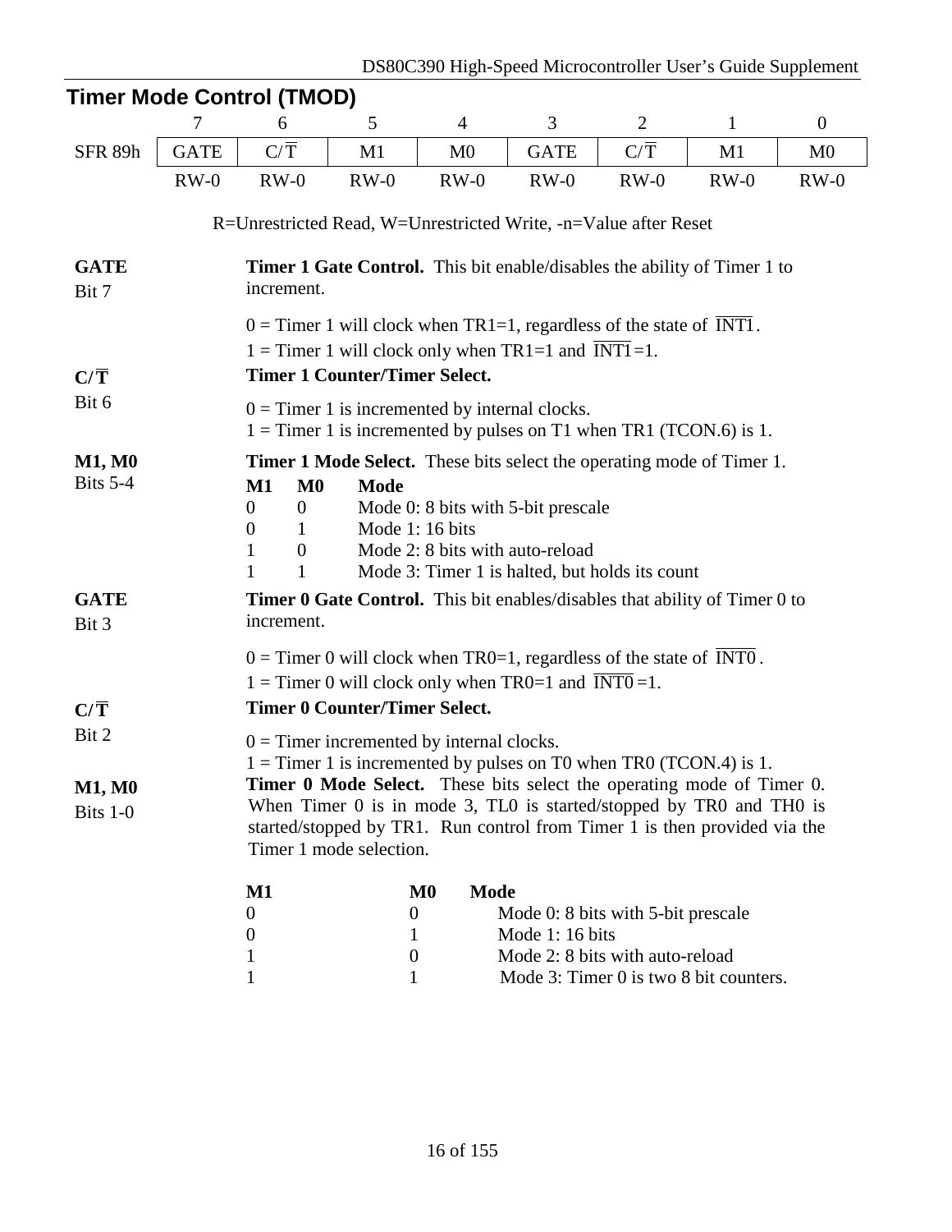## Timer Mode Control (TMOD)

| | 7 | 6 | 5 | 4 | 3 | 2 | 1 | 0 |
|---|---|---|---|---|---|---|---|---|
| SFR 89h | GATE | C/$\overline{\text{T}}$ | M1 | M0 | GATE | C/$\overline{\text{T}}$ | M1 | M0 |
| | RW-0 | RW-0 | RW-0 | RW-0 | RW-0 | RW-0 | RW-0 | RW-0 |

R=Unrestricted Read, W=Unrestricted Write, -n=Value after Reset

**GATE**
Bit 7

**Timer 1 Gate Control.** This bit enable/disables the ability of Timer 1 to increment.

0 = Timer 1 will clock when TR1=1, regardless of the state of $\overline{\text{INT1}}$.
1 = Timer 1 will clock only when TR1=1 and $\overline{\text{INT1}}$=1.

**C/$\overline{\text{T}}$**
Bit 6

**Timer 1 Counter/Timer Select.**

0 = Timer 1 is incremented by internal clocks.
1 = Timer 1 is incremented by pulses on T1 when TR1 (TCON.6) is 1.

**M1, M0**
Bits 5-4

**Timer 1 Mode Select.** These bits select the operating mode of Timer 1.

| M1 | M0 | Mode |
|---|---|---|
| 0 | 0 | Mode 0: 8 bits with 5-bit prescale |
| 0 | 1 | Mode 1: 16 bits |
| 1 | 0 | Mode 2: 8 bits with auto-reload |
| 1 | 1 | Mode 3: Timer 1 is halted, but holds its count |

**GATE**
Bit 3

**Timer 0 Gate Control.** This bit enables/disables that ability of Timer 0 to increment.

0 = Timer 0 will clock when TR0=1, regardless of the state of $\overline{\text{INT0}}$.
1 = Timer 0 will clock only when TR0=1 and $\overline{\text{INT0}}$=1.

**C/$\overline{\text{T}}$**
Bit 2

**Timer 0 Counter/Timer Select.**

0 = Timer incremented by internal clocks.
1 = Timer 1 is incremented by pulses on T0 when TR0 (TCON.4) is 1.

**M1, M0**
Bits 1-0

**Timer 0 Mode Select.** These bits select the operating mode of Timer 0. When Timer 0 is in mode 3, TL0 is started/stopped by TR0 and TH0 is started/stopped by TR1. Run control from Timer 1 is then provided via the Timer 1 mode selection.

| M1 | M0 | Mode |
|---|---|---|
| 0 | 0 | Mode 0: 8 bits with 5-bit prescale |
| 0 | 1 | Mode 1: 16 bits |
| 1 | 0 | Mode 2: 8 bits with auto-reload |
| 1 | 1 | Mode 3: Timer 0 is two 8 bit counters. |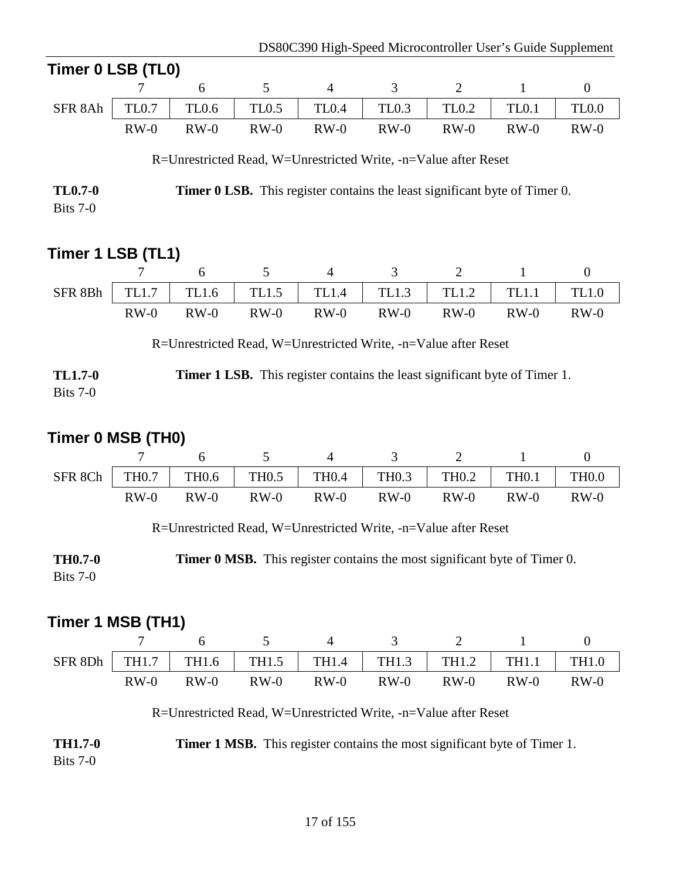## Timer 0 LSB (TL0)

| | 7 | 6 | 5 | 4 | 3 | 2 | 1 | 0 |
|---|---|---|---|---|---|---|---|---|
| SFR 8Ah | TL0.7 | TL0.6 | TL0.5 | TL0.4 | TL0.3 | TL0.2 | TL0.1 | TL0.0 |
| | RW-0 | RW-0 | RW-0 | RW-0 | RW-0 | RW-0 | RW-0 | RW-0 |

R=Unrestricted Read, W=Unrestricted Write, -n=Value after Reset

**TL0.7-0**
Bits 7-0

**Timer 0 LSB.** This register contains the least significant byte of Timer 0.

## Timer 1 LSB (TL1)

| | 7 | 6 | 5 | 4 | 3 | 2 | 1 | 0 |
|---|---|---|---|---|---|---|---|---|
| SFR 8Bh | TL1.7 | TL1.6 | TL1.5 | TL1.4 | TL1.3 | TL1.2 | TL1.1 | TL1.0 |
| | RW-0 | RW-0 | RW-0 | RW-0 | RW-0 | RW-0 | RW-0 | RW-0 |

R=Unrestricted Read, W=Unrestricted Write, -n=Value after Reset

**TL1.7-0**
Bits 7-0

**Timer 1 LSB.** This register contains the least significant byte of Timer 1.

## Timer 0 MSB (TH0)

| | 7 | 6 | 5 | 4 | 3 | 2 | 1 | 0 |
|---|---|---|---|---|---|---|---|---|
| SFR 8Ch | TH0.7 | TH0.6 | TH0.5 | TH0.4 | TH0.3 | TH0.2 | TH0.1 | TH0.0 |
| | RW-0 | RW-0 | RW-0 | RW-0 | RW-0 | RW-0 | RW-0 | RW-0 |

R=Unrestricted Read, W=Unrestricted Write, -n=Value after Reset

**TH0.7-0**
Bits 7-0

**Timer 0 MSB.** This register contains the most significant byte of Timer 0.

## Timer 1 MSB (TH1)

| | 7 | 6 | 5 | 4 | 3 | 2 | 1 | 0 |
|---|---|---|---|---|---|---|---|---|
| SFR 8Dh | TH1.7 | TH1.6 | TH1.5 | TH1.4 | TH1.3 | TH1.2 | TH1.1 | TH1.0 |
| | RW-0 | RW-0 | RW-0 | RW-0 | RW-0 | RW-0 | RW-0 | RW-0 |

R=Unrestricted Read, W=Unrestricted Write, -n=Value after Reset

**TH1.7-0**
Bits 7-0

**Timer 1 MSB.** This register contains the most significant byte of Timer 1.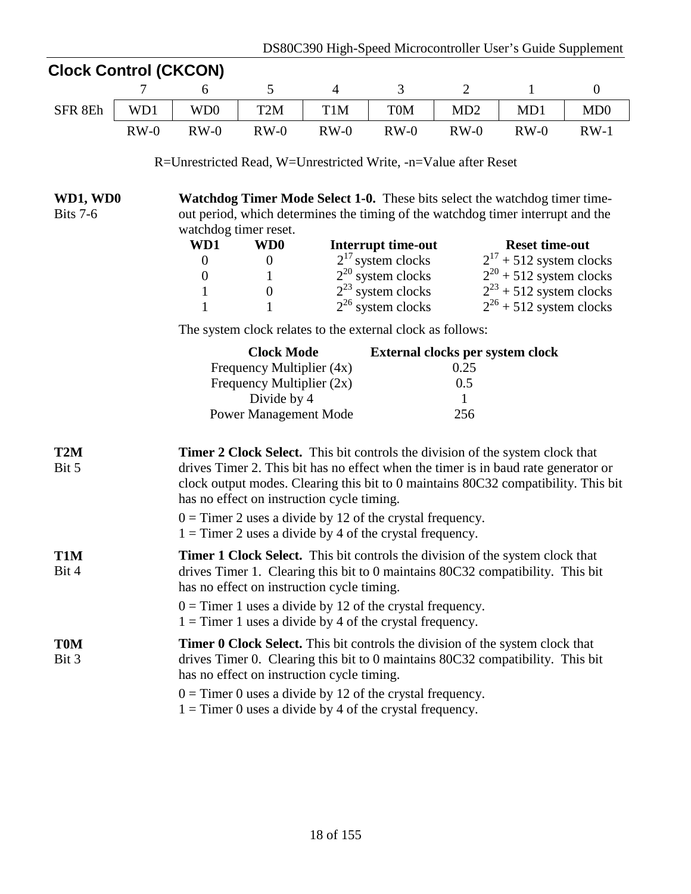## Clock Control (CKCON)

| | 7 | 6 | 5 | 4 | 3 | 2 | 1 | 0 |
|---|---|---|---|---|---|---|---|---|
| SFR 8Eh | WD1 | WD0 | T2M | T1M | T0M | MD2 | MD1 | MD0 |
| | RW-0 | RW-0 | RW-0 | RW-0 | RW-0 | RW-0 | RW-0 | RW-1 |

R=Unrestricted Read, W=Unrestricted Write, -n=Value after Reset

**WD1, WD0**
Bits 7-6

**Watchdog Timer Mode Select 1-0.** These bits select the watchdog timer time-out period, which determines the timing of the watchdog timer interrupt and the watchdog timer reset.

| WD1 | WD0 | Interrupt time-out | Reset time-out |
|---|---|---|---|
| 0 | 0 | $2^{17}$ system clocks | $2^{17}$ + 512 system clocks |
| 0 | 1 | $2^{20}$ system clocks | $2^{20}$ + 512 system clocks |
| 1 | 0 | $2^{23}$ system clocks | $2^{23}$ + 512 system clocks |
| 1 | 1 | $2^{26}$ system clocks | $2^{26}$ + 512 system clocks |

The system clock relates to the external clock as follows:

| Clock Mode | External clocks per system clock |
|---|---|
| Frequency Multiplier (4x) | 0.25 |
| Frequency Multiplier (2x) | 0.5 |
| Divide by 4 | 1 |
| Power Management Mode | 256 |

**T2M**
Bit 5

**Timer 2 Clock Select.** This bit controls the division of the system clock that drives Timer 2. This bit has no effect when the timer is in baud rate generator or clock output modes. Clearing this bit to 0 maintains 80C32 compatibility. This bit has no effect on instruction cycle timing.

0 = Timer 2 uses a divide by 12 of the crystal frequency.
1 = Timer 2 uses a divide by 4 of the crystal frequency.

**T1M**
Bit 4

**Timer 1 Clock Select.** This bit controls the division of the system clock that drives Timer 1. Clearing this bit to 0 maintains 80C32 compatibility. This bit has no effect on instruction cycle timing.

0 = Timer 1 uses a divide by 12 of the crystal frequency.
1 = Timer 1 uses a divide by 4 of the crystal frequency.

**T0M**
Bit 3

**Timer 0 Clock Select.** This bit controls the division of the system clock that drives Timer 0. Clearing this bit to 0 maintains 80C32 compatibility. This bit has no effect on instruction cycle timing.

0 = Timer 0 uses a divide by 12 of the crystal frequency.
1 = Timer 0 uses a divide by 4 of the crystal frequency.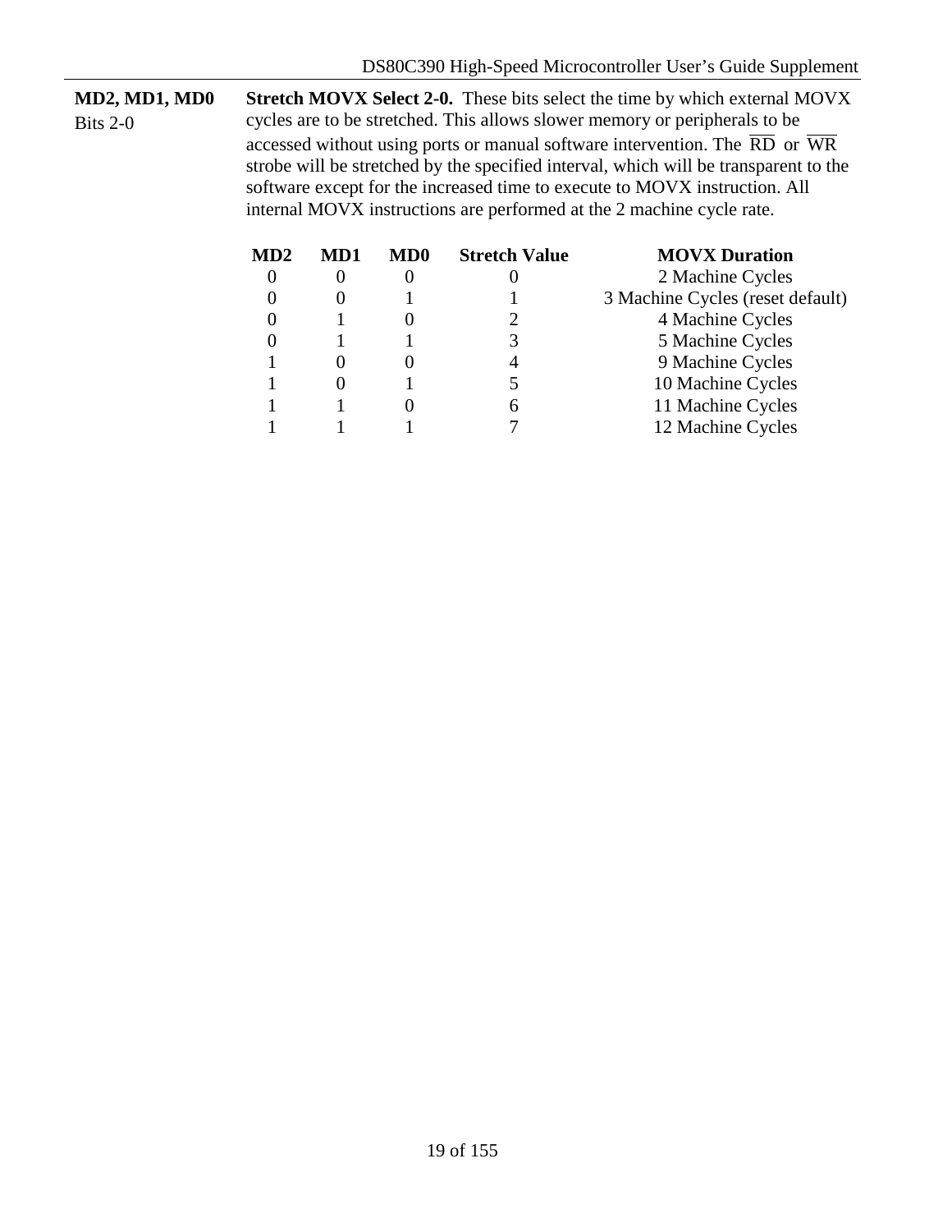**MD2, MD1, MD0**
Bits 2-0

**Stretch MOVX Select 2-0.** These bits select the time by which external MOVX cycles are to be stretched. This allows slower memory or peripherals to be accessed without using ports or manual software intervention. The $\overline{RD}$ or $\overline{WR}$ strobe will be stretched by the specified interval, which will be transparent to the software except for the increased time to execute to MOVX instruction. All internal MOVX instructions are performed at the 2 machine cycle rate.

| MD2 | MD1 | MD0 | Stretch Value | MOVX Duration |
|---|---|---|---|---|
| 0 | 0 | 0 | 0 | 2 Machine Cycles |
| 0 | 0 | 1 | 1 | 3 Machine Cycles (reset default) |
| 0 | 1 | 0 | 2 | 4 Machine Cycles |
| 0 | 1 | 1 | 3 | 5 Machine Cycles |
| 1 | 0 | 0 | 4 | 9 Machine Cycles |
| 1 | 0 | 1 | 5 | 10 Machine Cycles |
| 1 | 1 | 0 | 6 | 11 Machine Cycles |
| 1 | 1 | 1 | 7 | 12 Machine Cycles |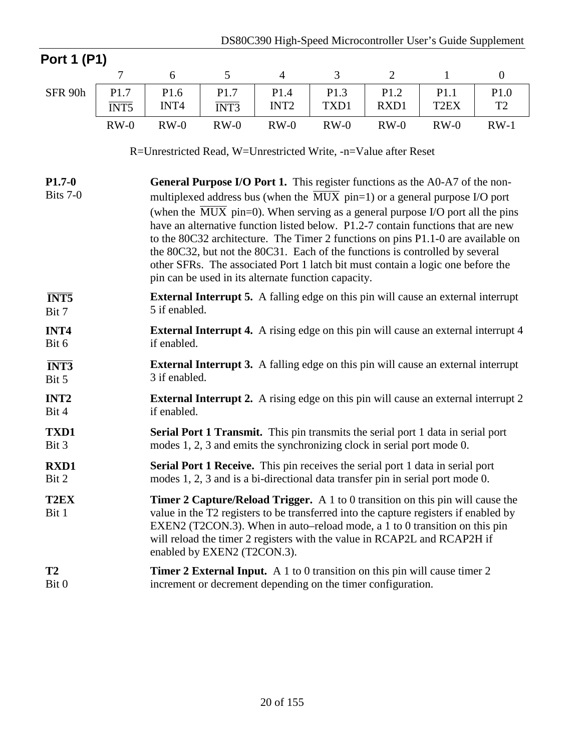## Port 1 (P1)

| | 7 | 6 | 5 | 4 | 3 | 2 | 1 | 0 |
|---|---|---|---|---|---|---|---|---|
| SFR 90h | P1.7 $\overline{\text{INT5}}$ | P1.6 INT4 | P1.7 $\overline{\text{INT3}}$ | P1.4 INT2 | P1.3 TXD1 | P1.2 RXD1 | P1.1 T2EX | P1.0 T2 |
| | RW-0 | RW-0 | RW-0 | RW-0 | RW-0 | RW-0 | RW-0 | RW-1 |

R=Unrestricted Read, W=Unrestricted Write, -n=Value after Reset

**P1.7-0**
Bits 7-0

**General Purpose I/O Port 1.** This register functions as the A0-A7 of the non-multiplexed address bus (when the $\overline{\text{MUX}}$ pin=1) or a general purpose I/O port (when the $\overline{\text{MUX}}$ pin=0). When serving as a general purpose I/O port all the pins have an alternative function listed below. P1.2-7 contain functions that are new to the 80C32 architecture. The Timer 2 functions on pins P1.1-0 are available on the 80C32, but not the 80C31. Each of the functions is controlled by several other SFRs. The associated Port 1 latch bit must contain a logic one before the pin can be used in its alternate function capacity.

**$\overline{\text{INT5}}$**
Bit 7

**External Interrupt 5.** A falling edge on this pin will cause an external interrupt 5 if enabled.

**INT4**
Bit 6

**External Interrupt 4.** A rising edge on this pin will cause an external interrupt 4 if enabled.

**$\overline{\text{INT3}}$**
Bit 5

**External Interrupt 3.** A falling edge on this pin will cause an external interrupt 3 if enabled.

**INT2**
Bit 4

**External Interrupt 2.** A rising edge on this pin will cause an external interrupt 2 if enabled.

**TXD1**
Bit 3

**Serial Port 1 Transmit.** This pin transmits the serial port 1 data in serial port modes 1, 2, 3 and emits the synchronizing clock in serial port mode 0.

**RXD1**
Bit 2

**Serial Port 1 Receive.** This pin receives the serial port 1 data in serial port modes 1, 2, 3 and is a bi-directional data transfer pin in serial port mode 0.

**T2EX**
Bit 1

**Timer 2 Capture/Reload Trigger.** A 1 to 0 transition on this pin will cause the value in the T2 registers to be transferred into the capture registers if enabled by EXEN2 (T2CON.3). When in auto–reload mode, a 1 to 0 transition on this pin will reload the timer 2 registers with the value in RCAP2L and RCAP2H if enabled by EXEN2 (T2CON.3).

**T2**
Bit 0

**Timer 2 External Input.** A 1 to 0 transition on this pin will cause timer 2 increment or decrement depending on the timer configuration.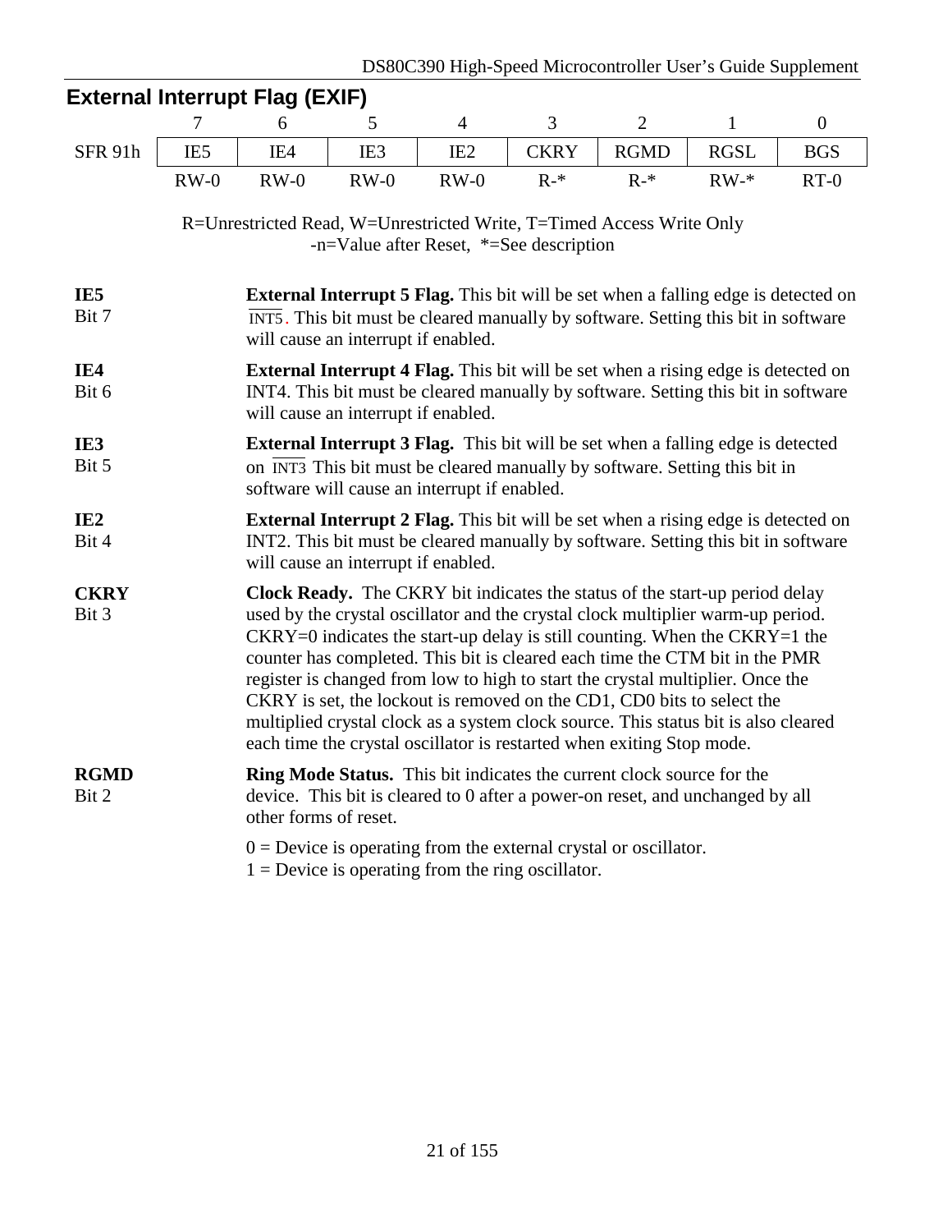## External Interrupt Flag (EXIF)

| | 7 | 6 | 5 | 4 | 3 | 2 | 1 | 0 |
|---|---|---|---|---|---|---|---|---|
| SFR 91h | IE5 | IE4 | IE3 | IE2 | CKRY | RGMD | RGSL | BGS |
| | RW-0 | RW-0 | RW-0 | RW-0 | R-* | R-* | RW-* | RT-0 |

R=Unrestricted Read, W=Unrestricted Write, T=Timed Access Write Only
-n=Value after Reset, *=See description

**IE5**
Bit 7

**External Interrupt 5 Flag.** This bit will be set when a falling edge is detected on $\overline{\text{INT5}}$. This bit must be cleared manually by software. Setting this bit in software will cause an interrupt if enabled.

**IE4**
Bit 6

**External Interrupt 4 Flag.** This bit will be set when a rising edge is detected on INT4. This bit must be cleared manually by software. Setting this bit in software will cause an interrupt if enabled.

**IE3**
Bit 5

**External Interrupt 3 Flag.** This bit will be set when a falling edge is detected on $\overline{\text{INT3}}$ This bit must be cleared manually by software. Setting this bit in software will cause an interrupt if enabled.

**IE2**
Bit 4

**External Interrupt 2 Flag.** This bit will be set when a rising edge is detected on INT2. This bit must be cleared manually by software. Setting this bit in software will cause an interrupt if enabled.

**CKRY**
Bit 3

**Clock Ready.** The CKRY bit indicates the status of the start-up period delay used by the crystal oscillator and the crystal clock multiplier warm-up period. CKRY=0 indicates the start-up delay is still counting. When the CKRY=1 the counter has completed. This bit is cleared each time the CTM bit in the PMR register is changed from low to high to start the crystal multiplier. Once the CKRY is set, the lockout is removed on the CD1, CD0 bits to select the multiplied crystal clock as a system clock source. This status bit is also cleared each time the crystal oscillator is restarted when exiting Stop mode.

**RGMD**
Bit 2

**Ring Mode Status.** This bit indicates the current clock source for the device. This bit is cleared to 0 after a power-on reset, and unchanged by all other forms of reset.

0 = Device is operating from the external crystal or oscillator.
1 = Device is operating from the ring oscillator.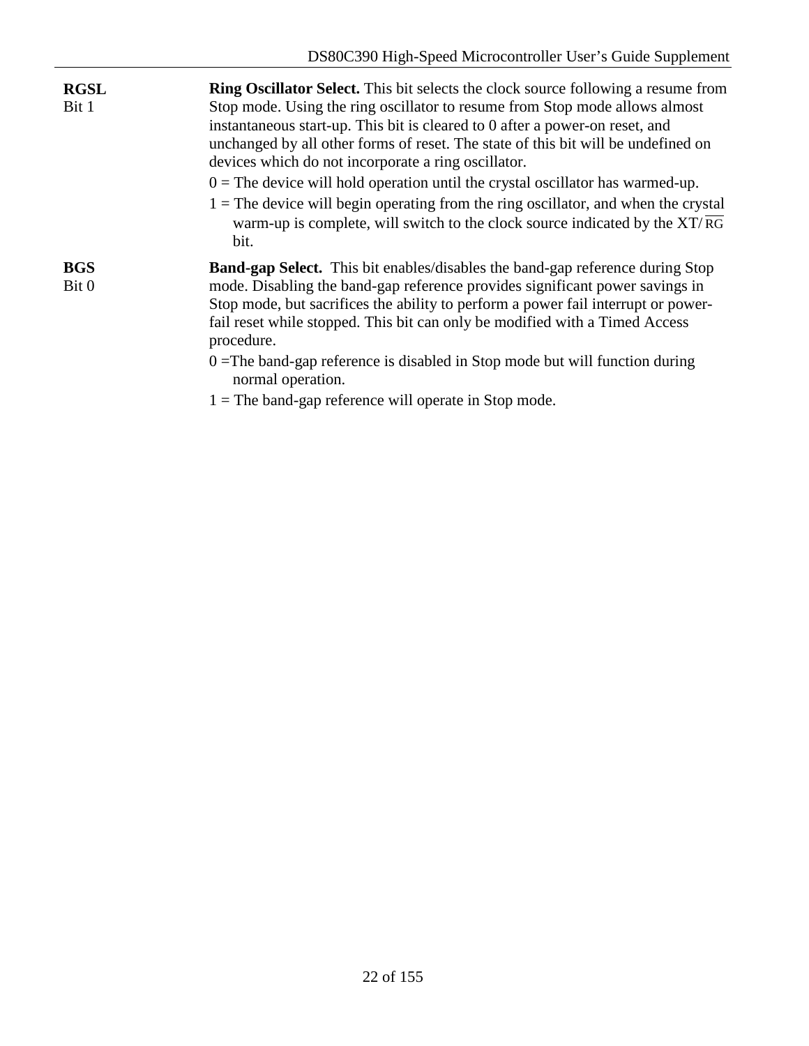**RGSL**
Bit 1

**Ring Oscillator Select.** This bit selects the clock source following a resume from Stop mode. Using the ring oscillator to resume from Stop mode allows almost instantaneous start-up. This bit is cleared to 0 after a power-on reset, and unchanged by all other forms of reset. The state of this bit will be undefined on devices which do not incorporate a ring oscillator.

0 = The device will hold operation until the crystal oscillator has warmed-up.

1 = The device will begin operating from the ring oscillator, and when the crystal warm-up is complete, will switch to the clock source indicated by the XT/$\overline{\text{RG}}$ bit.

**BGS**
Bit 0

**Band-gap Select.** This bit enables/disables the band-gap reference during Stop mode. Disabling the band-gap reference provides significant power savings in Stop mode, but sacrifices the ability to perform a power fail interrupt or power-fail reset while stopped. This bit can only be modified with a Timed Access procedure.

0 =The band-gap reference is disabled in Stop mode but will function during normal operation.

1 = The band-gap reference will operate in Stop mode.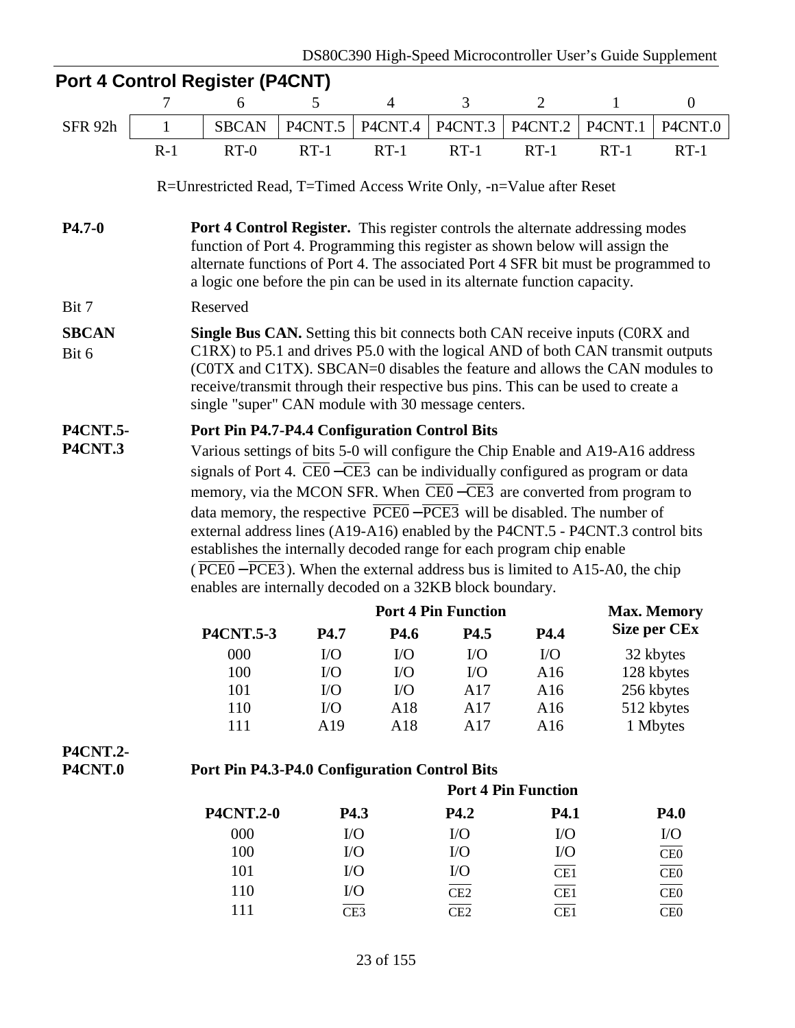## Port 4 Control Register (P4CNT)

| | 7 | 6 | 5 | 4 | 3 | 2 | 1 | 0 |
|---|---|---|---|---|---|---|---|---|
| SFR 92h | 1 | SBCAN | P4CNT.5 | P4CNT.4 | P4CNT.3 | P4CNT.2 | P4CNT.1 | P4CNT.0 |
| | R-1 | RT-0 | RT-1 | RT-1 | RT-1 | RT-1 | RT-1 | RT-1 |

R=Unrestricted Read, T=Timed Access Write Only, -n=Value after Reset

**P4.7-0** — **Port 4 Control Register.** This register controls the alternate addressing modes function of Port 4. Programming this register as shown below will assign the alternate functions of Port 4. The associated Port 4 SFR bit must be programmed to a logic one before the pin can be used in its alternate function capacity.

Bit 7 — Reserved

**SBCAN**
Bit 6 — **Single Bus CAN.** Setting this bit connects both CAN receive inputs (C0RX and C1RX) to P5.1 and drives P5.0 with the logical AND of both CAN transmit outputs (C0TX and C1TX). SBCAN=0 disables the feature and allows the CAN modules to receive/transmit through their respective bus pins. This can be used to create a single "super" CAN module with 30 message centers.

**P4CNT.5-P4CNT.3** — **Port Pin P4.7-P4.4 Configuration Control Bits**

Various settings of bits 5-0 will configure the Chip Enable and A19-A16 address signals of Port 4. $\overline{CE0}-\overline{CE3}$ can be individually configured as program or data memory, via the MCON SFR. When $\overline{CE0}-\overline{CE3}$ are converted from program to data memory, the respective $\overline{PCE0}-\overline{PCE3}$ will be disabled. The number of external address lines (A19-A16) enabled by the P4CNT.5 - P4CNT.3 control bits establishes the internally decoded range for each program chip enable ($\overline{PCE0}-\overline{PCE3}$). When the external address bus is limited to A15-A0, the chip enables are internally decoded on a 32KB block boundary.

| | Port 4 Pin Function | | | | Max. Memory |
|---|---|---|---|---|---|
| **P4CNT.5-3** | **P4.7** | **P4.6** | **P4.5** | **P4.4** | **Size per CEx** |
| 000 | I/O | I/O | I/O | I/O | 32 kbytes |
| 100 | I/O | I/O | I/O | A16 | 128 kbytes |
| 101 | I/O | I/O | A17 | A16 | 256 kbytes |
| 110 | I/O | A18 | A17 | A16 | 512 kbytes |
| 111 | A19 | A18 | A17 | A16 | 1 Mbytes |

**P4CNT.2-P4CNT.0** — **Port Pin P4.3-P4.0 Configuration Control Bits**

| | Port 4 Pin Function | | | |
|---|---|---|---|---|
| **P4CNT.2-0** | **P4.3** | **P4.2** | **P4.1** | **P4.0** |
| 000 | I/O | I/O | I/O | I/O |
| 100 | I/O | I/O | I/O | $\overline{CE0}$ |
| 101 | I/O | I/O | $\overline{CE1}$ | $\overline{CE0}$ |
| 110 | I/O | $\overline{CE2}$ | $\overline{CE1}$ | $\overline{CE0}$ |
| 111 | $\overline{CE3}$ | $\overline{CE2}$ | $\overline{CE1}$ | $\overline{CE0}$ |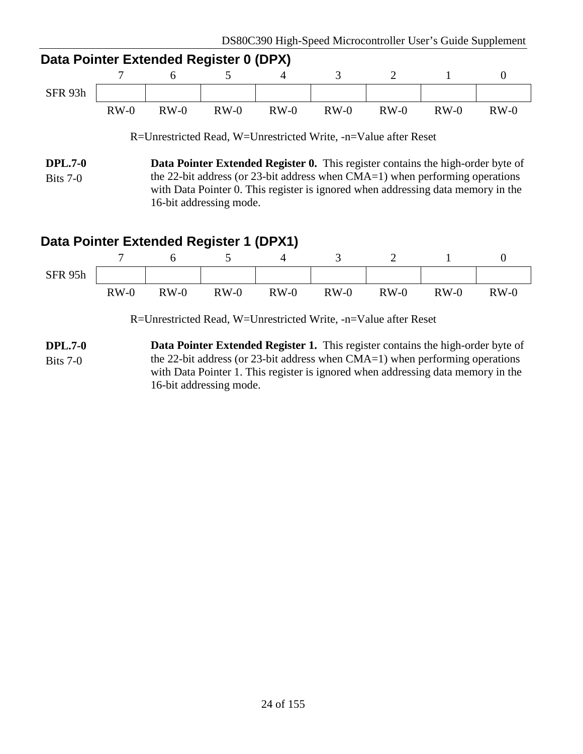## Data Pointer Extended Register 0 (DPX)

| | 7 | 6 | 5 | 4 | 3 | 2 | 1 | 0 |
|---|---|---|---|---|---|---|---|---|
| SFR 93h | | | | | | | | |
| | RW-0 | RW-0 | RW-0 | RW-0 | RW-0 | RW-0 | RW-0 | RW-0 |

R=Unrestricted Read, W=Unrestricted Write, -n=Value after Reset

**DPL.7-0**
Bits 7-0

**Data Pointer Extended Register 0.** This register contains the high-order byte of the 22-bit address (or 23-bit address when CMA=1) when performing operations with Data Pointer 0. This register is ignored when addressing data memory in the 16-bit addressing mode.

## Data Pointer Extended Register 1 (DPX1)

| | 7 | 6 | 5 | 4 | 3 | 2 | 1 | 0 |
|---|---|---|---|---|---|---|---|---|
| SFR 95h | | | | | | | | |
| | RW-0 | RW-0 | RW-0 | RW-0 | RW-0 | RW-0 | RW-0 | RW-0 |

R=Unrestricted Read, W=Unrestricted Write, -n=Value after Reset

**DPL.7-0**
Bits 7-0

**Data Pointer Extended Register 1.** This register contains the high-order byte of the 22-bit address (or 23-bit address when CMA=1) when performing operations with Data Pointer 1. This register is ignored when addressing data memory in the 16-bit addressing mode.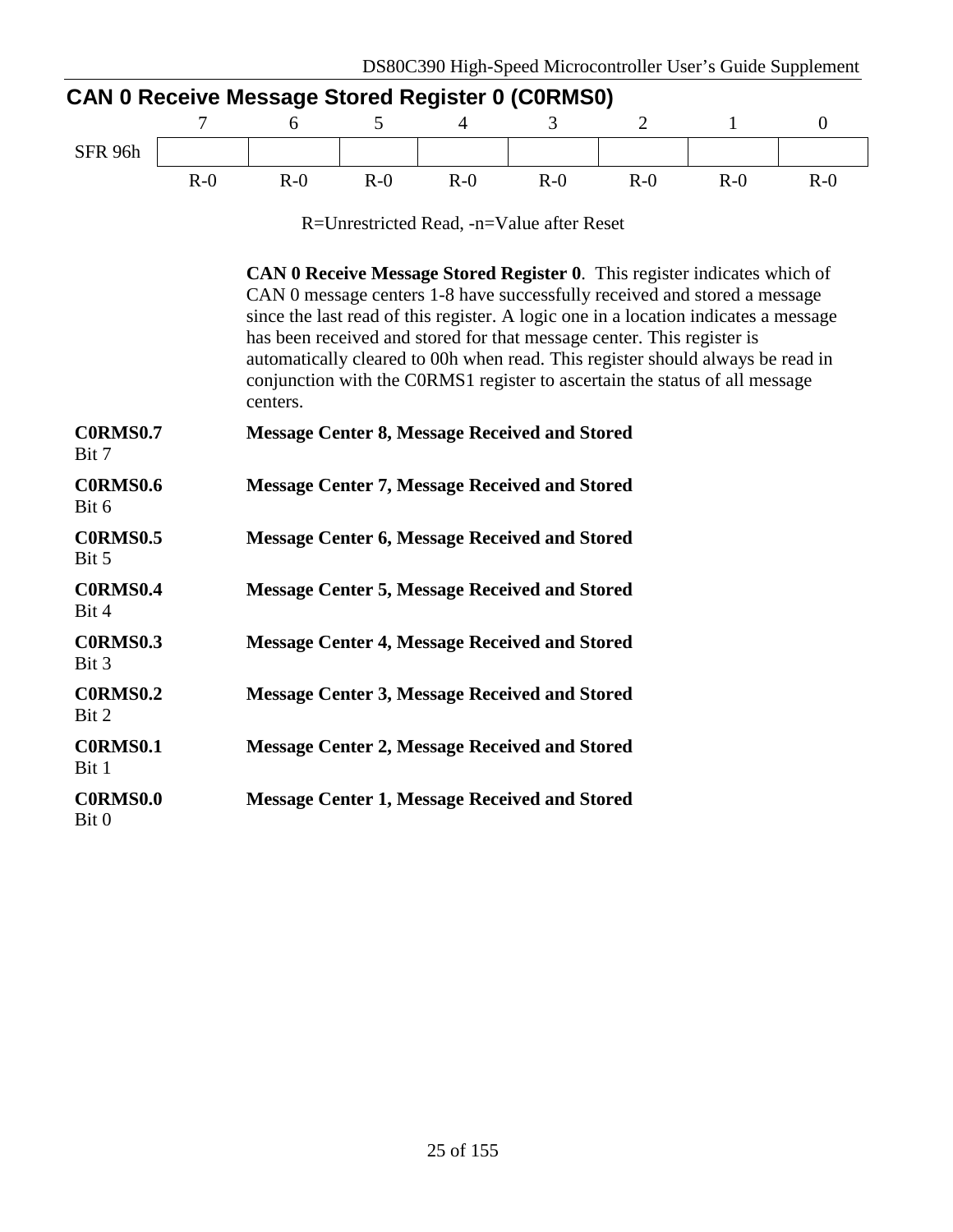## CAN 0 Receive Message Stored Register 0 (C0RMS0)

| | 7 | 6 | 5 | 4 | 3 | 2 | 1 | 0 |
|---|---|---|---|---|---|---|---|---|
| SFR 96h | | | | | | | | |
| | R-0 | R-0 | R-0 | R-0 | R-0 | R-0 | R-0 | R-0 |

R=Unrestricted Read, -n=Value after Reset

**CAN 0 Receive Message Stored Register 0**. This register indicates which of CAN 0 message centers 1-8 have successfully received and stored a message since the last read of this register. A logic one in a location indicates a message has been received and stored for that message center. This register is automatically cleared to 00h when read. This register should always be read in conjunction with the C0RMS1 register to ascertain the status of all message centers.

**C0RMS0.7**
Bit 7 — **Message Center 8, Message Received and Stored**

**C0RMS0.6**
Bit 6 — **Message Center 7, Message Received and Stored**

**C0RMS0.5**
Bit 5 — **Message Center 6, Message Received and Stored**

**C0RMS0.4**
Bit 4 — **Message Center 5, Message Received and Stored**

**C0RMS0.3**
Bit 3 — **Message Center 4, Message Received and Stored**

**C0RMS0.2**
Bit 2 — **Message Center 3, Message Received and Stored**

**C0RMS0.1**
Bit 1 — **Message Center 2, Message Received and Stored**

**C0RMS0.0**
Bit 0 — **Message Center 1, Message Received and Stored**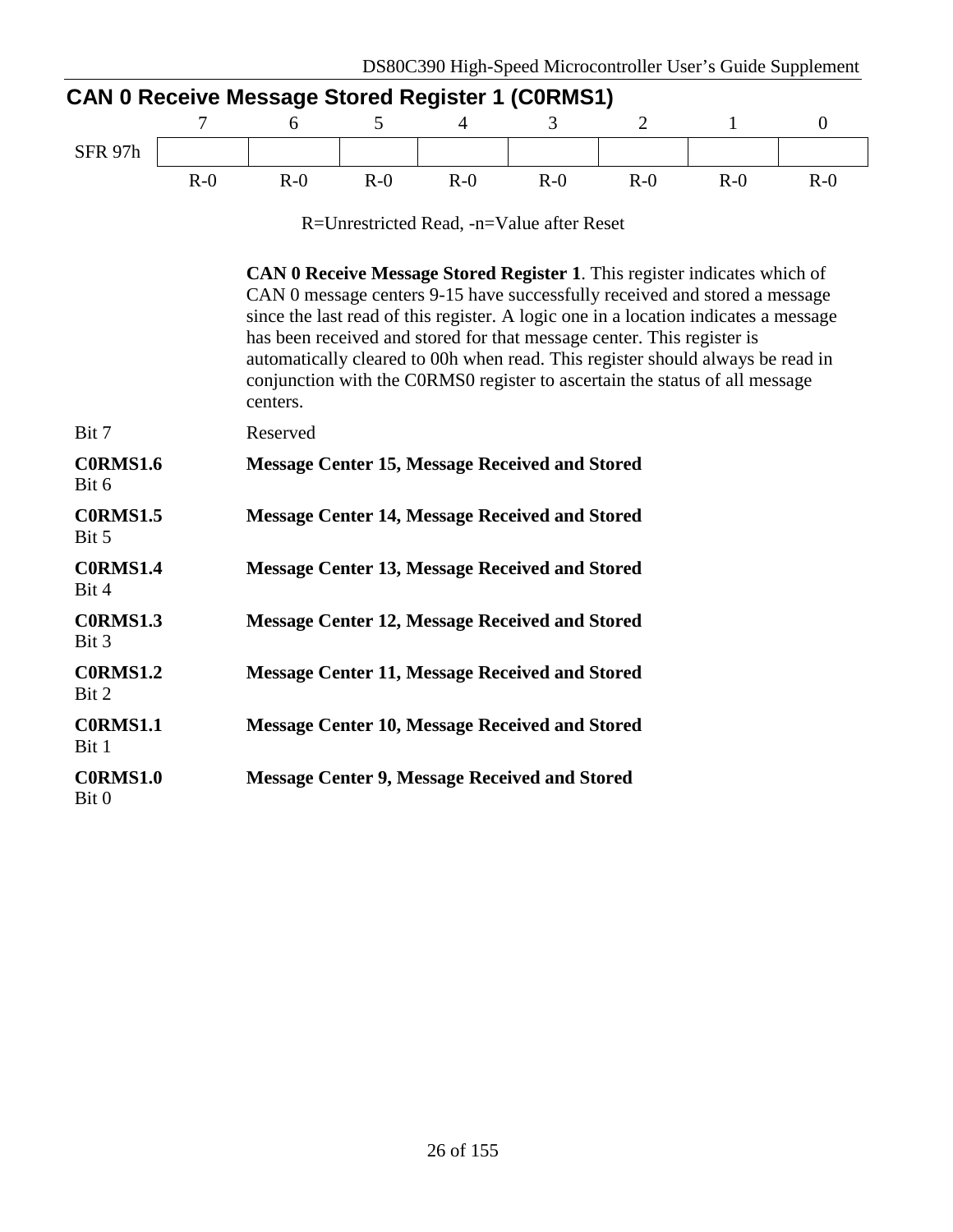## CAN 0 Receive Message Stored Register 1 (C0RMS1)

| | 7 | 6 | 5 | 4 | 3 | 2 | 1 | 0 |
|---|---|---|---|---|---|---|---|---|
| SFR 97h | | | | | | | | |
| | R-0 | R-0 | R-0 | R-0 | R-0 | R-0 | R-0 | R-0 |

R=Unrestricted Read, -n=Value after Reset

**CAN 0 Receive Message Stored Register 1**. This register indicates which of CAN 0 message centers 9-15 have successfully received and stored a message since the last read of this register. A logic one in a location indicates a message has been received and stored for that message center. This register is automatically cleared to 00h when read. This register should always be read in conjunction with the C0RMS0 register to ascertain the status of all message centers.

Bit 7 — Reserved

**C0RMS1.6**
Bit 6 — **Message Center 15, Message Received and Stored**

**C0RMS1.5**
Bit 5 — **Message Center 14, Message Received and Stored**

**C0RMS1.4**
Bit 4 — **Message Center 13, Message Received and Stored**

**C0RMS1.3**
Bit 3 — **Message Center 12, Message Received and Stored**

**C0RMS1.2**
Bit 2 — **Message Center 11, Message Received and Stored**

**C0RMS1.1**
Bit 1 — **Message Center 10, Message Received and Stored**

**C0RMS1.0**
Bit 0 — **Message Center 9, Message Received and Stored**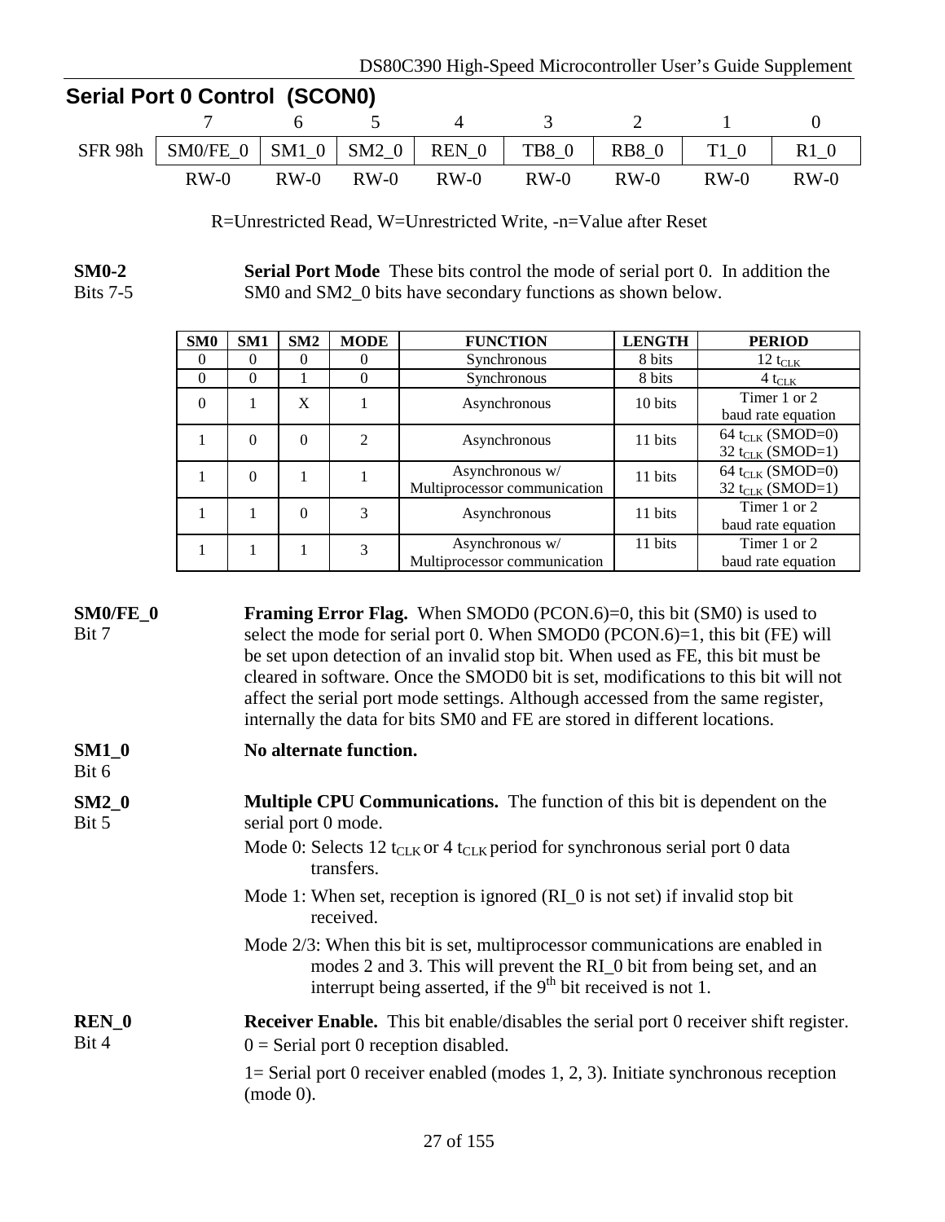## Serial Port 0 Control (SCON0)

| | 7 | 6 | 5 | 4 | 3 | 2 | 1 | 0 |
|---|---|---|---|---|---|---|---|---|
| SFR 98h | SM0/FE_0 | SM1_0 | SM2_0 | REN_0 | TB8_0 | RB8_0 | T1_0 | R1_0 |
| | RW-0 | RW-0 | RW-0 | RW-0 | RW-0 | RW-0 | RW-0 | RW-0 |

R=Unrestricted Read, W=Unrestricted Write, -n=Value after Reset

**SM0-2**
Bits 7-5

**Serial Port Mode** These bits control the mode of serial port 0. In addition the SM0 and SM2_0 bits have secondary functions as shown below.

| SM0 | SM1 | SM2 | MODE | FUNCTION | LENGTH | PERIOD |
|---|---|---|---|---|---|---|
| 0 | 0 | 0 | 0 | Synchronous | 8 bits | 12 $t_{CLK}$ |
| 0 | 0 | 1 | 0 | Synchronous | 8 bits | 4 $t_{CLK}$ |
| 0 | 1 | X | 1 | Asynchronous | 10 bits | Timer 1 or 2 baud rate equation |
| 1 | 0 | 0 | 2 | Asynchronous | 11 bits | 64 $t_{CLK}$ (SMOD=0) 32 $t_{CLK}$ (SMOD=1) |
| 1 | 0 | 1 | 1 | Asynchronous w/ Multiprocessor communication | 11 bits | 64 $t_{CLK}$ (SMOD=0) 32 $t_{CLK}$ (SMOD=1) |
| 1 | 1 | 0 | 3 | Asynchronous | 11 bits | Timer 1 or 2 baud rate equation |
| 1 | 1 | 1 | 3 | Asynchronous w/ Multiprocessor communication | 11 bits | Timer 1 or 2 baud rate equation |

**SM0/FE_0**
Bit 7

**Framing Error Flag.** When SMOD0 (PCON.6)=0, this bit (SM0) is used to select the mode for serial port 0. When SMOD0 (PCON.6)=1, this bit (FE) will be set upon detection of an invalid stop bit. When used as FE, this bit must be cleared in software. Once the SMOD0 bit is set, modifications to this bit will not affect the serial port mode settings. Although accessed from the same register, internally the data for bits SM0 and FE are stored in different locations.

**SM1_0**
Bit 6

**No alternate function.**

**SM2_0**
Bit 5

**Multiple CPU Communications.** The function of this bit is dependent on the serial port 0 mode.

Mode 0: Selects 12 $t_{CLK}$ or 4 $t_{CLK}$ period for synchronous serial port 0 data transfers.

Mode 1: When set, reception is ignored (RI_0 is not set) if invalid stop bit received.

Mode 2/3: When this bit is set, multiprocessor communications are enabled in modes 2 and 3. This will prevent the RI_0 bit from being set, and an interrupt being asserted, if the 9th bit received is not 1.

**REN_0**
Bit 4

**Receiver Enable.** This bit enable/disables the serial port 0 receiver shift register.

0 = Serial port 0 reception disabled.

1= Serial port 0 receiver enabled (modes 1, 2, 3). Initiate synchronous reception (mode 0).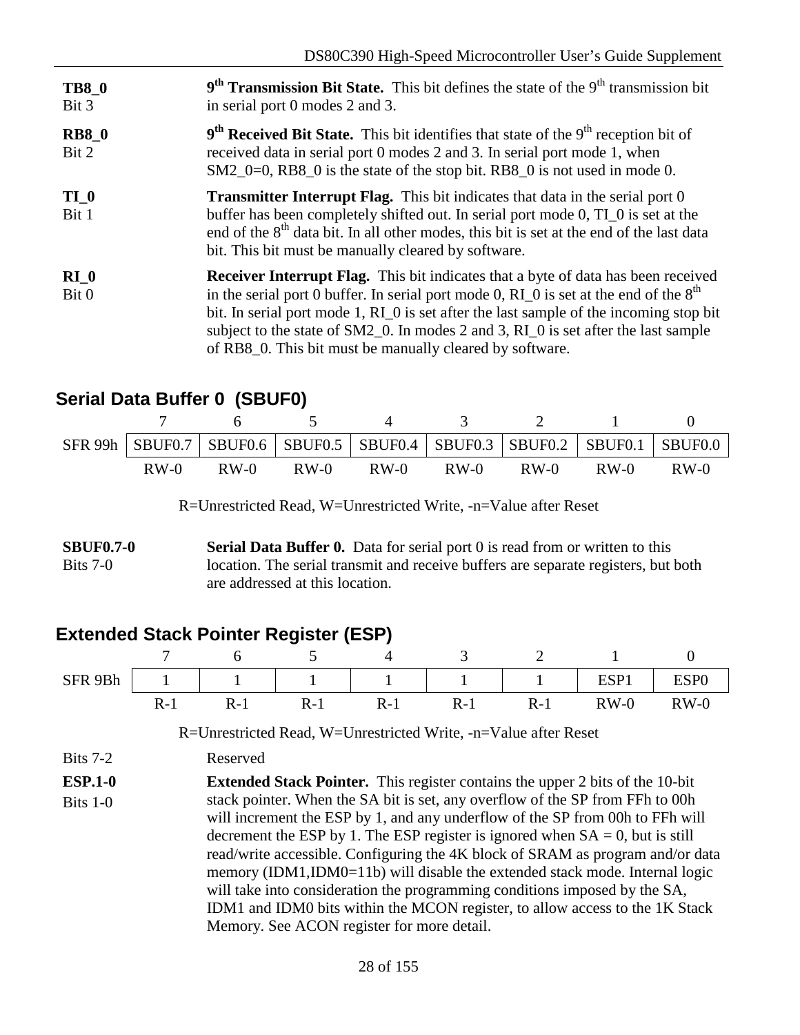**TB8_0**
Bit 3

**9th Transmission Bit State.** This bit defines the state of the 9th transmission bit in serial port 0 modes 2 and 3.

**RB8_0**
Bit 2

**9th Received Bit State.** This bit identifies that state of the 9th reception bit of received data in serial port 0 modes 2 and 3. In serial port mode 1, when SM2_0=0, RB8_0 is the state of the stop bit. RB8_0 is not used in mode 0.

**TI_0**
Bit 1

**Transmitter Interrupt Flag.** This bit indicates that data in the serial port 0 buffer has been completely shifted out. In serial port mode 0, TI_0 is set at the end of the 8th data bit. In all other modes, this bit is set at the end of the last data bit. This bit must be manually cleared by software.

**RI_0**
Bit 0

**Receiver Interrupt Flag.** This bit indicates that a byte of data has been received in the serial port 0 buffer. In serial port mode 0, RI_0 is set at the end of the 8th bit. In serial port mode 1, RI_0 is set after the last sample of the incoming stop bit subject to the state of SM2_0. In modes 2 and 3, RI_0 is set after the last sample of RB8_0. This bit must be manually cleared by software.

## Serial Data Buffer 0 (SBUF0)

| | 7 | 6 | 5 | 4 | 3 | 2 | 1 | 0 |
|---|---|---|---|---|---|---|---|---|
| SFR 99h | SBUF0.7 | SBUF0.6 | SBUF0.5 | SBUF0.4 | SBUF0.3 | SBUF0.2 | SBUF0.1 | SBUF0.0 |
| | RW-0 | RW-0 | RW-0 | RW-0 | RW-0 | RW-0 | RW-0 | RW-0 |

R=Unrestricted Read, W=Unrestricted Write, -n=Value after Reset

**SBUF0.7-0**
Bits 7-0

**Serial Data Buffer 0.** Data for serial port 0 is read from or written to this location. The serial transmit and receive buffers are separate registers, but both are addressed at this location.

## Extended Stack Pointer Register (ESP)

| | 7 | 6 | 5 | 4 | 3 | 2 | 1 | 0 |
|---|---|---|---|---|---|---|---|---|
| SFR 9Bh | 1 | 1 | 1 | 1 | 1 | 1 | ESP1 | ESP0 |
| | R-1 | R-1 | R-1 | R-1 | R-1 | R-1 | RW-0 | RW-0 |

R=Unrestricted Read, W=Unrestricted Write, -n=Value after Reset

Bits 7-2

Reserved

**ESP.1-0**
Bits 1-0

**Extended Stack Pointer.** This register contains the upper 2 bits of the 10-bit stack pointer. When the SA bit is set, any overflow of the SP from FFh to 00h will increment the ESP by 1, and any underflow of the SP from 00h to FFh will decrement the ESP by 1. The ESP register is ignored when SA = 0, but is still read/write accessible. Configuring the 4K block of SRAM as program and/or data memory (IDM1,IDM0=11b) will disable the extended stack mode. Internal logic will take into consideration the programming conditions imposed by the SA, IDM1 and IDM0 bits within the MCON register, to allow access to the 1K Stack Memory. See ACON register for more detail.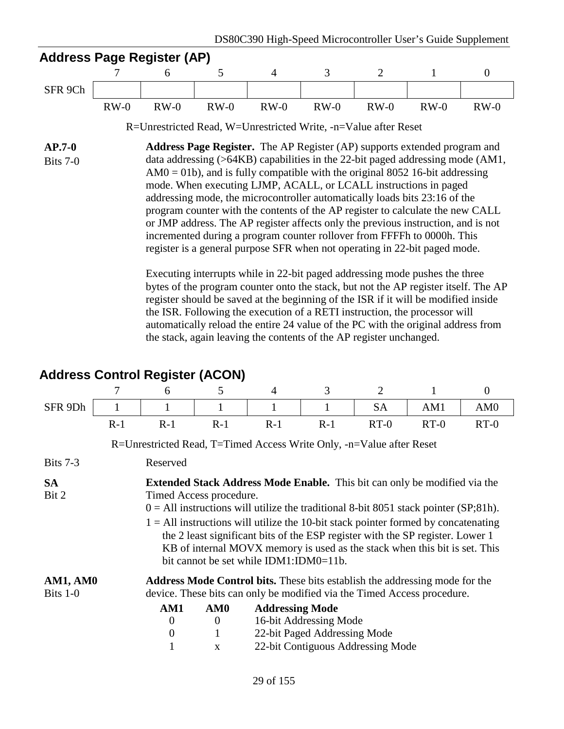## Address Page Register (AP)

| | 7 | 6 | 5 | 4 | 3 | 2 | 1 | 0 |
|---|---|---|---|---|---|---|---|---|
| SFR 9Ch | | | | | | | | |
| | RW-0 | RW-0 | RW-0 | RW-0 | RW-0 | RW-0 | RW-0 | RW-0 |

R=Unrestricted Read, W=Unrestricted Write, -n=Value after Reset

**AP.7-0**
Bits 7-0

**Address Page Register.** The AP Register (AP) supports extended program and data addressing (>64KB) capabilities in the 22-bit paged addressing mode (AM1, AM0 = 01b), and is fully compatible with the original 8052 16-bit addressing mode. When executing LJMP, ACALL, or LCALL instructions in paged addressing mode, the microcontroller automatically loads bits 23:16 of the program counter with the contents of the AP register to calculate the new CALL or JMP address. The AP register affects only the previous instruction, and is not incremented during a program counter rollover from FFFFh to 0000h. This register is a general purpose SFR when not operating in 22-bit paged mode.

Executing interrupts while in 22-bit paged addressing mode pushes the three bytes of the program counter onto the stack, but not the AP register itself. The AP register should be saved at the beginning of the ISR if it will be modified inside the ISR. Following the execution of a RETI instruction, the processor will automatically reload the entire 24 value of the PC with the original address from the stack, again leaving the contents of the AP register unchanged.

## Address Control Register (ACON)

| | 7 | 6 | 5 | 4 | 3 | 2 | 1 | 0 |
|---|---|---|---|---|---|---|---|---|
| SFR 9Dh | 1 | 1 | 1 | 1 | 1 | SA | AM1 | AM0 |
| | R-1 | R-1 | R-1 | R-1 | R-1 | RT-0 | RT-0 | RT-0 |

R=Unrestricted Read, T=Timed Access Write Only, -n=Value after Reset

Bits 7-3 Reserved

**SA**
Bit 2

**Extended Stack Address Mode Enable.** This bit can only be modified via the Timed Access procedure.

0 = All instructions will utilize the traditional 8-bit 8051 stack pointer (SP;81h).

1 = All instructions will utilize the 10-bit stack pointer formed by concatenating the 2 least significant bits of the ESP register with the SP register. Lower 1 KB of internal MOVX memory is used as the stack when this bit is set. This bit cannot be set while IDM1:IDM0=11b.

**AM1, AM0**
Bits 1-0

**Address Mode Control bits.** These bits establish the addressing mode for the device. These bits can only be modified via the Timed Access procedure.

| AM1 | AM0 | Addressing Mode |
|---|---|---|
| 0 | 0 | 16-bit Addressing Mode |
| 0 | 1 | 22-bit Paged Addressing Mode |
| 1 | x | 22-bit Contiguous Addressing Mode |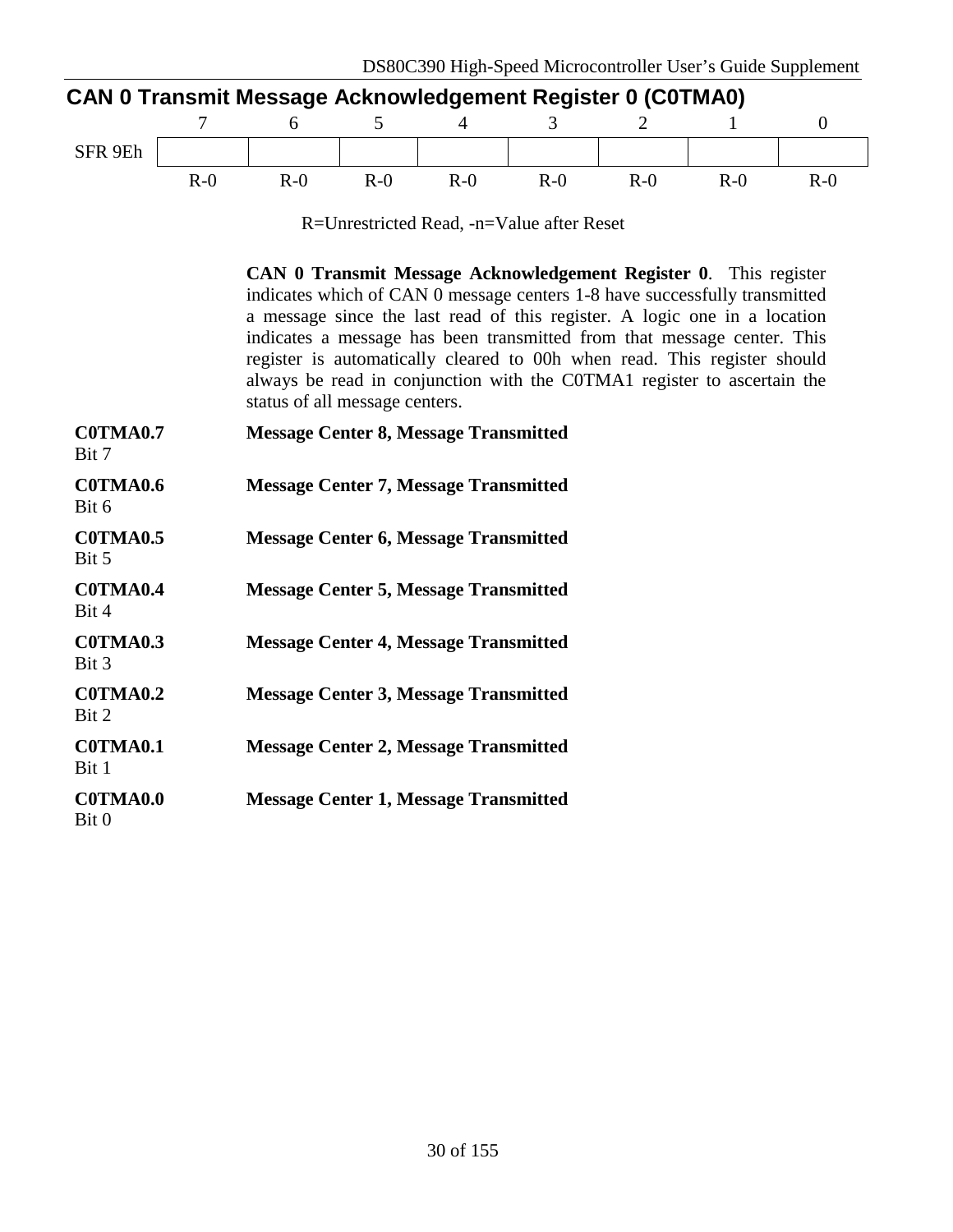## CAN 0 Transmit Message Acknowledgement Register 0 (C0TMA0)

| | 7 | 6 | 5 | 4 | 3 | 2 | 1 | 0 |
|---|---|---|---|---|---|---|---|---|
| SFR 9Eh | | | | | | | | |
| | R-0 | R-0 | R-0 | R-0 | R-0 | R-0 | R-0 | R-0 |

R=Unrestricted Read, -n=Value after Reset

**CAN 0 Transmit Message Acknowledgement Register 0**. This register indicates which of CAN 0 message centers 1-8 have successfully transmitted a message since the last read of this register. A logic one in a location indicates a message has been transmitted from that message center. This register is automatically cleared to 00h when read. This register should always be read in conjunction with the C0TMA1 register to ascertain the status of all message centers.

**C0TMA0.7** Bit 7 — **Message Center 8, Message Transmitted**

**C0TMA0.6** Bit 6 — **Message Center 7, Message Transmitted**

**C0TMA0.5** Bit 5 — **Message Center 6, Message Transmitted**

**C0TMA0.4** Bit 4 — **Message Center 5, Message Transmitted**

**C0TMA0.3** Bit 3 — **Message Center 4, Message Transmitted**

**C0TMA0.2** Bit 2 — **Message Center 3, Message Transmitted**

**C0TMA0.1** Bit 1 — **Message Center 2, Message Transmitted**

**C0TMA0.0** Bit 0 — **Message Center 1, Message Transmitted**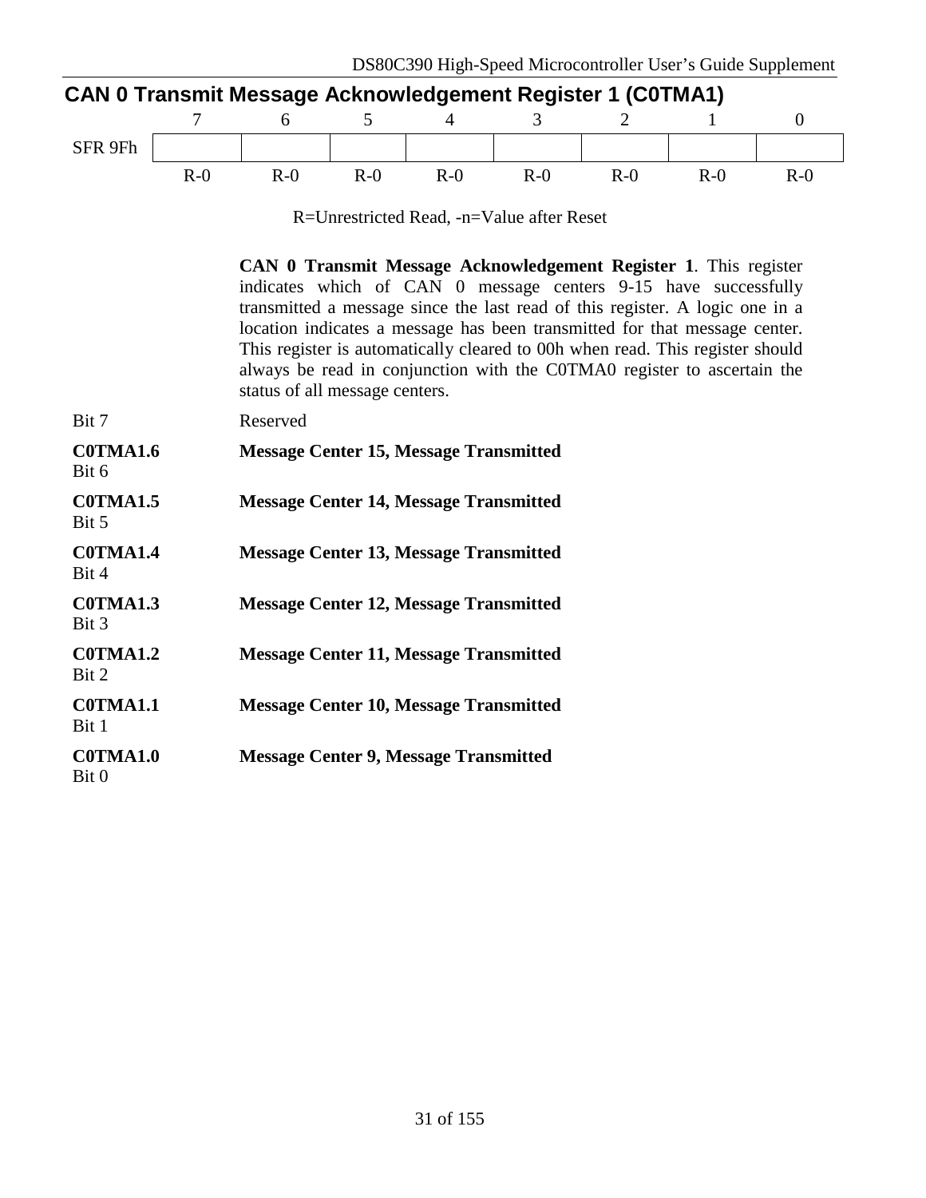## CAN 0 Transmit Message Acknowledgement Register 1 (C0TMA1)

| | 7 | 6 | 5 | 4 | 3 | 2 | 1 | 0 |
|---|---|---|---|---|---|---|---|---|
| SFR 9Fh | | | | | | | | |
| | R-0 | R-0 | R-0 | R-0 | R-0 | R-0 | R-0 | R-0 |

R=Unrestricted Read, -n=Value after Reset

**CAN 0 Transmit Message Acknowledgement Register 1**. This register indicates which of CAN 0 message centers 9-15 have successfully transmitted a message since the last read of this register. A logic one in a location indicates a message has been transmitted for that message center. This register is automatically cleared to 00h when read. This register should always be read in conjunction with the C0TMA0 register to ascertain the status of all message centers.

Bit 7 — Reserved

**C0TMA1.6**
Bit 6 — **Message Center 15, Message Transmitted**

**C0TMA1.5**
Bit 5 — **Message Center 14, Message Transmitted**

**C0TMA1.4**
Bit 4 — **Message Center 13, Message Transmitted**

**C0TMA1.3**
Bit 3 — **Message Center 12, Message Transmitted**

**C0TMA1.2**
Bit 2 — **Message Center 11, Message Transmitted**

**C0TMA1.1**
Bit 1 — **Message Center 10, Message Transmitted**

**C0TMA1.0**
Bit 0 — **Message Center 9, Message Transmitted**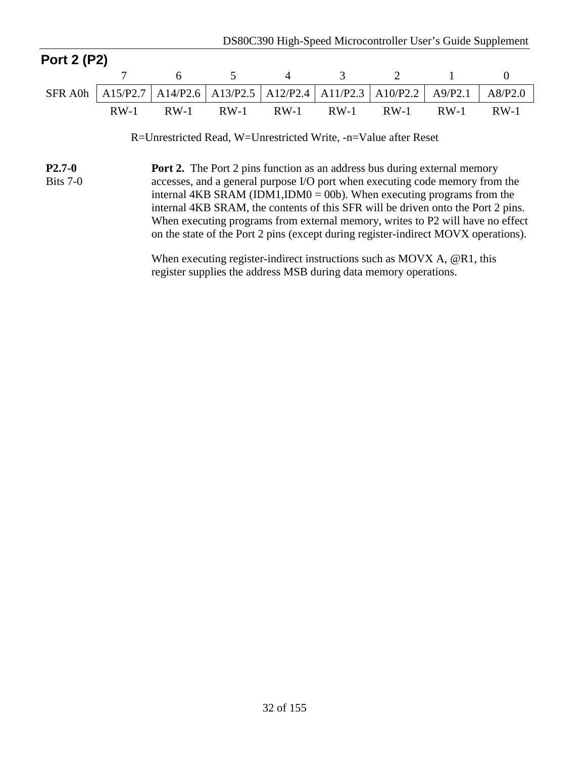## Port 2 (P2)

| | 7 | 6 | 5 | 4 | 3 | 2 | 1 | 0 |
|---|---|---|---|---|---|---|---|---|
| SFR A0h | A15/P2.7 | A14/P2.6 | A13/P2.5 | A12/P2.4 | A11/P2.3 | A10/P2.2 | A9/P2.1 | A8/P2.0 |
| | RW-1 | RW-1 | RW-1 | RW-1 | RW-1 | RW-1 | RW-1 | RW-1 |

R=Unrestricted Read, W=Unrestricted Write, -n=Value after Reset

**P2.7-0**
Bits 7-0

**Port 2.** The Port 2 pins function as an address bus during external memory accesses, and a general purpose I/O port when executing code memory from the internal 4KB SRAM (IDM1,IDM0 = 00b). When executing programs from the internal 4KB SRAM, the contents of this SFR will be driven onto the Port 2 pins. When executing programs from external memory, writes to P2 will have no effect on the state of the Port 2 pins (except during register-indirect MOVX operations).

When executing register-indirect instructions such as MOVX A, @R1, this register supplies the address MSB during data memory operations.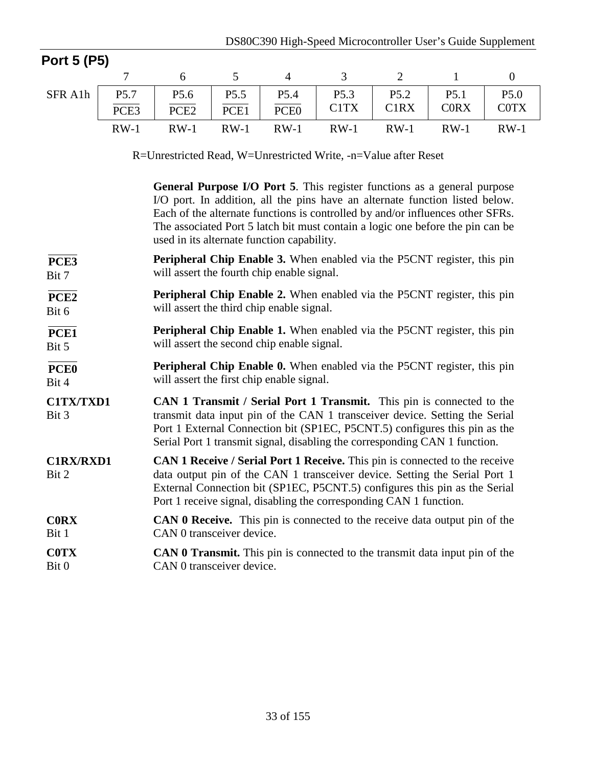## Port 5 (P5)

| | 7 | 6 | 5 | 4 | 3 | 2 | 1 | 0 |
|---|---|---|---|---|---|---|---|---|
| SFR A1h | P5.7 $\overline{\text{PCE3}}$ | P5.6 $\overline{\text{PCE2}}$ | P5.5 $\overline{\text{PCE1}}$ | P5.4 $\overline{\text{PCE0}}$ | P5.3 C1TX | P5.2 C1RX | P5.1 C0RX | P5.0 C0TX |
| | RW-1 | RW-1 | RW-1 | RW-1 | RW-1 | RW-1 | RW-1 | RW-1 |

R=Unrestricted Read, W=Unrestricted Write, -n=Value after Reset

**General Purpose I/O Port 5**. This register functions as a general purpose I/O port. In addition, all the pins have an alternate function listed below. Each of the alternate functions is controlled by and/or influences other SFRs. The associated Port 5 latch bit must contain a logic one before the pin can be used in its alternate function capability.

**$\overline{\text{PCE3}}$**
Bit 7
: **Peripheral Chip Enable 3.** When enabled via the P5CNT register, this pin will assert the fourth chip enable signal.

**$\overline{\text{PCE2}}$**
Bit 6
: **Peripheral Chip Enable 2.** When enabled via the P5CNT register, this pin will assert the third chip enable signal.

**$\overline{\text{PCE1}}$**
Bit 5
: **Peripheral Chip Enable 1.** When enabled via the P5CNT register, this pin will assert the second chip enable signal.

**$\overline{\text{PCE0}}$**
Bit 4
: **Peripheral Chip Enable 0.** When enabled via the P5CNT register, this pin will assert the first chip enable signal.

**C1TX/TXD1**
Bit 3
: **CAN 1 Transmit / Serial Port 1 Transmit.** This pin is connected to the transmit data input pin of the CAN 1 transceiver device. Setting the Serial Port 1 External Connection bit (SP1EC, P5CNT.5) configures this pin as the Serial Port 1 transmit signal, disabling the corresponding CAN 1 function.

**C1RX/RXD1**
Bit 2
: **CAN 1 Receive / Serial Port 1 Receive.** This pin is connected to the receive data output pin of the CAN 1 transceiver device. Setting the Serial Port 1 External Connection bit (SP1EC, P5CNT.5) configures this pin as the Serial Port 1 receive signal, disabling the corresponding CAN 1 function.

**C0RX**
Bit 1
: **CAN 0 Receive.** This pin is connected to the receive data output pin of the CAN 0 transceiver device.

**C0TX**
Bit 0
: **CAN 0 Transmit.** This pin is connected to the transmit data input pin of the CAN 0 transceiver device.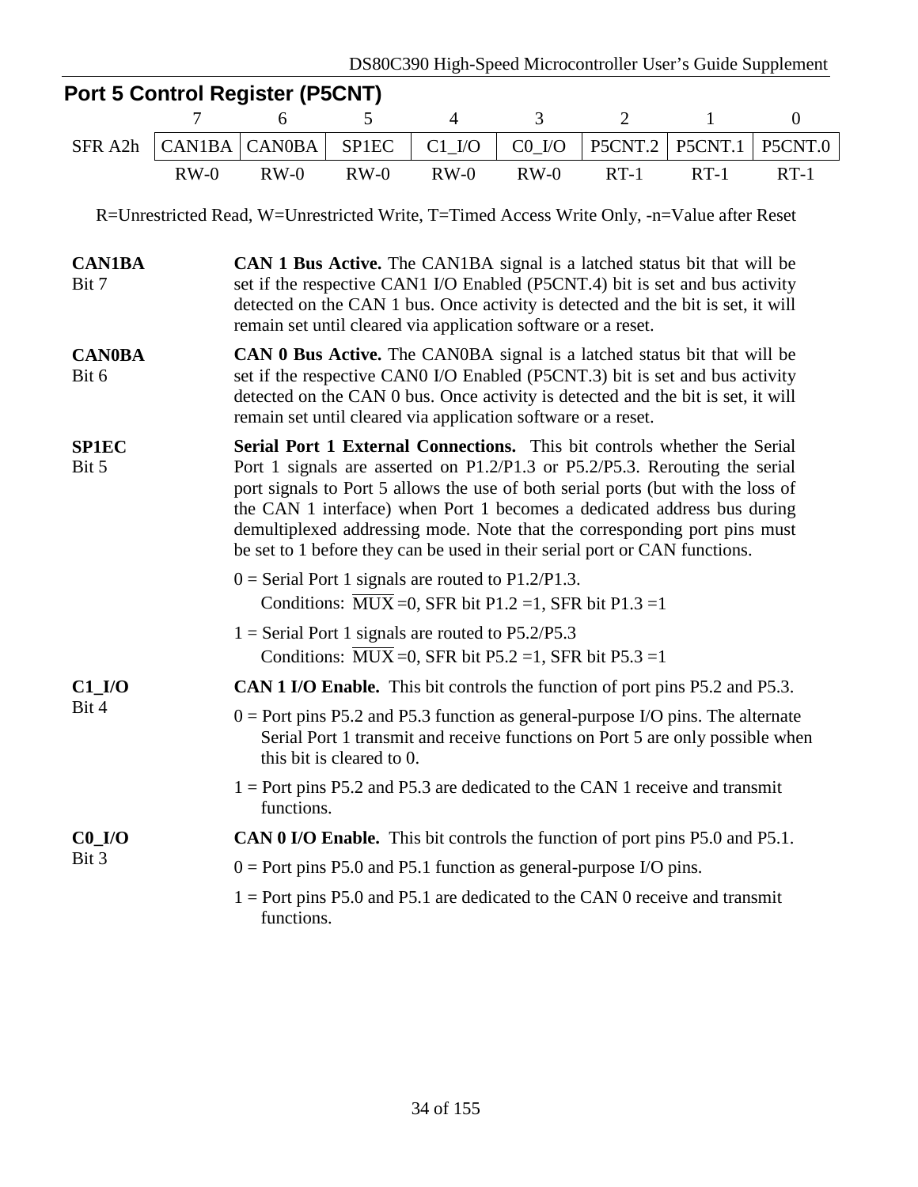## Port 5 Control Register (P5CNT)

| | 7 | 6 | 5 | 4 | 3 | 2 | 1 | 0 |
|---|---|---|---|---|---|---|---|---|
| SFR A2h | CAN1BA | CAN0BA | SP1EC | C1_I/O | C0_I/O | P5CNT.2 | P5CNT.1 | P5CNT.0 |
| | RW-0 | RW-0 | RW-0 | RW-0 | RW-0 | RT-1 | RT-1 | RT-1 |

R=Unrestricted Read, W=Unrestricted Write, T=Timed Access Write Only, -n=Value after Reset

**CAN1BA**
Bit 7

**CAN 1 Bus Active.** The CAN1BA signal is a latched status bit that will be set if the respective CAN1 I/O Enabled (P5CNT.4) bit is set and bus activity detected on the CAN 1 bus. Once activity is detected and the bit is set, it will remain set until cleared via application software or a reset.

**CAN0BA**
Bit 6

**CAN 0 Bus Active.** The CAN0BA signal is a latched status bit that will be set if the respective CAN0 I/O Enabled (P5CNT.3) bit is set and bus activity detected on the CAN 0 bus. Once activity is detected and the bit is set, it will remain set until cleared via application software or a reset.

**SP1EC**
Bit 5

**Serial Port 1 External Connections.** This bit controls whether the Serial Port 1 signals are asserted on P1.2/P1.3 or P5.2/P5.3. Rerouting the serial port signals to Port 5 allows the use of both serial ports (but with the loss of the CAN 1 interface) when Port 1 becomes a dedicated address bus during demultiplexed addressing mode. Note that the corresponding port pins must be set to 1 before they can be used in their serial port or CAN functions.

0 = Serial Port 1 signals are routed to P1.2/P1.3.
Conditions: $\overline{\text{MUX}}$ =0, SFR bit P1.2 =1, SFR bit P1.3 =1

1 = Serial Port 1 signals are routed to P5.2/P5.3
Conditions: $\overline{\text{MUX}}$ =0, SFR bit P5.2 =1, SFR bit P5.3 =1

**C1_I/O**
Bit 4

**CAN 1 I/O Enable.** This bit controls the function of port pins P5.2 and P5.3.

0 = Port pins P5.2 and P5.3 function as general-purpose I/O pins. The alternate Serial Port 1 transmit and receive functions on Port 5 are only possible when this bit is cleared to 0.

1 = Port pins P5.2 and P5.3 are dedicated to the CAN 1 receive and transmit functions.

**C0_I/O**
Bit 3

**CAN 0 I/O Enable.** This bit controls the function of port pins P5.0 and P5.1.

0 = Port pins P5.0 and P5.1 function as general-purpose I/O pins.

1 = Port pins P5.0 and P5.1 are dedicated to the CAN 0 receive and transmit functions.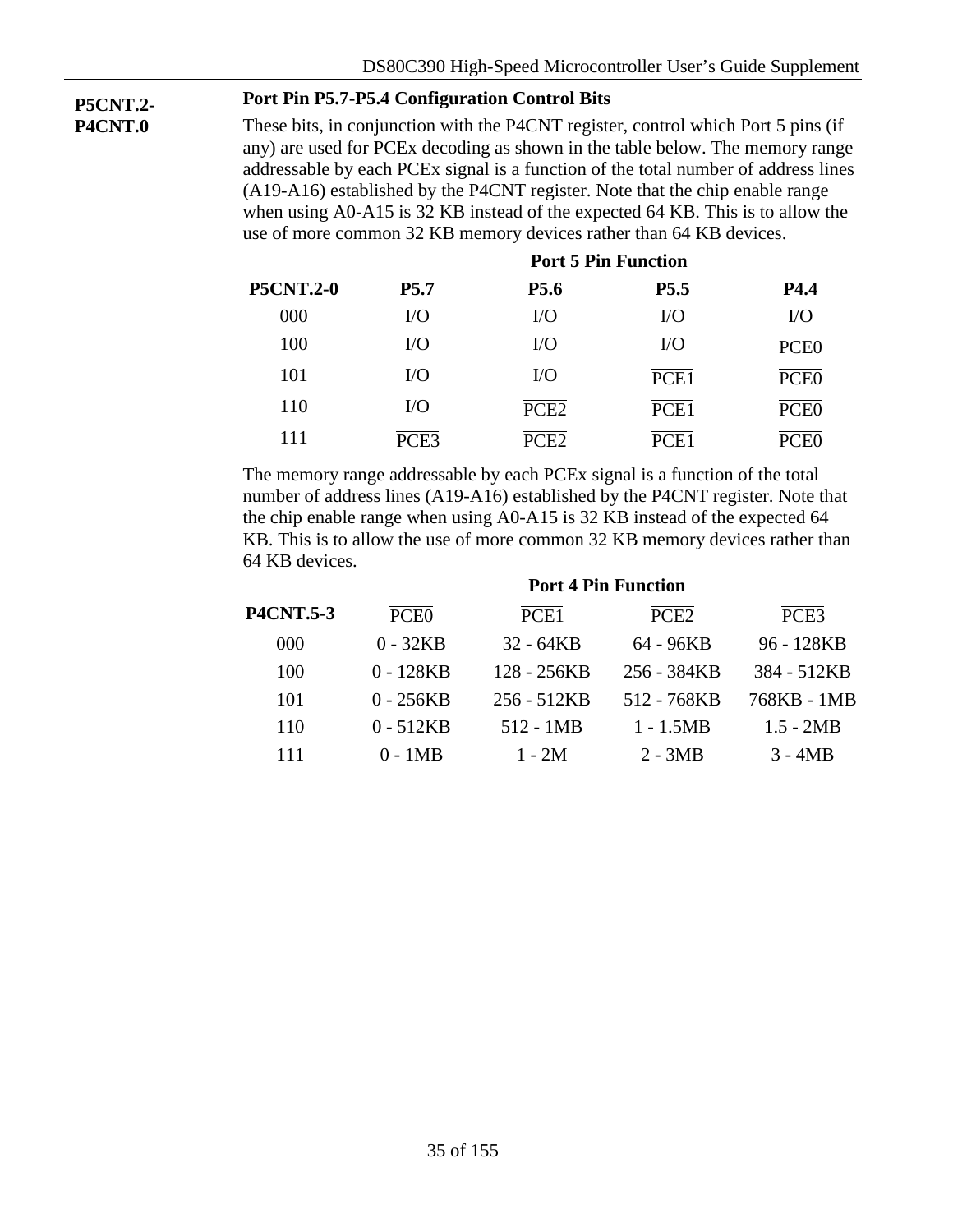**P5CNT.2-P4CNT.0**

**Port Pin P5.7-P5.4 Configuration Control Bits**

These bits, in conjunction with the P4CNT register, control which Port 5 pins (if any) are used for PCEx decoding as shown in the table below. The memory range addressable by each PCEx signal is a function of the total number of address lines (A19-A16) established by the P4CNT register. Note that the chip enable range when using A0-A15 is 32 KB instead of the expected 64 KB. This is to allow the use of more common 32 KB memory devices rather than 64 KB devices.

| | Port 5 Pin Function | | | |
|---|---|---|---|---|
| **P5CNT.2-0** | **P5.7** | **P5.6** | **P5.5** | **P4.4** |
| 000 | I/O | I/O | I/O | I/O |
| 100 | I/O | I/O | I/O | $\overline{\text{PCE0}}$ |
| 101 | I/O | I/O | $\overline{\text{PCE1}}$ | $\overline{\text{PCE0}}$ |
| 110 | I/O | $\overline{\text{PCE2}}$ | $\overline{\text{PCE1}}$ | $\overline{\text{PCE0}}$ |
| 111 | $\overline{\text{PCE3}}$ | $\overline{\text{PCE2}}$ | $\overline{\text{PCE1}}$ | $\overline{\text{PCE0}}$ |

The memory range addressable by each PCEx signal is a function of the total number of address lines (A19-A16) established by the P4CNT register. Note that the chip enable range when using A0-A15 is 32 KB instead of the expected 64 KB. This is to allow the use of more common 32 KB memory devices rather than 64 KB devices.

| | Port 4 Pin Function | | | |
|---|---|---|---|---|
| **P4CNT.5-3** | $\overline{\text{PCE0}}$ | $\overline{\text{PCE1}}$ | $\overline{\text{PCE2}}$ | $\overline{\text{PCE3}}$ |
| 000 | 0 - 32KB | 32 - 64KB | 64 - 96KB | 96 - 128KB |
| 100 | 0 - 128KB | 128 - 256KB | 256 - 384KB | 384 - 512KB |
| 101 | 0 - 256KB | 256 - 512KB | 512 - 768KB | 768KB - 1MB |
| 110 | 0 - 512KB | 512 - 1MB | 1 - 1.5MB | 1.5 - 2MB |
| 111 | 0 - 1MB | 1 - 2M | 2 - 3MB | 3 - 4MB |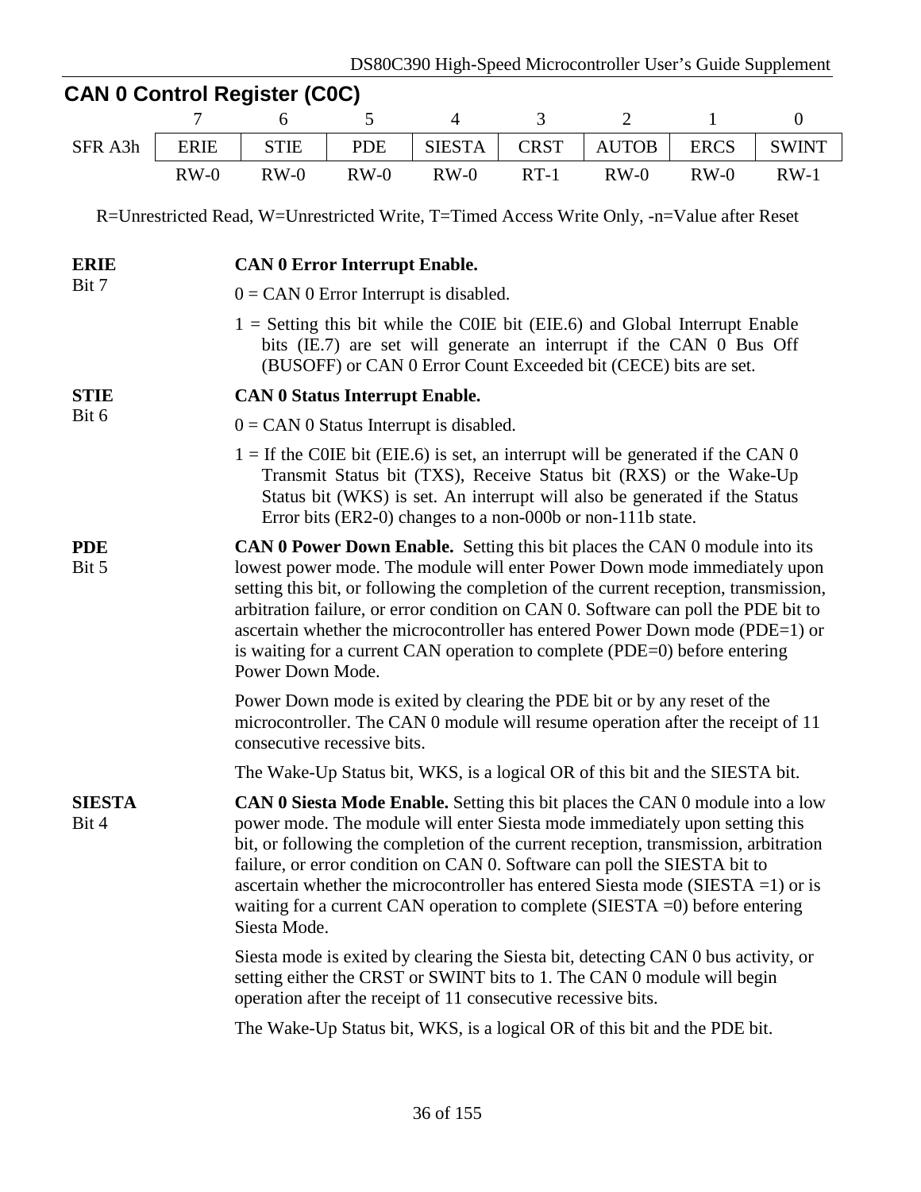## CAN 0 Control Register (C0C)

| | 7 | 6 | 5 | 4 | 3 | 2 | 1 | 0 |
|---|---|---|---|---|---|---|---|---|
| SFR A3h | ERIE | STIE | PDE | SIESTA | CRST | AUTOB | ERCS | SWINT |
| | RW-0 | RW-0 | RW-0 | RW-0 | RT-1 | RW-0 | RW-0 | RW-1 |

R=Unrestricted Read, W=Unrestricted Write, T=Timed Access Write Only, -n=Value after Reset

**ERIE**
Bit 7

**CAN 0 Error Interrupt Enable.**

0 = CAN 0 Error Interrupt is disabled.

1 = Setting this bit while the C0IE bit (EIE.6) and Global Interrupt Enable bits (IE.7) are set will generate an interrupt if the CAN 0 Bus Off (BUSOFF) or CAN 0 Error Count Exceeded bit (CECE) bits are set.

**STIE**
Bit 6

**CAN 0 Status Interrupt Enable.**

0 = CAN 0 Status Interrupt is disabled.

1 = If the C0IE bit (EIE.6) is set, an interrupt will be generated if the CAN 0 Transmit Status bit (TXS), Receive Status bit (RXS) or the Wake-Up Status bit (WKS) is set. An interrupt will also be generated if the Status Error bits (ER2-0) changes to a non-000b or non-111b state.

**PDE**
Bit 5

**CAN 0 Power Down Enable.** Setting this bit places the CAN 0 module into its lowest power mode. The module will enter Power Down mode immediately upon setting this bit, or following the completion of the current reception, transmission, arbitration failure, or error condition on CAN 0. Software can poll the PDE bit to ascertain whether the microcontroller has entered Power Down mode (PDE=1) or is waiting for a current CAN operation to complete (PDE=0) before entering Power Down Mode.

Power Down mode is exited by clearing the PDE bit or by any reset of the microcontroller. The CAN 0 module will resume operation after the receipt of 11 consecutive recessive bits.

The Wake-Up Status bit, WKS, is a logical OR of this bit and the SIESTA bit.

**SIESTA**
Bit 4

**CAN 0 Siesta Mode Enable.** Setting this bit places the CAN 0 module into a low power mode. The module will enter Siesta mode immediately upon setting this bit, or following the completion of the current reception, transmission, arbitration failure, or error condition on CAN 0. Software can poll the SIESTA bit to ascertain whether the microcontroller has entered Siesta mode (SIESTA =1) or is waiting for a current CAN operation to complete (SIESTA =0) before entering Siesta Mode.

Siesta mode is exited by clearing the Siesta bit, detecting CAN 0 bus activity, or setting either the CRST or SWINT bits to 1. The CAN 0 module will begin operation after the receipt of 11 consecutive recessive bits.

The Wake-Up Status bit, WKS, is a logical OR of this bit and the PDE bit.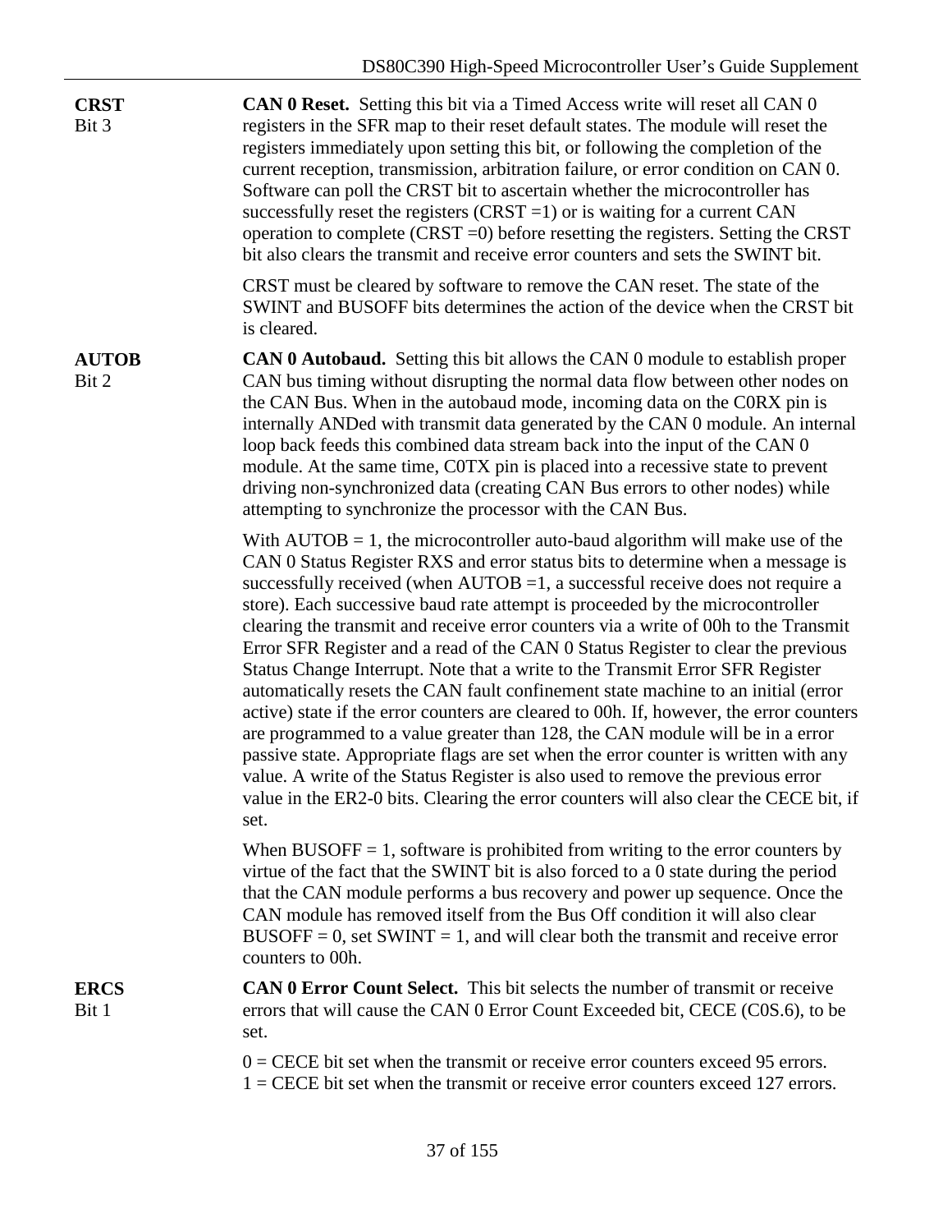**CRST**
Bit 3

**CAN 0 Reset.** Setting this bit via a Timed Access write will reset all CAN 0 registers in the SFR map to their reset default states. The module will reset the registers immediately upon setting this bit, or following the completion of the current reception, transmission, arbitration failure, or error condition on CAN 0. Software can poll the CRST bit to ascertain whether the microcontroller has successfully reset the registers (CRST =1) or is waiting for a current CAN operation to complete (CRST =0) before resetting the registers. Setting the CRST bit also clears the transmit and receive error counters and sets the SWINT bit.

CRST must be cleared by software to remove the CAN reset. The state of the SWINT and BUSOFF bits determines the action of the device when the CRST bit is cleared.

**AUTOB**
Bit 2

**CAN 0 Autobaud.** Setting this bit allows the CAN 0 module to establish proper CAN bus timing without disrupting the normal data flow between other nodes on the CAN Bus. When in the autobaud mode, incoming data on the C0RX pin is internally ANDed with transmit data generated by the CAN 0 module. An internal loop back feeds this combined data stream back into the input of the CAN 0 module. At the same time, C0TX pin is placed into a recessive state to prevent driving non-synchronized data (creating CAN Bus errors to other nodes) while attempting to synchronize the processor with the CAN Bus.

With AUTOB = 1, the microcontroller auto-baud algorithm will make use of the CAN 0 Status Register RXS and error status bits to determine when a message is successfully received (when AUTOB =1, a successful receive does not require a store). Each successive baud rate attempt is proceeded by the microcontroller clearing the transmit and receive error counters via a write of 00h to the Transmit Error SFR Register and a read of the CAN 0 Status Register to clear the previous Status Change Interrupt. Note that a write to the Transmit Error SFR Register automatically resets the CAN fault confinement state machine to an initial (error active) state if the error counters are cleared to 00h. If, however, the error counters are programmed to a value greater than 128, the CAN module will be in a error passive state. Appropriate flags are set when the error counter is written with any value. A write of the Status Register is also used to remove the previous error value in the ER2-0 bits. Clearing the error counters will also clear the CECE bit, if set.

When BUSOFF = 1, software is prohibited from writing to the error counters by virtue of the fact that the SWINT bit is also forced to a 0 state during the period that the CAN module performs a bus recovery and power up sequence. Once the CAN module has removed itself from the Bus Off condition it will also clear BUSOFF = 0, set SWINT = 1, and will clear both the transmit and receive error counters to 00h.

**ERCS**
Bit 1

**CAN 0 Error Count Select.** This bit selects the number of transmit or receive errors that will cause the CAN 0 Error Count Exceeded bit, CECE (C0S.6), to be set.

0 = CECE bit set when the transmit or receive error counters exceed 95 errors.
1 = CECE bit set when the transmit or receive error counters exceed 127 errors.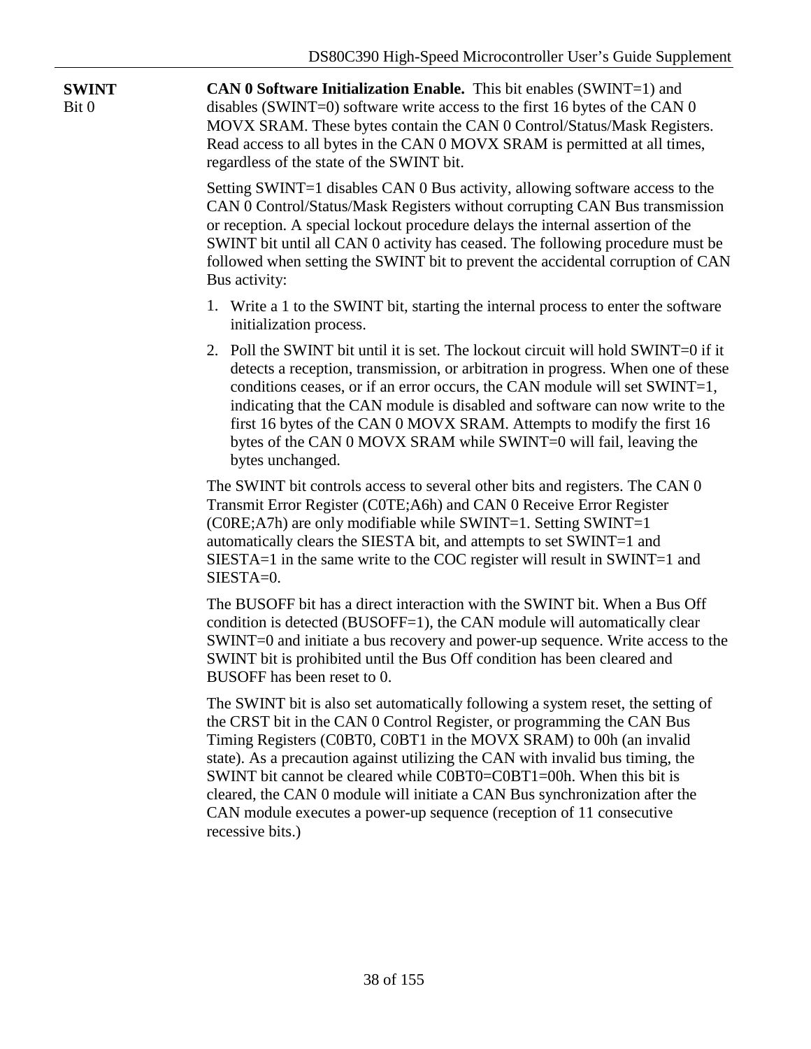**SWINT**
Bit 0

**CAN 0 Software Initialization Enable.** This bit enables (SWINT=1) and disables (SWINT=0) software write access to the first 16 bytes of the CAN 0 MOVX SRAM. These bytes contain the CAN 0 Control/Status/Mask Registers. Read access to all bytes in the CAN 0 MOVX SRAM is permitted at all times, regardless of the state of the SWINT bit.

Setting SWINT=1 disables CAN 0 Bus activity, allowing software access to the CAN 0 Control/Status/Mask Registers without corrupting CAN Bus transmission or reception. A special lockout procedure delays the internal assertion of the SWINT bit until all CAN 0 activity has ceased. The following procedure must be followed when setting the SWINT bit to prevent the accidental corruption of CAN Bus activity:

1. Write a 1 to the SWINT bit, starting the internal process to enter the software initialization process.
2. Poll the SWINT bit until it is set. The lockout circuit will hold SWINT=0 if it detects a reception, transmission, or arbitration in progress. When one of these conditions ceases, or if an error occurs, the CAN module will set SWINT=1, indicating that the CAN module is disabled and software can now write to the first 16 bytes of the CAN 0 MOVX SRAM. Attempts to modify the first 16 bytes of the CAN 0 MOVX SRAM while SWINT=0 will fail, leaving the bytes unchanged.

The SWINT bit controls access to several other bits and registers. The CAN 0 Transmit Error Register (C0TE;A6h) and CAN 0 Receive Error Register (C0RE;A7h) are only modifiable while SWINT=1. Setting SWINT=1 automatically clears the SIESTA bit, and attempts to set SWINT=1 and SIESTA=1 in the same write to the COC register will result in SWINT=1 and SIESTA=0.

The BUSOFF bit has a direct interaction with the SWINT bit. When a Bus Off condition is detected (BUSOFF=1), the CAN module will automatically clear SWINT=0 and initiate a bus recovery and power-up sequence. Write access to the SWINT bit is prohibited until the Bus Off condition has been cleared and BUSOFF has been reset to 0.

The SWINT bit is also set automatically following a system reset, the setting of the CRST bit in the CAN 0 Control Register, or programming the CAN Bus Timing Registers (C0BT0, C0BT1 in the MOVX SRAM) to 00h (an invalid state). As a precaution against utilizing the CAN with invalid bus timing, the SWINT bit cannot be cleared while C0BT0=C0BT1=00h. When this bit is cleared, the CAN 0 module will initiate a CAN Bus synchronization after the CAN module executes a power-up sequence (reception of 11 consecutive recessive bits.)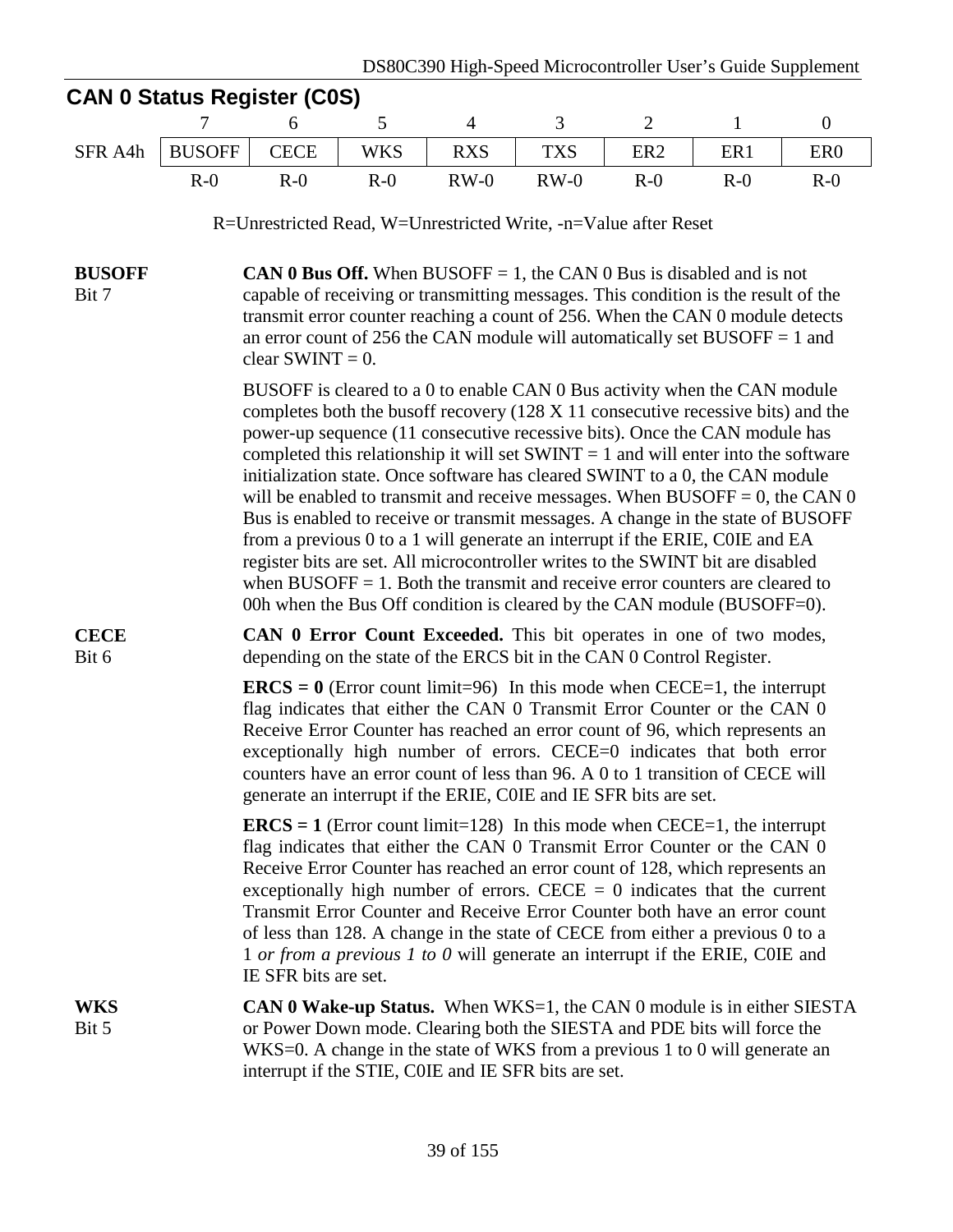## CAN 0 Status Register (C0S)

| | 7 | 6 | 5 | 4 | 3 | 2 | 1 | 0 |
|---|---|---|---|---|---|---|---|---|
| SFR A4h | BUSOFF | CECE | WKS | RXS | TXS | ER2 | ER1 | ER0 |
| | R-0 | R-0 | R-0 | RW-0 | RW-0 | R-0 | R-0 | R-0 |

R=Unrestricted Read, W=Unrestricted Write, -n=Value after Reset

**BUSOFF**
Bit 7

**CAN 0 Bus Off.** When BUSOFF = 1, the CAN 0 Bus is disabled and is not capable of receiving or transmitting messages. This condition is the result of the transmit error counter reaching a count of 256. When the CAN 0 module detects an error count of 256 the CAN module will automatically set BUSOFF = 1 and clear SWINT = 0.

BUSOFF is cleared to a 0 to enable CAN 0 Bus activity when the CAN module completes both the busoff recovery (128 X 11 consecutive recessive bits) and the power-up sequence (11 consecutive recessive bits). Once the CAN module has completed this relationship it will set SWINT = 1 and will enter into the software initialization state. Once software has cleared SWINT to a 0, the CAN module will be enabled to transmit and receive messages. When BUSOFF = 0, the CAN 0 Bus is enabled to receive or transmit messages. A change in the state of BUSOFF from a previous 0 to a 1 will generate an interrupt if the ERIE, C0IE and EA register bits are set. All microcontroller writes to the SWINT bit are disabled when BUSOFF = 1. Both the transmit and receive error counters are cleared to 00h when the Bus Off condition is cleared by the CAN module (BUSOFF=0).

**CECE**
Bit 6

**CAN 0 Error Count Exceeded.** This bit operates in one of two modes, depending on the state of the ERCS bit in the CAN 0 Control Register.

**ERCS = 0** (Error count limit=96) In this mode when CECE=1, the interrupt flag indicates that either the CAN 0 Transmit Error Counter or the CAN 0 Receive Error Counter has reached an error count of 96, which represents an exceptionally high number of errors. CECE=0 indicates that both error counters have an error count of less than 96. A 0 to 1 transition of CECE will generate an interrupt if the ERIE, C0IE and IE SFR bits are set.

**ERCS = 1** (Error count limit=128) In this mode when CECE=1, the interrupt flag indicates that either the CAN 0 Transmit Error Counter or the CAN 0 Receive Error Counter has reached an error count of 128, which represents an exceptionally high number of errors. CECE = 0 indicates that the current Transmit Error Counter and Receive Error Counter both have an error count of less than 128. A change in the state of CECE from either a previous 0 to a 1 *or from a previous 1 to 0* will generate an interrupt if the ERIE, C0IE and IE SFR bits are set.

**WKS**
Bit 5

**CAN 0 Wake-up Status.** When WKS=1, the CAN 0 module is in either SIESTA or Power Down mode. Clearing both the SIESTA and PDE bits will force the WKS=0. A change in the state of WKS from a previous 1 to 0 will generate an interrupt if the STIE, C0IE and IE SFR bits are set.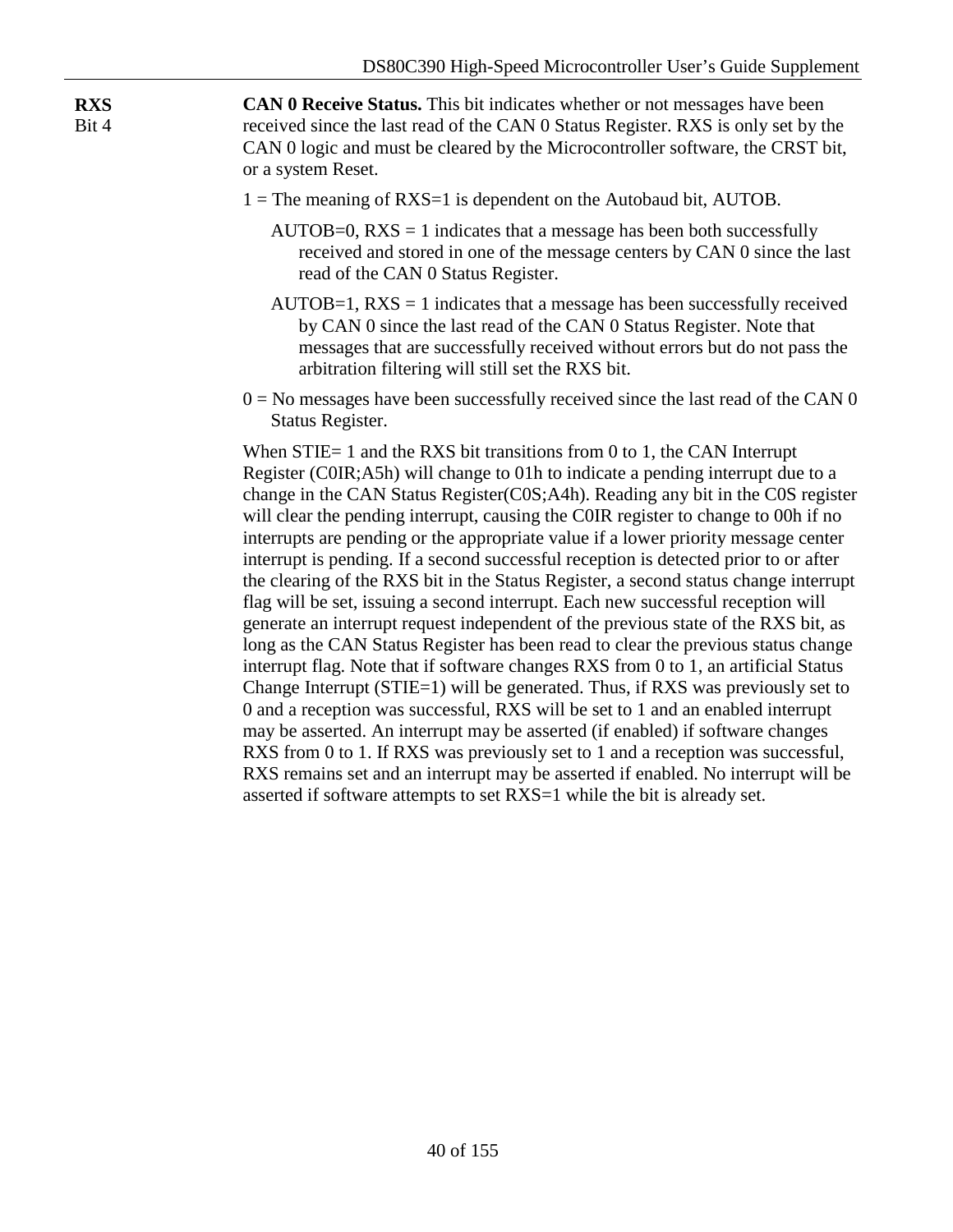**RXS**
Bit 4

**CAN 0 Receive Status.** This bit indicates whether or not messages have been received since the last read of the CAN 0 Status Register. RXS is only set by the CAN 0 logic and must be cleared by the Microcontroller software, the CRST bit, or a system Reset.

1 = The meaning of RXS=1 is dependent on the Autobaud bit, AUTOB.

AUTOB=0, RXS = 1 indicates that a message has been both successfully received and stored in one of the message centers by CAN 0 since the last read of the CAN 0 Status Register.

AUTOB=1, RXS = 1 indicates that a message has been successfully received by CAN 0 since the last read of the CAN 0 Status Register. Note that messages that are successfully received without errors but do not pass the arbitration filtering will still set the RXS bit.

0 = No messages have been successfully received since the last read of the CAN 0 Status Register.

When STIE= 1 and the RXS bit transitions from 0 to 1, the CAN Interrupt Register (C0IR;A5h) will change to 01h to indicate a pending interrupt due to a change in the CAN Status Register(C0S;A4h). Reading any bit in the C0S register will clear the pending interrupt, causing the C0IR register to change to 00h if no interrupts are pending or the appropriate value if a lower priority message center interrupt is pending. If a second successful reception is detected prior to or after the clearing of the RXS bit in the Status Register, a second status change interrupt flag will be set, issuing a second interrupt. Each new successful reception will generate an interrupt request independent of the previous state of the RXS bit, as long as the CAN Status Register has been read to clear the previous status change interrupt flag. Note that if software changes RXS from 0 to 1, an artificial Status Change Interrupt (STIE=1) will be generated. Thus, if RXS was previously set to 0 and a reception was successful, RXS will be set to 1 and an enabled interrupt may be asserted. An interrupt may be asserted (if enabled) if software changes RXS from 0 to 1. If RXS was previously set to 1 and a reception was successful, RXS remains set and an interrupt may be asserted if enabled. No interrupt will be asserted if software attempts to set RXS=1 while the bit is already set.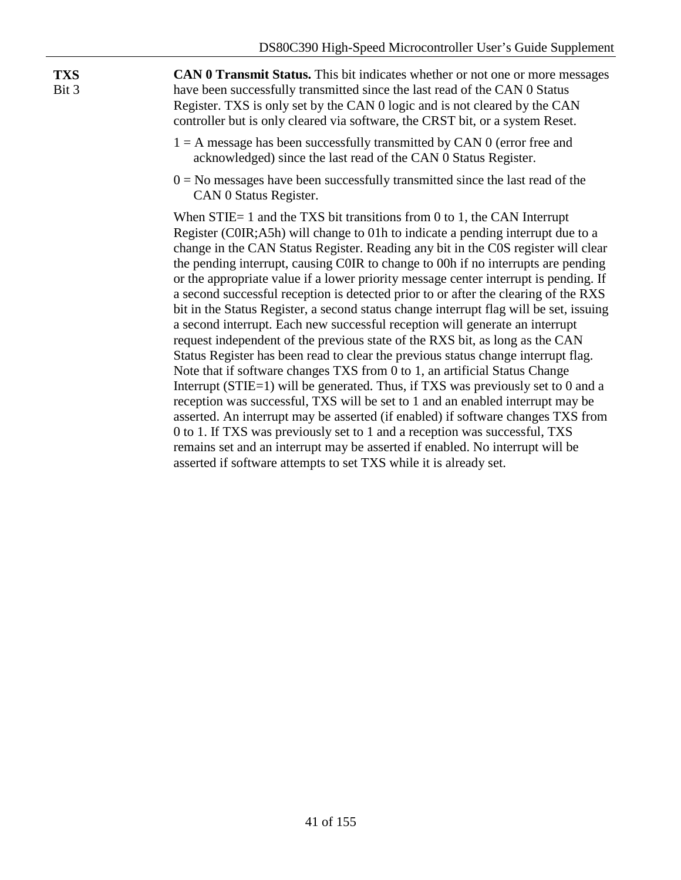**TXS**
Bit 3

**CAN 0 Transmit Status.** This bit indicates whether or not one or more messages have been successfully transmitted since the last read of the CAN 0 Status Register. TXS is only set by the CAN 0 logic and is not cleared by the CAN controller but is only cleared via software, the CRST bit, or a system Reset.

1 = A message has been successfully transmitted by CAN 0 (error free and acknowledged) since the last read of the CAN 0 Status Register.

0 = No messages have been successfully transmitted since the last read of the CAN 0 Status Register.

When STIE= 1 and the TXS bit transitions from 0 to 1, the CAN Interrupt Register (C0IR;A5h) will change to 01h to indicate a pending interrupt due to a change in the CAN Status Register. Reading any bit in the C0S register will clear the pending interrupt, causing C0IR to change to 00h if no interrupts are pending or the appropriate value if a lower priority message center interrupt is pending. If a second successful reception is detected prior to or after the clearing of the RXS bit in the Status Register, a second status change interrupt flag will be set, issuing a second interrupt. Each new successful reception will generate an interrupt request independent of the previous state of the RXS bit, as long as the CAN Status Register has been read to clear the previous status change interrupt flag. Note that if software changes TXS from 0 to 1, an artificial Status Change Interrupt (STIE=1) will be generated. Thus, if TXS was previously set to 0 and a reception was successful, TXS will be set to 1 and an enabled interrupt may be asserted. An interrupt may be asserted (if enabled) if software changes TXS from 0 to 1. If TXS was previously set to 1 and a reception was successful, TXS remains set and an interrupt may be asserted if enabled. No interrupt will be asserted if software attempts to set TXS while it is already set.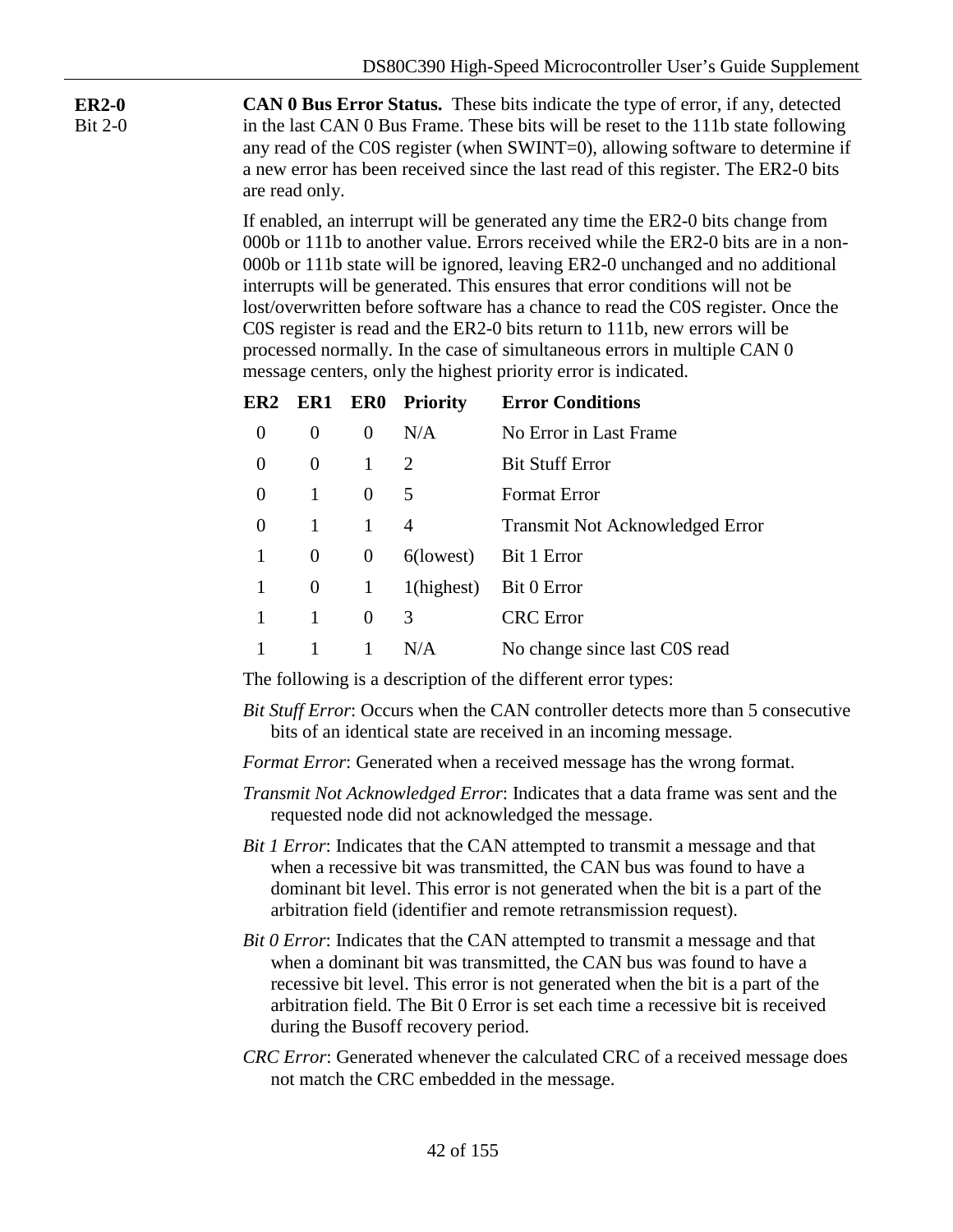**ER2-0**
Bit 2-0

**CAN 0 Bus Error Status.** These bits indicate the type of error, if any, detected in the last CAN 0 Bus Frame. These bits will be reset to the 111b state following any read of the C0S register (when SWINT=0), allowing software to determine if a new error has been received since the last read of this register. The ER2-0 bits are read only.

If enabled, an interrupt will be generated any time the ER2-0 bits change from 000b or 111b to another value. Errors received while the ER2-0 bits are in a non-000b or 111b state will be ignored, leaving ER2-0 unchanged and no additional interrupts will be generated. This ensures that error conditions will not be lost/overwritten before software has a chance to read the C0S register. Once the C0S register is read and the ER2-0 bits return to 111b, new errors will be processed normally. In the case of simultaneous errors in multiple CAN 0 message centers, only the highest priority error is indicated.

| ER2 | ER1 | ER0 | Priority | Error Conditions |
|---|---|---|---|---|
| 0 | 0 | 0 | N/A | No Error in Last Frame |
| 0 | 0 | 1 | 2 | Bit Stuff Error |
| 0 | 1 | 0 | 5 | Format Error |
| 0 | 1 | 1 | 4 | Transmit Not Acknowledged Error |
| 1 | 0 | 0 | 6(lowest) | Bit 1 Error |
| 1 | 0 | 1 | 1(highest) | Bit 0 Error |
| 1 | 1 | 0 | 3 | CRC Error |
| 1 | 1 | 1 | N/A | No change since last C0S read |

The following is a description of the different error types:

*Bit Stuff Error*: Occurs when the CAN controller detects more than 5 consecutive bits of an identical state are received in an incoming message.

*Format Error*: Generated when a received message has the wrong format.

*Transmit Not Acknowledged Error*: Indicates that a data frame was sent and the requested node did not acknowledged the message.

*Bit 1 Error*: Indicates that the CAN attempted to transmit a message and that when a recessive bit was transmitted, the CAN bus was found to have a dominant bit level. This error is not generated when the bit is a part of the arbitration field (identifier and remote retransmission request).

*Bit 0 Error*: Indicates that the CAN attempted to transmit a message and that when a dominant bit was transmitted, the CAN bus was found to have a recessive bit level. This error is not generated when the bit is a part of the arbitration field. The Bit 0 Error is set each time a recessive bit is received during the Busoff recovery period.

*CRC Error*: Generated whenever the calculated CRC of a received message does not match the CRC embedded in the message.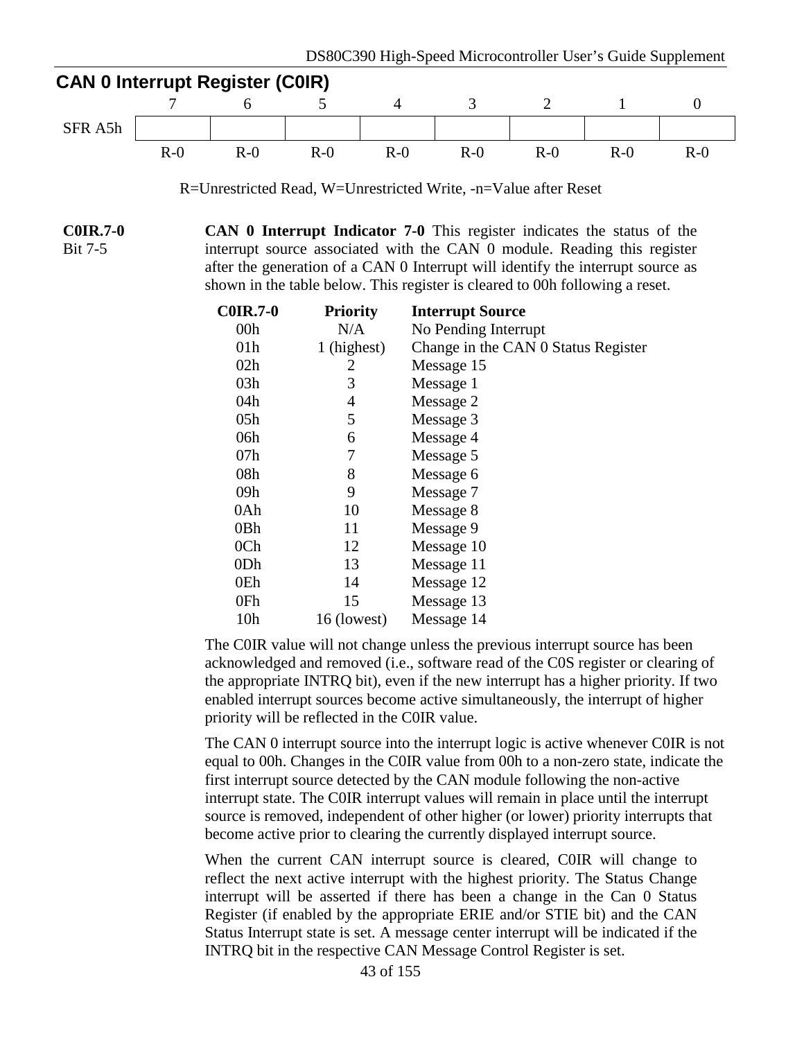## CAN 0 Interrupt Register (C0IR)

| | 7 | 6 | 5 | 4 | 3 | 2 | 1 | 0 |
|---|---|---|---|---|---|---|---|---|
| SFR A5h | | | | | | | | |
| | R-0 | R-0 | R-0 | R-0 | R-0 | R-0 | R-0 | R-0 |

R=Unrestricted Read, W=Unrestricted Write, -n=Value after Reset

**C0IR.7-0**
Bit 7-5

**CAN 0 Interrupt Indicator 7-0** This register indicates the status of the interrupt source associated with the CAN 0 module. Reading this register after the generation of a CAN 0 Interrupt will identify the interrupt source as shown in the table below. This register is cleared to 00h following a reset.

| C0IR.7-0 | Priority | Interrupt Source |
|---|---|---|
| 00h | N/A | No Pending Interrupt |
| 01h | 1 (highest) | Change in the CAN 0 Status Register |
| 02h | 2 | Message 15 |
| 03h | 3 | Message 1 |
| 04h | 4 | Message 2 |
| 05h | 5 | Message 3 |
| 06h | 6 | Message 4 |
| 07h | 7 | Message 5 |
| 08h | 8 | Message 6 |
| 09h | 9 | Message 7 |
| 0Ah | 10 | Message 8 |
| 0Bh | 11 | Message 9 |
| 0Ch | 12 | Message 10 |
| 0Dh | 13 | Message 11 |
| 0Eh | 14 | Message 12 |
| 0Fh | 15 | Message 13 |
| 10h | 16 (lowest) | Message 14 |

The C0IR value will not change unless the previous interrupt source has been acknowledged and removed (i.e., software read of the C0S register or clearing of the appropriate INTRQ bit), even if the new interrupt has a higher priority. If two enabled interrupt sources become active simultaneously, the interrupt of higher priority will be reflected in the C0IR value.

The CAN 0 interrupt source into the interrupt logic is active whenever C0IR is not equal to 00h. Changes in the C0IR value from 00h to a non-zero state, indicate the first interrupt source detected by the CAN module following the non-active interrupt state. The C0IR interrupt values will remain in place until the interrupt source is removed, independent of other higher (or lower) priority interrupts that become active prior to clearing the currently displayed interrupt source.

When the current CAN interrupt source is cleared, C0IR will change to reflect the next active interrupt with the highest priority. The Status Change interrupt will be asserted if there has been a change in the Can 0 Status Register (if enabled by the appropriate ERIE and/or STIE bit) and the CAN Status Interrupt state is set. A message center interrupt will be indicated if the INTRQ bit in the respective CAN Message Control Register is set.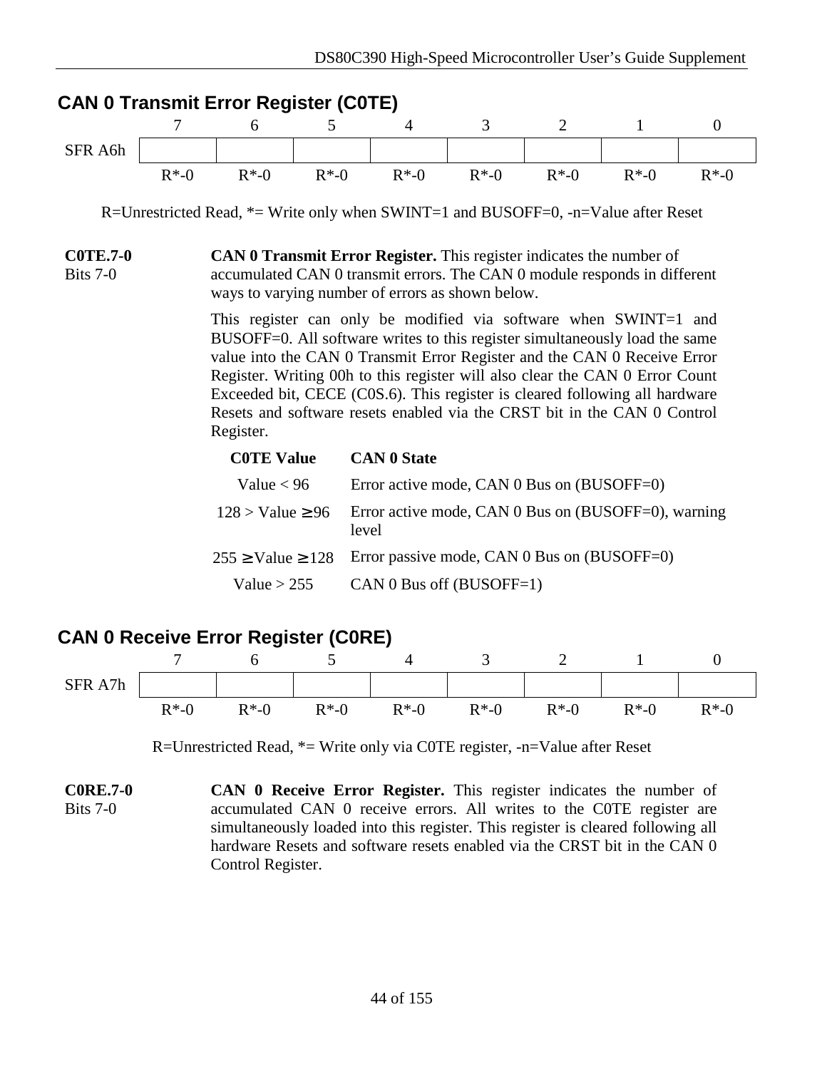## CAN 0 Transmit Error Register (C0TE)

| | 7 | 6 | 5 | 4 | 3 | 2 | 1 | 0 |
|---|---|---|---|---|---|---|---|---|
| SFR A6h | | | | | | | | |
| | R*-0 | R*-0 | R*-0 | R*-0 | R*-0 | R*-0 | R*-0 | R*-0 |

R=Unrestricted Read, *= Write only when SWINT=1 and BUSOFF=0, -n=Value after Reset

**C0TE.7-0**
Bits 7-0

**CAN 0 Transmit Error Register.** This register indicates the number of accumulated CAN 0 transmit errors. The CAN 0 module responds in different ways to varying number of errors as shown below.

This register can only be modified via software when SWINT=1 and BUSOFF=0. All software writes to this register simultaneously load the same value into the CAN 0 Transmit Error Register and the CAN 0 Receive Error Register. Writing 00h to this register will also clear the CAN 0 Error Count Exceeded bit, CECE (C0S.6). This register is cleared following all hardware Resets and software resets enabled via the CRST bit in the CAN 0 Control Register.

| C0TE Value | CAN 0 State |
|---|---|
| Value < 96 | Error active mode, CAN 0 Bus on (BUSOFF=0) |
| 128 > Value ≥ 96 | Error active mode, CAN 0 Bus on (BUSOFF=0), warning level |
| 255 ≥ Value ≥ 128 | Error passive mode, CAN 0 Bus on (BUSOFF=0) |
| Value > 255 | CAN 0 Bus off (BUSOFF=1) |

## CAN 0 Receive Error Register (C0RE)

| | 7 | 6 | 5 | 4 | 3 | 2 | 1 | 0 |
|---|---|---|---|---|---|---|---|---|
| SFR A7h | | | | | | | | |
| | R*-0 | R*-0 | R*-0 | R*-0 | R*-0 | R*-0 | R*-0 | R*-0 |

R=Unrestricted Read, *= Write only via C0TE register, -n=Value after Reset

**C0RE.7-0**
Bits 7-0

**CAN 0 Receive Error Register.** This register indicates the number of accumulated CAN 0 receive errors. All writes to the C0TE register are simultaneously loaded into this register. This register is cleared following all hardware Resets and software resets enabled via the CRST bit in the CAN 0 Control Register.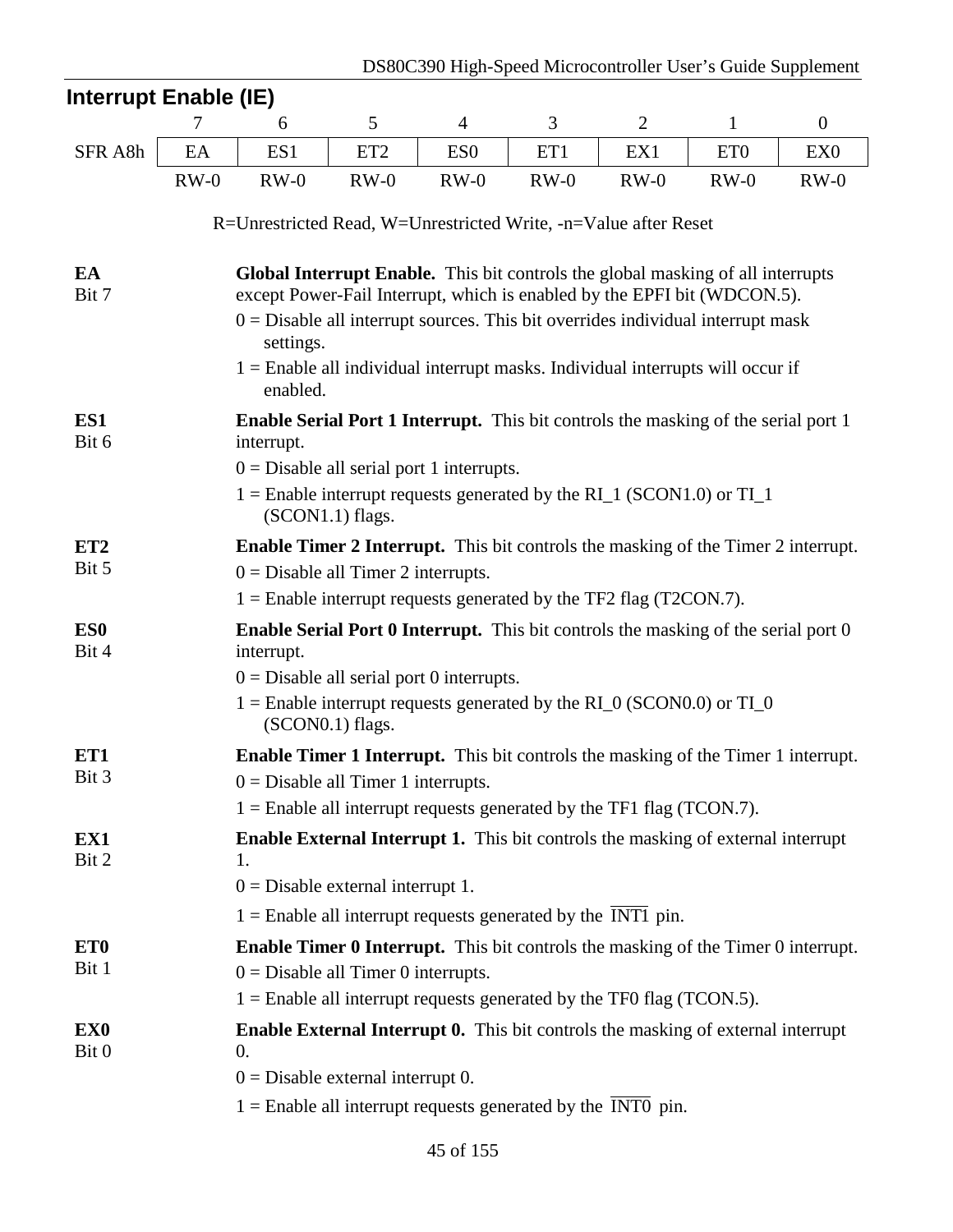## Interrupt Enable (IE)

| | 7 | 6 | 5 | 4 | 3 | 2 | 1 | 0 |
|---|---|---|---|---|---|---|---|---|
| SFR A8h | EA | ES1 | ET2 | ES0 | ET1 | EX1 | ET0 | EX0 |
| | RW-0 | RW-0 | RW-0 | RW-0 | RW-0 | RW-0 | RW-0 | RW-0 |

R=Unrestricted Read, W=Unrestricted Write, -n=Value after Reset

**EA**
Bit 7

**Global Interrupt Enable.** This bit controls the global masking of all interrupts except Power-Fail Interrupt, which is enabled by the EPFI bit (WDCON.5).

0 = Disable all interrupt sources. This bit overrides individual interrupt mask settings.

1 = Enable all individual interrupt masks. Individual interrupts will occur if enabled.

**ES1**
Bit 6

**Enable Serial Port 1 Interrupt.** This bit controls the masking of the serial port 1 interrupt.

0 = Disable all serial port 1 interrupts.

1 = Enable interrupt requests generated by the RI_1 (SCON1.0) or TI_1 (SCON1.1) flags.

**ET2**
Bit 5

**Enable Timer 2 Interrupt.** This bit controls the masking of the Timer 2 interrupt.

0 = Disable all Timer 2 interrupts.

1 = Enable interrupt requests generated by the TF2 flag (T2CON.7).

**ES0**
Bit 4

**Enable Serial Port 0 Interrupt.** This bit controls the masking of the serial port 0 interrupt.

0 = Disable all serial port 0 interrupts.

1 = Enable interrupt requests generated by the RI_0 (SCON0.0) or TI_0 (SCON0.1) flags.

**ET1**
Bit 3

**Enable Timer 1 Interrupt.** This bit controls the masking of the Timer 1 interrupt.

0 = Disable all Timer 1 interrupts.

1 = Enable all interrupt requests generated by the TF1 flag (TCON.7).

**EX1**
Bit 2

**Enable External Interrupt 1.** This bit controls the masking of external interrupt 1.

0 = Disable external interrupt 1.

1 = Enable all interrupt requests generated by the $\overline{\text{INT1}}$ pin.

**ET0**
Bit 1

**Enable Timer 0 Interrupt.** This bit controls the masking of the Timer 0 interrupt.

0 = Disable all Timer 0 interrupts.

1 = Enable all interrupt requests generated by the TF0 flag (TCON.5).

**EX0**
Bit 0

**Enable External Interrupt 0.** This bit controls the masking of external interrupt 0.

0 = Disable external interrupt 0.

1 = Enable all interrupt requests generated by the $\overline{\text{INT0}}$ pin.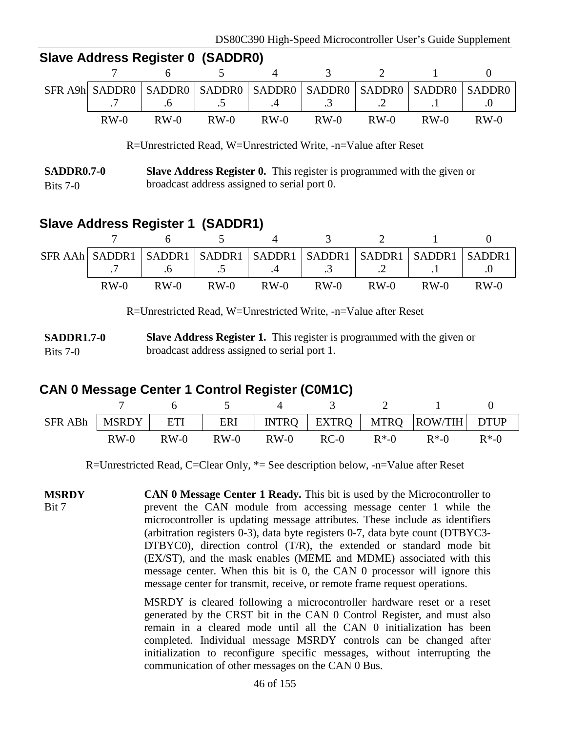## Slave Address Register 0 (SADDR0)

| | 7 | 6 | 5 | 4 | 3 | 2 | 1 | 0 |
|---|---|---|---|---|---|---|---|---|
| SFR A9h | SADDR0.7 | SADDR0.6 | SADDR0.5 | SADDR0.4 | SADDR0.3 | SADDR0.2 | SADDR0.1 | SADDR0.0 |
| | RW-0 | RW-0 | RW-0 | RW-0 | RW-0 | RW-0 | RW-0 | RW-0 |

R=Unrestricted Read, W=Unrestricted Write, -n=Value after Reset

**SADDR0.7-0**
Bits 7-0

**Slave Address Register 0.** This register is programmed with the given or broadcast address assigned to serial port 0.

## Slave Address Register 1 (SADDR1)

| | 7 | 6 | 5 | 4 | 3 | 2 | 1 | 0 |
|---|---|---|---|---|---|---|---|---|
| SFR AAh | SADDR1.7 | SADDR1.6 | SADDR1.5 | SADDR1.4 | SADDR1.3 | SADDR1.2 | SADDR1.1 | SADDR1.0 |
| | RW-0 | RW-0 | RW-0 | RW-0 | RW-0 | RW-0 | RW-0 | RW-0 |

R=Unrestricted Read, W=Unrestricted Write, -n=Value after Reset

**SADDR1.7-0**
Bits 7-0

**Slave Address Register 1.** This register is programmed with the given or broadcast address assigned to serial port 1.

## CAN 0 Message Center 1 Control Register (C0M1C)

| | 7 | 6 | 5 | 4 | 3 | 2 | 1 | 0 |
|---|---|---|---|---|---|---|---|---|
| SFR ABh | MSRDY | ETI | ERI | INTRQ | EXTRQ | MTRQ | ROW/TIH | DTUP |
| | RW-0 | RW-0 | RW-0 | RW-0 | RC-0 | R*-0 | R*-0 | R*-0 |

R=Unrestricted Read, C=Clear Only, *= See description below, -n=Value after Reset

**MSRDY**
Bit 7

**CAN 0 Message Center 1 Ready.** This bit is used by the Microcontroller to prevent the CAN module from accessing message center 1 while the microcontroller is updating message attributes. These include as identifiers (arbitration registers 0-3), data byte registers 0-7, data byte count (DTBYC3-DTBYC0), direction control (T/R), the extended or standard mode bit (EX/ST), and the mask enables (MEME and MDME) associated with this message center. When this bit is 0, the CAN 0 processor will ignore this message center for transmit, receive, or remote frame request operations.

MSRDY is cleared following a microcontroller hardware reset or a reset generated by the CRST bit in the CAN 0 Control Register, and must also remain in a cleared mode until all the CAN 0 initialization has been completed. Individual message MSRDY controls can be changed after initialization to reconfigure specific messages, without interrupting the communication of other messages on the CAN 0 Bus.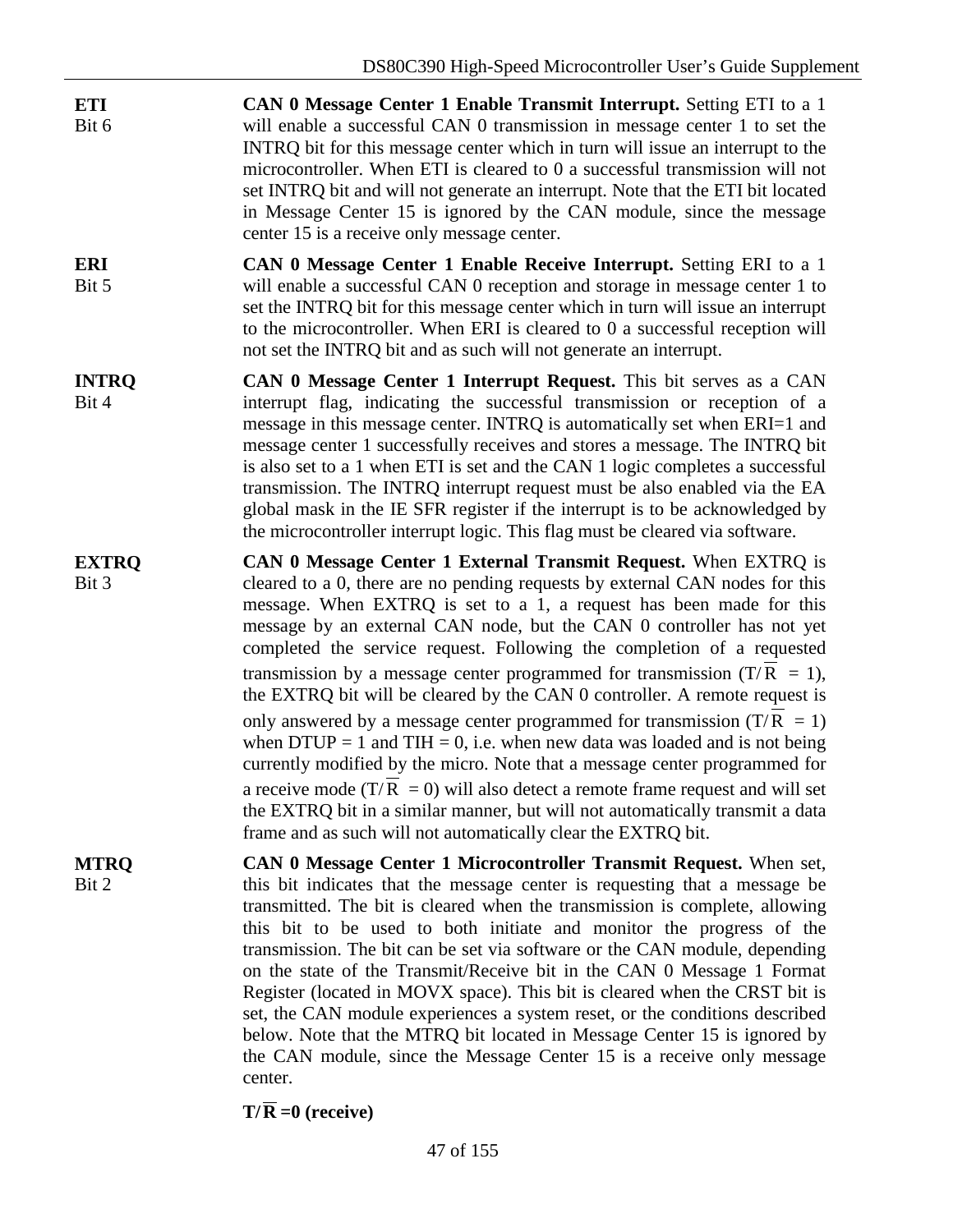**ETI**
Bit 6

**CAN 0 Message Center 1 Enable Transmit Interrupt.** Setting ETI to a 1 will enable a successful CAN 0 transmission in message center 1 to set the INTRQ bit for this message center which in turn will issue an interrupt to the microcontroller. When ETI is cleared to 0 a successful transmission will not set INTRQ bit and will not generate an interrupt. Note that the ETI bit located in Message Center 15 is ignored by the CAN module, since the message center 15 is a receive only message center.

**ERI**
Bit 5

**CAN 0 Message Center 1 Enable Receive Interrupt.** Setting ERI to a 1 will enable a successful CAN 0 reception and storage in message center 1 to set the INTRQ bit for this message center which in turn will issue an interrupt to the microcontroller. When ERI is cleared to 0 a successful reception will not set the INTRQ bit and as such will not generate an interrupt.

**INTRQ**
Bit 4

**CAN 0 Message Center 1 Interrupt Request.** This bit serves as a CAN interrupt flag, indicating the successful transmission or reception of a message in this message center. INTRQ is automatically set when ERI=1 and message center 1 successfully receives and stores a message. The INTRQ bit is also set to a 1 when ETI is set and the CAN 1 logic completes a successful transmission. The INTRQ interrupt request must be also enabled via the EA global mask in the IE SFR register if the interrupt is to be acknowledged by the microcontroller interrupt logic. This flag must be cleared via software.

**EXTRQ**
Bit 3

**CAN 0 Message Center 1 External Transmit Request.** When EXTRQ is cleared to a 0, there are no pending requests by external CAN nodes for this message. When EXTRQ is set to a 1, a request has been made for this message by an external CAN node, but the CAN 0 controller has not yet completed the service request. Following the completion of a requested transmission by a message center programmed for transmission ($T/\overline{R} = 1$), the EXTRQ bit will be cleared by the CAN 0 controller. A remote request is only answered by a message center programmed for transmission ($T/\overline{R} = 1$) when DTUP = 1 and TIH = 0, i.e. when new data was loaded and is not being currently modified by the micro. Note that a message center programmed for a receive mode ($T/\overline{R} = 0$) will also detect a remote frame request and will set the EXTRQ bit in a similar manner, but will not automatically transmit a data frame and as such will not automatically clear the EXTRQ bit.

**MTRQ**
Bit 2

**CAN 0 Message Center 1 Microcontroller Transmit Request.** When set, this bit indicates that the message center is requesting that a message be transmitted. The bit is cleared when the transmission is complete, allowing this bit to be used to both initiate and monitor the progress of the transmission. The bit can be set via software or the CAN module, depending on the state of the Transmit/Receive bit in the CAN 0 Message 1 Format Register (located in MOVX space). This bit is cleared when the CRST bit is set, the CAN module experiences a system reset, or the conditions described below. Note that the MTRQ bit located in Message Center 15 is ignored by the CAN module, since the Message Center 15 is a receive only message center.

**$T/\overline{R}$ =0 (receive)**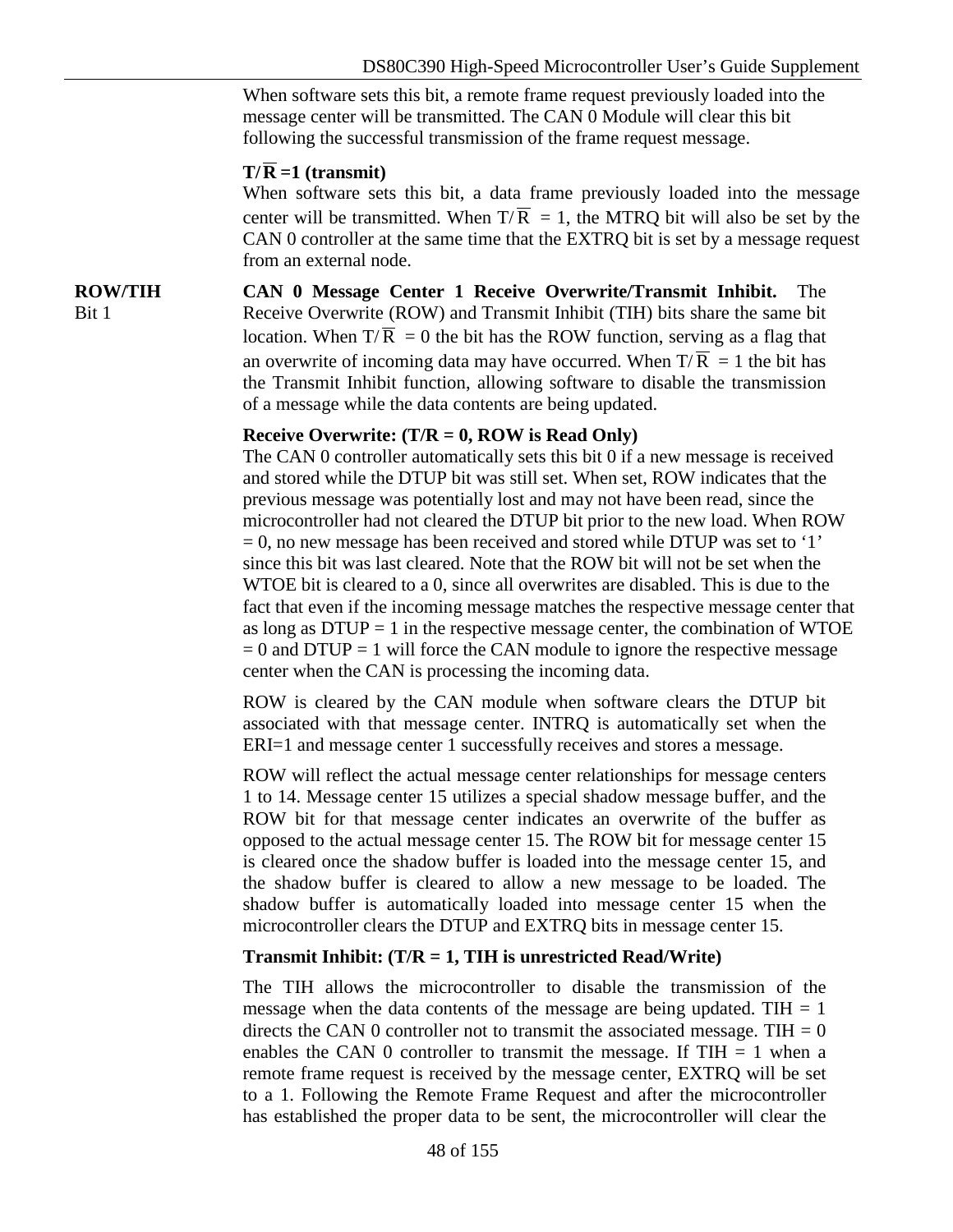When software sets this bit, a remote frame request previously loaded into the message center will be transmitted. The CAN 0 Module will clear this bit following the successful transmission of the frame request message.

**$T/\overline{R}$ =1 (transmit)**

When software sets this bit, a data frame previously loaded into the message center will be transmitted. When $T/\overline{R}$ = 1, the MTRQ bit will also be set by the CAN 0 controller at the same time that the EXTRQ bit is set by a message request from an external node.

**ROW/TIH**
Bit 1

**CAN 0 Message Center 1 Receive Overwrite/Transmit Inhibit.** The Receive Overwrite (ROW) and Transmit Inhibit (TIH) bits share the same bit location. When $T/\overline{R}$ = 0 the bit has the ROW function, serving as a flag that an overwrite of incoming data may have occurred. When $T/\overline{R}$ = 1 the bit has the Transmit Inhibit function, allowing software to disable the transmission of a message while the data contents are being updated.

**Receive Overwrite: (T/R = 0, ROW is Read Only)**

The CAN 0 controller automatically sets this bit 0 if a new message is received and stored while the DTUP bit was still set. When set, ROW indicates that the previous message was potentially lost and may not have been read, since the microcontroller had not cleared the DTUP bit prior to the new load. When ROW = 0, no new message has been received and stored while DTUP was set to '1' since this bit was last cleared. Note that the ROW bit will not be set when the WTOE bit is cleared to a 0, since all overwrites are disabled. This is due to the fact that even if the incoming message matches the respective message center that as long as DTUP = 1 in the respective message center, the combination of WTOE = 0 and DTUP = 1 will force the CAN module to ignore the respective message center when the CAN is processing the incoming data.

ROW is cleared by the CAN module when software clears the DTUP bit associated with that message center. INTRQ is automatically set when the ERI=1 and message center 1 successfully receives and stores a message.

ROW will reflect the actual message center relationships for message centers 1 to 14. Message center 15 utilizes a special shadow message buffer, and the ROW bit for that message center indicates an overwrite of the buffer as opposed to the actual message center 15. The ROW bit for message center 15 is cleared once the shadow buffer is loaded into the message center 15, and the shadow buffer is cleared to allow a new message to be loaded. The shadow buffer is automatically loaded into message center 15 when the microcontroller clears the DTUP and EXTRQ bits in message center 15.

**Transmit Inhibit: (T/R = 1, TIH is unrestricted Read/Write)**

The TIH allows the microcontroller to disable the transmission of the message when the data contents of the message are being updated. TIH = 1 directs the CAN 0 controller not to transmit the associated message. TIH = 0 enables the CAN 0 controller to transmit the message. If TIH = 1 when a remote frame request is received by the message center, EXTRQ will be set to a 1. Following the Remote Frame Request and after the microcontroller has established the proper data to be sent, the microcontroller will clear the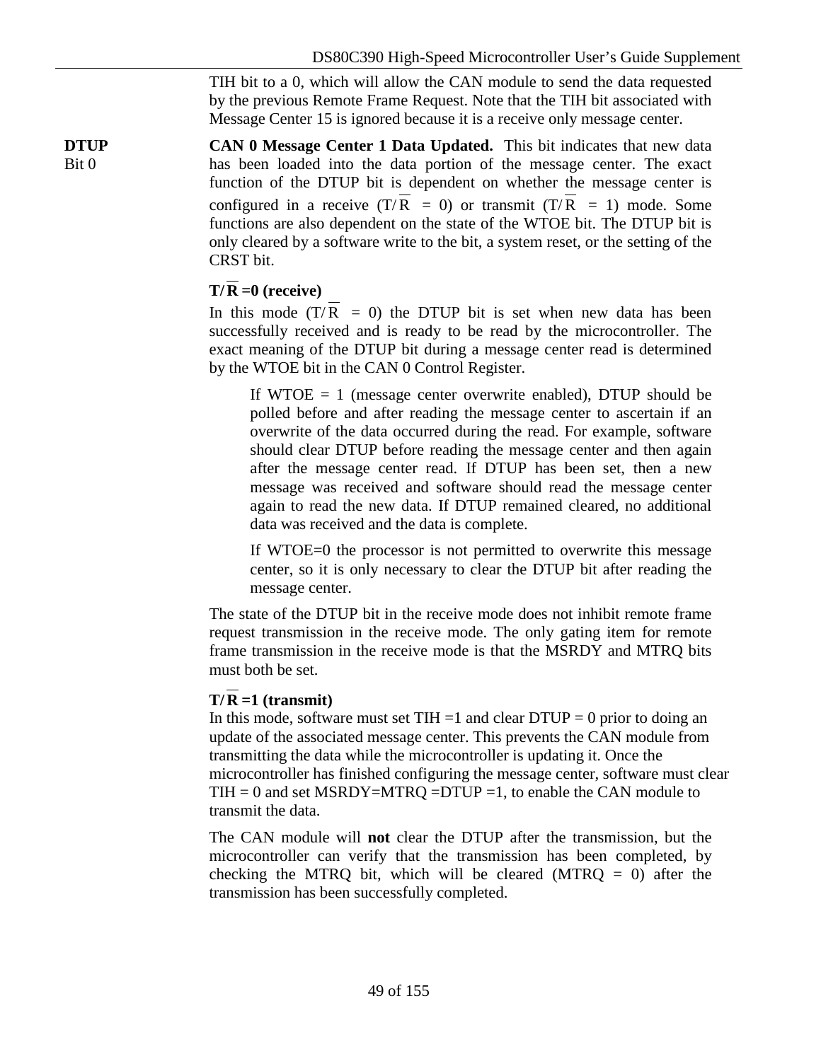TIH bit to a 0, which will allow the CAN module to send the data requested by the previous Remote Frame Request. Note that the TIH bit associated with Message Center 15 is ignored because it is a receive only message center.

**DTUP**
Bit 0

**CAN 0 Message Center 1 Data Updated.** This bit indicates that new data has been loaded into the data portion of the message center. The exact function of the DTUP bit is dependent on whether the message center is configured in a receive ($T/\overline{R}$ = 0) or transmit ($T/\overline{R}$ = 1) mode. Some functions are also dependent on the state of the WTOE bit. The DTUP bit is only cleared by a software write to the bit, a system reset, or the setting of the CRST bit.

**$T/\overline{R}$ =0 (receive)**

In this mode ($T/\overline{R}$ = 0) the DTUP bit is set when new data has been successfully received and is ready to be read by the microcontroller. The exact meaning of the DTUP bit during a message center read is determined by the WTOE bit in the CAN 0 Control Register.

> If WTOE = 1 (message center overwrite enabled), DTUP should be polled before and after reading the message center to ascertain if an overwrite of the data occurred during the read. For example, software should clear DTUP before reading the message center and then again after the message center read. If DTUP has been set, then a new message was received and software should read the message center again to read the new data. If DTUP remained cleared, no additional data was received and the data is complete.
>
> If WTOE=0 the processor is not permitted to overwrite this message center, so it is only necessary to clear the DTUP bit after reading the message center.

The state of the DTUP bit in the receive mode does not inhibit remote frame request transmission in the receive mode. The only gating item for remote frame transmission in the receive mode is that the MSRDY and MTRQ bits must both be set.

**$T/\overline{R}$ =1 (transmit)**

In this mode, software must set TIH =1 and clear DTUP = 0 prior to doing an update of the associated message center. This prevents the CAN module from transmitting the data while the microcontroller is updating it. Once the microcontroller has finished configuring the message center, software must clear TIH = 0 and set MSRDY=MTRQ =DTUP =1, to enable the CAN module to transmit the data.

The CAN module will **not** clear the DTUP after the transmission, but the microcontroller can verify that the transmission has been completed, by checking the MTRQ bit, which will be cleared (MTRQ = 0) after the transmission has been successfully completed.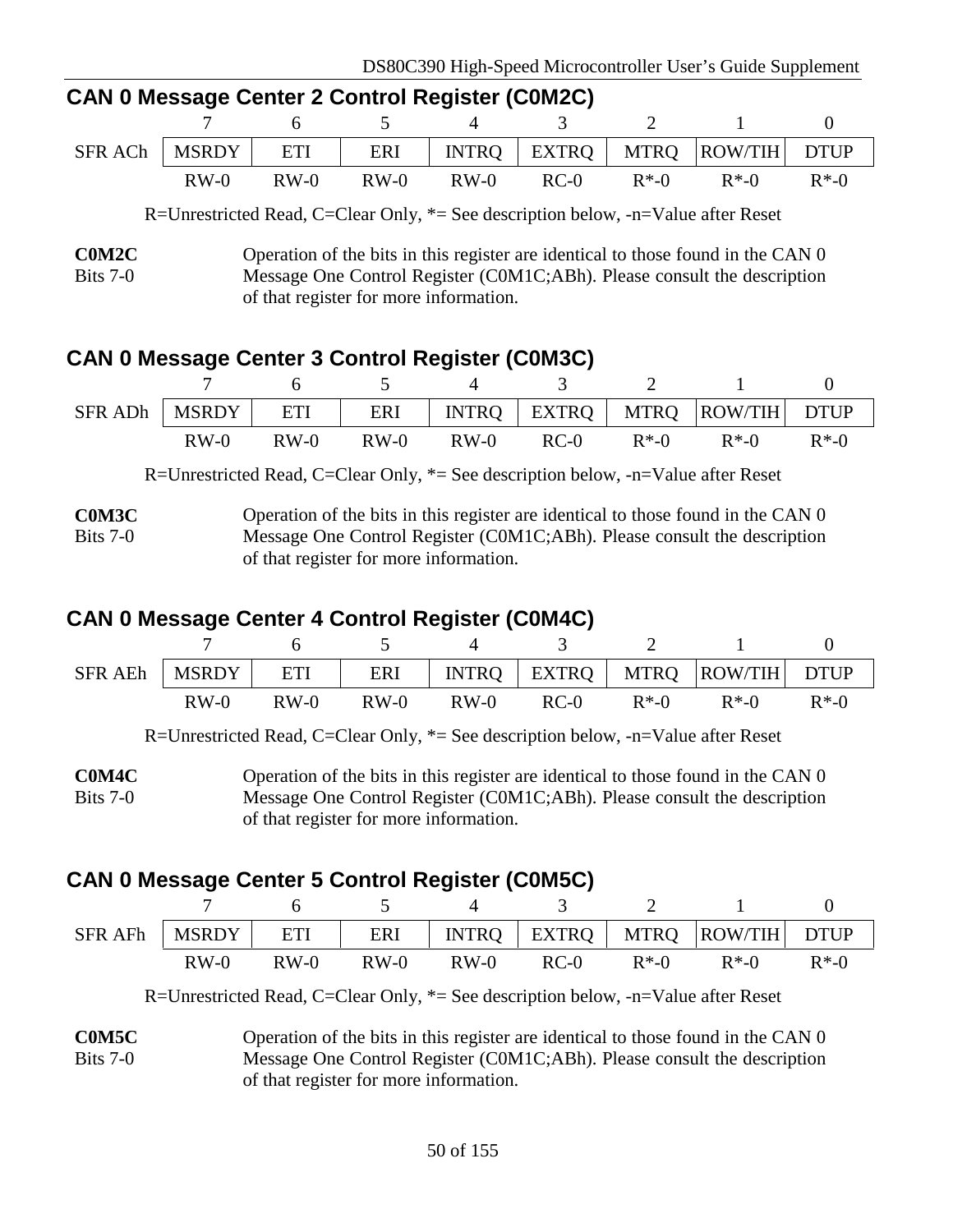## CAN 0 Message Center 2 Control Register (C0M2C)

| | 7 | 6 | 5 | 4 | 3 | 2 | 1 | 0 |
|---|---|---|---|---|---|---|---|---|
| SFR ACh | MSRDY | ETI | ERI | INTRQ | EXTRQ | MTRQ | ROW/TIH | DTUP |
| | RW-0 | RW-0 | RW-0 | RW-0 | RC-0 | R*-0 | R*-0 | R*-0 |

R=Unrestricted Read, C=Clear Only, *= See description below, -n=Value after Reset

**C0M2C**
Bits 7-0

Operation of the bits in this register are identical to those found in the CAN 0 Message One Control Register (C0M1C;ABh). Please consult the description of that register for more information.

## CAN 0 Message Center 3 Control Register (C0M3C)

| | 7 | 6 | 5 | 4 | 3 | 2 | 1 | 0 |
|---|---|---|---|---|---|---|---|---|
| SFR ADh | MSRDY | ETI | ERI | INTRQ | EXTRQ | MTRQ | ROW/TIH | DTUP |
| | RW-0 | RW-0 | RW-0 | RW-0 | RC-0 | R*-0 | R*-0 | R*-0 |

R=Unrestricted Read, C=Clear Only, *= See description below, -n=Value after Reset

**C0M3C**
Bits 7-0

Operation of the bits in this register are identical to those found in the CAN 0 Message One Control Register (C0M1C;ABh). Please consult the description of that register for more information.

## CAN 0 Message Center 4 Control Register (C0M4C)

| | 7 | 6 | 5 | 4 | 3 | 2 | 1 | 0 |
|---|---|---|---|---|---|---|---|---|
| SFR AEh | MSRDY | ETI | ERI | INTRQ | EXTRQ | MTRQ | ROW/TIH | DTUP |
| | RW-0 | RW-0 | RW-0 | RW-0 | RC-0 | R*-0 | R*-0 | R*-0 |

R=Unrestricted Read, C=Clear Only, *= See description below, -n=Value after Reset

**C0M4C**
Bits 7-0

Operation of the bits in this register are identical to those found in the CAN 0 Message One Control Register (C0M1C;ABh). Please consult the description of that register for more information.

## CAN 0 Message Center 5 Control Register (C0M5C)

| | 7 | 6 | 5 | 4 | 3 | 2 | 1 | 0 |
|---|---|---|---|---|---|---|---|---|
| SFR AFh | MSRDY | ETI | ERI | INTRQ | EXTRQ | MTRQ | ROW/TIH | DTUP |
| | RW-0 | RW-0 | RW-0 | RW-0 | RC-0 | R*-0 | R*-0 | R*-0 |

R=Unrestricted Read, C=Clear Only, *= See description below, -n=Value after Reset

**C0M5C**
Bits 7-0

Operation of the bits in this register are identical to those found in the CAN 0 Message One Control Register (C0M1C;ABh). Please consult the description of that register for more information.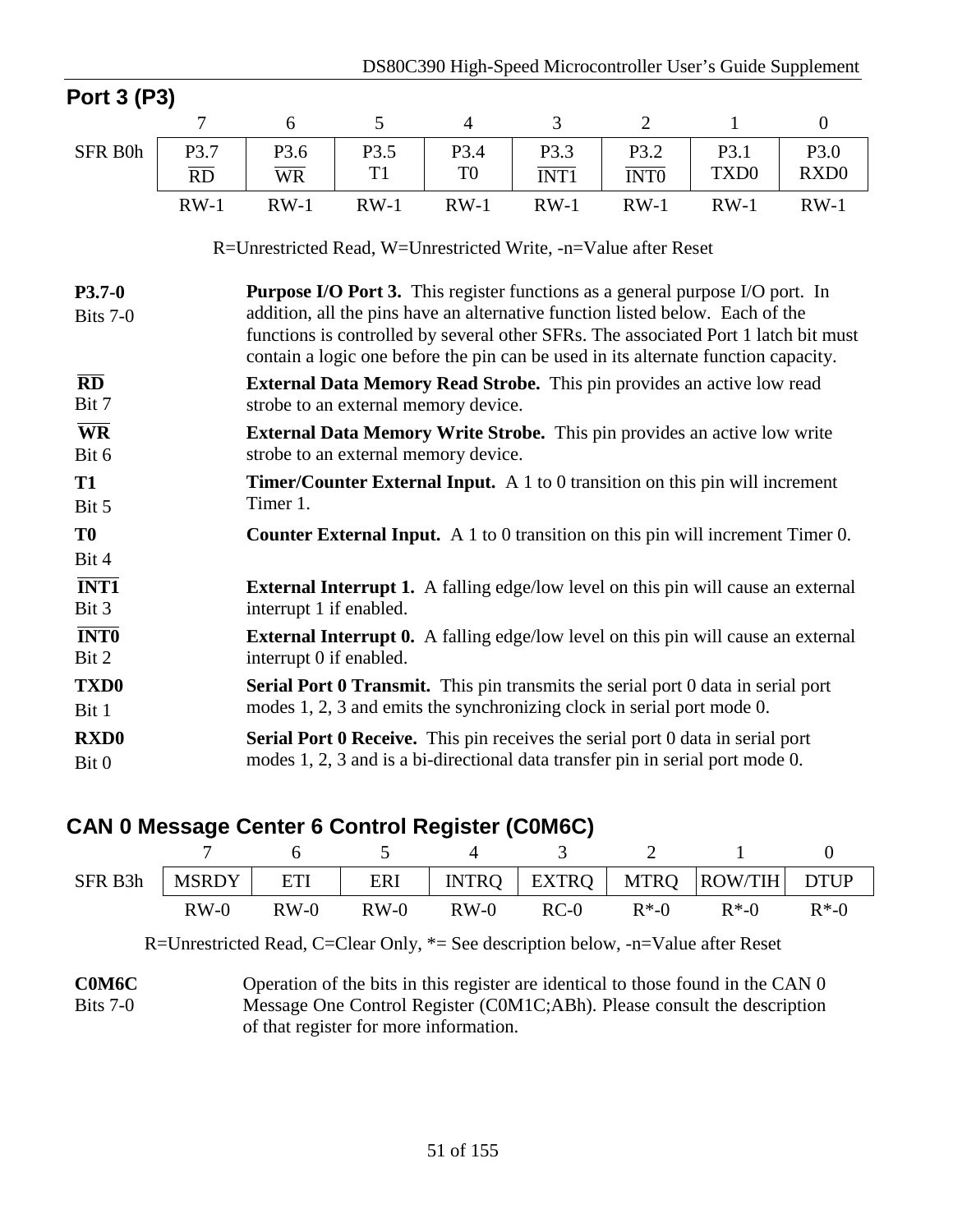## Port 3 (P3)

| | 7 | 6 | 5 | 4 | 3 | 2 | 1 | 0 |
|---|---|---|---|---|---|---|---|---|
| SFR B0h | P3.7 $\overline{RD}$ | P3.6 $\overline{WR}$ | P3.5 T1 | P3.4 T0 | P3.3 $\overline{INT1}$ | P3.2 $\overline{INT0}$ | P3.1 TXD0 | P3.0 RXD0 |
| | RW-1 | RW-1 | RW-1 | RW-1 | RW-1 | RW-1 | RW-1 | RW-1 |

R=Unrestricted Read, W=Unrestricted Write, -n=Value after Reset

**P3.7-0**
Bits 7-0
: **Purpose I/O Port 3.** This register functions as a general purpose I/O port. In addition, all the pins have an alternative function listed below. Each of the functions is controlled by several other SFRs. The associated Port 1 latch bit must contain a logic one before the pin can be used in its alternate function capacity.

**$\overline{RD}$**
Bit 7
: **External Data Memory Read Strobe.** This pin provides an active low read strobe to an external memory device.

**$\overline{WR}$**
Bit 6
: **External Data Memory Write Strobe.** This pin provides an active low write strobe to an external memory device.

**T1**
Bit 5
: **Timer/Counter External Input.** A 1 to 0 transition on this pin will increment Timer 1.

**T0**
Bit 4
: **Counter External Input.** A 1 to 0 transition on this pin will increment Timer 0.

**$\overline{INT1}$**
Bit 3
: **External Interrupt 1.** A falling edge/low level on this pin will cause an external interrupt 1 if enabled.

**$\overline{INT0}$**
Bit 2
: **External Interrupt 0.** A falling edge/low level on this pin will cause an external interrupt 0 if enabled.

**TXD0**
Bit 1
: **Serial Port 0 Transmit.** This pin transmits the serial port 0 data in serial port modes 1, 2, 3 and emits the synchronizing clock in serial port mode 0.

**RXD0**
Bit 0
: **Serial Port 0 Receive.** This pin receives the serial port 0 data in serial port modes 1, 2, 3 and is a bi-directional data transfer pin in serial port mode 0.

## CAN 0 Message Center 6 Control Register (C0M6C)

| | 7 | 6 | 5 | 4 | 3 | 2 | 1 | 0 |
|---|---|---|---|---|---|---|---|---|
| SFR B3h | MSRDY | ETI | ERI | INTRQ | EXTRQ | MTRQ | ROW/TIH | DTUP |
| | RW-0 | RW-0 | RW-0 | RW-0 | RC-0 | R*-0 | R*-0 | R*-0 |

R=Unrestricted Read, C=Clear Only, *= See description below, -n=Value after Reset

**C0M6C**
Bits 7-0
: Operation of the bits in this register are identical to those found in the CAN 0 Message One Control Register (C0M1C;ABh). Please consult the description of that register for more information.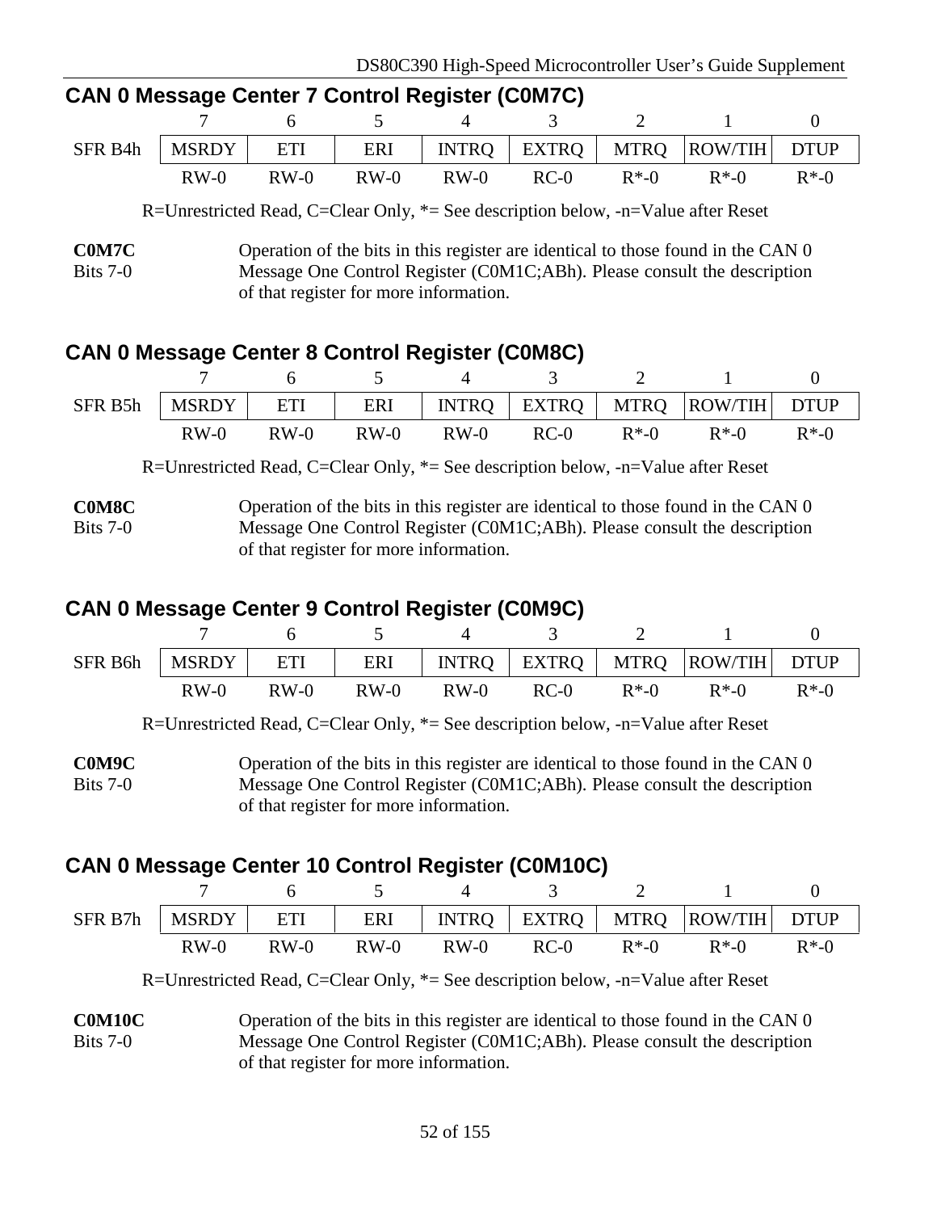## CAN 0 Message Center 7 Control Register (C0M7C)

| | 7 | 6 | 5 | 4 | 3 | 2 | 1 | 0 |
|---|---|---|---|---|---|---|---|---|
| SFR B4h | MSRDY | ETI | ERI | INTRQ | EXTRQ | MTRQ | ROW/TIH | DTUP |
| | RW-0 | RW-0 | RW-0 | RW-0 | RC-0 | R*-0 | R*-0 | R*-0 |

R=Unrestricted Read, C=Clear Only, *= See description below, -n=Value after Reset

**C0M7C**
Bits 7-0

Operation of the bits in this register are identical to those found in the CAN 0 Message One Control Register (C0M1C;ABh). Please consult the description of that register for more information.

## CAN 0 Message Center 8 Control Register (C0M8C)

| | 7 | 6 | 5 | 4 | 3 | 2 | 1 | 0 |
|---|---|---|---|---|---|---|---|---|
| SFR B5h | MSRDY | ETI | ERI | INTRQ | EXTRQ | MTRQ | ROW/TIH | DTUP |
| | RW-0 | RW-0 | RW-0 | RW-0 | RC-0 | R*-0 | R*-0 | R*-0 |

R=Unrestricted Read, C=Clear Only, *= See description below, -n=Value after Reset

**C0M8C**
Bits 7-0

Operation of the bits in this register are identical to those found in the CAN 0 Message One Control Register (C0M1C;ABh). Please consult the description of that register for more information.

## CAN 0 Message Center 9 Control Register (C0M9C)

| | 7 | 6 | 5 | 4 | 3 | 2 | 1 | 0 |
|---|---|---|---|---|---|---|---|---|
| SFR B6h | MSRDY | ETI | ERI | INTRQ | EXTRQ | MTRQ | ROW/TIH | DTUP |
| | RW-0 | RW-0 | RW-0 | RW-0 | RC-0 | R*-0 | R*-0 | R*-0 |

R=Unrestricted Read, C=Clear Only, *= See description below, -n=Value after Reset

**C0M9C**
Bits 7-0

Operation of the bits in this register are identical to those found in the CAN 0 Message One Control Register (C0M1C;ABh). Please consult the description of that register for more information.

## CAN 0 Message Center 10 Control Register (C0M10C)

| | 7 | 6 | 5 | 4 | 3 | 2 | 1 | 0 |
|---|---|---|---|---|---|---|---|---|
| SFR B7h | MSRDY | ETI | ERI | INTRQ | EXTRQ | MTRQ | ROW/TIH | DTUP |
| | RW-0 | RW-0 | RW-0 | RW-0 | RC-0 | R*-0 | R*-0 | R*-0 |

R=Unrestricted Read, C=Clear Only, *= See description below, -n=Value after Reset

**C0M10C**
Bits 7-0

Operation of the bits in this register are identical to those found in the CAN 0 Message One Control Register (C0M1C;ABh). Please consult the description of that register for more information.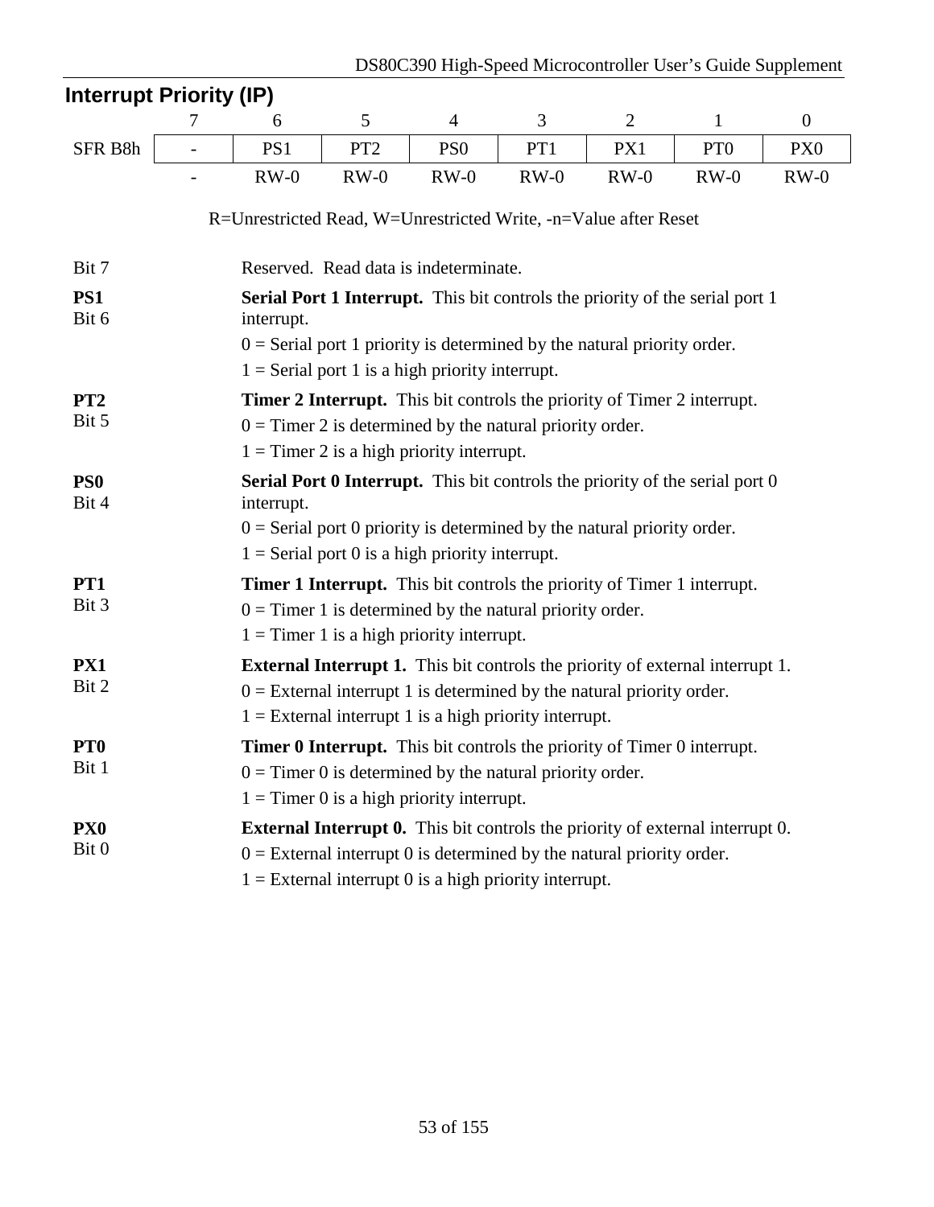## Interrupt Priority (IP)

| | 7 | 6 | 5 | 4 | 3 | 2 | 1 | 0 |
|---|---|---|---|---|---|---|---|---|
| SFR B8h | - | PS1 | PT2 | PS0 | PT1 | PX1 | PT0 | PX0 |
| | - | RW-0 | RW-0 | RW-0 | RW-0 | RW-0 | RW-0 | RW-0 |

R=Unrestricted Read, W=Unrestricted Write, -n=Value after Reset

Bit 7 — Reserved. Read data is indeterminate.

**PS1**
Bit 6 — **Serial Port 1 Interrupt.** This bit controls the priority of the serial port 1 interrupt.

0 = Serial port 1 priority is determined by the natural priority order.

1 = Serial port 1 is a high priority interrupt.

**PT2**
Bit 5 — **Timer 2 Interrupt.** This bit controls the priority of Timer 2 interrupt.

0 = Timer 2 is determined by the natural priority order.

1 = Timer 2 is a high priority interrupt.

**PS0**
Bit 4 — **Serial Port 0 Interrupt.** This bit controls the priority of the serial port 0 interrupt.

0 = Serial port 0 priority is determined by the natural priority order.

1 = Serial port 0 is a high priority interrupt.

**PT1**
Bit 3 — **Timer 1 Interrupt.** This bit controls the priority of Timer 1 interrupt.

0 = Timer 1 is determined by the natural priority order.

1 = Timer 1 is a high priority interrupt.

**PX1**
Bit 2 — **External Interrupt 1.** This bit controls the priority of external interrupt 1.

0 = External interrupt 1 is determined by the natural priority order.

1 = External interrupt 1 is a high priority interrupt.

**PT0**
Bit 1 — **Timer 0 Interrupt.** This bit controls the priority of Timer 0 interrupt.

0 = Timer 0 is determined by the natural priority order.

1 = Timer 0 is a high priority interrupt.

**PX0**
Bit 0 — **External Interrupt 0.** This bit controls the priority of external interrupt 0.

0 = External interrupt 0 is determined by the natural priority order.

1 = External interrupt 0 is a high priority interrupt.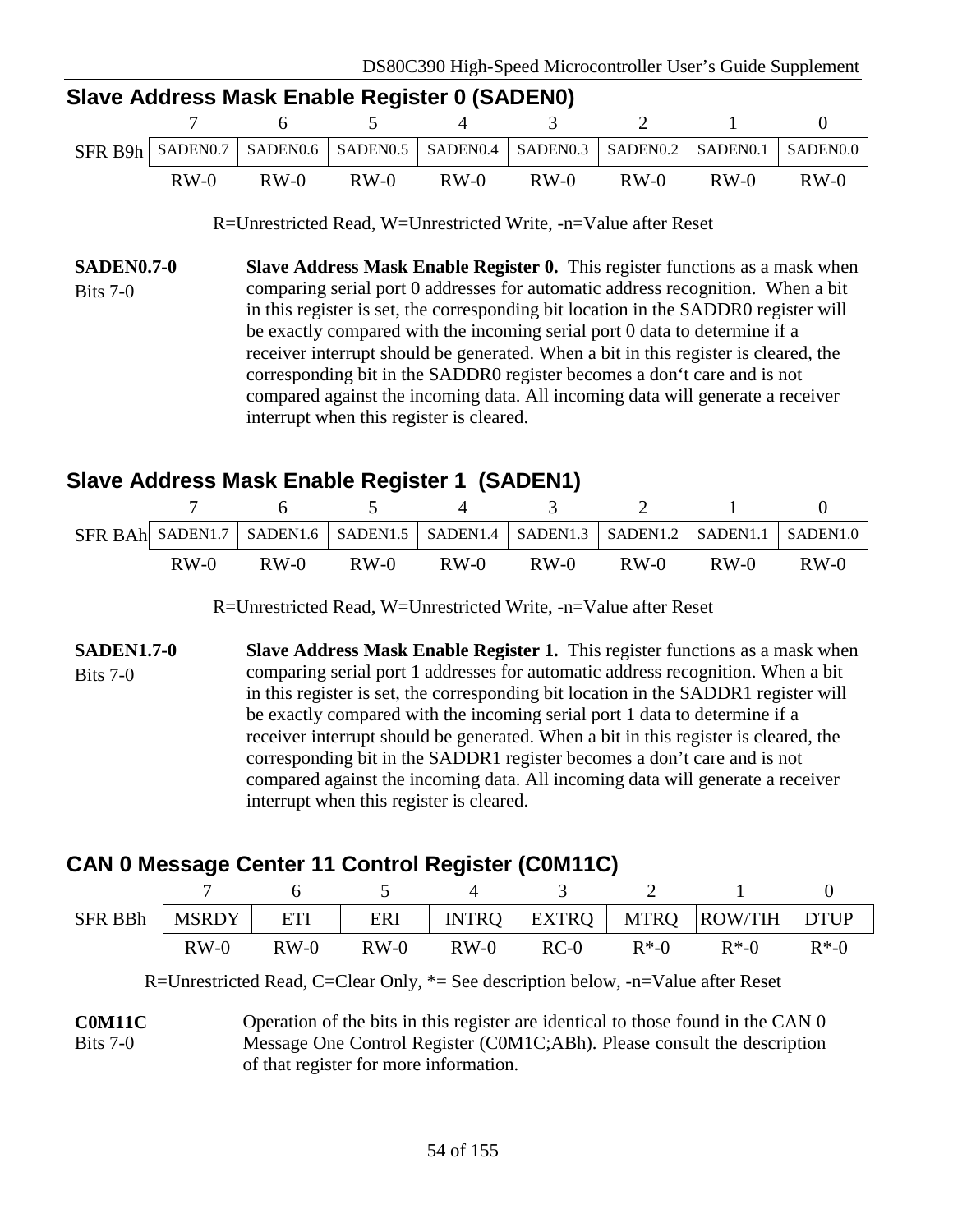## Slave Address Mask Enable Register 0 (SADEN0)

| | 7 | 6 | 5 | 4 | 3 | 2 | 1 | 0 |
|---|---|---|---|---|---|---|---|---|
| SFR B9h | SADEN0.7 | SADEN0.6 | SADEN0.5 | SADEN0.4 | SADEN0.3 | SADEN0.2 | SADEN0.1 | SADEN0.0 |
| | RW-0 | RW-0 | RW-0 | RW-0 | RW-0 | RW-0 | RW-0 | RW-0 |

R=Unrestricted Read, W=Unrestricted Write, -n=Value after Reset

**SADEN0.7-0**
Bits 7-0

**Slave Address Mask Enable Register 0.** This register functions as a mask when comparing serial port 0 addresses for automatic address recognition. When a bit in this register is set, the corresponding bit location in the SADDR0 register will be exactly compared with the incoming serial port 0 data to determine if a receiver interrupt should be generated. When a bit in this register is cleared, the corresponding bit in the SADDR0 register becomes a don't care and is not compared against the incoming data. All incoming data will generate a receiver interrupt when this register is cleared.

## Slave Address Mask Enable Register 1 (SADEN1)

| | 7 | 6 | 5 | 4 | 3 | 2 | 1 | 0 |
|---|---|---|---|---|---|---|---|---|
| SFR BAh | SADEN1.7 | SADEN1.6 | SADEN1.5 | SADEN1.4 | SADEN1.3 | SADEN1.2 | SADEN1.1 | SADEN1.0 |
| | RW-0 | RW-0 | RW-0 | RW-0 | RW-0 | RW-0 | RW-0 | RW-0 |

R=Unrestricted Read, W=Unrestricted Write, -n=Value after Reset

**SADEN1.7-0**
Bits 7-0

**Slave Address Mask Enable Register 1.** This register functions as a mask when comparing serial port 1 addresses for automatic address recognition. When a bit in this register is set, the corresponding bit location in the SADDR1 register will be exactly compared with the incoming serial port 1 data to determine if a receiver interrupt should be generated. When a bit in this register is cleared, the corresponding bit in the SADDR1 register becomes a don't care and is not compared against the incoming data. All incoming data will generate a receiver interrupt when this register is cleared.

## CAN 0 Message Center 11 Control Register (C0M11C)

| | 7 | 6 | 5 | 4 | 3 | 2 | 1 | 0 |
|---|---|---|---|---|---|---|---|---|
| SFR BBh | MSRDY | ETI | ERI | INTRQ | EXTRQ | MTRQ | ROW/TIH | DTUP |
| | RW-0 | RW-0 | RW-0 | RW-0 | RC-0 | R*-0 | R*-0 | R*-0 |

R=Unrestricted Read, C=Clear Only, *= See description below, -n=Value after Reset

**C0M11C**
Bits 7-0

Operation of the bits in this register are identical to those found in the CAN 0 Message One Control Register (C0M1C;ABh). Please consult the description of that register for more information.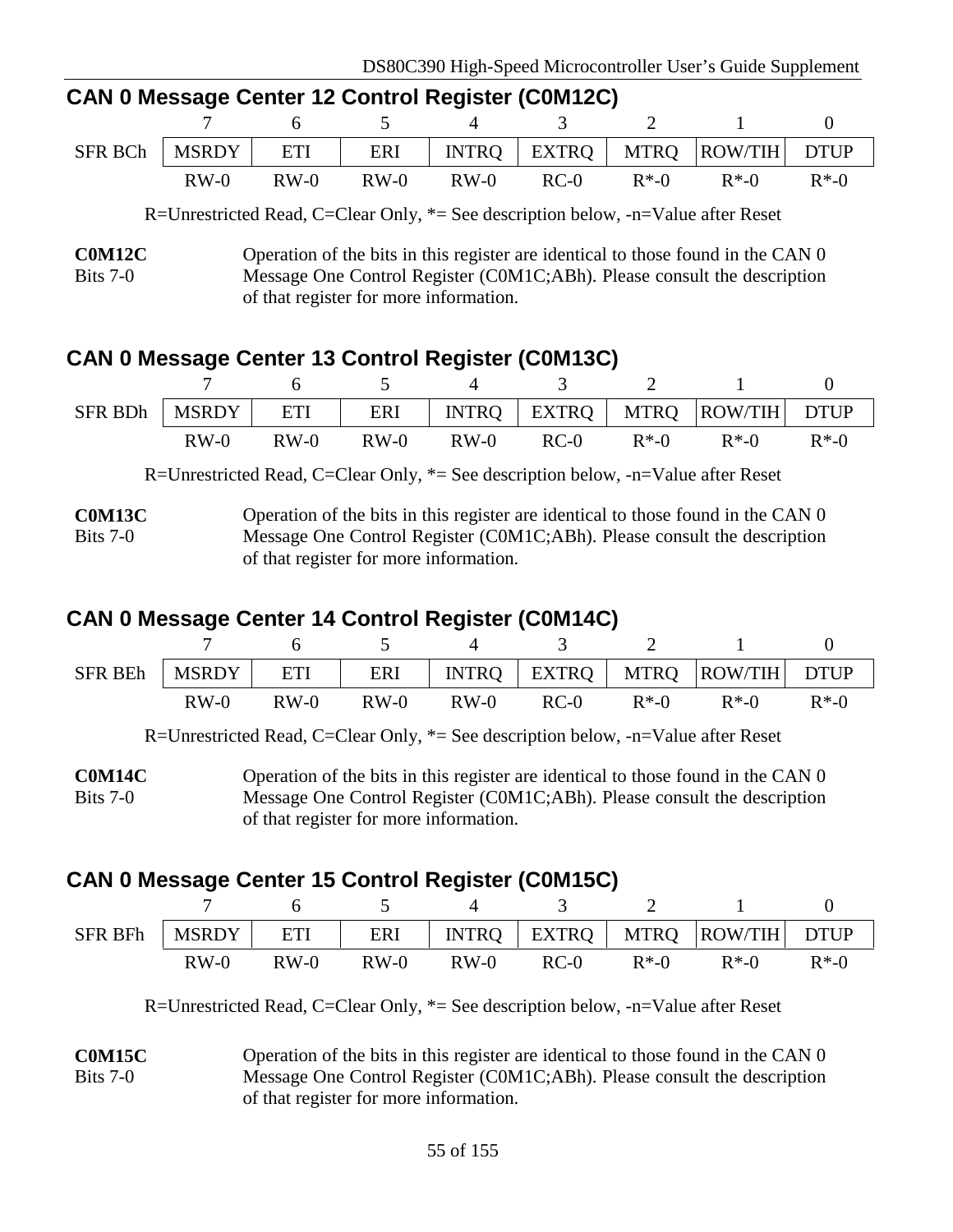## CAN 0 Message Center 12 Control Register (C0M12C)

| | 7 | 6 | 5 | 4 | 3 | 2 | 1 | 0 |
|---|---|---|---|---|---|---|---|---|
| SFR BCh | MSRDY | ETI | ERI | INTRQ | EXTRQ | MTRQ | ROW/TIH | DTUP |
| | RW-0 | RW-0 | RW-0 | RW-0 | RC-0 | R*-0 | R*-0 | R*-0 |

R=Unrestricted Read, C=Clear Only, *= See description below, -n=Value after Reset

**C0M12C**
Bits 7-0

Operation of the bits in this register are identical to those found in the CAN 0 Message One Control Register (C0M1C;ABh). Please consult the description of that register for more information.

## CAN 0 Message Center 13 Control Register (C0M13C)

| | 7 | 6 | 5 | 4 | 3 | 2 | 1 | 0 |
|---|---|---|---|---|---|---|---|---|
| SFR BDh | MSRDY | ETI | ERI | INTRQ | EXTRQ | MTRQ | ROW/TIH | DTUP |
| | RW-0 | RW-0 | RW-0 | RW-0 | RC-0 | R*-0 | R*-0 | R*-0 |

R=Unrestricted Read, C=Clear Only, *= See description below, -n=Value after Reset

**C0M13C**
Bits 7-0

Operation of the bits in this register are identical to those found in the CAN 0 Message One Control Register (C0M1C;ABh). Please consult the description of that register for more information.

## CAN 0 Message Center 14 Control Register (C0M14C)

| | 7 | 6 | 5 | 4 | 3 | 2 | 1 | 0 |
|---|---|---|---|---|---|---|---|---|
| SFR BEh | MSRDY | ETI | ERI | INTRQ | EXTRQ | MTRQ | ROW/TIH | DTUP |
| | RW-0 | RW-0 | RW-0 | RW-0 | RC-0 | R*-0 | R*-0 | R*-0 |

R=Unrestricted Read, C=Clear Only, *= See description below, -n=Value after Reset

**C0M14C**
Bits 7-0

Operation of the bits in this register are identical to those found in the CAN 0 Message One Control Register (C0M1C;ABh). Please consult the description of that register for more information.

## CAN 0 Message Center 15 Control Register (C0M15C)

| | 7 | 6 | 5 | 4 | 3 | 2 | 1 | 0 |
|---|---|---|---|---|---|---|---|---|
| SFR BFh | MSRDY | ETI | ERI | INTRQ | EXTRQ | MTRQ | ROW/TIH | DTUP |
| | RW-0 | RW-0 | RW-0 | RW-0 | RC-0 | R*-0 | R*-0 | R*-0 |

R=Unrestricted Read, C=Clear Only, *= See description below, -n=Value after Reset

**C0M15C**
Bits 7-0

Operation of the bits in this register are identical to those found in the CAN 0 Message One Control Register (C0M1C;ABh). Please consult the description of that register for more information.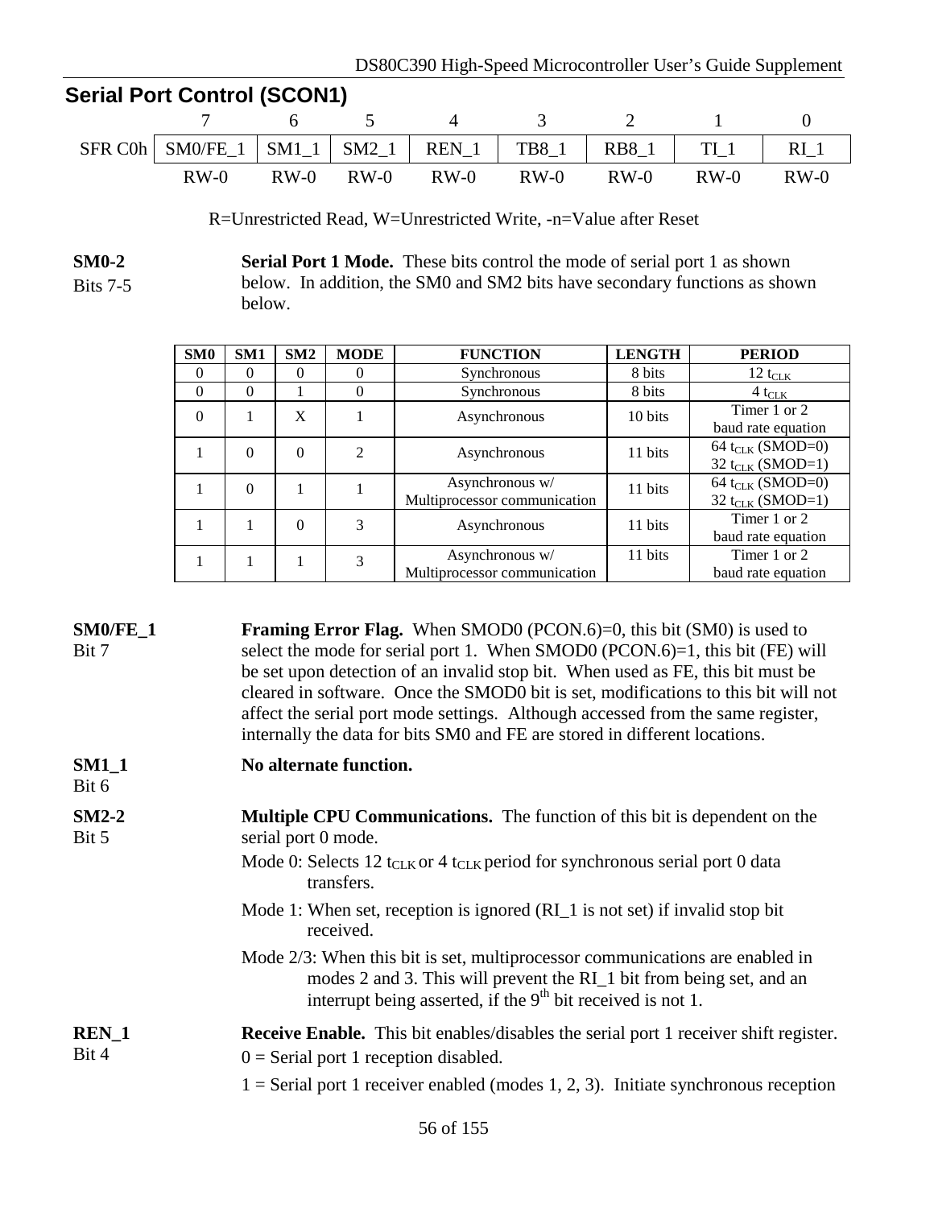## Serial Port Control (SCON1)

| | 7 | 6 | 5 | 4 | 3 | 2 | 1 | 0 |
|---|---|---|---|---|---|---|---|---|
| SFR C0h | SM0/FE_1 | SM1_1 | SM2_1 | REN_1 | TB8_1 | RB8_1 | TI_1 | RI_1 |
| | RW-0 | RW-0 | RW-0 | RW-0 | RW-0 | RW-0 | RW-0 | RW-0 |

R=Unrestricted Read, W=Unrestricted Write, -n=Value after Reset

**SM0-2**
Bits 7-5

**Serial Port 1 Mode.** These bits control the mode of serial port 1 as shown below. In addition, the SM0 and SM2 bits have secondary functions as shown below.

| SM0 | SM1 | SM2 | MODE | FUNCTION | LENGTH | PERIOD |
|---|---|---|---|---|---|---|
| 0 | 0 | 0 | 0 | Synchronous | 8 bits | 12 $t_{CLK}$ |
| 0 | 0 | 1 | 0 | Synchronous | 8 bits | 4 $t_{CLK}$ |
| 0 | 1 | X | 1 | Asynchronous | 10 bits | Timer 1 or 2 baud rate equation |
| 1 | 0 | 0 | 2 | Asynchronous | 11 bits | 64 $t_{CLK}$ (SMOD=0) 32 $t_{CLK}$ (SMOD=1) |
| 1 | 0 | 1 | 1 | Asynchronous w/ Multiprocessor communication | 11 bits | 64 $t_{CLK}$ (SMOD=0) 32 $t_{CLK}$ (SMOD=1) |
| 1 | 1 | 0 | 3 | Asynchronous | 11 bits | Timer 1 or 2 baud rate equation |
| 1 | 1 | 1 | 3 | Asynchronous w/ Multiprocessor communication | 11 bits | Timer 1 or 2 baud rate equation |

**SM0/FE_1**
Bit 7

**Framing Error Flag.** When SMOD0 (PCON.6)=0, this bit (SM0) is used to select the mode for serial port 1. When SMOD0 (PCON.6)=1, this bit (FE) will be set upon detection of an invalid stop bit. When used as FE, this bit must be cleared in software. Once the SMOD0 bit is set, modifications to this bit will not affect the serial port mode settings. Although accessed from the same register, internally the data for bits SM0 and FE are stored in different locations.

**SM1_1**
Bit 6

**No alternate function.**

**SM2-2**
Bit 5

**Multiple CPU Communications.** The function of this bit is dependent on the serial port 0 mode.

Mode 0: Selects 12 $t_{CLK}$ or 4 $t_{CLK}$ period for synchronous serial port 0 data transfers.

Mode 1: When set, reception is ignored (RI_1 is not set) if invalid stop bit received.

Mode 2/3: When this bit is set, multiprocessor communications are enabled in modes 2 and 3. This will prevent the RI_1 bit from being set, and an interrupt being asserted, if the 9th bit received is not 1.

**REN_1**
Bit 4

**Receive Enable.** This bit enables/disables the serial port 1 receiver shift register.

0 = Serial port 1 reception disabled.

1 = Serial port 1 receiver enabled (modes 1, 2, 3). Initiate synchronous reception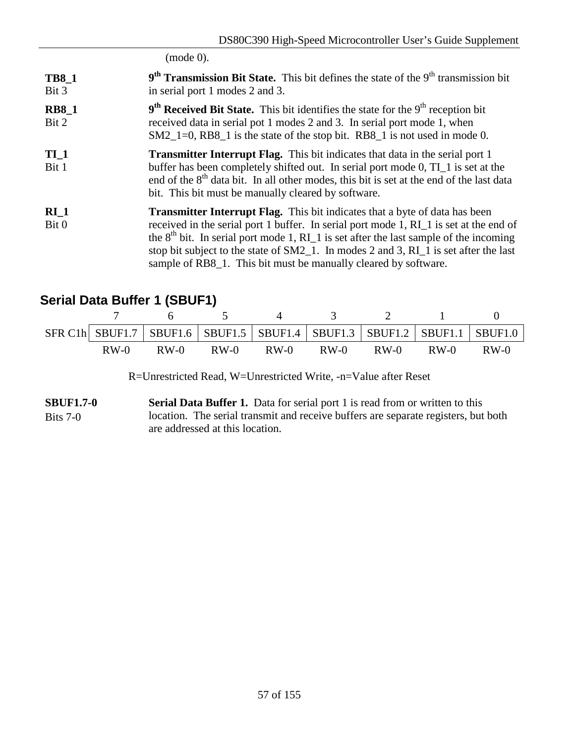(mode 0).

| | |
|---|---|
| **TB8_1**<br>Bit 3 | **9th Transmission Bit State.** This bit defines the state of the 9th transmission bit in serial port 1 modes 2 and 3. |
| **RB8_1**<br>Bit 2 | **9th Received Bit State.** This bit identifies the state for the 9th reception bit received data in serial pot 1 modes 2 and 3. In serial port mode 1, when SM2_1=0, RB8_1 is the state of the stop bit. RB8_1 is not used in mode 0. |
| **TI_1**<br>Bit 1 | **Transmitter Interrupt Flag.** This bit indicates that data in the serial port 1 buffer has been completely shifted out. In serial port mode 0, TI_1 is set at the end of the 8th data bit. In all other modes, this bit is set at the end of the last data bit. This bit must be manually cleared by software. |
| **RI_1**<br>Bit 0 | **Transmitter Interrupt Flag.** This bit indicates that a byte of data has been received in the serial port 1 buffer. In serial port mode 1, RI_1 is set at the end of the 8th bit. In serial port mode 1, RI_1 is set after the last sample of the incoming stop bit subject to the state of SM2_1. In modes 2 and 3, RI_1 is set after the last sample of RB8_1. This bit must be manually cleared by software. |

## Serial Data Buffer 1 (SBUF1)

| | 7 | 6 | 5 | 4 | 3 | 2 | 1 | 0 |
|---|---|---|---|---|---|---|---|---|
| SFR C1h | SBUF1.7 | SBUF1.6 | SBUF1.5 | SBUF1.4 | SBUF1.3 | SBUF1.2 | SBUF1.1 | SBUF1.0 |
| | RW-0 | RW-0 | RW-0 | RW-0 | RW-0 | RW-0 | RW-0 | RW-0 |

R=Unrestricted Read, W=Unrestricted Write, -n=Value after Reset

| | |
|---|---|
| **SBUF1.7-0**<br>Bits 7-0 | **Serial Data Buffer 1.** Data for serial port 1 is read from or written to this location. The serial transmit and receive buffers are separate registers, but both are addressed at this location. |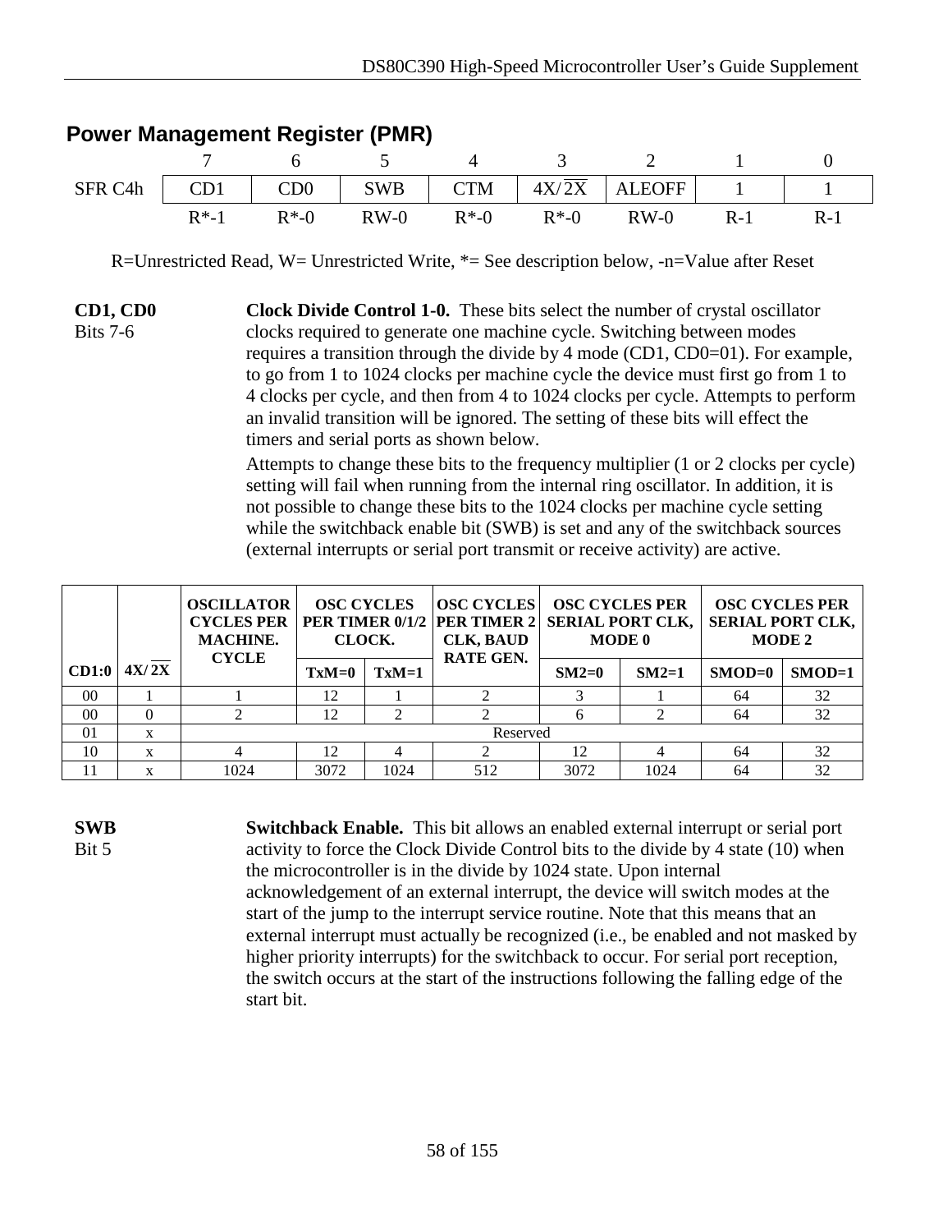## Power Management Register (PMR)

| | 7 | 6 | 5 | 4 | 3 | 2 | 1 | 0 |
|---|---|---|---|---|---|---|---|---|
| SFR C4h | CD1 | CD0 | SWB | CTM | 4X/$\overline{2X}$ | ALEOFF | 1 | 1 |
| | R*-1 | R*-0 | RW-0 | R*-0 | R*-0 | RW-0 | R-1 | R-1 |

R=Unrestricted Read, W= Unrestricted Write, *= See description below, -n=Value after Reset

**CD1, CD0**
Bits 7-6

**Clock Divide Control 1-0.** These bits select the number of crystal oscillator clocks required to generate one machine cycle. Switching between modes requires a transition through the divide by 4 mode (CD1, CD0=01). For example, to go from 1 to 1024 clocks per machine cycle the device must first go from 1 to 4 clocks per cycle, and then from 4 to 1024 clocks per cycle. Attempts to perform an invalid transition will be ignored. The setting of these bits will effect the timers and serial ports as shown below.

Attempts to change these bits to the frequency multiplier (1 or 2 clocks per cycle) setting will fail when running from the internal ring oscillator. In addition, it is not possible to change these bits to the 1024 clocks per machine cycle setting while the switchback enable bit (SWB) is set and any of the switchback sources (external interrupts or serial port transmit or receive activity) are active.

| CD1:0 | 4X/$\overline{2X}$ | OSCILLATOR CYCLES PER MACHINE. CYCLE | OSC CYCLES PER TIMER 0/1/2 CLOCK. | | OSC CYCLES PER TIMER 2 CLK, BAUD RATE GEN. | OSC CYCLES PER SERIAL PORT CLK, MODE 0 | | OSC CYCLES PER SERIAL PORT CLK, MODE 2 | |
|---|---|---|---|---|---|---|---|---|---|
| | | | TxM=0 | TxM=1 | | SM2=0 | SM2=1 | SMOD=0 | SMOD=1 |
| 00 | 1 | 1 | 12 | 1 | 2 | 3 | 1 | 64 | 32 |
| 00 | 0 | 2 | 12 | 2 | 2 | 6 | 2 | 64 | 32 |
| 01 | x | Reserved | | | | | | | |
| 10 | x | 4 | 12 | 4 | 2 | 12 | 4 | 64 | 32 |
| 11 | x | 1024 | 3072 | 1024 | 512 | 3072 | 1024 | 64 | 32 |

**SWB**
Bit 5

**Switchback Enable.** This bit allows an enabled external interrupt or serial port activity to force the Clock Divide Control bits to the divide by 4 state (10) when the microcontroller is in the divide by 1024 state. Upon internal acknowledgement of an external interrupt, the device will switch modes at the start of the jump to the interrupt service routine. Note that this means that an external interrupt must actually be recognized (i.e., be enabled and not masked by higher priority interrupts) for the switchback to occur. For serial port reception, the switch occurs at the start of the instructions following the falling edge of the start bit.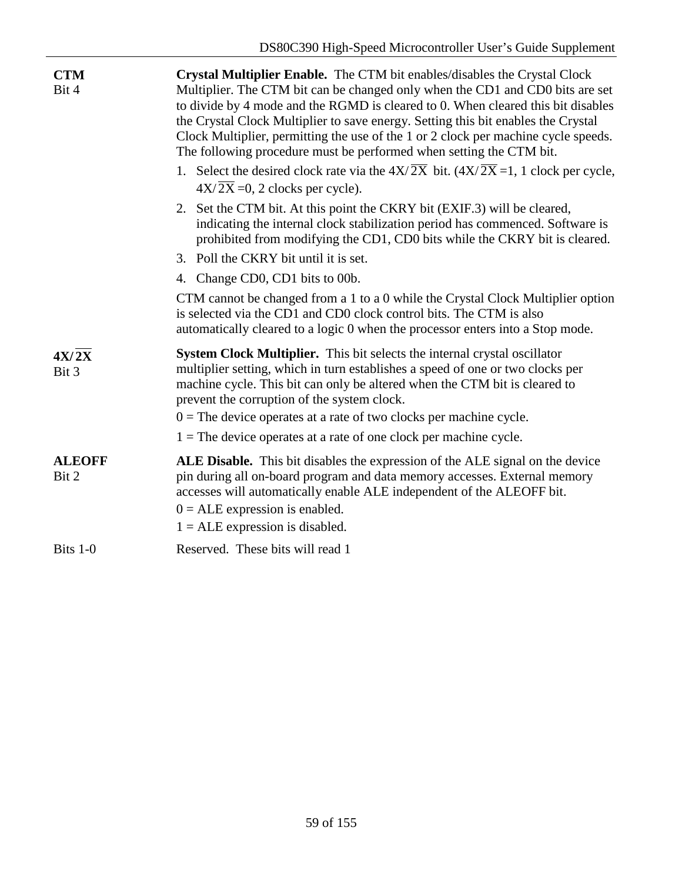**CTM**
Bit 4

**Crystal Multiplier Enable.** The CTM bit enables/disables the Crystal Clock Multiplier. The CTM bit can be changed only when the CD1 and CD0 bits are set to divide by 4 mode and the RGMD is cleared to 0. When cleared this bit disables the Crystal Clock Multiplier to save energy. Setting this bit enables the Crystal Clock Multiplier, permitting the use of the 1 or 2 clock per machine cycle speeds. The following procedure must be performed when setting the CTM bit.

1. Select the desired clock rate via the $4X/\overline{2X}$ bit. ($4X/\overline{2X}$ =1, 1 clock per cycle, $4X/\overline{2X}$ =0, 2 clocks per cycle).
2. Set the CTM bit. At this point the CKRY bit (EXIF.3) will be cleared, indicating the internal clock stabilization period has commenced. Software is prohibited from modifying the CD1, CD0 bits while the CKRY bit is cleared.
3. Poll the CKRY bit until it is set.
4. Change CD0, CD1 bits to 00b.

CTM cannot be changed from a 1 to a 0 while the Crystal Clock Multiplier option is selected via the CD1 and CD0 clock control bits. The CTM is also automatically cleared to a logic 0 when the processor enters into a Stop mode.

**$4X/\overline{2X}$**
Bit 3

**System Clock Multiplier.** This bit selects the internal crystal oscillator multiplier setting, which in turn establishes a speed of one or two clocks per machine cycle. This bit can only be altered when the CTM bit is cleared to prevent the corruption of the system clock.

0 = The device operates at a rate of two clocks per machine cycle.

1 = The device operates at a rate of one clock per machine cycle.

**ALEOFF**
Bit 2

**ALE Disable.** This bit disables the expression of the ALE signal on the device pin during all on-board program and data memory accesses. External memory accesses will automatically enable ALE independent of the ALEOFF bit.

0 = ALE expression is enabled.

1 = ALE expression is disabled.

Bits 1-0

Reserved. These bits will read 1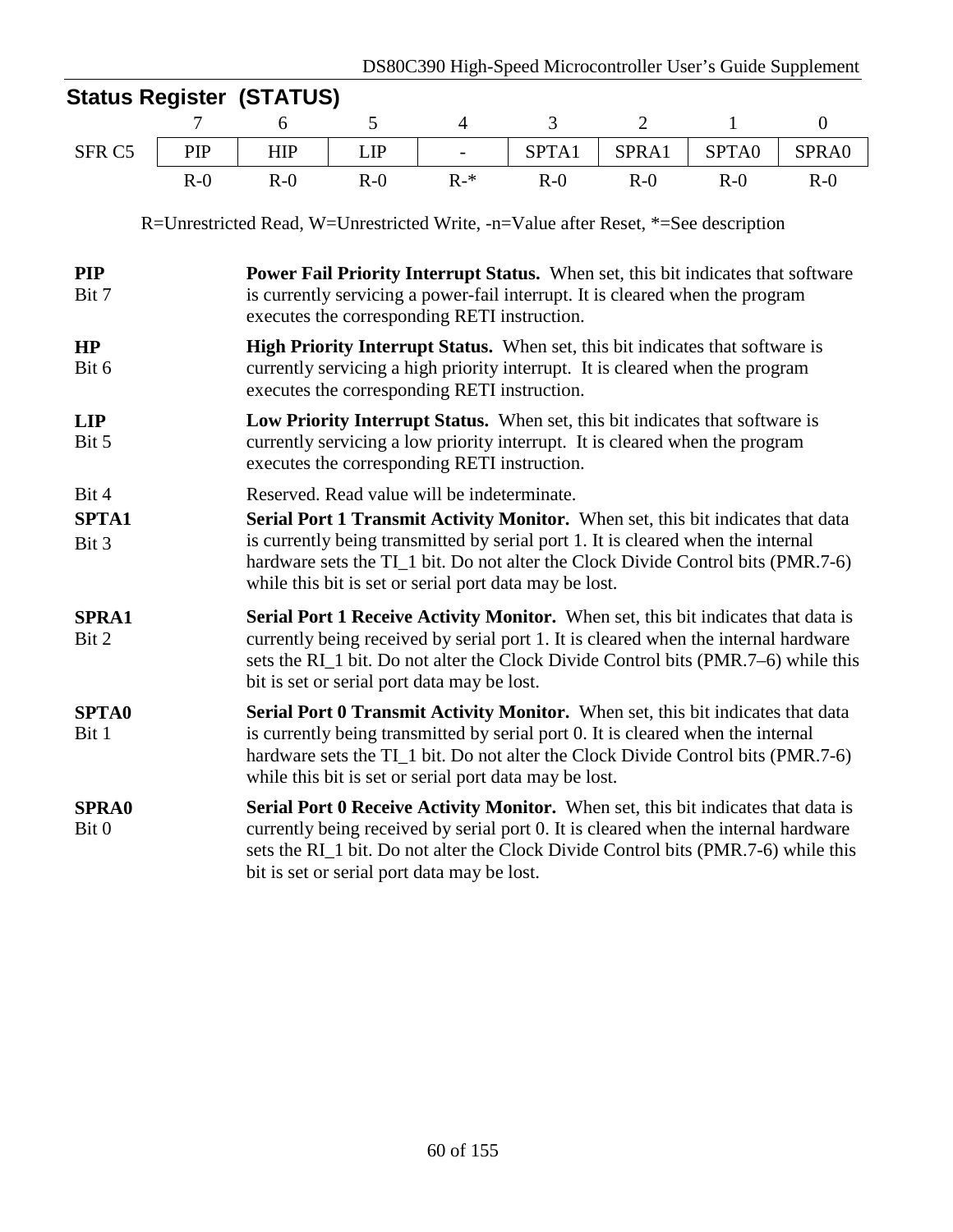## Status Register (STATUS)

| | 7 | 6 | 5 | 4 | 3 | 2 | 1 | 0 |
|---|---|---|---|---|---|---|---|---|
| SFR C5 | PIP | HIP | LIP | - | SPTA1 | SPRA1 | SPTA0 | SPRA0 |
| | R-0 | R-0 | R-0 | R-* | R-0 | R-0 | R-0 | R-0 |

R=Unrestricted Read, W=Unrestricted Write, -n=Value after Reset, *=See description

**PIP**
Bit 7

**Power Fail Priority Interrupt Status.** When set, this bit indicates that software is currently servicing a power-fail interrupt. It is cleared when the program executes the corresponding RETI instruction.

**HP**
Bit 6

**High Priority Interrupt Status.** When set, this bit indicates that software is currently servicing a high priority interrupt. It is cleared when the program executes the corresponding RETI instruction.

**LIP**
Bit 5

**Low Priority Interrupt Status.** When set, this bit indicates that software is currently servicing a low priority interrupt. It is cleared when the program executes the corresponding RETI instruction.

Bit 4

Reserved. Read value will be indeterminate.

**SPTA1**
Bit 3

**Serial Port 1 Transmit Activity Monitor.** When set, this bit indicates that data is currently being transmitted by serial port 1. It is cleared when the internal hardware sets the TI_1 bit. Do not alter the Clock Divide Control bits (PMR.7-6) while this bit is set or serial port data may be lost.

**SPRA1**
Bit 2

**Serial Port 1 Receive Activity Monitor.** When set, this bit indicates that data is currently being received by serial port 1. It is cleared when the internal hardware sets the RI_1 bit. Do not alter the Clock Divide Control bits (PMR.7–6) while this bit is set or serial port data may be lost.

**SPTA0**
Bit 1

**Serial Port 0 Transmit Activity Monitor.** When set, this bit indicates that data is currently being transmitted by serial port 0. It is cleared when the internal hardware sets the TI_1 bit. Do not alter the Clock Divide Control bits (PMR.7-6) while this bit is set or serial port data may be lost.

**SPRA0**
Bit 0

**Serial Port 0 Receive Activity Monitor.** When set, this bit indicates that data is currently being received by serial port 0. It is cleared when the internal hardware sets the RI_1 bit. Do not alter the Clock Divide Control bits (PMR.7-6) while this bit is set or serial port data may be lost.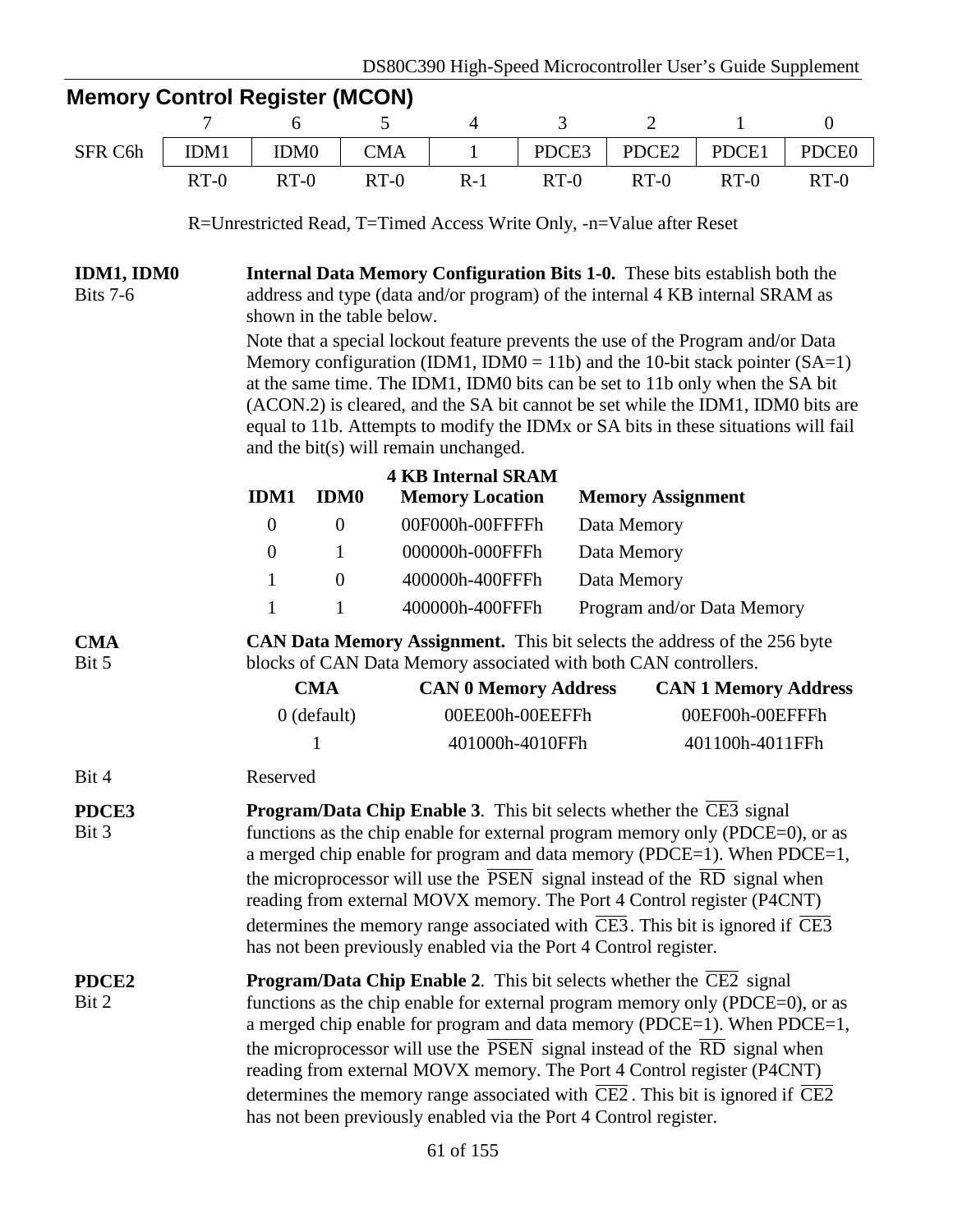## Memory Control Register (MCON)

| | 7 | 6 | 5 | 4 | 3 | 2 | 1 | 0 |
|---|---|---|---|---|---|---|---|---|
| SFR C6h | IDM1 | IDM0 | CMA | 1 | PDCE3 | PDCE2 | PDCE1 | PDCE0 |
| | RT-0 | RT-0 | RT-0 | R-1 | RT-0 | RT-0 | RT-0 | RT-0 |

R=Unrestricted Read, T=Timed Access Write Only, -n=Value after Reset

**IDM1, IDM0**
Bits 7-6

**Internal Data Memory Configuration Bits 1-0.** These bits establish both the address and type (data and/or program) of the internal 4 KB internal SRAM as shown in the table below.

Note that a special lockout feature prevents the use of the Program and/or Data Memory configuration (IDM1, IDM0 = 11b) and the 10-bit stack pointer (SA=1) at the same time. The IDM1, IDM0 bits can be set to 11b only when the SA bit (ACON.2) is cleared, and the SA bit cannot be set while the IDM1, IDM0 bits are equal to 11b. Attempts to modify the IDMx or SA bits in these situations will fail and the bit(s) will remain unchanged.

| IDM1 | IDM0 | 4 KB Internal SRAM Memory Location | Memory Assignment |
|---|---|---|---|
| 0 | 0 | 00F000h-00FFFFh | Data Memory |
| 0 | 1 | 000000h-000FFFh | Data Memory |
| 1 | 0 | 400000h-400FFFh | Data Memory |
| 1 | 1 | 400000h-400FFFh | Program and/or Data Memory |

**CMA**
Bit 5

**CAN Data Memory Assignment.** This bit selects the address of the 256 byte blocks of CAN Data Memory associated with both CAN controllers.

| CMA | CAN 0 Memory Address | CAN 1 Memory Address |
|---|---|---|
| 0 (default) | 00EE00h-00EEFFh | 00EF00h-00EFFFh |
| 1 | 401000h-4010FFh | 401100h-4011FFh |

Bit 4

Reserved

**PDCE3**
Bit 3

**Program/Data Chip Enable 3**. This bit selects whether the $\overline{\text{CE3}}$ signal functions as the chip enable for external program memory only (PDCE=0), or as a merged chip enable for program and data memory (PDCE=1). When PDCE=1, the microprocessor will use the $\overline{\text{PSEN}}$ signal instead of the $\overline{\text{RD}}$ signal when reading from external MOVX memory. The Port 4 Control register (P4CNT) determines the memory range associated with $\overline{\text{CE3}}$. This bit is ignored if $\overline{\text{CE3}}$ has not been previously enabled via the Port 4 Control register.

**PDCE2**
Bit 2

**Program/Data Chip Enable 2**. This bit selects whether the $\overline{\text{CE2}}$ signal functions as the chip enable for external program memory only (PDCE=0), or as a merged chip enable for program and data memory (PDCE=1). When PDCE=1, the microprocessor will use the $\overline{\text{PSEN}}$ signal instead of the $\overline{\text{RD}}$ signal when reading from external MOVX memory. The Port 4 Control register (P4CNT) determines the memory range associated with $\overline{\text{CE2}}$. This bit is ignored if $\overline{\text{CE2}}$ has not been previously enabled via the Port 4 Control register.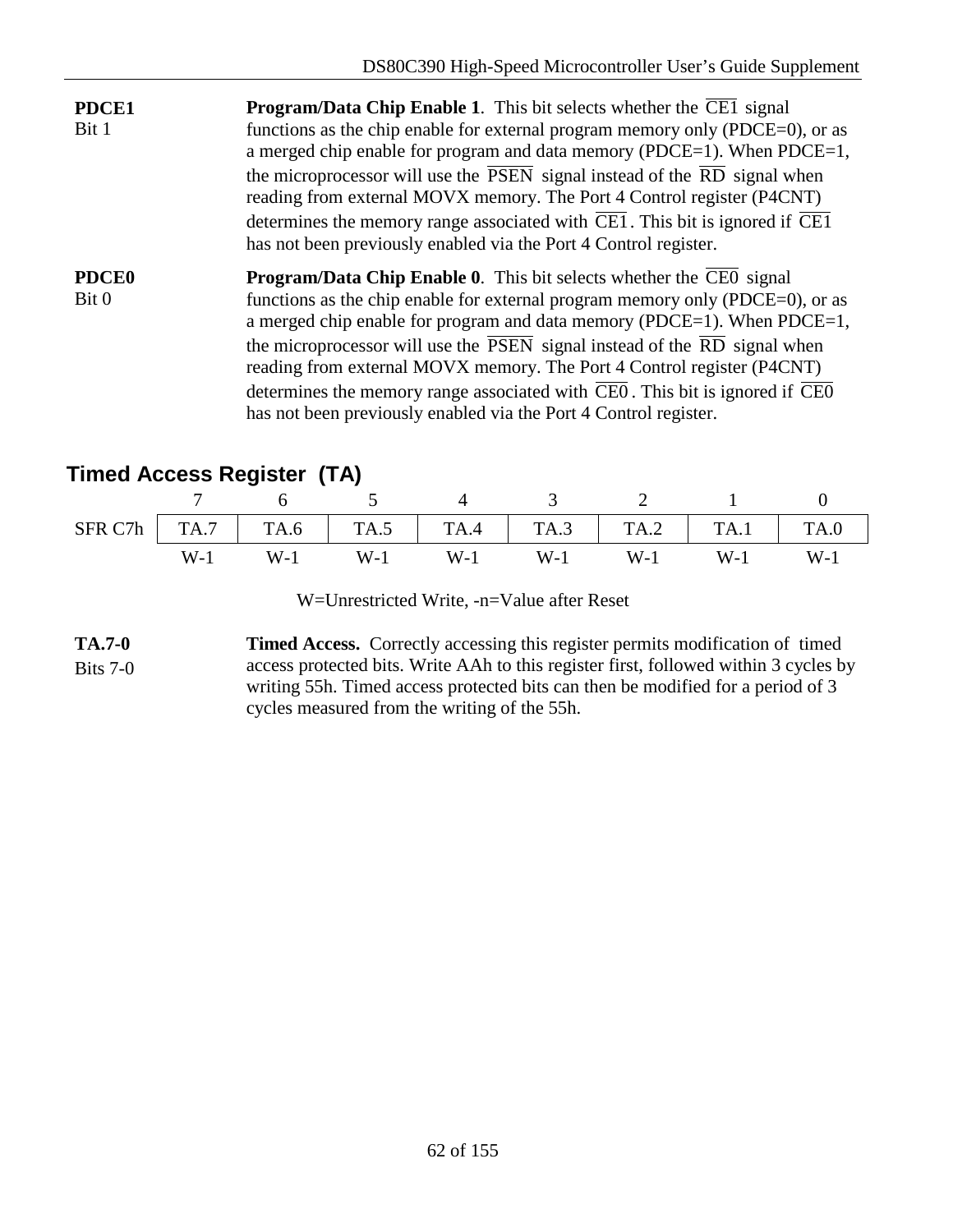**PDCE1**
Bit 1

**Program/Data Chip Enable 1**. This bit selects whether the $\overline{\text{CE1}}$ signal functions as the chip enable for external program memory only (PDCE=0), or as a merged chip enable for program and data memory (PDCE=1). When PDCE=1, the microprocessor will use the $\overline{\text{PSEN}}$ signal instead of the $\overline{\text{RD}}$ signal when reading from external MOVX memory. The Port 4 Control register (P4CNT) determines the memory range associated with $\overline{\text{CE1}}$. This bit is ignored if $\overline{\text{CE1}}$ has not been previously enabled via the Port 4 Control register.

**PDCE0**
Bit 0

**Program/Data Chip Enable 0**. This bit selects whether the $\overline{\text{CE0}}$ signal functions as the chip enable for external program memory only (PDCE=0), or as a merged chip enable for program and data memory (PDCE=1). When PDCE=1, the microprocessor will use the $\overline{\text{PSEN}}$ signal instead of the $\overline{\text{RD}}$ signal when reading from external MOVX memory. The Port 4 Control register (P4CNT) determines the memory range associated with $\overline{\text{CE0}}$. This bit is ignored if $\overline{\text{CE0}}$ has not been previously enabled via the Port 4 Control register.

## Timed Access Register (TA)

| | 7 | 6 | 5 | 4 | 3 | 2 | 1 | 0 |
|---|---|---|---|---|---|---|---|---|
| SFR C7h | TA.7 | TA.6 | TA.5 | TA.4 | TA.3 | TA.2 | TA.1 | TA.0 |
| | W-1 | W-1 | W-1 | W-1 | W-1 | W-1 | W-1 | W-1 |

W=Unrestricted Write, -n=Value after Reset

**TA.7-0**
Bits 7-0

**Timed Access.** Correctly accessing this register permits modification of timed access protected bits. Write AAh to this register first, followed within 3 cycles by writing 55h. Timed access protected bits can then be modified for a period of 3 cycles measured from the writing of the 55h.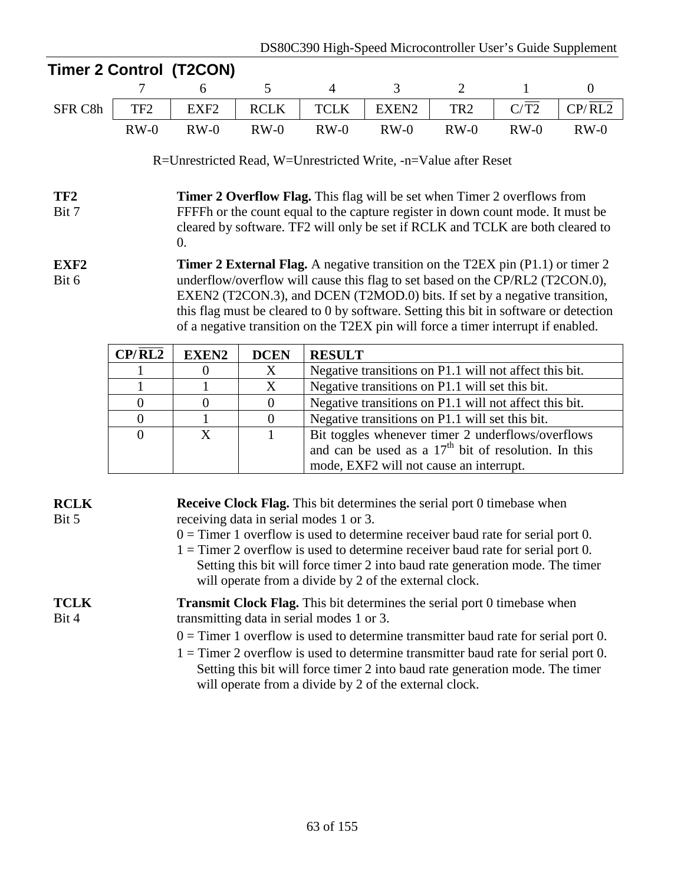## Timer 2 Control (T2CON)

| | 7 | 6 | 5 | 4 | 3 | 2 | 1 | 0 |
|---|---|---|---|---|---|---|---|---|
| SFR C8h | TF2 | EXF2 | RCLK | TCLK | EXEN2 | TR2 | C/$\overline{\text{T2}}$ | CP/$\overline{\text{RL2}}$ |
| | RW-0 | RW-0 | RW-0 | RW-0 | RW-0 | RW-0 | RW-0 | RW-0 |

R=Unrestricted Read, W=Unrestricted Write, -n=Value after Reset

**TF2**
Bit 7

**Timer 2 Overflow Flag.** This flag will be set when Timer 2 overflows from FFFFh or the count equal to the capture register in down count mode. It must be cleared by software. TF2 will only be set if RCLK and TCLK are both cleared to 0.

**EXF2**
Bit 6

**Timer 2 External Flag.** A negative transition on the T2EX pin (P1.1) or timer 2 underflow/overflow will cause this flag to set based on the CP/RL2 (T2CON.0), EXEN2 (T2CON.3), and DCEN (T2MOD.0) bits. If set by a negative transition, this flag must be cleared to 0 by software. Setting this bit in software or detection of a negative transition on the T2EX pin will force a timer interrupt if enabled.

| CP/$\overline{\text{RL2}}$ | EXEN2 | DCEN | RESULT |
|---|---|---|---|
| 1 | 0 | X | Negative transitions on P1.1 will not affect this bit. |
| 1 | 1 | X | Negative transitions on P1.1 will set this bit. |
| 0 | 0 | 0 | Negative transitions on P1.1 will not affect this bit. |
| 0 | 1 | 0 | Negative transitions on P1.1 will set this bit. |
| 0 | X | 1 | Bit toggles whenever timer 2 underflows/overflows and can be used as a $17^{th}$ bit of resolution. In this mode, EXF2 will not cause an interrupt. |

**RCLK**
Bit 5

**Receive Clock Flag.** This bit determines the serial port 0 timebase when receiving data in serial modes 1 or 3.

0 = Timer 1 overflow is used to determine receiver baud rate for serial port 0.

1 = Timer 2 overflow is used to determine receiver baud rate for serial port 0. Setting this bit will force timer 2 into baud rate generation mode. The timer will operate from a divide by 2 of the external clock.

**TCLK**
Bit 4

**Transmit Clock Flag.** This bit determines the serial port 0 timebase when transmitting data in serial modes 1 or 3.

0 = Timer 1 overflow is used to determine transmitter baud rate for serial port 0.

1 = Timer 2 overflow is used to determine transmitter baud rate for serial port 0. Setting this bit will force timer 2 into baud rate generation mode. The timer will operate from a divide by 2 of the external clock.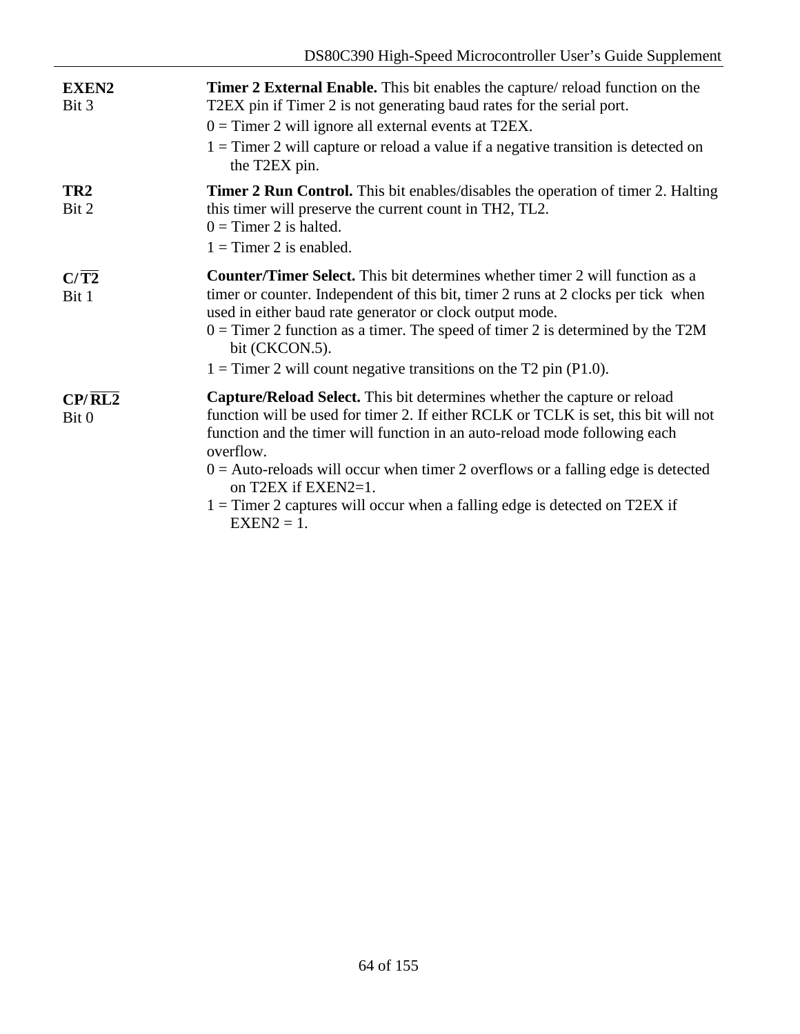| | |
|---|---|
| **EXEN2**<br>Bit 3 | **Timer 2 External Enable.** This bit enables the capture/ reload function on the T2EX pin if Timer 2 is not generating baud rates for the serial port.<br>0 = Timer 2 will ignore all external events at T2EX.<br>1 = Timer 2 will capture or reload a value if a negative transition is detected on the T2EX pin. |
| **TR2**<br>Bit 2 | **Timer 2 Run Control.** This bit enables/disables the operation of timer 2. Halting this timer will preserve the current count in TH2, TL2.<br>0 = Timer 2 is halted.<br>1 = Timer 2 is enabled. |
| **C/$\overline{\textbf{T2}}$**<br>Bit 1 | **Counter/Timer Select.** This bit determines whether timer 2 will function as a timer or counter. Independent of this bit, timer 2 runs at 2 clocks per tick when used in either baud rate generator or clock output mode.<br>0 = Timer 2 function as a timer. The speed of timer 2 is determined by the T2M bit (CKCON.5).<br>1 = Timer 2 will count negative transitions on the T2 pin (P1.0). |
| **CP/$\overline{\textbf{RL2}}$**<br>Bit 0 | **Capture/Reload Select.** This bit determines whether the capture or reload function will be used for timer 2. If either RCLK or TCLK is set, this bit will not function and the timer will function in an auto-reload mode following each overflow.<br>0 = Auto-reloads will occur when timer 2 overflows or a falling edge is detected on T2EX if EXEN2=1.<br>1 = Timer 2 captures will occur when a falling edge is detected on T2EX if EXEN2 = 1. |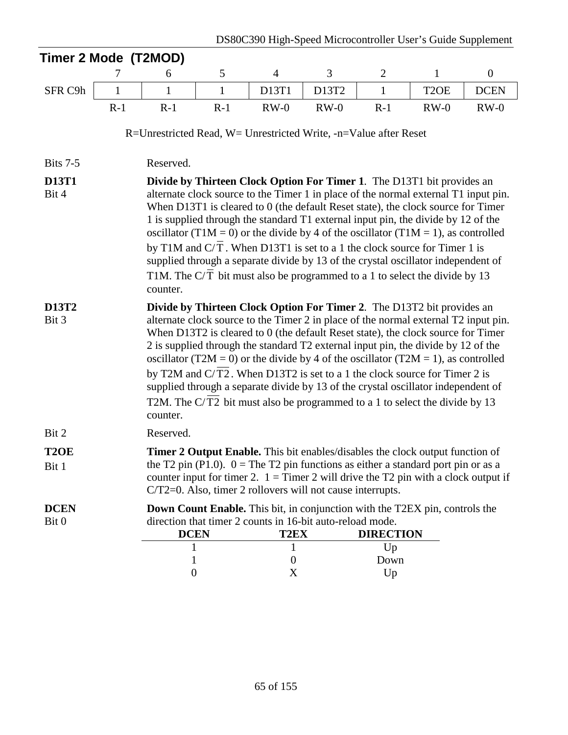## Timer 2 Mode (T2MOD)

| | 7 | 6 | 5 | 4 | 3 | 2 | 1 | 0 |
|---|---|---|---|---|---|---|---|---|
| SFR C9h | 1 | 1 | 1 | D13T1 | D13T2 | 1 | T2OE | DCEN |
| | R-1 | R-1 | R-1 | RW-0 | RW-0 | R-1 | RW-0 | RW-0 |

R=Unrestricted Read, W= Unrestricted Write, -n=Value after Reset

Bits 7-5 Reserved.

**D13T1**
Bit 4

**Divide by Thirteen Clock Option For Timer 1**. The D13T1 bit provides an alternate clock source to the Timer 1 in place of the normal external T1 input pin. When D13T1 is cleared to 0 (the default Reset state), the clock source for Timer 1 is supplied through the standard T1 external input pin, the divide by 12 of the oscillator (T1M = 0) or the divide by 4 of the oscillator (T1M = 1), as controlled by T1M and $C/\overline{T}$. When D13T1 is set to a 1 the clock source for Timer 1 is supplied through a separate divide by 13 of the crystal oscillator independent of T1M. The $C/\overline{T}$ bit must also be programmed to a 1 to select the divide by 13 counter.

**D13T2**
Bit 3

**Divide by Thirteen Clock Option For Timer 2**. The D13T2 bit provides an alternate clock source to the Timer 2 in place of the normal external T2 input pin. When D13T2 is cleared to 0 (the default Reset state), the clock source for Timer 2 is supplied through the standard T2 external input pin, the divide by 12 of the oscillator (T2M = 0) or the divide by 4 of the oscillator (T2M = 1), as controlled by T2M and $C/\overline{T2}$. When D13T2 is set to a 1 the clock source for Timer 2 is supplied through a separate divide by 13 of the crystal oscillator independent of T2M. The $C/\overline{T2}$ bit must also be programmed to a 1 to select the divide by 13 counter.

Bit 2 Reserved.

**T2OE**
Bit 1

**Timer 2 Output Enable.** This bit enables/disables the clock output function of the T2 pin (P1.0). 0 = The T2 pin functions as either a standard port pin or as a counter input for timer 2. 1 = Timer 2 will drive the T2 pin with a clock output if C/T2=0. Also, timer 2 rollovers will not cause interrupts.

**DCEN**
Bit 0

**Down Count Enable.** This bit, in conjunction with the T2EX pin, controls the direction that timer 2 counts in 16-bit auto-reload mode.

| DCEN | T2EX | DIRECTION |
|---|---|---|
| 1 | 1 | Up |
| 1 | 0 | Down |
| 0 | X | Up |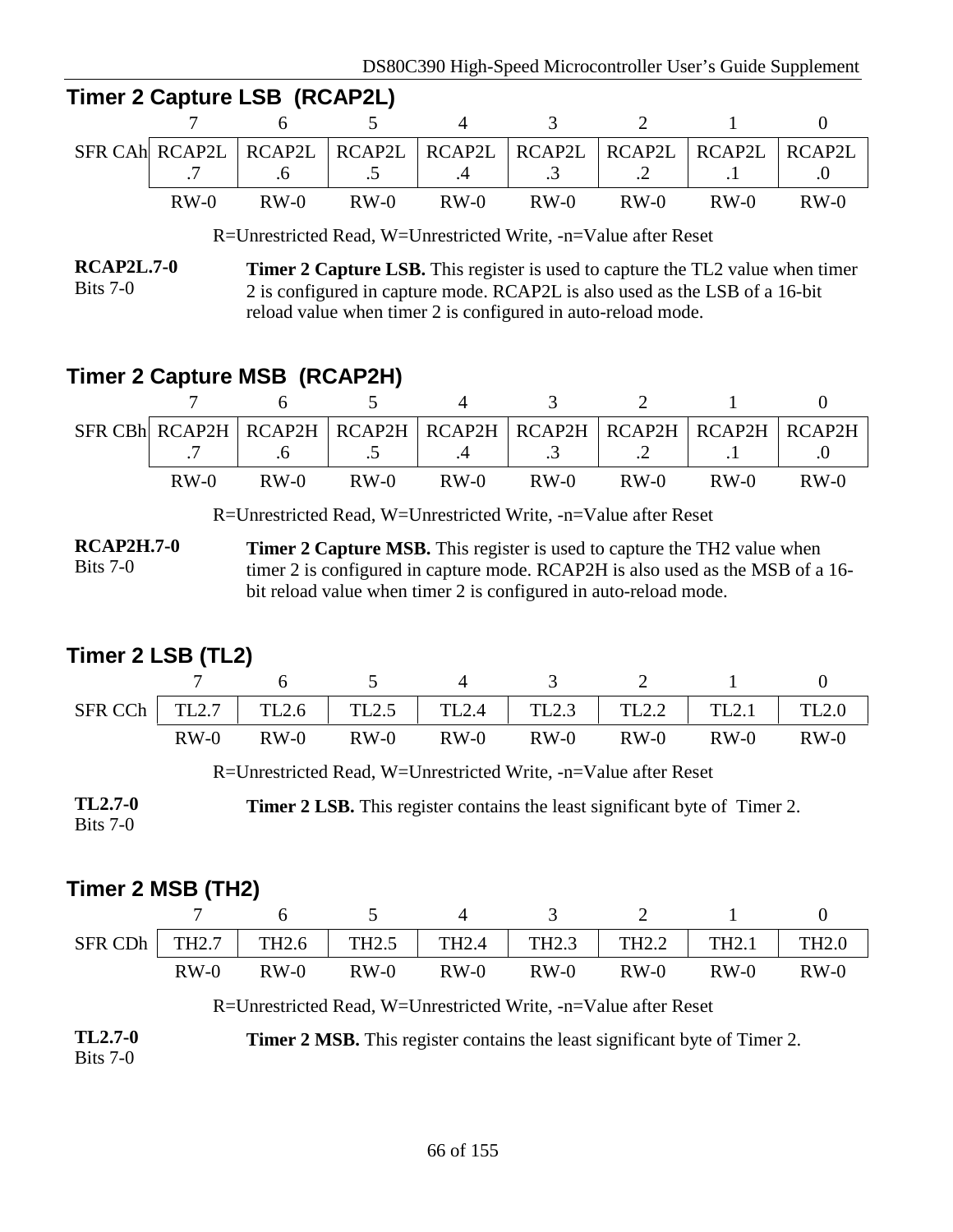## Timer 2 Capture LSB (RCAP2L)

| | 7 | 6 | 5 | 4 | 3 | 2 | 1 | 0 |
|---|---|---|---|---|---|---|---|---|
| SFR CAh | RCAP2L.7 | RCAP2L.6 | RCAP2L.5 | RCAP2L.4 | RCAP2L.3 | RCAP2L.2 | RCAP2L.1 | RCAP2L.0 |
| | RW-0 | RW-0 | RW-0 | RW-0 | RW-0 | RW-0 | RW-0 | RW-0 |

R=Unrestricted Read, W=Unrestricted Write, -n=Value after Reset

**RCAP2L.7-0**
Bits 7-0

**Timer 2 Capture LSB.** This register is used to capture the TL2 value when timer 2 is configured in capture mode. RCAP2L is also used as the LSB of a 16-bit reload value when timer 2 is configured in auto-reload mode.

## Timer 2 Capture MSB (RCAP2H)

| | 7 | 6 | 5 | 4 | 3 | 2 | 1 | 0 |
|---|---|---|---|---|---|---|---|---|
| SFR CBh | RCAP2H.7 | RCAP2H.6 | RCAP2H.5 | RCAP2H.4 | RCAP2H.3 | RCAP2H.2 | RCAP2H.1 | RCAP2H.0 |
| | RW-0 | RW-0 | RW-0 | RW-0 | RW-0 | RW-0 | RW-0 | RW-0 |

R=Unrestricted Read, W=Unrestricted Write, -n=Value after Reset

**RCAP2H.7-0**
Bits 7-0

**Timer 2 Capture MSB.** This register is used to capture the TH2 value when timer 2 is configured in capture mode. RCAP2H is also used as the MSB of a 16-bit reload value when timer 2 is configured in auto-reload mode.

## Timer 2 LSB (TL2)

| | 7 | 6 | 5 | 4 | 3 | 2 | 1 | 0 |
|---|---|---|---|---|---|---|---|---|
| SFR CCh | TL2.7 | TL2.6 | TL2.5 | TL2.4 | TL2.3 | TL2.2 | TL2.1 | TL2.0 |
| | RW-0 | RW-0 | RW-0 | RW-0 | RW-0 | RW-0 | RW-0 | RW-0 |

R=Unrestricted Read, W=Unrestricted Write, -n=Value after Reset

**TL2.7-0**
Bits 7-0

**Timer 2 LSB.** This register contains the least significant byte of Timer 2.

## Timer 2 MSB (TH2)

| | 7 | 6 | 5 | 4 | 3 | 2 | 1 | 0 |
|---|---|---|---|---|---|---|---|---|
| SFR CDh | TH2.7 | TH2.6 | TH2.5 | TH2.4 | TH2.3 | TH2.2 | TH2.1 | TH2.0 |
| | RW-0 | RW-0 | RW-0 | RW-0 | RW-0 | RW-0 | RW-0 | RW-0 |

R=Unrestricted Read, W=Unrestricted Write, -n=Value after Reset

**TL2.7-0**
Bits 7-0

**Timer 2 MSB.** This register contains the least significant byte of Timer 2.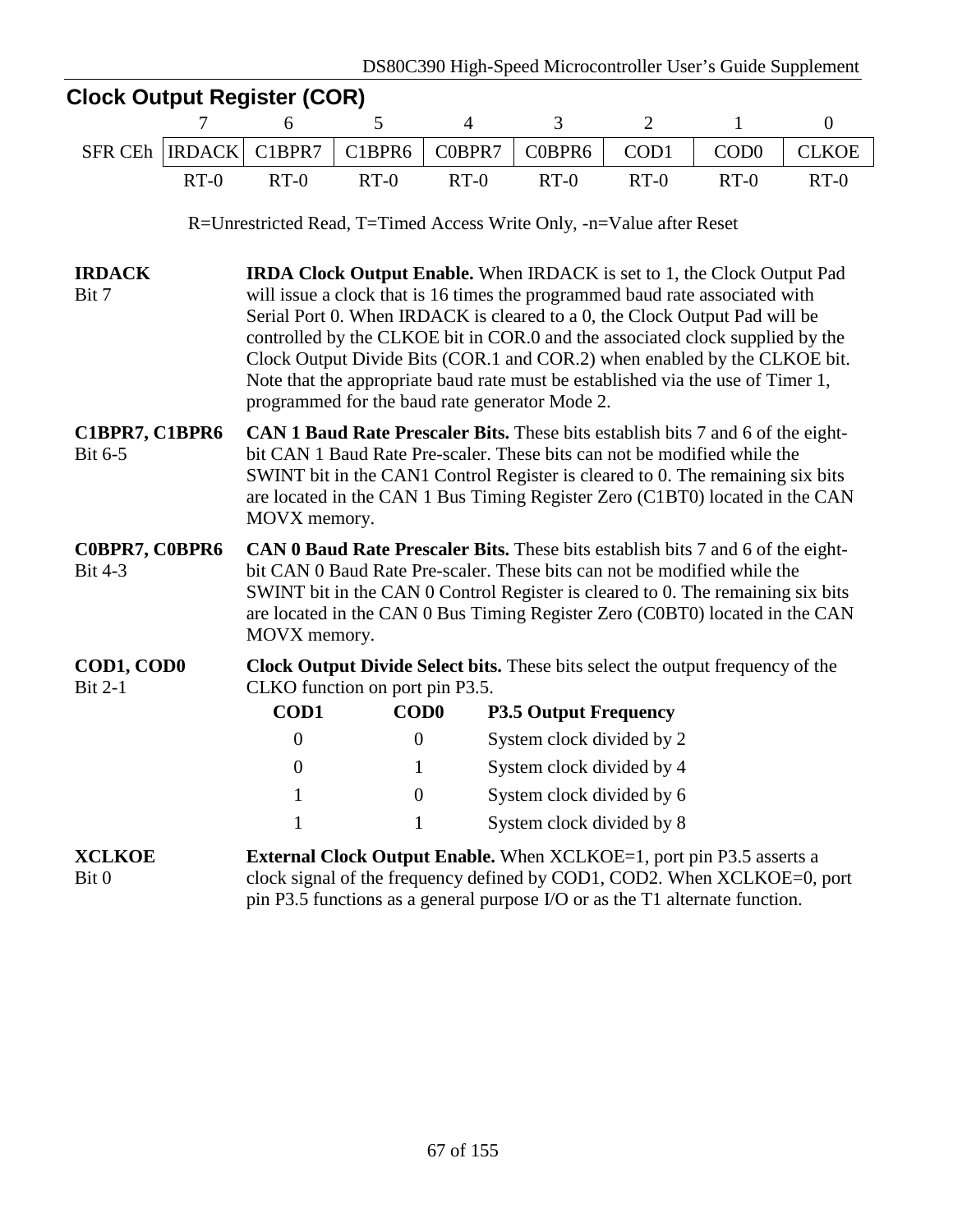## Clock Output Register (COR)

| | 7 | 6 | 5 | 4 | 3 | 2 | 1 | 0 |
|---|---|---|---|---|---|---|---|---|
| SFR CEh | IRDACK | C1BPR7 | C1BPR6 | C0BPR7 | C0BPR6 | COD1 | COD0 | CLKOE |
| | RT-0 | RT-0 | RT-0 | RT-0 | RT-0 | RT-0 | RT-0 | RT-0 |

R=Unrestricted Read, T=Timed Access Write Only, -n=Value after Reset

**IRDACK**
Bit 7

**IRDA Clock Output Enable.** When IRDACK is set to 1, the Clock Output Pad will issue a clock that is 16 times the programmed baud rate associated with Serial Port 0. When IRDACK is cleared to a 0, the Clock Output Pad will be controlled by the CLKOE bit in COR.0 and the associated clock supplied by the Clock Output Divide Bits (COR.1 and COR.2) when enabled by the CLKOE bit. Note that the appropriate baud rate must be established via the use of Timer 1, programmed for the baud rate generator Mode 2.

**C1BPR7, C1BPR6**
Bit 6-5

**CAN 1 Baud Rate Prescaler Bits.** These bits establish bits 7 and 6 of the eight-bit CAN 1 Baud Rate Pre-scaler. These bits can not be modified while the SWINT bit in the CAN1 Control Register is cleared to 0. The remaining six bits are located in the CAN 1 Bus Timing Register Zero (C1BT0) located in the CAN MOVX memory.

**C0BPR7, C0BPR6**
Bit 4-3

**CAN 0 Baud Rate Prescaler Bits.** These bits establish bits 7 and 6 of the eight-bit CAN 0 Baud Rate Pre-scaler. These bits can not be modified while the SWINT bit in the CAN 0 Control Register is cleared to 0. The remaining six bits are located in the CAN 0 Bus Timing Register Zero (C0BT0) located in the CAN MOVX memory.

**COD1, COD0**
Bit 2-1

**Clock Output Divide Select bits.** These bits select the output frequency of the CLKO function on port pin P3.5.

| COD1 | COD0 | P3.5 Output Frequency |
|---|---|---|
| 0 | 0 | System clock divided by 2 |
| 0 | 1 | System clock divided by 4 |
| 1 | 0 | System clock divided by 6 |
| 1 | 1 | System clock divided by 8 |

**XCLKOE**
Bit 0

**External Clock Output Enable.** When XCLKOE=1, port pin P3.5 asserts a clock signal of the frequency defined by COD1, COD2. When XCLKOE=0, port pin P3.5 functions as a general purpose I/O or as the T1 alternate function.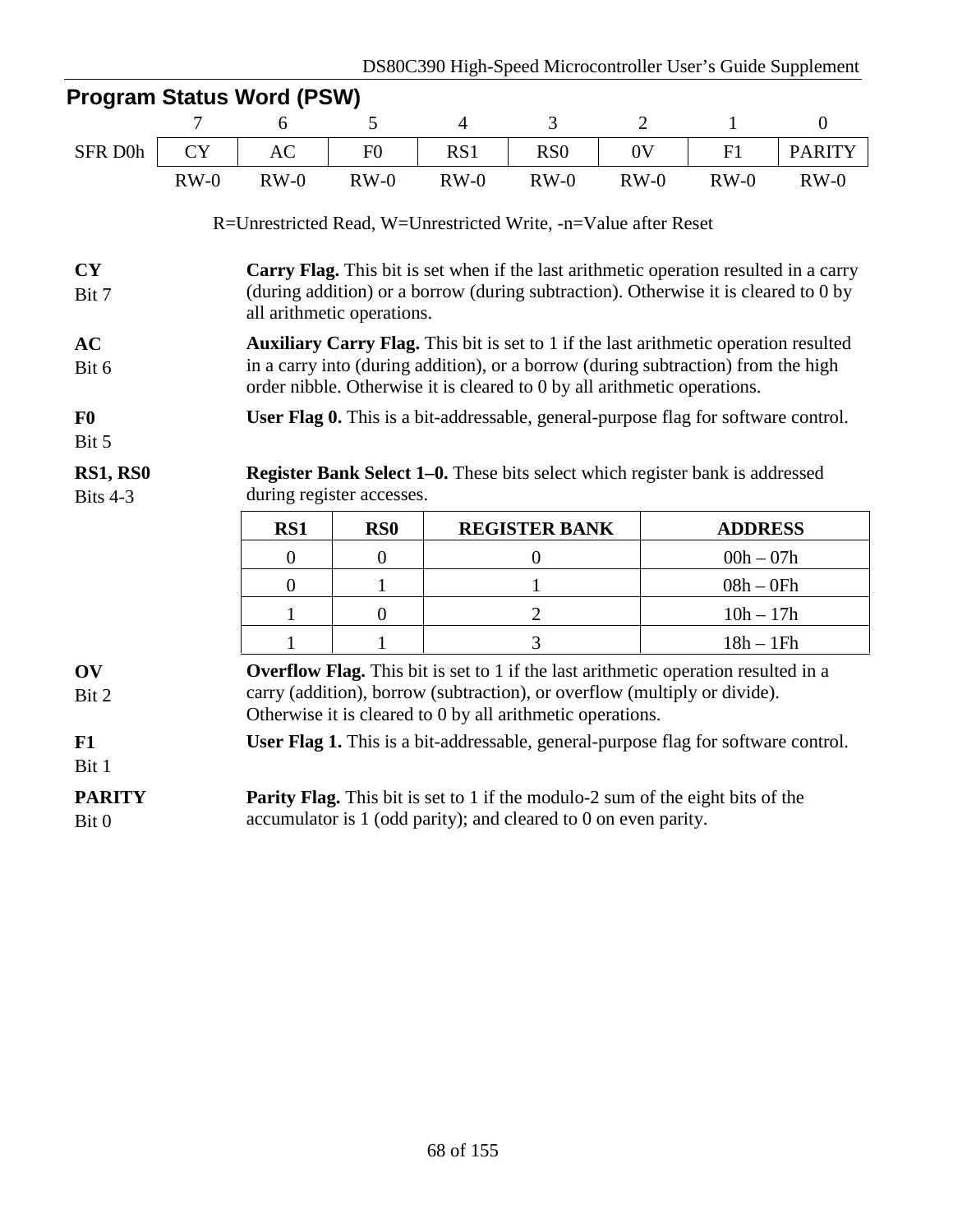## Program Status Word (PSW)

| | 7 | 6 | 5 | 4 | 3 | 2 | 1 | 0 |
|---|---|---|---|---|---|---|---|---|
| SFR D0h | CY | AC | F0 | RS1 | RS0 | 0V | F1 | PARITY |
| | RW-0 | RW-0 | RW-0 | RW-0 | RW-0 | RW-0 | RW-0 | RW-0 |

R=Unrestricted Read, W=Unrestricted Write, -n=Value after Reset

**CY**
Bit 7

**Carry Flag.** This bit is set when if the last arithmetic operation resulted in a carry (during addition) or a borrow (during subtraction). Otherwise it is cleared to 0 by all arithmetic operations.

**AC**
Bit 6

**Auxiliary Carry Flag.** This bit is set to 1 if the last arithmetic operation resulted in a carry into (during addition), or a borrow (during subtraction) from the high order nibble. Otherwise it is cleared to 0 by all arithmetic operations.

**F0**
Bit 5

**User Flag 0.** This is a bit-addressable, general-purpose flag for software control.

**RS1, RS0**
Bits 4-3

**Register Bank Select 1–0.** These bits select which register bank is addressed during register accesses.

| RS1 | RS0 | REGISTER BANK | ADDRESS |
|---|---|---|---|
| 0 | 0 | 0 | 00h – 07h |
| 0 | 1 | 1 | 08h – 0Fh |
| 1 | 0 | 2 | 10h – 17h |
| 1 | 1 | 3 | 18h – 1Fh |

**OV**
Bit 2

**Overflow Flag.** This bit is set to 1 if the last arithmetic operation resulted in a carry (addition), borrow (subtraction), or overflow (multiply or divide). Otherwise it is cleared to 0 by all arithmetic operations.

**F1**
Bit 1

**User Flag 1.** This is a bit-addressable, general-purpose flag for software control.

**PARITY**
Bit 0

**Parity Flag.** This bit is set to 1 if the modulo-2 sum of the eight bits of the accumulator is 1 (odd parity); and cleared to 0 on even parity.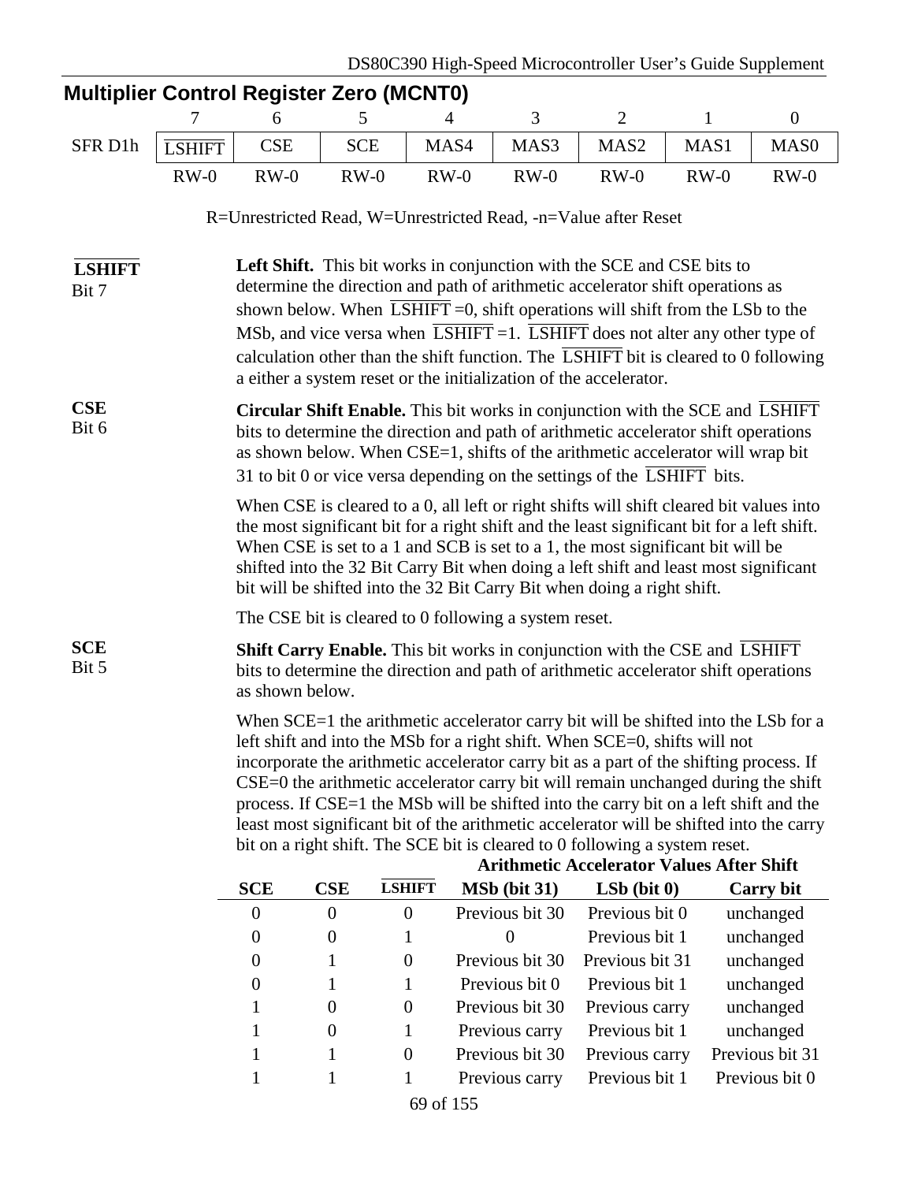## Multiplier Control Register Zero (MCNT0)

| | 7 | 6 | 5 | 4 | 3 | 2 | 1 | 0 |
|---|---|---|---|---|---|---|---|---|
| SFR D1h | $\overline{\text{LSHIFT}}$ | CSE | SCE | MAS4 | MAS3 | MAS2 | MAS1 | MAS0 |
| | RW-0 | RW-0 | RW-0 | RW-0 | RW-0 | RW-0 | RW-0 | RW-0 |

R=Unrestricted Read, W=Unrestricted Read, -n=Value after Reset

**$\overline{\text{LSHIFT}}$**
Bit 7

**Left Shift.** This bit works in conjunction with the SCE and CSE bits to determine the direction and path of arithmetic accelerator shift operations as shown below. When $\overline{\text{LSHIFT}}$ =0, shift operations will shift from the LSb to the MSb, and vice versa when $\overline{\text{LSHIFT}}$ =1. $\overline{\text{LSHIFT}}$ does not alter any other type of calculation other than the shift function. The $\overline{\text{LSHIFT}}$ bit is cleared to 0 following a either a system reset or the initialization of the accelerator.

**CSE**
Bit 6

**Circular Shift Enable.** This bit works in conjunction with the SCE and $\overline{\text{LSHIFT}}$ bits to determine the direction and path of arithmetic accelerator shift operations as shown below. When CSE=1, shifts of the arithmetic accelerator will wrap bit 31 to bit 0 or vice versa depending on the settings of the $\overline{\text{LSHIFT}}$ bits.

When CSE is cleared to a 0, all left or right shifts will shift cleared bit values into the most significant bit for a right shift and the least significant bit for a left shift. When CSE is set to a 1 and SCB is set to a 1, the most significant bit will be shifted into the 32 Bit Carry Bit when doing a left shift and least most significant bit will be shifted into the 32 Bit Carry Bit when doing a right shift.

The CSE bit is cleared to 0 following a system reset.

**SCE**
Bit 5

**Shift Carry Enable.** This bit works in conjunction with the CSE and $\overline{\text{LSHIFT}}$ bits to determine the direction and path of arithmetic accelerator shift operations as shown below.

When SCE=1 the arithmetic accelerator carry bit will be shifted into the LSb for a left shift and into the MSb for a right shift. When SCE=0, shifts will not incorporate the arithmetic accelerator carry bit as a part of the shifting process. If CSE=0 the arithmetic accelerator carry bit will remain unchanged during the shift process. If CSE=1 the MSb will be shifted into the carry bit on a left shift and the least most significant bit of the arithmetic accelerator will be shifted into the carry bit on a right shift. The SCE bit is cleared to 0 following a system reset.

| | | | **Arithmetic Accelerator Values After Shift** | | |
|---|---|---|---|---|---|
| **SCE** | **CSE** | **$\overline{\text{LSHIFT}}$** | **MSb (bit 31)** | **LSb (bit 0)** | **Carry bit** |
| 0 | 0 | 0 | Previous bit 30 | Previous bit 0 | unchanged |
| 0 | 0 | 1 | 0 | Previous bit 1 | unchanged |
| 0 | 1 | 0 | Previous bit 30 | Previous bit 31 | unchanged |
| 0 | 1 | 1 | Previous bit 0 | Previous bit 1 | unchanged |
| 1 | 0 | 0 | Previous bit 30 | Previous carry | unchanged |
| 1 | 0 | 1 | Previous carry | Previous bit 1 | unchanged |
| 1 | 1 | 0 | Previous bit 30 | Previous carry | Previous bit 31 |
| 1 | 1 | 1 | Previous carry | Previous bit 1 | Previous bit 0 |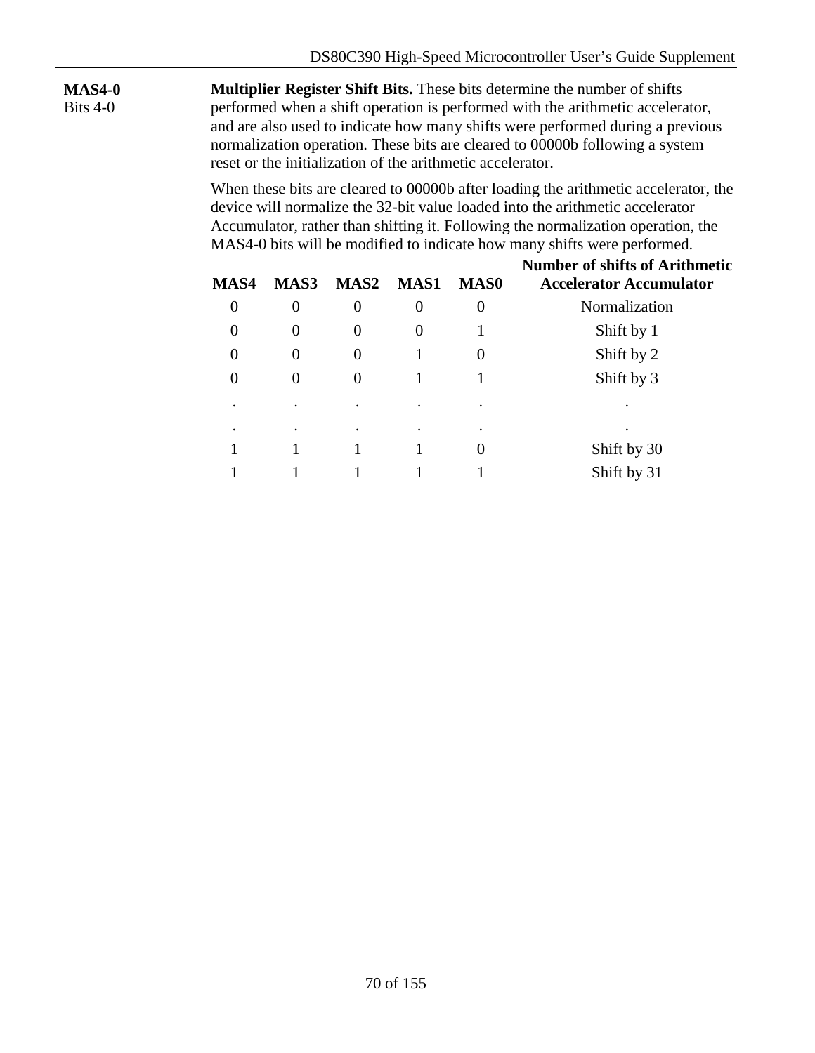**MAS4-0**
Bits 4-0

**Multiplier Register Shift Bits.** These bits determine the number of shifts performed when a shift operation is performed with the arithmetic accelerator, and are also used to indicate how many shifts were performed during a previous normalization operation. These bits are cleared to 00000b following a system reset or the initialization of the arithmetic accelerator.

When these bits are cleared to 00000b after loading the arithmetic accelerator, the device will normalize the 32-bit value loaded into the arithmetic accelerator Accumulator, rather than shifting it. Following the normalization operation, the MAS4-0 bits will be modified to indicate how many shifts were performed.

| MAS4 | MAS3 | MAS2 | MAS1 | MAS0 | Number of shifts of Arithmetic Accelerator Accumulator |
|---|---|---|---|---|---|
| 0 | 0 | 0 | 0 | 0 | Normalization |
| 0 | 0 | 0 | 0 | 1 | Shift by 1 |
| 0 | 0 | 0 | 1 | 0 | Shift by 2 |
| 0 | 0 | 0 | 1 | 1 | Shift by 3 |
| . | . | . | . | . | . |
| . | . | . | . | . | . |
| 1 | 1 | 1 | 1 | 0 | Shift by 30 |
| 1 | 1 | 1 | 1 | 1 | Shift by 31 |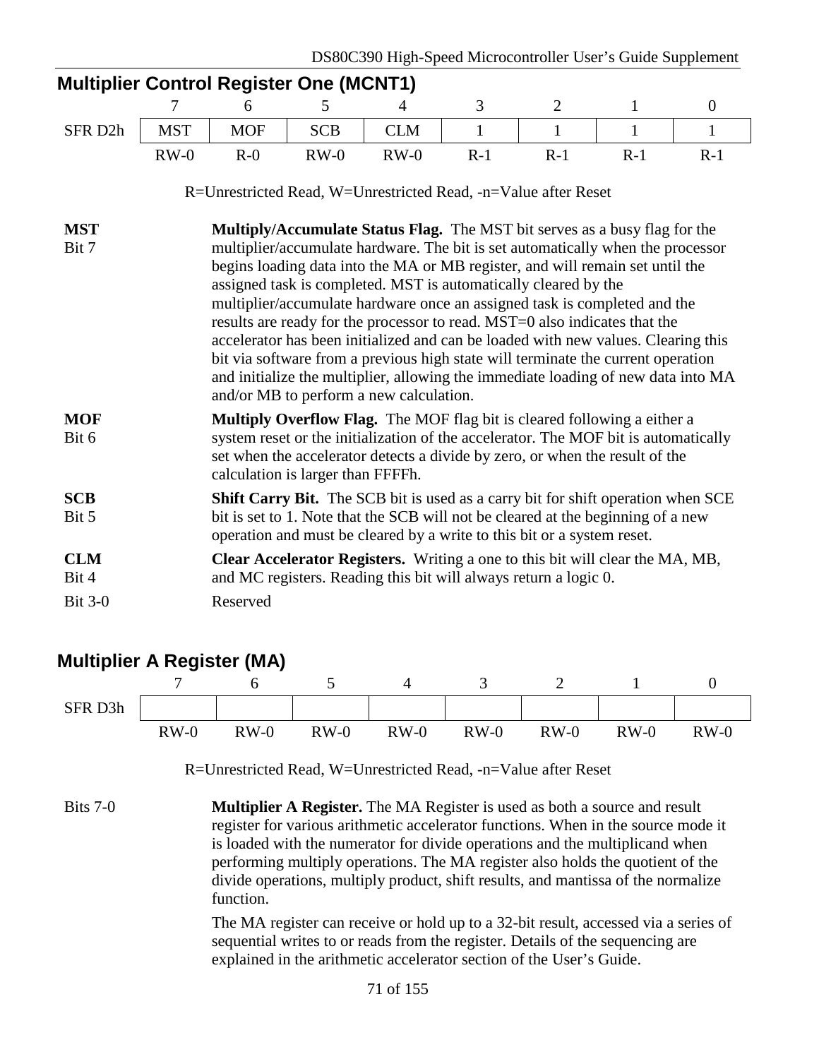## Multiplier Control Register One (MCNT1)

| | 7 | 6 | 5 | 4 | 3 | 2 | 1 | 0 |
|---|---|---|---|---|---|---|---|---|
| SFR D2h | MST | MOF | SCB | CLM | 1 | 1 | 1 | 1 |
| | RW-0 | R-0 | RW-0 | RW-0 | R-1 | R-1 | R-1 | R-1 |

R=Unrestricted Read, W=Unrestricted Read, -n=Value after Reset

**MST**
Bit 7

**Multiply/Accumulate Status Flag.** The MST bit serves as a busy flag for the multiplier/accumulate hardware. The bit is set automatically when the processor begins loading data into the MA or MB register, and will remain set until the assigned task is completed. MST is automatically cleared by the multiplier/accumulate hardware once an assigned task is completed and the results are ready for the processor to read. MST=0 also indicates that the accelerator has been initialized and can be loaded with new values. Clearing this bit via software from a previous high state will terminate the current operation and initialize the multiplier, allowing the immediate loading of new data into MA and/or MB to perform a new calculation.

**MOF**
Bit 6

**Multiply Overflow Flag.** The MOF flag bit is cleared following a either a system reset or the initialization of the accelerator. The MOF bit is automatically set when the accelerator detects a divide by zero, or when the result of the calculation is larger than FFFFh.

**SCB**
Bit 5

**Shift Carry Bit.** The SCB bit is used as a carry bit for shift operation when SCE bit is set to 1. Note that the SCB will not be cleared at the beginning of a new operation and must be cleared by a write to this bit or a system reset.

**CLM**
Bit 4

**Clear Accelerator Registers.** Writing a one to this bit will clear the MA, MB, and MC registers. Reading this bit will always return a logic 0.

Bit 3-0

Reserved

## Multiplier A Register (MA)

| | 7 | 6 | 5 | 4 | 3 | 2 | 1 | 0 |
|---|---|---|---|---|---|---|---|---|
| SFR D3h | | | | | | | | |
| | RW-0 | RW-0 | RW-0 | RW-0 | RW-0 | RW-0 | RW-0 | RW-0 |

R=Unrestricted Read, W=Unrestricted Read, -n=Value after Reset

Bits 7-0

**Multiplier A Register.** The MA Register is used as both a source and result register for various arithmetic accelerator functions. When in the source mode it is loaded with the numerator for divide operations and the multiplicand when performing multiply operations. The MA register also holds the quotient of the divide operations, multiply product, shift results, and mantissa of the normalize function.

The MA register can receive or hold up to a 32-bit result, accessed via a series of sequential writes to or reads from the register. Details of the sequencing are explained in the arithmetic accelerator section of the User's Guide.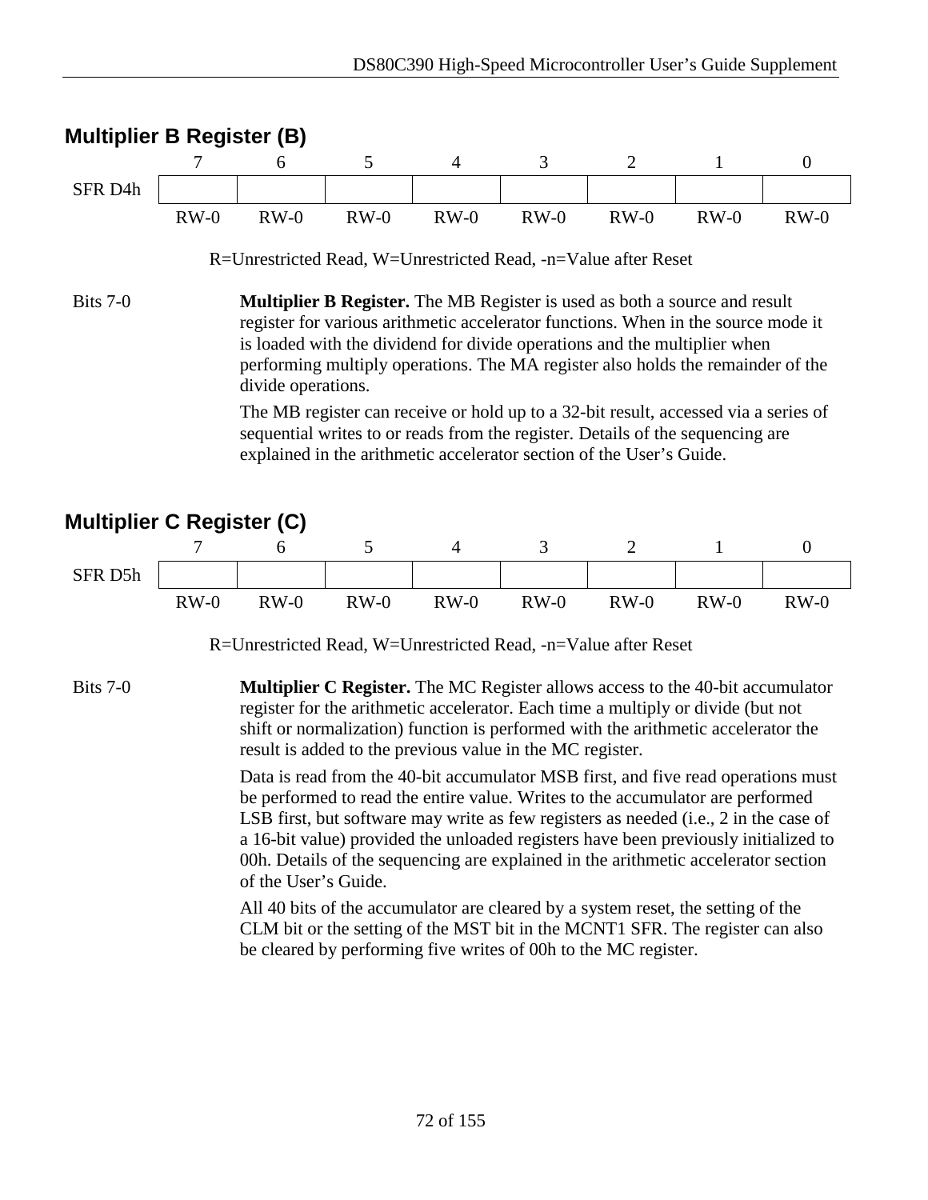## Multiplier B Register (B)

| | 7 | 6 | 5 | 4 | 3 | 2 | 1 | 0 |
|---|---|---|---|---|---|---|---|---|
| SFR D4h | | | | | | | | |
| | RW-0 | RW-0 | RW-0 | RW-0 | RW-0 | RW-0 | RW-0 | RW-0 |

R=Unrestricted Read, W=Unrestricted Read, -n=Value after Reset

Bits 7-0

**Multiplier B Register.** The MB Register is used as both a source and result register for various arithmetic accelerator functions. When in the source mode it is loaded with the dividend for divide operations and the multiplier when performing multiply operations. The MA register also holds the remainder of the divide operations.

The MB register can receive or hold up to a 32-bit result, accessed via a series of sequential writes to or reads from the register. Details of the sequencing are explained in the arithmetic accelerator section of the User's Guide.

## Multiplier C Register (C)

| | 7 | 6 | 5 | 4 | 3 | 2 | 1 | 0 |
|---|---|---|---|---|---|---|---|---|
| SFR D5h | | | | | | | | |
| | RW-0 | RW-0 | RW-0 | RW-0 | RW-0 | RW-0 | RW-0 | RW-0 |

R=Unrestricted Read, W=Unrestricted Read, -n=Value after Reset

Bits 7-0

**Multiplier C Register.** The MC Register allows access to the 40-bit accumulator register for the arithmetic accelerator. Each time a multiply or divide (but not shift or normalization) function is performed with the arithmetic accelerator the result is added to the previous value in the MC register.

Data is read from the 40-bit accumulator MSB first, and five read operations must be performed to read the entire value. Writes to the accumulator are performed LSB first, but software may write as few registers as needed (i.e., 2 in the case of a 16-bit value) provided the unloaded registers have been previously initialized to 00h. Details of the sequencing are explained in the arithmetic accelerator section of the User's Guide.

All 40 bits of the accumulator are cleared by a system reset, the setting of the CLM bit or the setting of the MST bit in the MCNT1 SFR. The register can also be cleared by performing five writes of 00h to the MC register.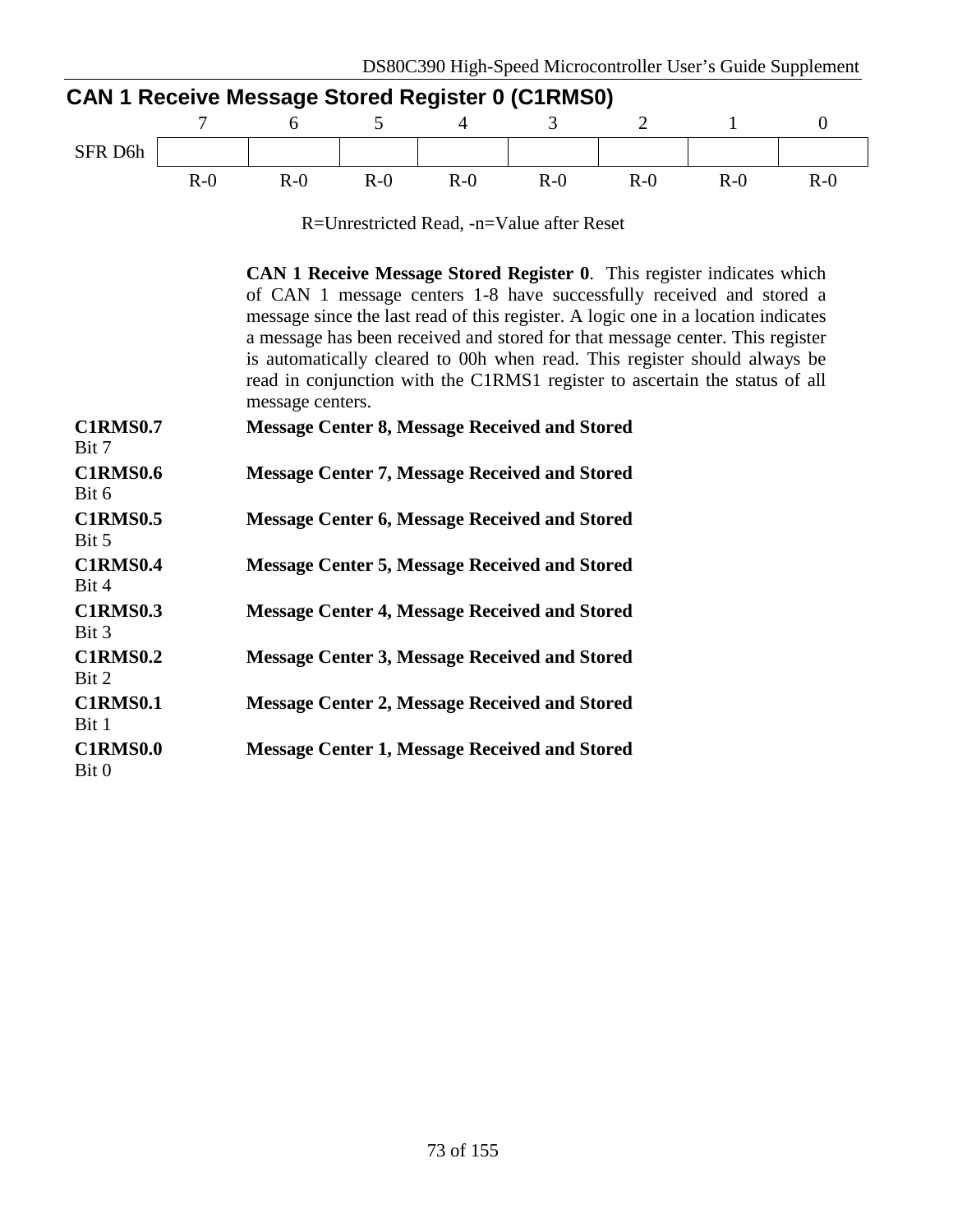## CAN 1 Receive Message Stored Register 0 (C1RMS0)

| | 7 | 6 | 5 | 4 | 3 | 2 | 1 | 0 |
|---|---|---|---|---|---|---|---|---|
| SFR D6h | | | | | | | | |
| | R-0 | R-0 | R-0 | R-0 | R-0 | R-0 | R-0 | R-0 |

R=Unrestricted Read, -n=Value after Reset

**CAN 1 Receive Message Stored Register 0**. This register indicates which of CAN 1 message centers 1-8 have successfully received and stored a message since the last read of this register. A logic one in a location indicates a message has been received and stored for that message center. This register is automatically cleared to 00h when read. This register should always be read in conjunction with the C1RMS1 register to ascertain the status of all message centers.

**C1RMS0.7** Bit 7 — **Message Center 8, Message Received and Stored**

**C1RMS0.6** Bit 6 — **Message Center 7, Message Received and Stored**

**C1RMS0.5** Bit 5 — **Message Center 6, Message Received and Stored**

**C1RMS0.4** Bit 4 — **Message Center 5, Message Received and Stored**

**C1RMS0.3** Bit 3 — **Message Center 4, Message Received and Stored**

**C1RMS0.2** Bit 2 — **Message Center 3, Message Received and Stored**

**C1RMS0.1** Bit 1 — **Message Center 2, Message Received and Stored**

**C1RMS0.0** Bit 0 — **Message Center 1, Message Received and Stored**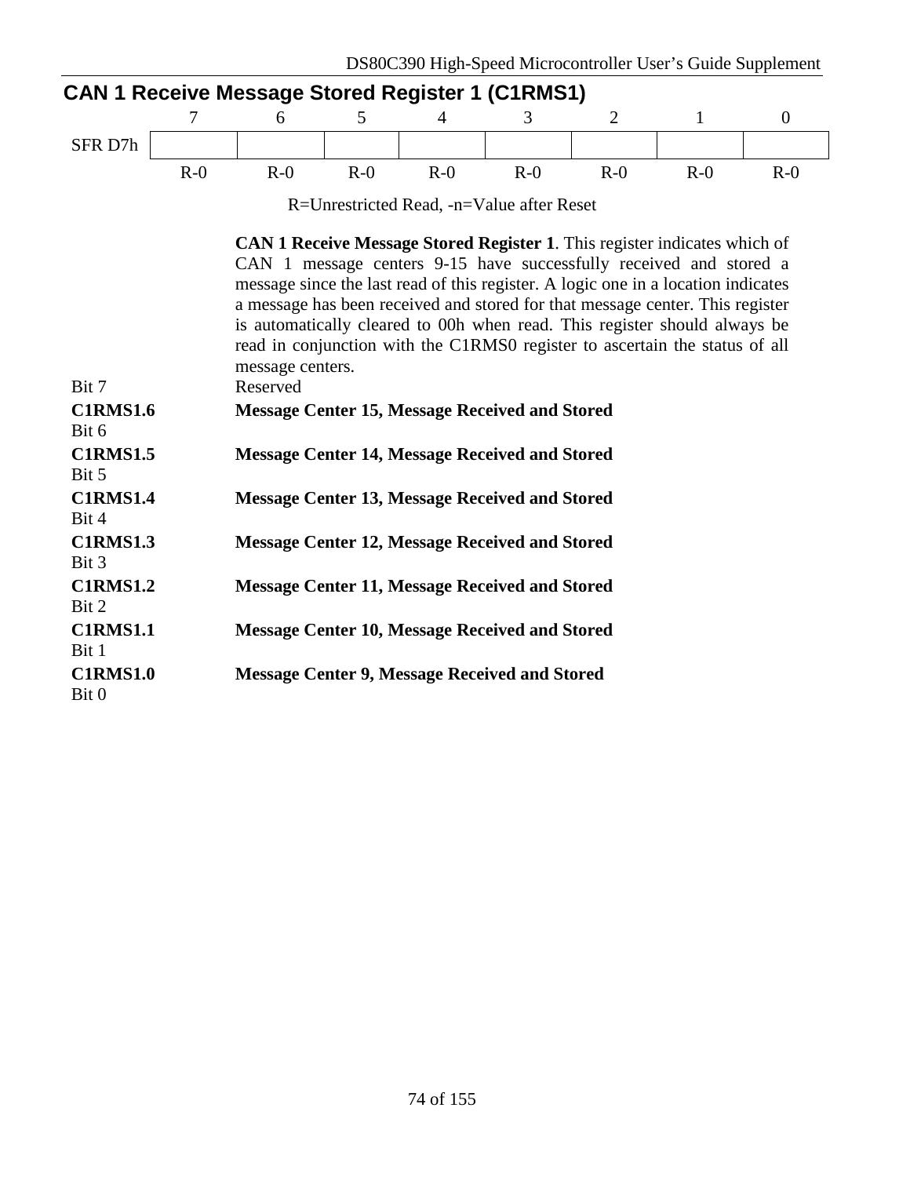## CAN 1 Receive Message Stored Register 1 (C1RMS1)

| | 7 | 6 | 5 | 4 | 3 | 2 | 1 | 0 |
|---|---|---|---|---|---|---|---|---|
| SFR D7h | | | | | | | | |
| | R-0 | R-0 | R-0 | R-0 | R-0 | R-0 | R-0 | R-0 |

R=Unrestricted Read, -n=Value after Reset

**CAN 1 Receive Message Stored Register 1**. This register indicates which of CAN 1 message centers 9-15 have successfully received and stored a message since the last read of this register. A logic one in a location indicates a message has been received and stored for that message center. This register is automatically cleared to 00h when read. This register should always be read in conjunction with the C1RMS0 register to ascertain the status of all message centers.

Bit 7 — Reserved

**C1RMS1.6**
Bit 6 — **Message Center 15, Message Received and Stored**

**C1RMS1.5**
Bit 5 — **Message Center 14, Message Received and Stored**

**C1RMS1.4**
Bit 4 — **Message Center 13, Message Received and Stored**

**C1RMS1.3**
Bit 3 — **Message Center 12, Message Received and Stored**

**C1RMS1.2**
Bit 2 — **Message Center 11, Message Received and Stored**

**C1RMS1.1**
Bit 1 — **Message Center 10, Message Received and Stored**

**C1RMS1.0**
Bit 0 — **Message Center 9, Message Received and Stored**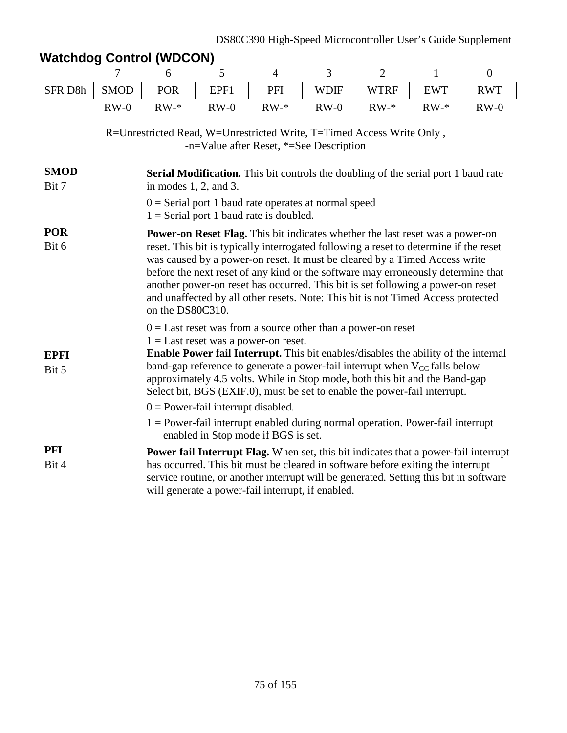## Watchdog Control (WDCON)

| | 7 | 6 | 5 | 4 | 3 | 2 | 1 | 0 |
|---|---|---|---|---|---|---|---|---|
| SFR D8h | SMOD | POR | EPF1 | PFI | WDIF | WTRF | EWT | RWT |
| | RW-0 | RW-* | RW-0 | RW-* | RW-0 | RW-* | RW-* | RW-0 |

R=Unrestricted Read, W=Unrestricted Write, T=Timed Access Write Only ,
-n=Value after Reset, *=See Description

**SMOD**
Bit 7

**Serial Modification.** This bit controls the doubling of the serial port 1 baud rate in modes 1, 2, and 3.

0 = Serial port 1 baud rate operates at normal speed
1 = Serial port 1 baud rate is doubled.

**POR**
Bit 6

**Power-on Reset Flag.** This bit indicates whether the last reset was a power-on reset. This bit is typically interrogated following a reset to determine if the reset was caused by a power-on reset. It must be cleared by a Timed Access write before the next reset of any kind or the software may erroneously determine that another power-on reset has occurred. This bit is set following a power-on reset and unaffected by all other resets. Note: This bit is not Timed Access protected on the DS80C310.

0 = Last reset was from a source other than a power-on reset
1 = Last reset was a power-on reset.

**EPFI**
Bit 5

**Enable Power fail Interrupt.** This bit enables/disables the ability of the internal band-gap reference to generate a power-fail interrupt when $V_{CC}$ falls below approximately 4.5 volts. While in Stop mode, both this bit and the Band-gap Select bit, BGS (EXIF.0), must be set to enable the power-fail interrupt.

0 = Power-fail interrupt disabled.

1 = Power-fail interrupt enabled during normal operation. Power-fail interrupt enabled in Stop mode if BGS is set.

**PFI**
Bit 4

**Power fail Interrupt Flag.** When set, this bit indicates that a power-fail interrupt has occurred. This bit must be cleared in software before exiting the interrupt service routine, or another interrupt will be generated. Setting this bit in software will generate a power-fail interrupt, if enabled.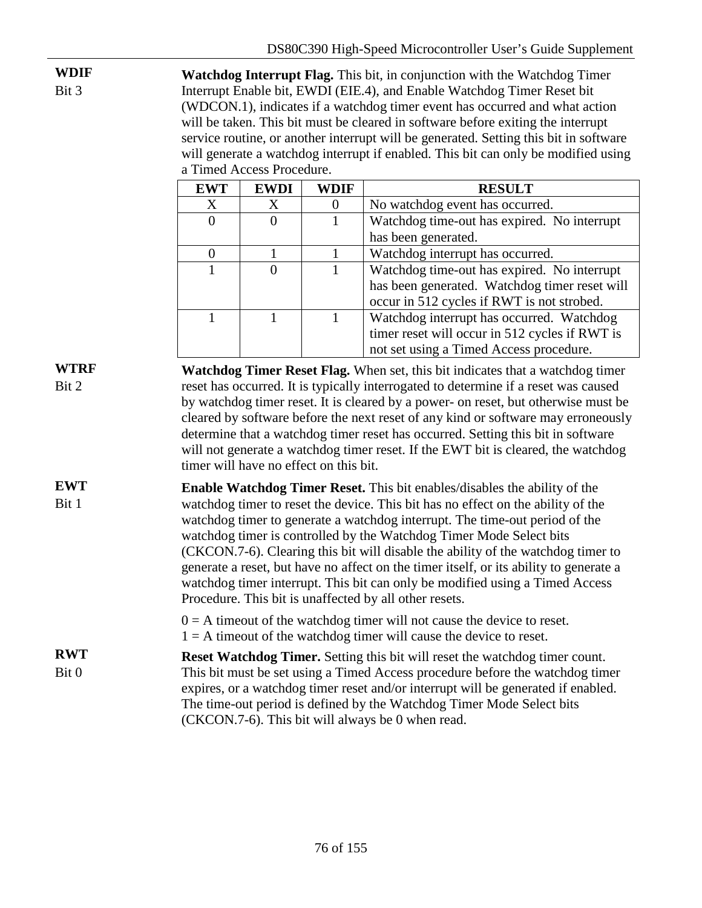**WDIF**
Bit 3

**Watchdog Interrupt Flag.** This bit, in conjunction with the Watchdog Timer Interrupt Enable bit, EWDI (EIE.4), and Enable Watchdog Timer Reset bit (WDCON.1), indicates if a watchdog timer event has occurred and what action will be taken. This bit must be cleared in software before exiting the interrupt service routine, or another interrupt will be generated. Setting this bit in software will generate a watchdog interrupt if enabled. This bit can only be modified using a Timed Access Procedure.

| EWT | EWDI | WDIF | RESULT |
|---|---|---|---|
| X | X | 0 | No watchdog event has occurred. |
| 0 | 0 | 1 | Watchdog time-out has expired. No interrupt has been generated. |
| 0 | 1 | 1 | Watchdog interrupt has occurred. |
| 1 | 0 | 1 | Watchdog time-out has expired. No interrupt has been generated. Watchdog timer reset will occur in 512 cycles if RWT is not strobed. |
| 1 | 1 | 1 | Watchdog interrupt has occurred. Watchdog timer reset will occur in 512 cycles if RWT is not set using a Timed Access procedure. |

**WTRF**
Bit 2

**Watchdog Timer Reset Flag.** When set, this bit indicates that a watchdog timer reset has occurred. It is typically interrogated to determine if a reset was caused by watchdog timer reset. It is cleared by a power- on reset, but otherwise must be cleared by software before the next reset of any kind or software may erroneously determine that a watchdog timer reset has occurred. Setting this bit in software will not generate a watchdog timer reset. If the EWT bit is cleared, the watchdog timer will have no effect on this bit.

**EWT**
Bit 1

**Enable Watchdog Timer Reset.** This bit enables/disables the ability of the watchdog timer to reset the device. This bit has no effect on the ability of the watchdog timer to generate a watchdog interrupt. The time-out period of the watchdog timer is controlled by the Watchdog Timer Mode Select bits (CKCON.7-6). Clearing this bit will disable the ability of the watchdog timer to generate a reset, but have no affect on the timer itself, or its ability to generate a watchdog timer interrupt. This bit can only be modified using a Timed Access Procedure. This bit is unaffected by all other resets.

0 = A timeout of the watchdog timer will not cause the device to reset.
1 = A timeout of the watchdog timer will cause the device to reset.

**RWT**
Bit 0

**Reset Watchdog Timer.** Setting this bit will reset the watchdog timer count. This bit must be set using a Timed Access procedure before the watchdog timer expires, or a watchdog timer reset and/or interrupt will be generated if enabled. The time-out period is defined by the Watchdog Timer Mode Select bits (CKCON.7-6). This bit will always be 0 when read.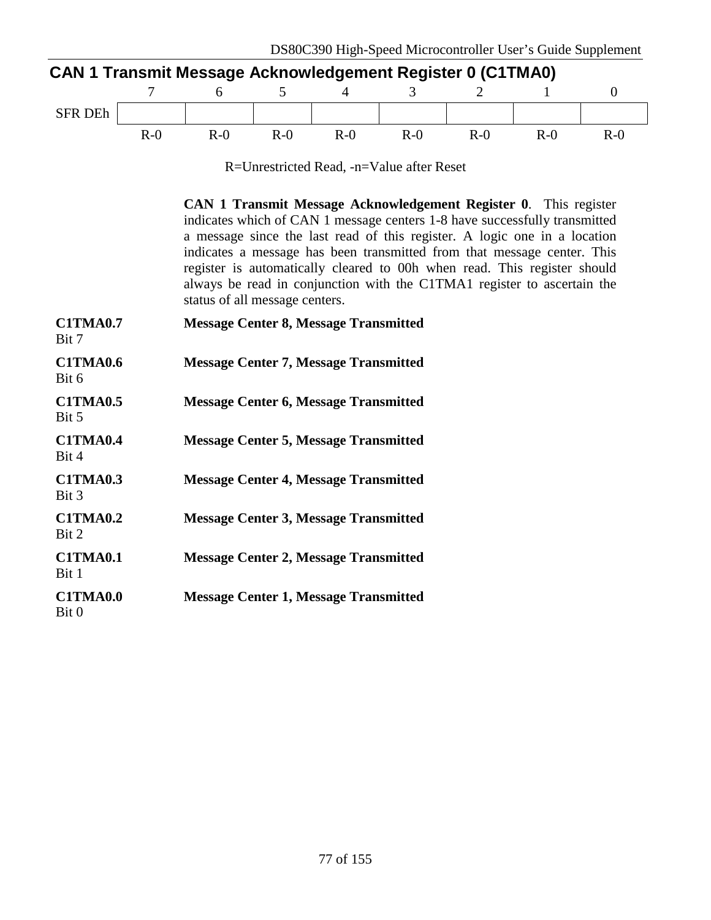## CAN 1 Transmit Message Acknowledgement Register 0 (C1TMA0)

| | 7 | 6 | 5 | 4 | 3 | 2 | 1 | 0 |
|---|---|---|---|---|---|---|---|---|
| SFR DEh | | | | | | | | |
| | R-0 | R-0 | R-0 | R-0 | R-0 | R-0 | R-0 | R-0 |

R=Unrestricted Read, -n=Value after Reset

**CAN 1 Transmit Message Acknowledgement Register 0**. This register indicates which of CAN 1 message centers 1-8 have successfully transmitted a message since the last read of this register. A logic one in a location indicates a message has been transmitted from that message center. This register is automatically cleared to 00h when read. This register should always be read in conjunction with the C1TMA1 register to ascertain the status of all message centers.

**C1TMA0.7**
Bit 7
**Message Center 8, Message Transmitted**

**C1TMA0.6**
Bit 6
**Message Center 7, Message Transmitted**

**C1TMA0.5**
Bit 5
**Message Center 6, Message Transmitted**

**C1TMA0.4**
Bit 4
**Message Center 5, Message Transmitted**

**C1TMA0.3**
Bit 3
**Message Center 4, Message Transmitted**

**C1TMA0.2**
Bit 2
**Message Center 3, Message Transmitted**

**C1TMA0.1**
Bit 1
**Message Center 2, Message Transmitted**

**C1TMA0.0**
Bit 0
**Message Center 1, Message Transmitted**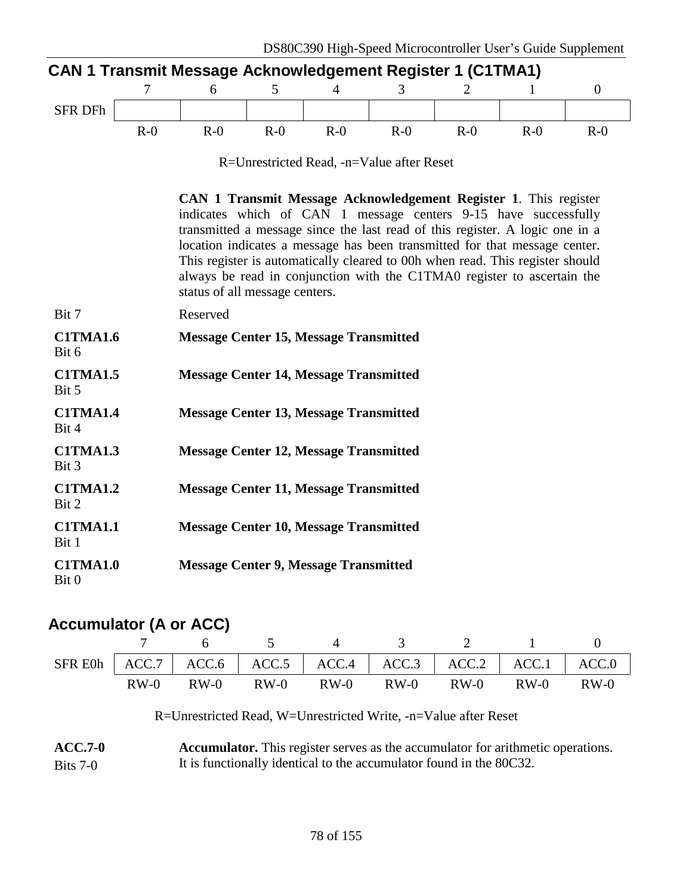## CAN 1 Transmit Message Acknowledgement Register 1 (C1TMA1)

| | 7 | 6 | 5 | 4 | 3 | 2 | 1 | 0 |
|---|---|---|---|---|---|---|---|---|
| SFR DFh | | | | | | | | |
| | R-0 | R-0 | R-0 | R-0 | R-0 | R-0 | R-0 | R-0 |

R=Unrestricted Read, -n=Value after Reset

**CAN 1 Transmit Message Acknowledgement Register 1**. This register indicates which of CAN 1 message centers 9-15 have successfully transmitted a message since the last read of this register. A logic one in a location indicates a message has been transmitted for that message center. This register is automatically cleared to 00h when read. This register should always be read in conjunction with the C1TMA0 register to ascertain the status of all message centers.

Bit 7 — Reserved

**C1TMA1.6**
Bit 6 — **Message Center 15, Message Transmitted**

**C1TMA1.5**
Bit 5 — **Message Center 14, Message Transmitted**

**C1TMA1.4**
Bit 4 — **Message Center 13, Message Transmitted**

**C1TMA1.3**
Bit 3 — **Message Center 12, Message Transmitted**

**C1TMA1.2**
Bit 2 — **Message Center 11, Message Transmitted**

**C1TMA1.1**
Bit 1 — **Message Center 10, Message Transmitted**

**C1TMA1.0**
Bit 0 — **Message Center 9, Message Transmitted**

## Accumulator (A or ACC)

| | 7 | 6 | 5 | 4 | 3 | 2 | 1 | 0 |
|---|---|---|---|---|---|---|---|---|
| SFR E0h | ACC.7 | ACC.6 | ACC.5 | ACC.4 | ACC.3 | ACC.2 | ACC.1 | ACC.0 |
| | RW-0 | RW-0 | RW-0 | RW-0 | RW-0 | RW-0 | RW-0 | RW-0 |

R=Unrestricted Read, W=Unrestricted Write, -n=Value after Reset

**ACC.7-0**
Bits 7-0 — **Accumulator.** This register serves as the accumulator for arithmetic operations. It is functionally identical to the accumulator found in the 80C32.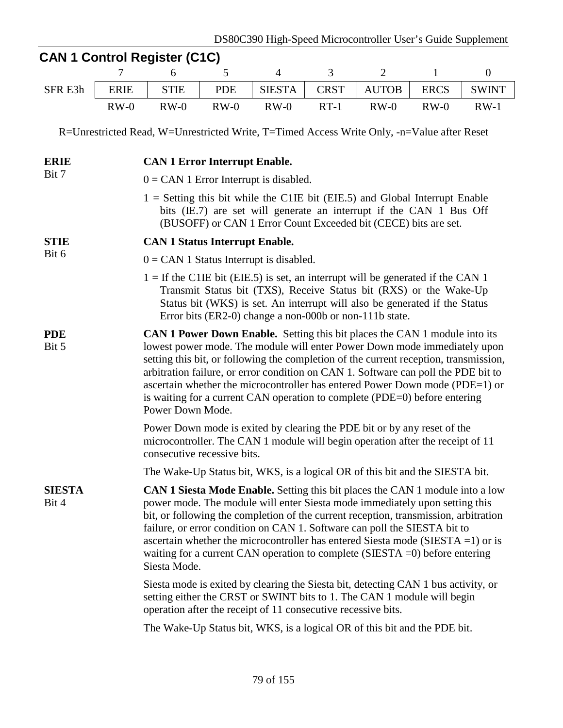## CAN 1 Control Register (C1C)

| | 7 | 6 | 5 | 4 | 3 | 2 | 1 | 0 |
|---|---|---|---|---|---|---|---|---|
| SFR E3h | ERIE | STIE | PDE | SIESTA | CRST | AUTOB | ERCS | SWINT |
| | RW-0 | RW-0 | RW-0 | RW-0 | RT-1 | RW-0 | RW-0 | RW-1 |

R=Unrestricted Read, W=Unrestricted Write, T=Timed Access Write Only, -n=Value after Reset

**ERIE**
Bit 7

**CAN 1 Error Interrupt Enable.**

0 = CAN 1 Error Interrupt is disabled.

1 = Setting this bit while the C1IE bit (EIE.5) and Global Interrupt Enable bits (IE.7) are set will generate an interrupt if the CAN 1 Bus Off (BUSOFF) or CAN 1 Error Count Exceeded bit (CECE) bits are set.

**STIE**
Bit 6

**CAN 1 Status Interrupt Enable.**

0 = CAN 1 Status Interrupt is disabled.

1 = If the C1IE bit (EIE.5) is set, an interrupt will be generated if the CAN 1 Transmit Status bit (TXS), Receive Status bit (RXS) or the Wake-Up Status bit (WKS) is set. An interrupt will also be generated if the Status Error bits (ER2-0) change a non-000b or non-111b state.

**PDE**
Bit 5

**CAN 1 Power Down Enable.** Setting this bit places the CAN 1 module into its lowest power mode. The module will enter Power Down mode immediately upon setting this bit, or following the completion of the current reception, transmission, arbitration failure, or error condition on CAN 1. Software can poll the PDE bit to ascertain whether the microcontroller has entered Power Down mode (PDE=1) or is waiting for a current CAN operation to complete (PDE=0) before entering Power Down Mode.

Power Down mode is exited by clearing the PDE bit or by any reset of the microcontroller. The CAN 1 module will begin operation after the receipt of 11 consecutive recessive bits.

The Wake-Up Status bit, WKS, is a logical OR of this bit and the SIESTA bit.

**SIESTA**
Bit 4

**CAN 1 Siesta Mode Enable.** Setting this bit places the CAN 1 module into a low power mode. The module will enter Siesta mode immediately upon setting this bit, or following the completion of the current reception, transmission, arbitration failure, or error condition on CAN 1. Software can poll the SIESTA bit to ascertain whether the microcontroller has entered Siesta mode (SIESTA =1) or is waiting for a current CAN operation to complete (SIESTA =0) before entering Siesta Mode.

Siesta mode is exited by clearing the Siesta bit, detecting CAN 1 bus activity, or setting either the CRST or SWINT bits to 1. The CAN 1 module will begin operation after the receipt of 11 consecutive recessive bits.

The Wake-Up Status bit, WKS, is a logical OR of this bit and the PDE bit.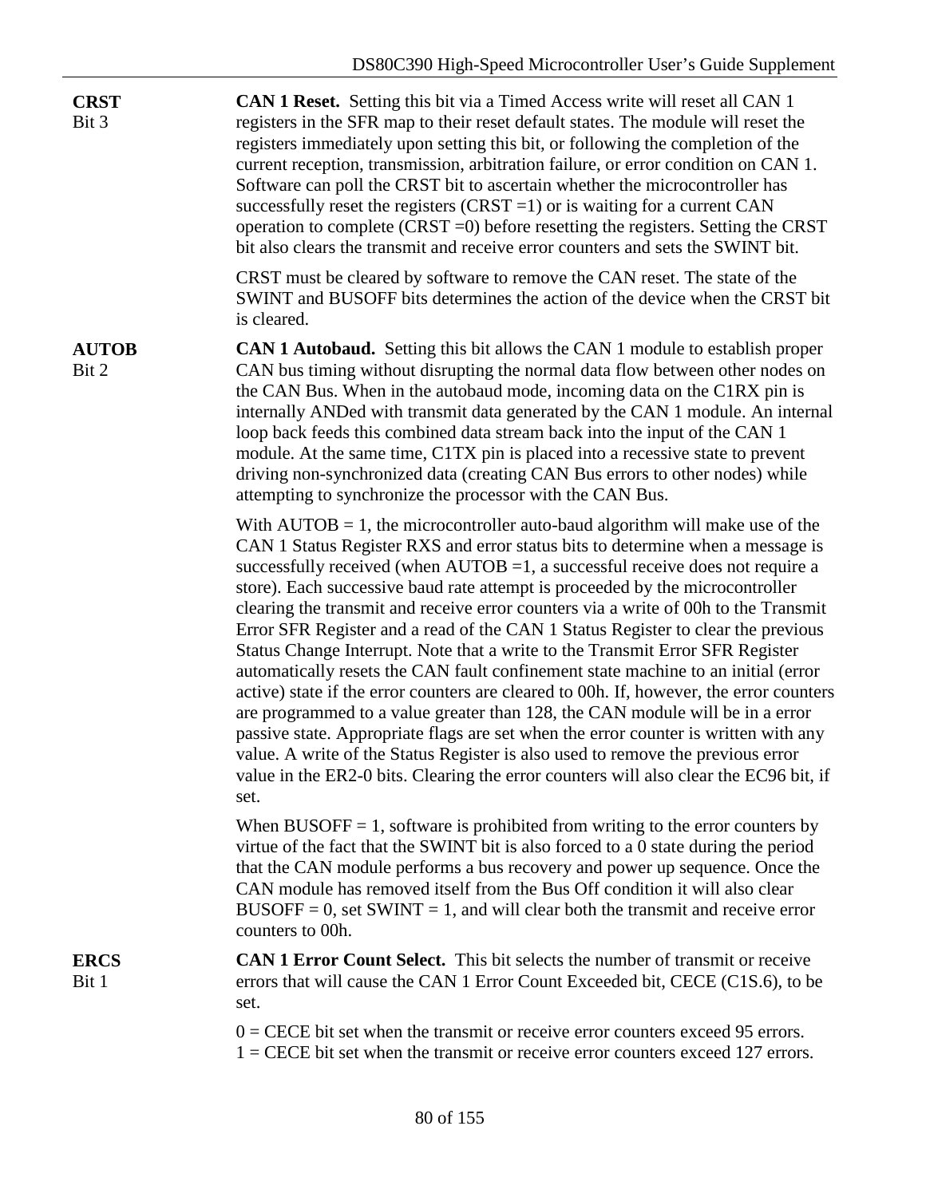**CRST**
Bit 3

**CAN 1 Reset.** Setting this bit via a Timed Access write will reset all CAN 1 registers in the SFR map to their reset default states. The module will reset the registers immediately upon setting this bit, or following the completion of the current reception, transmission, arbitration failure, or error condition on CAN 1. Software can poll the CRST bit to ascertain whether the microcontroller has successfully reset the registers (CRST =1) or is waiting for a current CAN operation to complete (CRST =0) before resetting the registers. Setting the CRST bit also clears the transmit and receive error counters and sets the SWINT bit.

CRST must be cleared by software to remove the CAN reset. The state of the SWINT and BUSOFF bits determines the action of the device when the CRST bit is cleared.

**AUTOB**
Bit 2

**CAN 1 Autobaud.** Setting this bit allows the CAN 1 module to establish proper CAN bus timing without disrupting the normal data flow between other nodes on the CAN Bus. When in the autobaud mode, incoming data on the C1RX pin is internally ANDed with transmit data generated by the CAN 1 module. An internal loop back feeds this combined data stream back into the input of the CAN 1 module. At the same time, C1TX pin is placed into a recessive state to prevent driving non-synchronized data (creating CAN Bus errors to other nodes) while attempting to synchronize the processor with the CAN Bus.

With AUTOB = 1, the microcontroller auto-baud algorithm will make use of the CAN 1 Status Register RXS and error status bits to determine when a message is successfully received (when AUTOB =1, a successful receive does not require a store). Each successive baud rate attempt is proceeded by the microcontroller clearing the transmit and receive error counters via a write of 00h to the Transmit Error SFR Register and a read of the CAN 1 Status Register to clear the previous Status Change Interrupt. Note that a write to the Transmit Error SFR Register automatically resets the CAN fault confinement state machine to an initial (error active) state if the error counters are cleared to 00h. If, however, the error counters are programmed to a value greater than 128, the CAN module will be in a error passive state. Appropriate flags are set when the error counter is written with any value. A write of the Status Register is also used to remove the previous error value in the ER2-0 bits. Clearing the error counters will also clear the EC96 bit, if set.

When BUSOFF = 1, software is prohibited from writing to the error counters by virtue of the fact that the SWINT bit is also forced to a 0 state during the period that the CAN module performs a bus recovery and power up sequence. Once the CAN module has removed itself from the Bus Off condition it will also clear BUSOFF = 0, set SWINT = 1, and will clear both the transmit and receive error counters to 00h.

**ERCS**
Bit 1

**CAN 1 Error Count Select.** This bit selects the number of transmit or receive errors that will cause the CAN 1 Error Count Exceeded bit, CECE (C1S.6), to be set.

0 = CECE bit set when the transmit or receive error counters exceed 95 errors.
1 = CECE bit set when the transmit or receive error counters exceed 127 errors.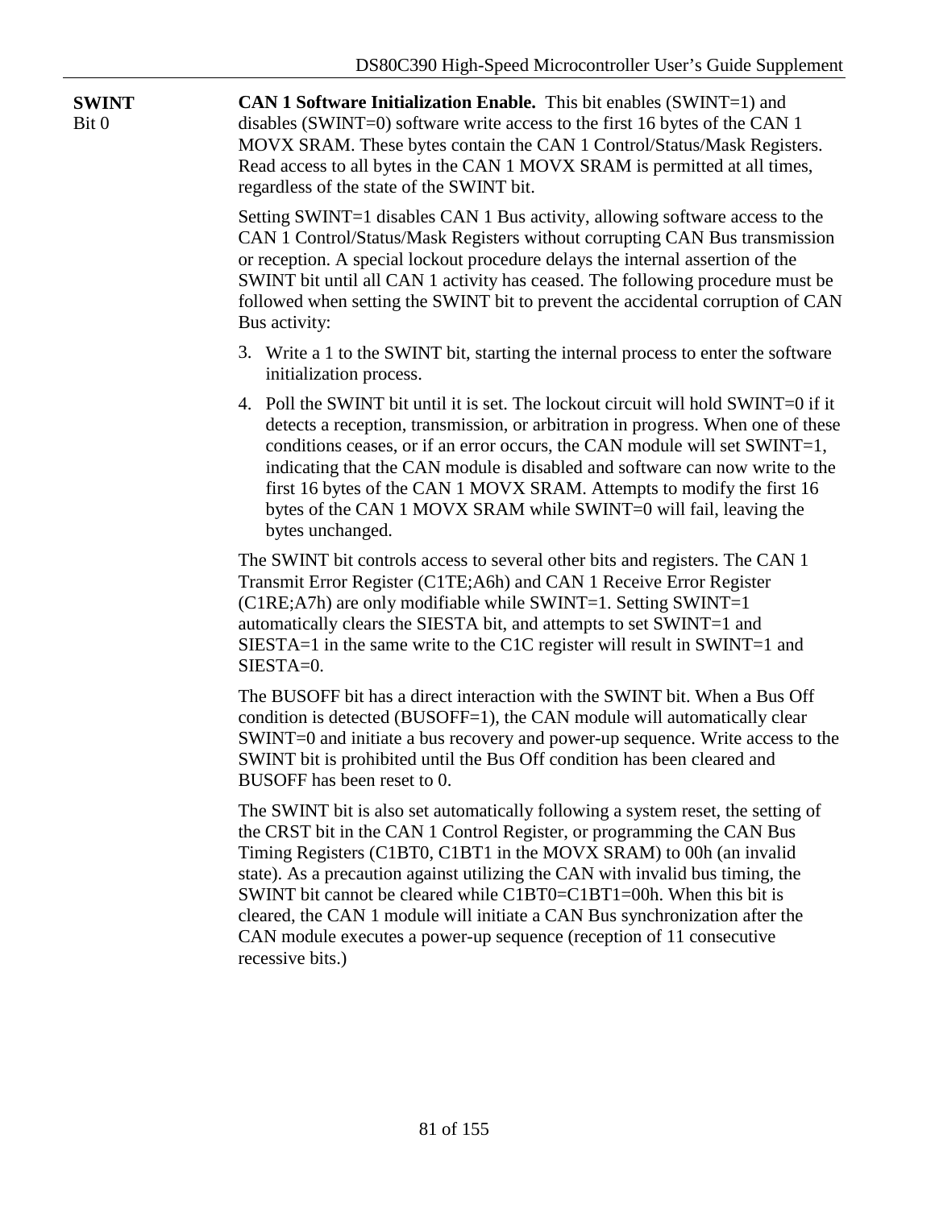**SWINT**
Bit 0

**CAN 1 Software Initialization Enable.** This bit enables (SWINT=1) and disables (SWINT=0) software write access to the first 16 bytes of the CAN 1 MOVX SRAM. These bytes contain the CAN 1 Control/Status/Mask Registers. Read access to all bytes in the CAN 1 MOVX SRAM is permitted at all times, regardless of the state of the SWINT bit.

Setting SWINT=1 disables CAN 1 Bus activity, allowing software access to the CAN 1 Control/Status/Mask Registers without corrupting CAN Bus transmission or reception. A special lockout procedure delays the internal assertion of the SWINT bit until all CAN 1 activity has ceased. The following procedure must be followed when setting the SWINT bit to prevent the accidental corruption of CAN Bus activity:

3. Write a 1 to the SWINT bit, starting the internal process to enter the software initialization process.
4. Poll the SWINT bit until it is set. The lockout circuit will hold SWINT=0 if it detects a reception, transmission, or arbitration in progress. When one of these conditions ceases, or if an error occurs, the CAN module will set SWINT=1, indicating that the CAN module is disabled and software can now write to the first 16 bytes of the CAN 1 MOVX SRAM. Attempts to modify the first 16 bytes of the CAN 1 MOVX SRAM while SWINT=0 will fail, leaving the bytes unchanged.

The SWINT bit controls access to several other bits and registers. The CAN 1 Transmit Error Register (C1TE;A6h) and CAN 1 Receive Error Register (C1RE;A7h) are only modifiable while SWINT=1. Setting SWINT=1 automatically clears the SIESTA bit, and attempts to set SWINT=1 and SIESTA=1 in the same write to the C1C register will result in SWINT=1 and SIESTA=0.

The BUSOFF bit has a direct interaction with the SWINT bit. When a Bus Off condition is detected (BUSOFF=1), the CAN module will automatically clear SWINT=0 and initiate a bus recovery and power-up sequence. Write access to the SWINT bit is prohibited until the Bus Off condition has been cleared and BUSOFF has been reset to 0.

The SWINT bit is also set automatically following a system reset, the setting of the CRST bit in the CAN 1 Control Register, or programming the CAN Bus Timing Registers (C1BT0, C1BT1 in the MOVX SRAM) to 00h (an invalid state). As a precaution against utilizing the CAN with invalid bus timing, the SWINT bit cannot be cleared while C1BT0=C1BT1=00h. When this bit is cleared, the CAN 1 module will initiate a CAN Bus synchronization after the CAN module executes a power-up sequence (reception of 11 consecutive recessive bits.)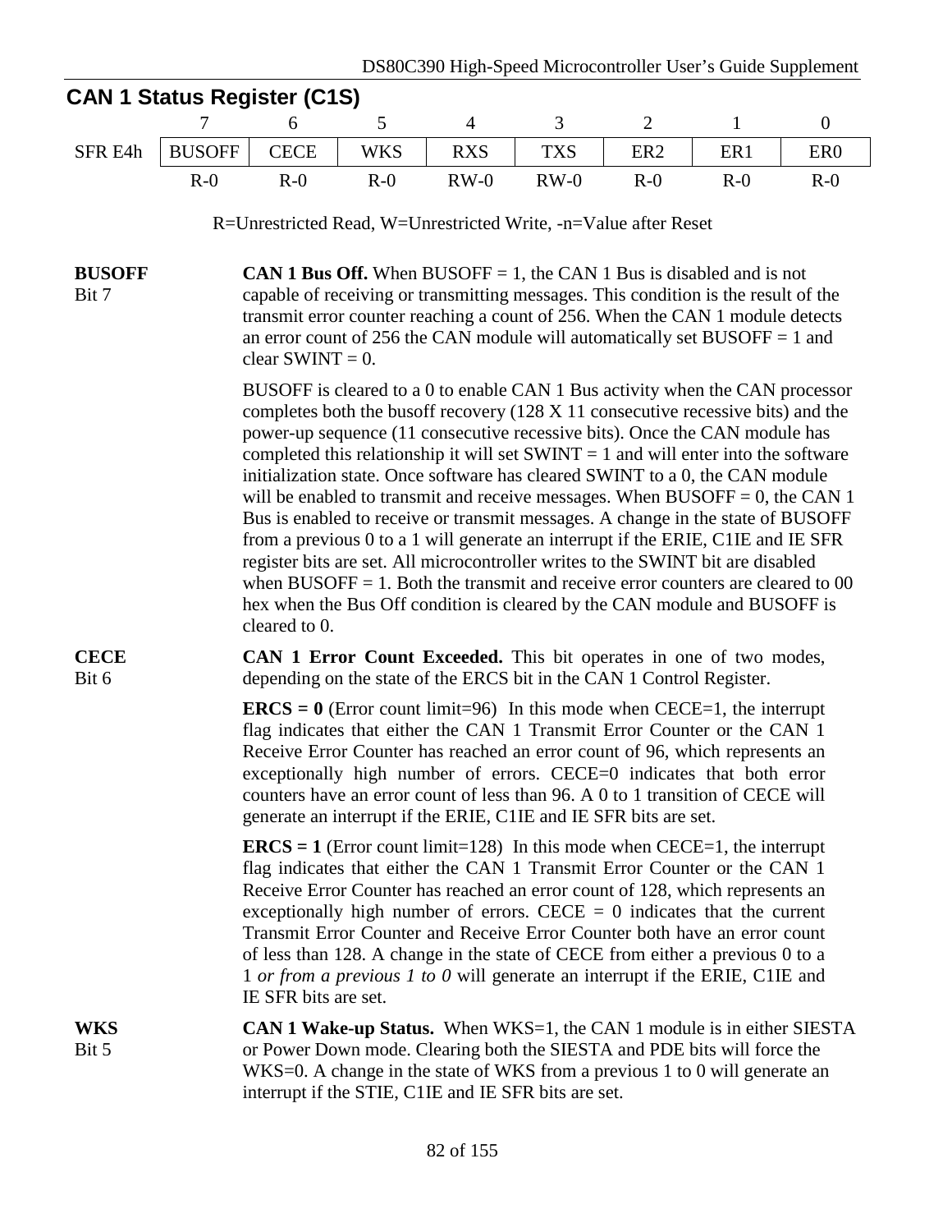## CAN 1 Status Register (C1S)

| | 7 | 6 | 5 | 4 | 3 | 2 | 1 | 0 |
|---|---|---|---|---|---|---|---|---|
| SFR E4h | BUSOFF | CECE | WKS | RXS | TXS | ER2 | ER1 | ER0 |
| | R-0 | R-0 | R-0 | RW-0 | RW-0 | R-0 | R-0 | R-0 |

R=Unrestricted Read, W=Unrestricted Write, -n=Value after Reset

**BUSOFF**
Bit 7

**CAN 1 Bus Off.** When BUSOFF = 1, the CAN 1 Bus is disabled and is not capable of receiving or transmitting messages. This condition is the result of the transmit error counter reaching a count of 256. When the CAN 1 module detects an error count of 256 the CAN module will automatically set BUSOFF = 1 and clear SWINT = 0.

BUSOFF is cleared to a 0 to enable CAN 1 Bus activity when the CAN processor completes both the busoff recovery (128 X 11 consecutive recessive bits) and the power-up sequence (11 consecutive recessive bits). Once the CAN module has completed this relationship it will set SWINT = 1 and will enter into the software initialization state. Once software has cleared SWINT to a 0, the CAN module will be enabled to transmit and receive messages. When BUSOFF = 0, the CAN 1 Bus is enabled to receive or transmit messages. A change in the state of BUSOFF from a previous 0 to a 1 will generate an interrupt if the ERIE, C1IE and IE SFR register bits are set. All microcontroller writes to the SWINT bit are disabled when BUSOFF = 1. Both the transmit and receive error counters are cleared to 00 hex when the Bus Off condition is cleared by the CAN module and BUSOFF is cleared to 0.

**CECE**
Bit 6

**CAN 1 Error Count Exceeded.** This bit operates in one of two modes, depending on the state of the ERCS bit in the CAN 1 Control Register.

**ERCS = 0** (Error count limit=96) In this mode when CECE=1, the interrupt flag indicates that either the CAN 1 Transmit Error Counter or the CAN 1 Receive Error Counter has reached an error count of 96, which represents an exceptionally high number of errors. CECE=0 indicates that both error counters have an error count of less than 96. A 0 to 1 transition of CECE will generate an interrupt if the ERIE, C1IE and IE SFR bits are set.

**ERCS = 1** (Error count limit=128) In this mode when CECE=1, the interrupt flag indicates that either the CAN 1 Transmit Error Counter or the CAN 1 Receive Error Counter has reached an error count of 128, which represents an exceptionally high number of errors. CECE = 0 indicates that the current Transmit Error Counter and Receive Error Counter both have an error count of less than 128. A change in the state of CECE from either a previous 0 to a 1 *or from a previous 1 to 0* will generate an interrupt if the ERIE, C1IE and IE SFR bits are set.

**WKS**
Bit 5

**CAN 1 Wake-up Status.** When WKS=1, the CAN 1 module is in either SIESTA or Power Down mode. Clearing both the SIESTA and PDE bits will force the WKS=0. A change in the state of WKS from a previous 1 to 0 will generate an interrupt if the STIE, C1IE and IE SFR bits are set.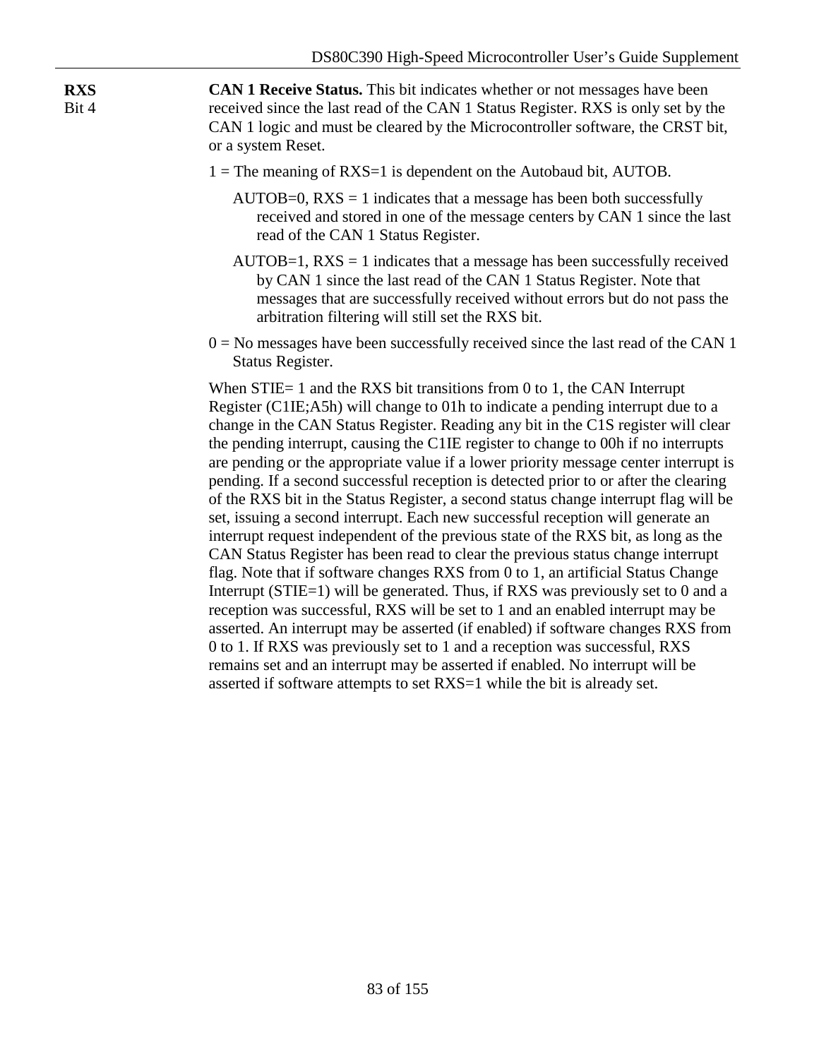**RXS**
Bit 4

**CAN 1 Receive Status.** This bit indicates whether or not messages have been received since the last read of the CAN 1 Status Register. RXS is only set by the CAN 1 logic and must be cleared by the Microcontroller software, the CRST bit, or a system Reset.

1 = The meaning of RXS=1 is dependent on the Autobaud bit, AUTOB.

AUTOB=0, RXS = 1 indicates that a message has been both successfully received and stored in one of the message centers by CAN 1 since the last read of the CAN 1 Status Register.

AUTOB=1, RXS = 1 indicates that a message has been successfully received by CAN 1 since the last read of the CAN 1 Status Register. Note that messages that are successfully received without errors but do not pass the arbitration filtering will still set the RXS bit.

0 = No messages have been successfully received since the last read of the CAN 1 Status Register.

When STIE= 1 and the RXS bit transitions from 0 to 1, the CAN Interrupt Register (C1IE;A5h) will change to 01h to indicate a pending interrupt due to a change in the CAN Status Register. Reading any bit in the C1S register will clear the pending interrupt, causing the C1IE register to change to 00h if no interrupts are pending or the appropriate value if a lower priority message center interrupt is pending. If a second successful reception is detected prior to or after the clearing of the RXS bit in the Status Register, a second status change interrupt flag will be set, issuing a second interrupt. Each new successful reception will generate an interrupt request independent of the previous state of the RXS bit, as long as the CAN Status Register has been read to clear the previous status change interrupt flag. Note that if software changes RXS from 0 to 1, an artificial Status Change Interrupt (STIE=1) will be generated. Thus, if RXS was previously set to 0 and a reception was successful, RXS will be set to 1 and an enabled interrupt may be asserted. An interrupt may be asserted (if enabled) if software changes RXS from 0 to 1. If RXS was previously set to 1 and a reception was successful, RXS remains set and an interrupt may be asserted if enabled. No interrupt will be asserted if software attempts to set RXS=1 while the bit is already set.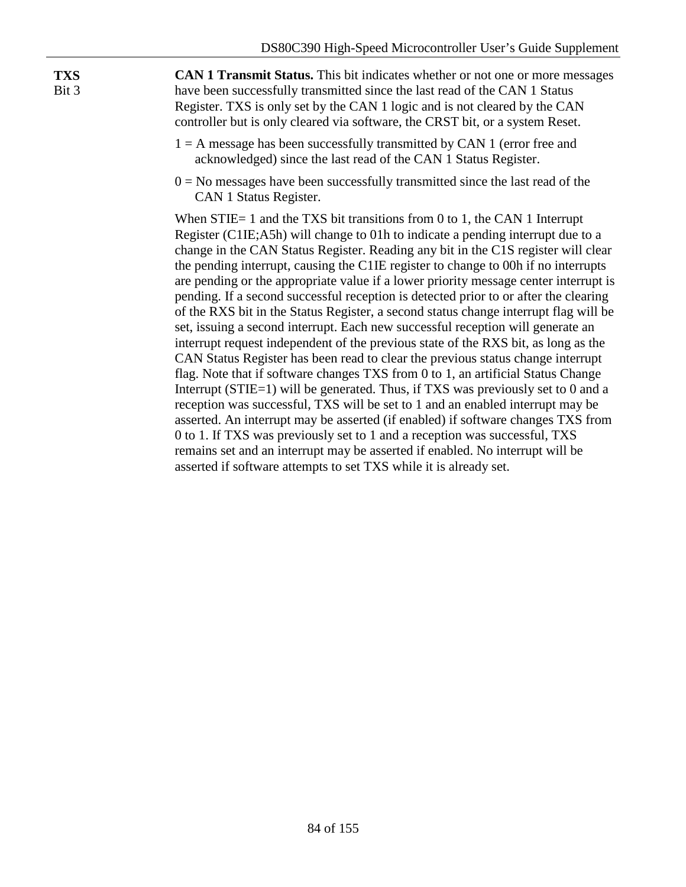**TXS**
Bit 3

**CAN 1 Transmit Status.** This bit indicates whether or not one or more messages have been successfully transmitted since the last read of the CAN 1 Status Register. TXS is only set by the CAN 1 logic and is not cleared by the CAN controller but is only cleared via software, the CRST bit, or a system Reset.

1 = A message has been successfully transmitted by CAN 1 (error free and acknowledged) since the last read of the CAN 1 Status Register.

0 = No messages have been successfully transmitted since the last read of the CAN 1 Status Register.

When STIE= 1 and the TXS bit transitions from 0 to 1, the CAN 1 Interrupt Register (C1IE;A5h) will change to 01h to indicate a pending interrupt due to a change in the CAN Status Register. Reading any bit in the C1S register will clear the pending interrupt, causing the C1IE register to change to 00h if no interrupts are pending or the appropriate value if a lower priority message center interrupt is pending. If a second successful reception is detected prior to or after the clearing of the RXS bit in the Status Register, a second status change interrupt flag will be set, issuing a second interrupt. Each new successful reception will generate an interrupt request independent of the previous state of the RXS bit, as long as the CAN Status Register has been read to clear the previous status change interrupt flag. Note that if software changes TXS from 0 to 1, an artificial Status Change Interrupt (STIE=1) will be generated. Thus, if TXS was previously set to 0 and a reception was successful, TXS will be set to 1 and an enabled interrupt may be asserted. An interrupt may be asserted (if enabled) if software changes TXS from 0 to 1. If TXS was previously set to 1 and a reception was successful, TXS remains set and an interrupt may be asserted if enabled. No interrupt will be asserted if software attempts to set TXS while it is already set.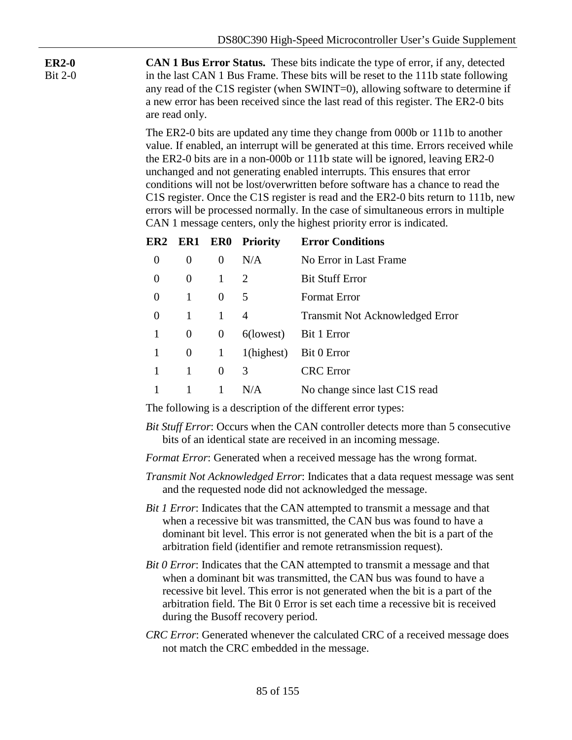**ER2-0**
Bit 2-0

**CAN 1 Bus Error Status.** These bits indicate the type of error, if any, detected in the last CAN 1 Bus Frame. These bits will be reset to the 111b state following any read of the C1S register (when SWINT=0), allowing software to determine if a new error has been received since the last read of this register. The ER2-0 bits are read only.

The ER2-0 bits are updated any time they change from 000b or 111b to another value. If enabled, an interrupt will be generated at this time. Errors received while the ER2-0 bits are in a non-000b or 111b state will be ignored, leaving ER2-0 unchanged and not generating enabled interrupts. This ensures that error conditions will not be lost/overwritten before software has a chance to read the C1S register. Once the C1S register is read and the ER2-0 bits return to 111b, new errors will be processed normally. In the case of simultaneous errors in multiple CAN 1 message centers, only the highest priority error is indicated.

| ER2 | ER1 | ER0 | Priority | Error Conditions |
|---|---|---|---|---|
| 0 | 0 | 0 | N/A | No Error in Last Frame |
| 0 | 0 | 1 | 2 | Bit Stuff Error |
| 0 | 1 | 0 | 5 | Format Error |
| 0 | 1 | 1 | 4 | Transmit Not Acknowledged Error |
| 1 | 0 | 0 | 6(lowest) | Bit 1 Error |
| 1 | 0 | 1 | 1(highest) | Bit 0 Error |
| 1 | 1 | 0 | 3 | CRC Error |
| 1 | 1 | 1 | N/A | No change since last C1S read |

The following is a description of the different error types:

*Bit Stuff Error*: Occurs when the CAN controller detects more than 5 consecutive bits of an identical state are received in an incoming message.

*Format Error*: Generated when a received message has the wrong format.

*Transmit Not Acknowledged Error*: Indicates that a data request message was sent and the requested node did not acknowledged the message.

*Bit 1 Error*: Indicates that the CAN attempted to transmit a message and that when a recessive bit was transmitted, the CAN bus was found to have a dominant bit level. This error is not generated when the bit is a part of the arbitration field (identifier and remote retransmission request).

*Bit 0 Error*: Indicates that the CAN attempted to transmit a message and that when a dominant bit was transmitted, the CAN bus was found to have a recessive bit level. This error is not generated when the bit is a part of the arbitration field. The Bit 0 Error is set each time a recessive bit is received during the Busoff recovery period.

*CRC Error*: Generated whenever the calculated CRC of a received message does not match the CRC embedded in the message.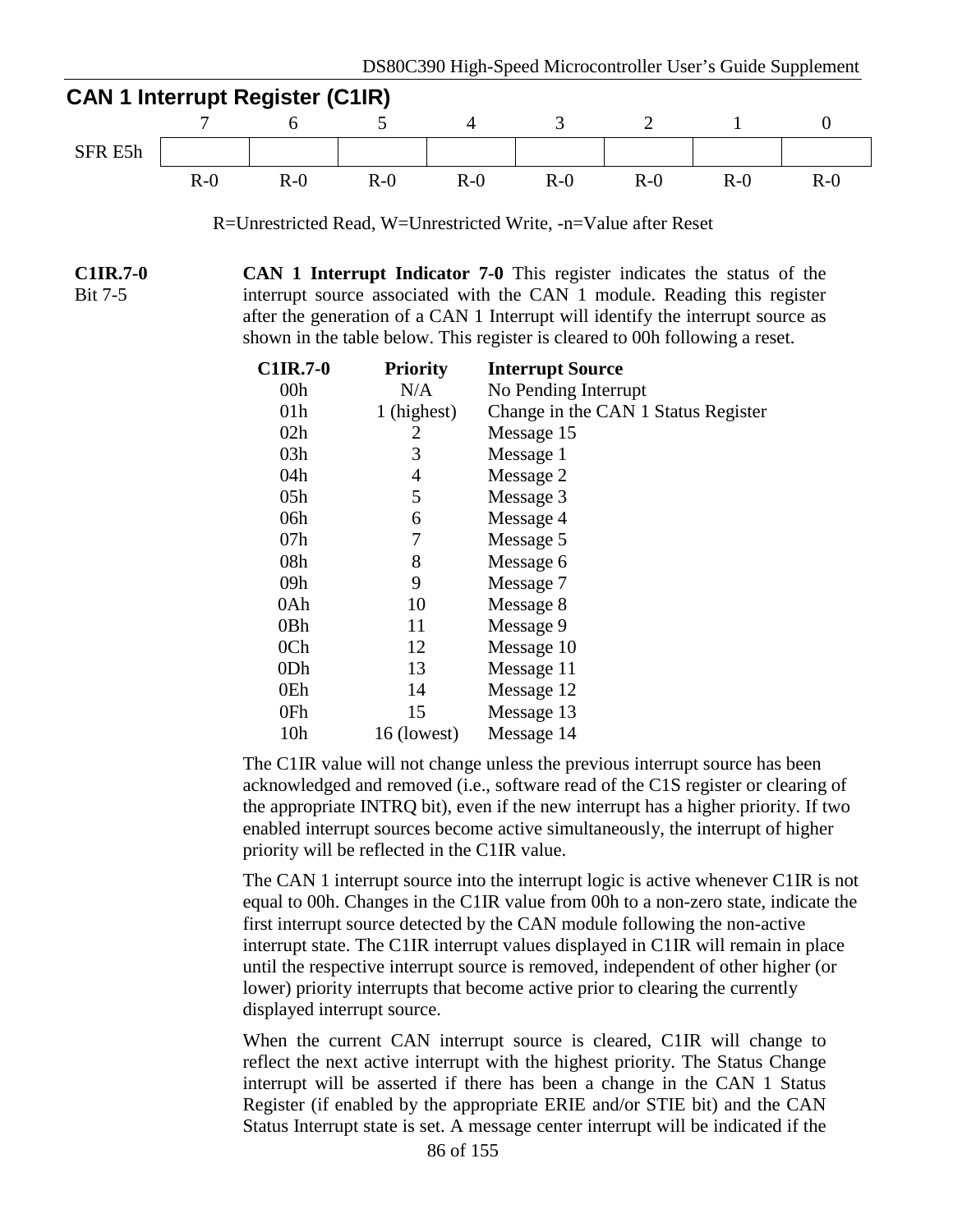## CAN 1 Interrupt Register (C1IR)

| | 7 | 6 | 5 | 4 | 3 | 2 | 1 | 0 |
|---|---|---|---|---|---|---|---|---|
| SFR E5h | | | | | | | | |
| | R-0 | R-0 | R-0 | R-0 | R-0 | R-0 | R-0 | R-0 |

R=Unrestricted Read, W=Unrestricted Write, -n=Value after Reset

**C1IR.7-0**
Bit 7-5

**CAN 1 Interrupt Indicator 7-0** This register indicates the status of the interrupt source associated with the CAN 1 module. Reading this register after the generation of a CAN 1 Interrupt will identify the interrupt source as shown in the table below. This register is cleared to 00h following a reset.

| C1IR.7-0 | Priority | Interrupt Source |
|---|---|---|
| 00h | N/A | No Pending Interrupt |
| 01h | 1 (highest) | Change in the CAN 1 Status Register |
| 02h | 2 | Message 15 |
| 03h | 3 | Message 1 |
| 04h | 4 | Message 2 |
| 05h | 5 | Message 3 |
| 06h | 6 | Message 4 |
| 07h | 7 | Message 5 |
| 08h | 8 | Message 6 |
| 09h | 9 | Message 7 |
| 0Ah | 10 | Message 8 |
| 0Bh | 11 | Message 9 |
| 0Ch | 12 | Message 10 |
| 0Dh | 13 | Message 11 |
| 0Eh | 14 | Message 12 |
| 0Fh | 15 | Message 13 |
| 10h | 16 (lowest) | Message 14 |

The C1IR value will not change unless the previous interrupt source has been acknowledged and removed (i.e., software read of the C1S register or clearing of the appropriate INTRQ bit), even if the new interrupt has a higher priority. If two enabled interrupt sources become active simultaneously, the interrupt of higher priority will be reflected in the C1IR value.

The CAN 1 interrupt source into the interrupt logic is active whenever C1IR is not equal to 00h. Changes in the C1IR value from 00h to a non-zero state, indicate the first interrupt source detected by the CAN module following the non-active interrupt state. The C1IR interrupt values displayed in C1IR will remain in place until the respective interrupt source is removed, independent of other higher (or lower) priority interrupts that become active prior to clearing the currently displayed interrupt source.

When the current CAN interrupt source is cleared, C1IR will change to reflect the next active interrupt with the highest priority. The Status Change interrupt will be asserted if there has been a change in the CAN 1 Status Register (if enabled by the appropriate ERIE and/or STIE bit) and the CAN Status Interrupt state is set. A message center interrupt will be indicated if the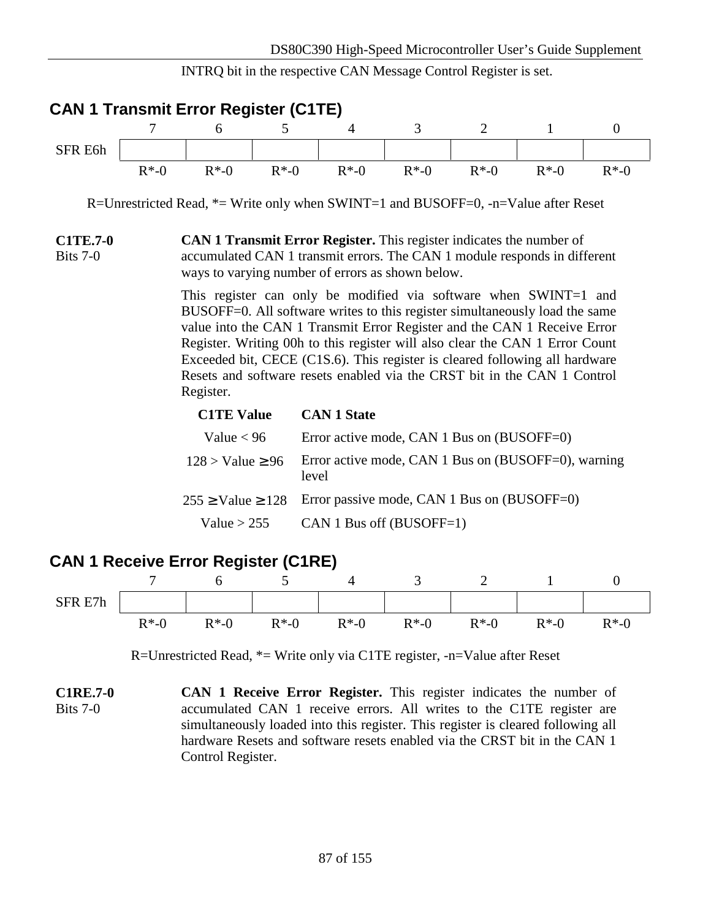INTRQ bit in the respective CAN Message Control Register is set.

## CAN 1 Transmit Error Register (C1TE)

| | 7 | 6 | 5 | 4 | 3 | 2 | 1 | 0 |
|---|---|---|---|---|---|---|---|---|
| SFR E6h | | | | | | | | |
| | R*-0 | R*-0 | R*-0 | R*-0 | R*-0 | R*-0 | R*-0 | R*-0 |

R=Unrestricted Read, *= Write only when SWINT=1 and BUSOFF=0, -n=Value after Reset

**C1TE.7-0**
Bits 7-0

**CAN 1 Transmit Error Register.** This register indicates the number of accumulated CAN 1 transmit errors. The CAN 1 module responds in different ways to varying number of errors as shown below.

This register can only be modified via software when SWINT=1 and BUSOFF=0. All software writes to this register simultaneously load the same value into the CAN 1 Transmit Error Register and the CAN 1 Receive Error Register. Writing 00h to this register will also clear the CAN 1 Error Count Exceeded bit, CECE (C1S.6). This register is cleared following all hardware Resets and software resets enabled via the CRST bit in the CAN 1 Control Register.

| C1TE Value | CAN 1 State |
|---|---|
| Value < 96 | Error active mode, CAN 1 Bus on (BUSOFF=0) |
| 128 > Value ≥ 96 | Error active mode, CAN 1 Bus on (BUSOFF=0), warning level |
| 255 ≥ Value ≥ 128 | Error passive mode, CAN 1 Bus on (BUSOFF=0) |
| Value > 255 | CAN 1 Bus off (BUSOFF=1) |

## CAN 1 Receive Error Register (C1RE)

| | 7 | 6 | 5 | 4 | 3 | 2 | 1 | 0 |
|---|---|---|---|---|---|---|---|---|
| SFR E7h | | | | | | | | |
| | R*-0 | R*-0 | R*-0 | R*-0 | R*-0 | R*-0 | R*-0 | R*-0 |

R=Unrestricted Read, *= Write only via C1TE register, -n=Value after Reset

**C1RE.7-0**
Bits 7-0

**CAN 1 Receive Error Register.** This register indicates the number of accumulated CAN 1 receive errors. All writes to the C1TE register are simultaneously loaded into this register. This register is cleared following all hardware Resets and software resets enabled via the CRST bit in the CAN 1 Control Register.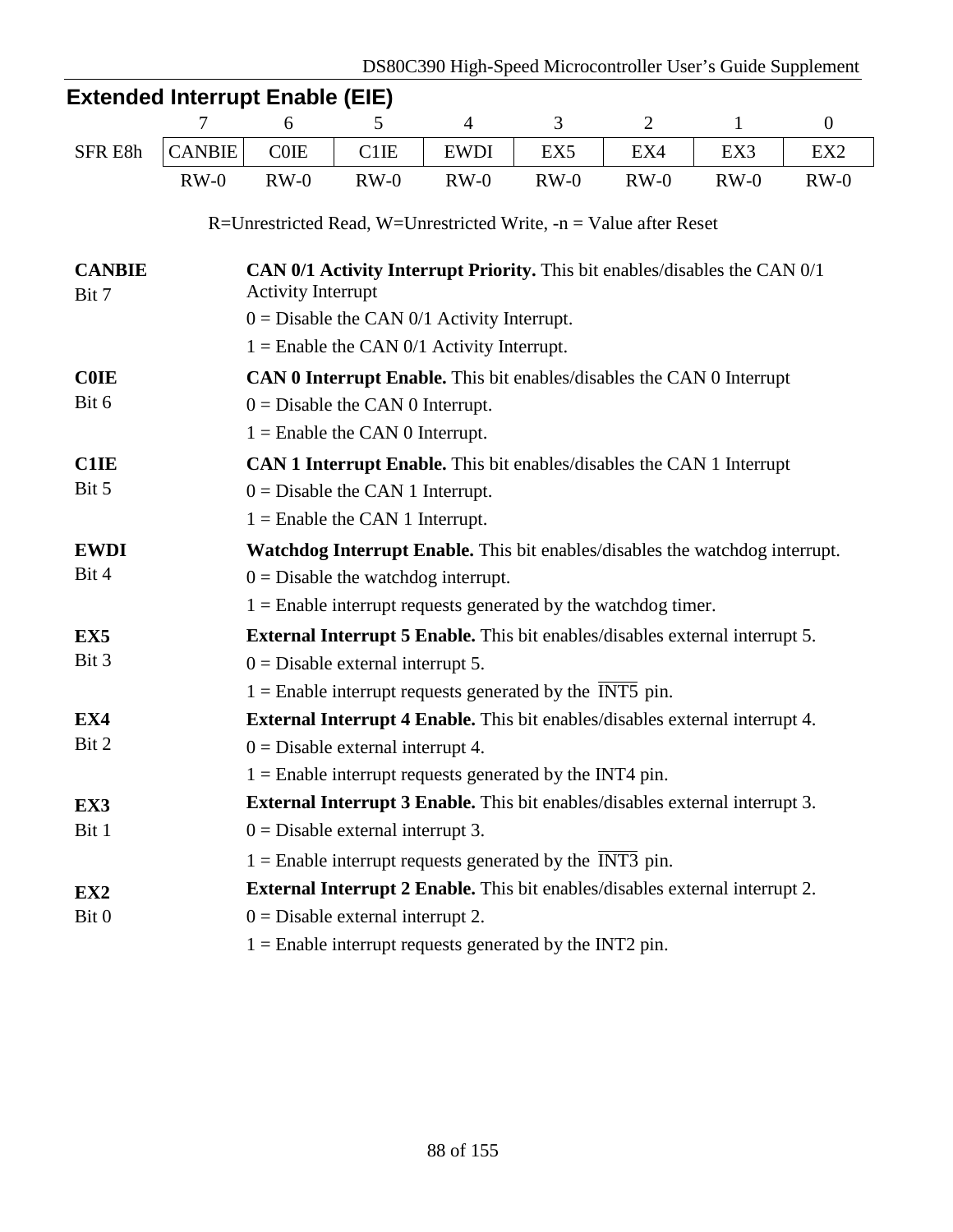## Extended Interrupt Enable (EIE)

| | 7 | 6 | 5 | 4 | 3 | 2 | 1 | 0 |
|---|---|---|---|---|---|---|---|---|
| SFR E8h | CANBIE | C0IE | C1IE | EWDI | EX5 | EX4 | EX3 | EX2 |
| | RW-0 | RW-0 | RW-0 | RW-0 | RW-0 | RW-0 | RW-0 | RW-0 |

R=Unrestricted Read, W=Unrestricted Write, -n = Value after Reset

**CANBIE**
Bit 7

**CAN 0/1 Activity Interrupt Priority.** This bit enables/disables the CAN 0/1 Activity Interrupt

0 = Disable the CAN 0/1 Activity Interrupt.

1 = Enable the CAN 0/1 Activity Interrupt.

**C0IE**
Bit 6

**CAN 0 Interrupt Enable.** This bit enables/disables the CAN 0 Interrupt

0 = Disable the CAN 0 Interrupt.

1 = Enable the CAN 0 Interrupt.

**C1IE**
Bit 5

**CAN 1 Interrupt Enable.** This bit enables/disables the CAN 1 Interrupt

0 = Disable the CAN 1 Interrupt.

1 = Enable the CAN 1 Interrupt.

**EWDI**
Bit 4

**Watchdog Interrupt Enable.** This bit enables/disables the watchdog interrupt.

0 = Disable the watchdog interrupt.

1 = Enable interrupt requests generated by the watchdog timer.

**EX5**
Bit 3

**External Interrupt 5 Enable.** This bit enables/disables external interrupt 5.

0 = Disable external interrupt 5.

1 = Enable interrupt requests generated by the $\overline{\text{INT5}}$ pin.

**EX4**
Bit 2

**External Interrupt 4 Enable.** This bit enables/disables external interrupt 4.

0 = Disable external interrupt 4.

1 = Enable interrupt requests generated by the INT4 pin.

**EX3**
Bit 1

**External Interrupt 3 Enable.** This bit enables/disables external interrupt 3.

0 = Disable external interrupt 3.

1 = Enable interrupt requests generated by the $\overline{\text{INT3}}$ pin.

**EX2**
Bit 0

**External Interrupt 2 Enable.** This bit enables/disables external interrupt 2.

0 = Disable external interrupt 2.

1 = Enable interrupt requests generated by the INT2 pin.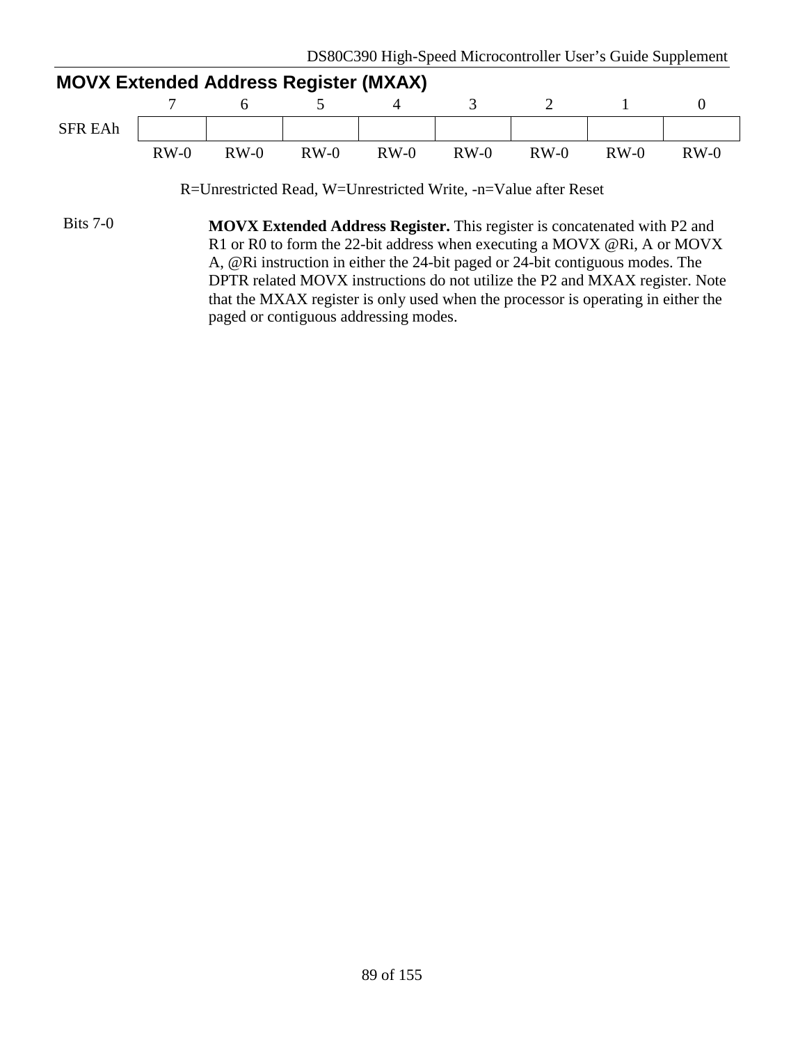## MOVX Extended Address Register (MXAX)

| | 7 | 6 | 5 | 4 | 3 | 2 | 1 | 0 |
|---|---|---|---|---|---|---|---|---|
| SFR EAh | | | | | | | | |
| | RW-0 | RW-0 | RW-0 | RW-0 | RW-0 | RW-0 | RW-0 | RW-0 |

R=Unrestricted Read, W=Unrestricted Write, -n=Value after Reset

Bits 7-0 **MOVX Extended Address Register.** This register is concatenated with P2 and R1 or R0 to form the 22-bit address when executing a MOVX @Ri, A or MOVX A, @Ri instruction in either the 24-bit paged or 24-bit contiguous modes. The DPTR related MOVX instructions do not utilize the P2 and MXAX register. Note that the MXAX register is only used when the processor is operating in either the paged or contiguous addressing modes.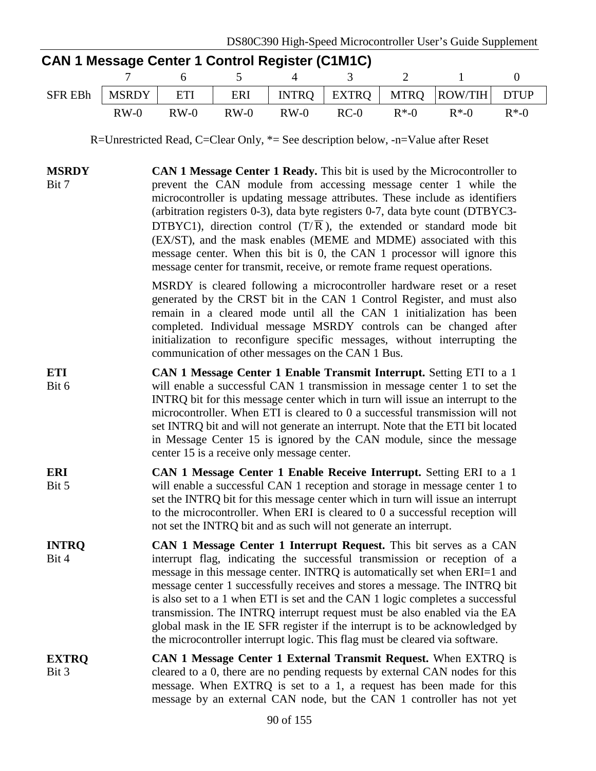## CAN 1 Message Center 1 Control Register (C1M1C)

| | 7 | 6 | 5 | 4 | 3 | 2 | 1 | 0 |
|---|---|---|---|---|---|---|---|---|
| SFR EBh | MSRDY | ETI | ERI | INTRQ | EXTRQ | MTRQ | ROW/TIH | DTUP |
| | RW-0 | RW-0 | RW-0 | RW-0 | RC-0 | R*-0 | R*-0 | R*-0 |

R=Unrestricted Read, C=Clear Only, *= See description below, -n=Value after Reset

**MSRDY**
Bit 7

**CAN 1 Message Center 1 Ready.** This bit is used by the Microcontroller to prevent the CAN module from accessing message center 1 while the microcontroller is updating message attributes. These include as identifiers (arbitration registers 0-3), data byte registers 0-7, data byte count (DTBYC3-DTBYC1), direction control ($T/\overline{R}$), the extended or standard mode bit (EX/ST), and the mask enables (MEME and MDME) associated with this message center. When this bit is 0, the CAN 1 processor will ignore this message center for transmit, receive, or remote frame request operations.

MSRDY is cleared following a microcontroller hardware reset or a reset generated by the CRST bit in the CAN 1 Control Register, and must also remain in a cleared mode until all the CAN 1 initialization has been completed. Individual message MSRDY controls can be changed after initialization to reconfigure specific messages, without interrupting the communication of other messages on the CAN 1 Bus.

**ETI**
Bit 6

**CAN 1 Message Center 1 Enable Transmit Interrupt.** Setting ETI to a 1 will enable a successful CAN 1 transmission in message center 1 to set the INTRQ bit for this message center which in turn will issue an interrupt to the microcontroller. When ETI is cleared to 0 a successful transmission will not set INTRQ bit and will not generate an interrupt. Note that the ETI bit located in Message Center 15 is ignored by the CAN module, since the message center 15 is a receive only message center.

**ERI**
Bit 5

**CAN 1 Message Center 1 Enable Receive Interrupt.** Setting ERI to a 1 will enable a successful CAN 1 reception and storage in message center 1 to set the INTRQ bit for this message center which in turn will issue an interrupt to the microcontroller. When ERI is cleared to 0 a successful reception will not set the INTRQ bit and as such will not generate an interrupt.

**INTRQ**
Bit 4

**CAN 1 Message Center 1 Interrupt Request.** This bit serves as a CAN interrupt flag, indicating the successful transmission or reception of a message in this message center. INTRQ is automatically set when ERI=1 and message center 1 successfully receives and stores a message. The INTRQ bit is also set to a 1 when ETI is set and the CAN 1 logic completes a successful transmission. The INTRQ interrupt request must be also enabled via the EA global mask in the IE SFR register if the interrupt is to be acknowledged by the microcontroller interrupt logic. This flag must be cleared via software.

**EXTRQ**
Bit 3

**CAN 1 Message Center 1 External Transmit Request.** When EXTRQ is cleared to a 0, there are no pending requests by external CAN nodes for this message. When EXTRQ is set to a 1, a request has been made for this message by an external CAN node, but the CAN 1 controller has not yet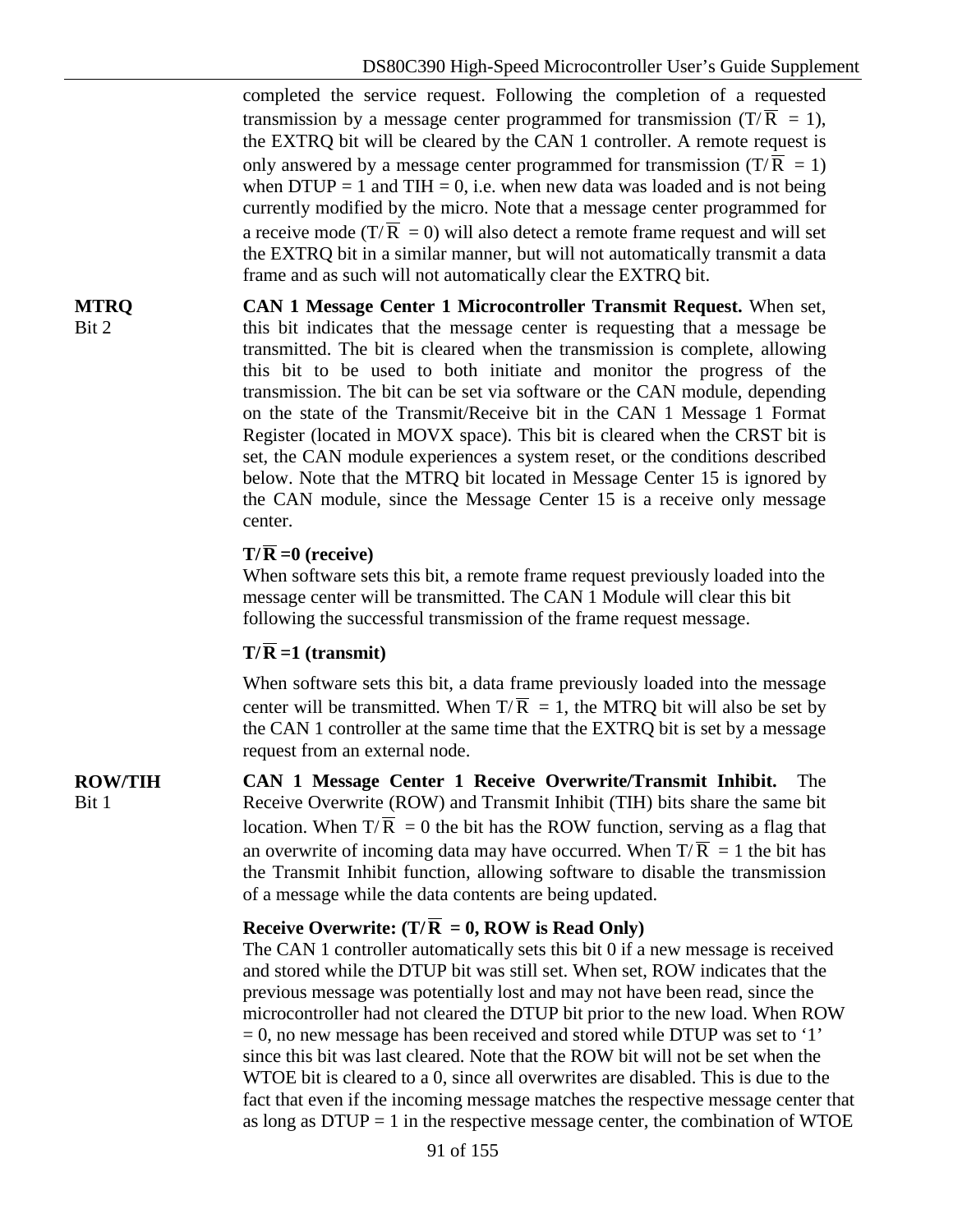completed the service request. Following the completion of a requested transmission by a message center programmed for transmission (T/$\overline{\text{R}}$ = 1), the EXTRQ bit will be cleared by the CAN 1 controller. A remote request is only answered by a message center programmed for transmission (T/$\overline{\text{R}}$ = 1) when DTUP = 1 and TIH = 0, i.e. when new data was loaded and is not being currently modified by the micro. Note that a message center programmed for a receive mode (T/$\overline{\text{R}}$ = 0) will also detect a remote frame request and will set the EXTRQ bit in a similar manner, but will not automatically transmit a data frame and as such will not automatically clear the EXTRQ bit.

**MTRQ**
Bit 2

**CAN 1 Message Center 1 Microcontroller Transmit Request.** When set, this bit indicates that the message center is requesting that a message be transmitted. The bit is cleared when the transmission is complete, allowing this bit to be used to both initiate and monitor the progress of the transmission. The bit can be set via software or the CAN module, depending on the state of the Transmit/Receive bit in the CAN 1 Message 1 Format Register (located in MOVX space). This bit is cleared when the CRST bit is set, the CAN module experiences a system reset, or the conditions described below. Note that the MTRQ bit located in Message Center 15 is ignored by the CAN module, since the Message Center 15 is a receive only message center.

**T/$\overline{\text{R}}$ =0 (receive)**
When software sets this bit, a remote frame request previously loaded into the message center will be transmitted. The CAN 1 Module will clear this bit following the successful transmission of the frame request message.

**T/$\overline{\text{R}}$ =1 (transmit)**

When software sets this bit, a data frame previously loaded into the message center will be transmitted. When T/$\overline{\text{R}}$ = 1, the MTRQ bit will also be set by the CAN 1 controller at the same time that the EXTRQ bit is set by a message request from an external node.

**ROW/TIH**
Bit 1

**CAN 1 Message Center 1 Receive Overwrite/Transmit Inhibit.** The Receive Overwrite (ROW) and Transmit Inhibit (TIH) bits share the same bit location. When T/$\overline{\text{R}}$ = 0 the bit has the ROW function, serving as a flag that an overwrite of incoming data may have occurred. When T/$\overline{\text{R}}$ = 1 the bit has the Transmit Inhibit function, allowing software to disable the transmission of a message while the data contents are being updated.

**Receive Overwrite: (T/$\overline{\text{R}}$ = 0, ROW is Read Only)**
The CAN 1 controller automatically sets this bit 0 if a new message is received and stored while the DTUP bit was still set. When set, ROW indicates that the previous message was potentially lost and may not have been read, since the microcontroller had not cleared the DTUP bit prior to the new load. When ROW = 0, no new message has been received and stored while DTUP was set to '1' since this bit was last cleared. Note that the ROW bit will not be set when the WTOE bit is cleared to a 0, since all overwrites are disabled. This is due to the fact that even if the incoming message matches the respective message center that as long as DTUP = 1 in the respective message center, the combination of WTOE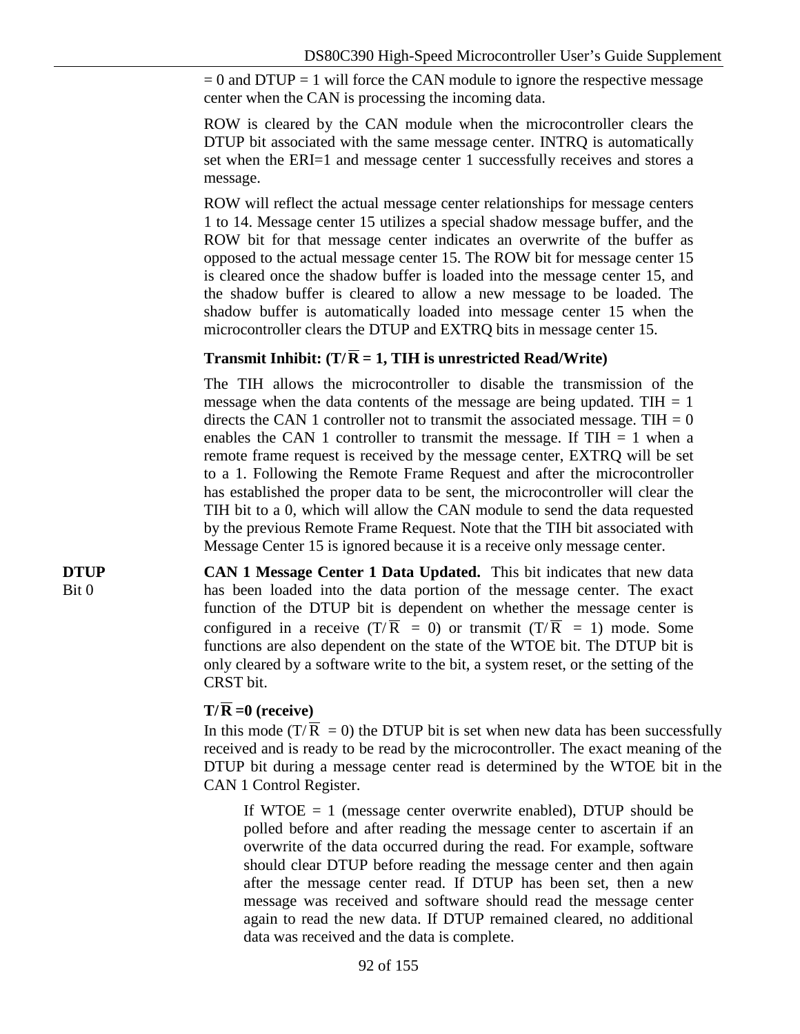= 0 and DTUP = 1 will force the CAN module to ignore the respective message center when the CAN is processing the incoming data.

ROW is cleared by the CAN module when the microcontroller clears the DTUP bit associated with the same message center. INTRQ is automatically set when the ERI=1 and message center 1 successfully receives and stores a message.

ROW will reflect the actual message center relationships for message centers 1 to 14. Message center 15 utilizes a special shadow message buffer, and the ROW bit for that message center indicates an overwrite of the buffer as opposed to the actual message center 15. The ROW bit for message center 15 is cleared once the shadow buffer is loaded into the message center 15, and the shadow buffer is cleared to allow a new message to be loaded. The shadow buffer is automatically loaded into message center 15 when the microcontroller clears the DTUP and EXTRQ bits in message center 15.

**Transmit Inhibit: (T/$\overline{\text{R}}$ = 1, TIH is unrestricted Read/Write)**

The TIH allows the microcontroller to disable the transmission of the message when the data contents of the message are being updated. TIH = 1 directs the CAN 1 controller not to transmit the associated message. TIH = 0 enables the CAN 1 controller to transmit the message. If TIH = 1 when a remote frame request is received by the message center, EXTRQ will be set to a 1. Following the Remote Frame Request and after the microcontroller has established the proper data to be sent, the microcontroller will clear the TIH bit to a 0, which will allow the CAN module to send the data requested by the previous Remote Frame Request. Note that the TIH bit associated with Message Center 15 is ignored because it is a receive only message center.

**DTUP**
Bit 0

**CAN 1 Message Center 1 Data Updated.** This bit indicates that new data has been loaded into the data portion of the message center. The exact function of the DTUP bit is dependent on whether the message center is configured in a receive (T/$\overline{\text{R}}$ = 0) or transmit (T/$\overline{\text{R}}$ = 1) mode. Some functions are also dependent on the state of the WTOE bit. The DTUP bit is only cleared by a software write to the bit, a system reset, or the setting of the CRST bit.

**T/$\overline{\text{R}}$ =0 (receive)**

In this mode (T/$\overline{\text{R}}$ = 0) the DTUP bit is set when new data has been successfully received and is ready to be read by the microcontroller. The exact meaning of the DTUP bit during a message center read is determined by the WTOE bit in the CAN 1 Control Register.

> If WTOE = 1 (message center overwrite enabled), DTUP should be polled before and after reading the message center to ascertain if an overwrite of the data occurred during the read. For example, software should clear DTUP before reading the message center and then again after the message center read. If DTUP has been set, then a new message was received and software should read the message center again to read the new data. If DTUP remained cleared, no additional data was received and the data is complete.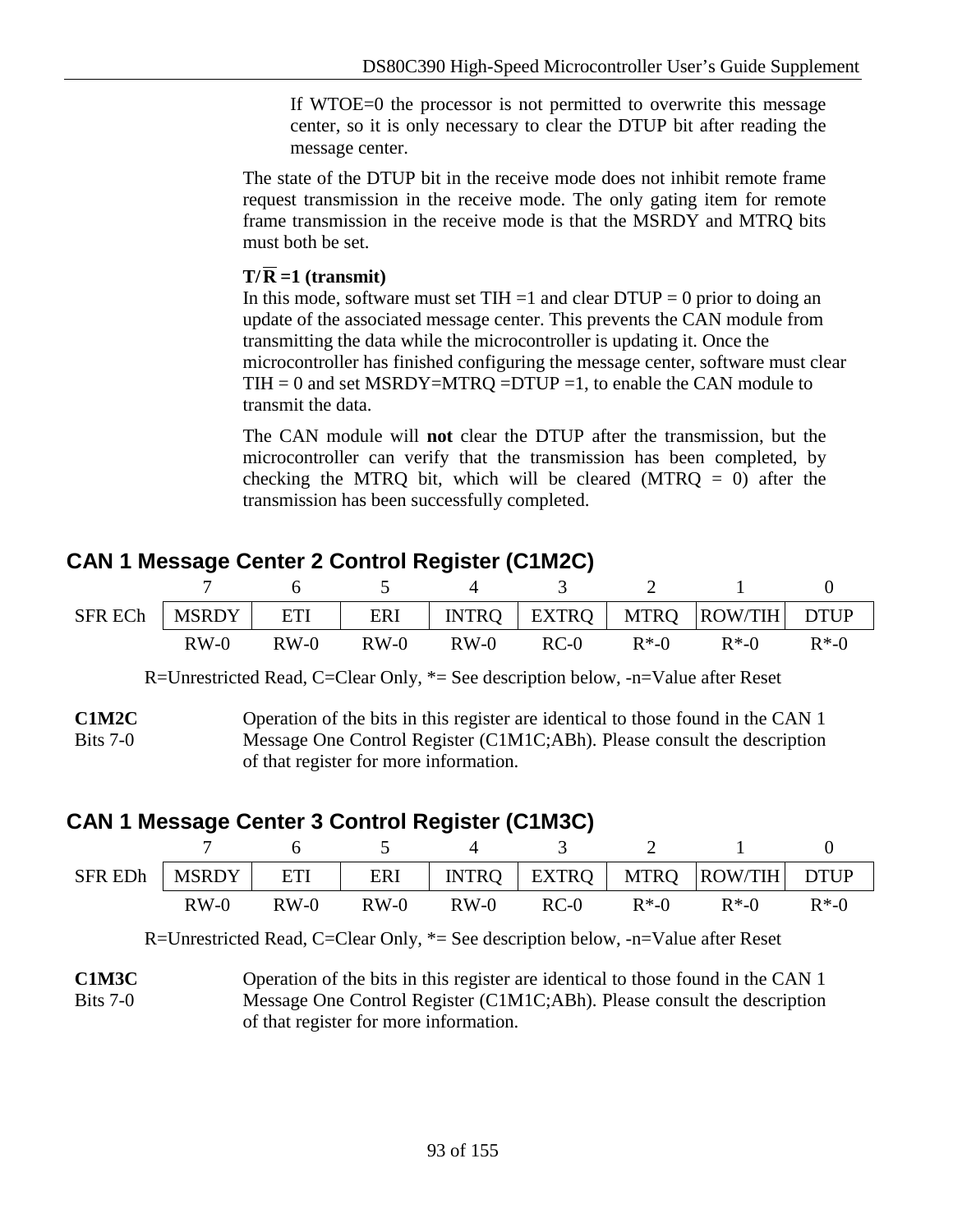If WTOE=0 the processor is not permitted to overwrite this message center, so it is only necessary to clear the DTUP bit after reading the message center.

The state of the DTUP bit in the receive mode does not inhibit remote frame request transmission in the receive mode. The only gating item for remote frame transmission in the receive mode is that the MSRDY and MTRQ bits must both be set.

**T/$\overline{\text{R}}$ =1 (transmit)**
In this mode, software must set TIH =1 and clear DTUP = 0 prior to doing an update of the associated message center. This prevents the CAN module from transmitting the data while the microcontroller is updating it. Once the microcontroller has finished configuring the message center, software must clear TIH = 0 and set MSRDY=MTRQ =DTUP =1, to enable the CAN module to transmit the data.

The CAN module will **not** clear the DTUP after the transmission, but the microcontroller can verify that the transmission has been completed, by checking the MTRQ bit, which will be cleared (MTRQ = 0) after the transmission has been successfully completed.

## CAN 1 Message Center 2 Control Register (C1M2C)

| | 7 | 6 | 5 | 4 | 3 | 2 | 1 | 0 |
|---|---|---|---|---|---|---|---|---|
| SFR ECh | MSRDY | ETI | ERI | INTRQ | EXTRQ | MTRQ | ROW/TIH | DTUP |
| | RW-0 | RW-0 | RW-0 | RW-0 | RC-0 | R*-0 | R*-0 | R*-0 |

R=Unrestricted Read, C=Clear Only, *= See description below, -n=Value after Reset

**C1M2C**
Bits 7-0

Operation of the bits in this register are identical to those found in the CAN 1 Message One Control Register (C1M1C;ABh). Please consult the description of that register for more information.

## CAN 1 Message Center 3 Control Register (C1M3C)

| | 7 | 6 | 5 | 4 | 3 | 2 | 1 | 0 |
|---|---|---|---|---|---|---|---|---|
| SFR EDh | MSRDY | ETI | ERI | INTRQ | EXTRQ | MTRQ | ROW/TIH | DTUP |
| | RW-0 | RW-0 | RW-0 | RW-0 | RC-0 | R*-0 | R*-0 | R*-0 |

R=Unrestricted Read, C=Clear Only, *= See description below, -n=Value after Reset

**C1M3C**
Bits 7-0

Operation of the bits in this register are identical to those found in the CAN 1 Message One Control Register (C1M1C;ABh). Please consult the description of that register for more information.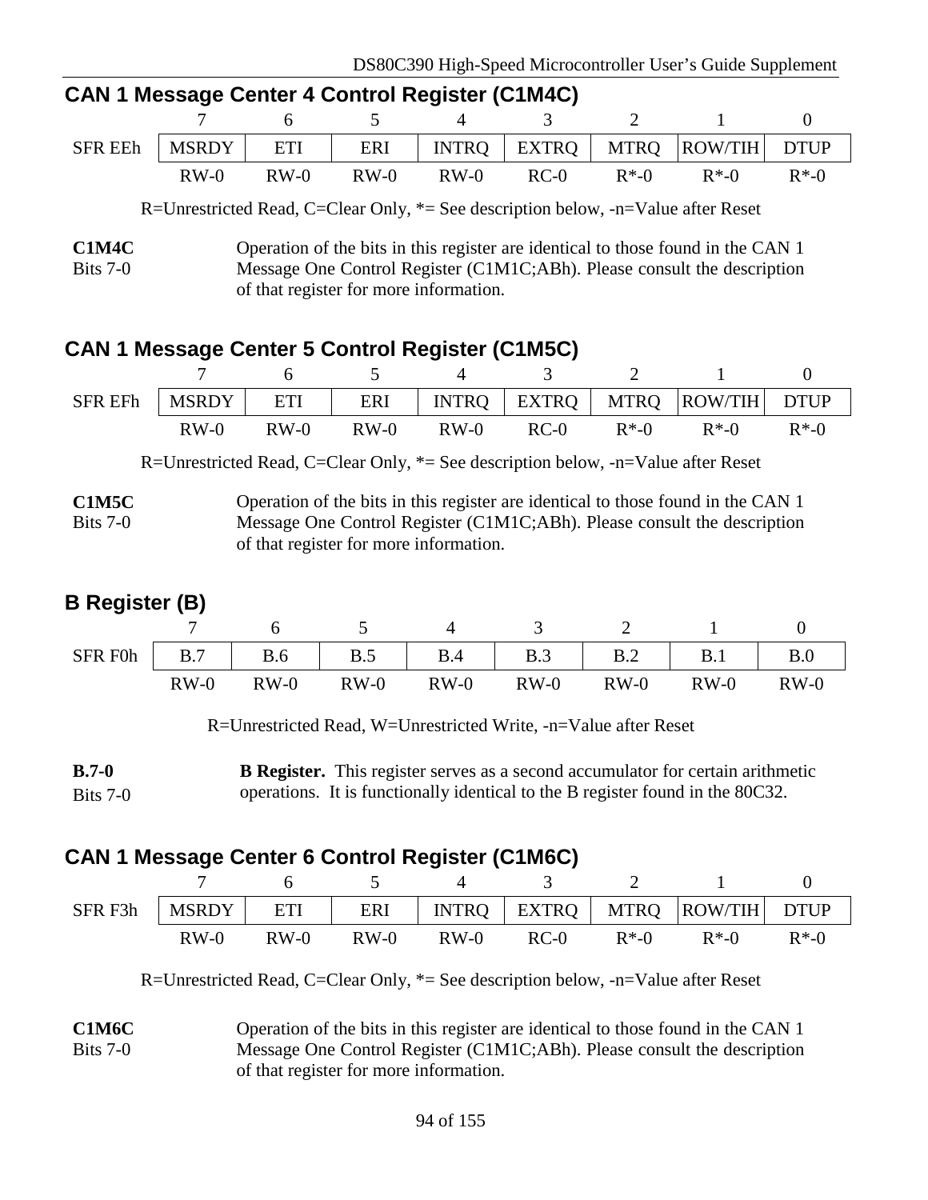## CAN 1 Message Center 4 Control Register (C1M4C)

| | 7 | 6 | 5 | 4 | 3 | 2 | 1 | 0 |
|---|---|---|---|---|---|---|---|---|
| SFR EEh | MSRDY | ETI | ERI | INTRQ | EXTRQ | MTRQ | ROW/TIH | DTUP |
| | RW-0 | RW-0 | RW-0 | RW-0 | RC-0 | R*-0 | R*-0 | R*-0 |

R=Unrestricted Read, C=Clear Only, *= See description below, -n=Value after Reset

**C1M4C**
Bits 7-0

Operation of the bits in this register are identical to those found in the CAN 1 Message One Control Register (C1M1C;ABh). Please consult the description of that register for more information.

## CAN 1 Message Center 5 Control Register (C1M5C)

| | 7 | 6 | 5 | 4 | 3 | 2 | 1 | 0 |
|---|---|---|---|---|---|---|---|---|
| SFR EFh | MSRDY | ETI | ERI | INTRQ | EXTRQ | MTRQ | ROW/TIH | DTUP |
| | RW-0 | RW-0 | RW-0 | RW-0 | RC-0 | R*-0 | R*-0 | R*-0 |

R=Unrestricted Read, C=Clear Only, *= See description below, -n=Value after Reset

**C1M5C**
Bits 7-0

Operation of the bits in this register are identical to those found in the CAN 1 Message One Control Register (C1M1C;ABh). Please consult the description of that register for more information.

## B Register (B)

| | 7 | 6 | 5 | 4 | 3 | 2 | 1 | 0 |
|---|---|---|---|---|---|---|---|---|
| SFR F0h | B.7 | B.6 | B.5 | B.4 | B.3 | B.2 | B.1 | B.0 |
| | RW-0 | RW-0 | RW-0 | RW-0 | RW-0 | RW-0 | RW-0 | RW-0 |

R=Unrestricted Read, W=Unrestricted Write, -n=Value after Reset

**B.7-0**
Bits 7-0

**B Register.** This register serves as a second accumulator for certain arithmetic operations. It is functionally identical to the B register found in the 80C32.

## CAN 1 Message Center 6 Control Register (C1M6C)

| | 7 | 6 | 5 | 4 | 3 | 2 | 1 | 0 |
|---|---|---|---|---|---|---|---|---|
| SFR F3h | MSRDY | ETI | ERI | INTRQ | EXTRQ | MTRQ | ROW/TIH | DTUP |
| | RW-0 | RW-0 | RW-0 | RW-0 | RC-0 | R*-0 | R*-0 | R*-0 |

R=Unrestricted Read, C=Clear Only, *= See description below, -n=Value after Reset

**C1M6C**
Bits 7-0

Operation of the bits in this register are identical to those found in the CAN 1 Message One Control Register (C1M1C;ABh). Please consult the description of that register for more information.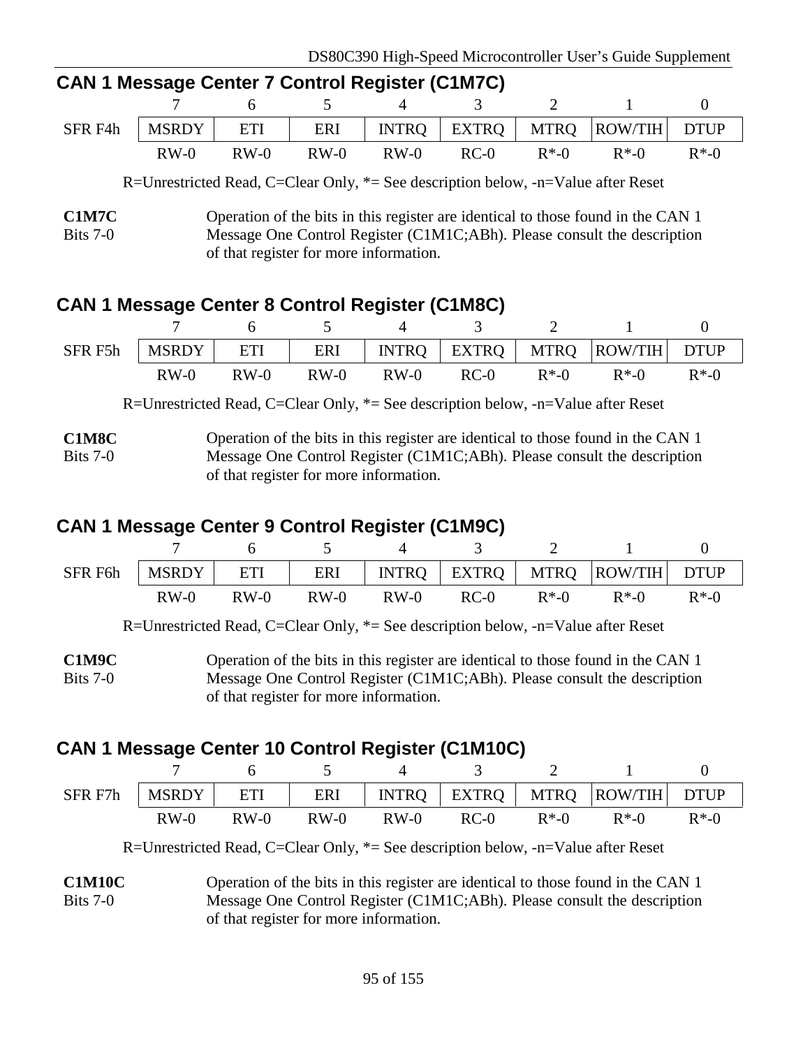## CAN 1 Message Center 7 Control Register (C1M7C)

| | 7 | 6 | 5 | 4 | 3 | 2 | 1 | 0 |
|---|---|---|---|---|---|---|---|---|
| SFR F4h | MSRDY | ETI | ERI | INTRQ | EXTRQ | MTRQ | ROW/TIH | DTUP |
| | RW-0 | RW-0 | RW-0 | RW-0 | RC-0 | R*-0 | R*-0 | R*-0 |

R=Unrestricted Read, C=Clear Only, *= See description below, -n=Value after Reset

**C1M7C**
Bits 7-0

Operation of the bits in this register are identical to those found in the CAN 1 Message One Control Register (C1M1C;ABh). Please consult the description of that register for more information.

## CAN 1 Message Center 8 Control Register (C1M8C)

| | 7 | 6 | 5 | 4 | 3 | 2 | 1 | 0 |
|---|---|---|---|---|---|---|---|---|
| SFR F5h | MSRDY | ETI | ERI | INTRQ | EXTRQ | MTRQ | ROW/TIH | DTUP |
| | RW-0 | RW-0 | RW-0 | RW-0 | RC-0 | R*-0 | R*-0 | R*-0 |

R=Unrestricted Read, C=Clear Only, *= See description below, -n=Value after Reset

**C1M8C**
Bits 7-0

Operation of the bits in this register are identical to those found in the CAN 1 Message One Control Register (C1M1C;ABh). Please consult the description of that register for more information.

## CAN 1 Message Center 9 Control Register (C1M9C)

| | 7 | 6 | 5 | 4 | 3 | 2 | 1 | 0 |
|---|---|---|---|---|---|---|---|---|
| SFR F6h | MSRDY | ETI | ERI | INTRQ | EXTRQ | MTRQ | ROW/TIH | DTUP |
| | RW-0 | RW-0 | RW-0 | RW-0 | RC-0 | R*-0 | R*-0 | R*-0 |

R=Unrestricted Read, C=Clear Only, *= See description below, -n=Value after Reset

**C1M9C**
Bits 7-0

Operation of the bits in this register are identical to those found in the CAN 1 Message One Control Register (C1M1C;ABh). Please consult the description of that register for more information.

## CAN 1 Message Center 10 Control Register (C1M10C)

| | 7 | 6 | 5 | 4 | 3 | 2 | 1 | 0 |
|---|---|---|---|---|---|---|---|---|
| SFR F7h | MSRDY | ETI | ERI | INTRQ | EXTRQ | MTRQ | ROW/TIH | DTUP |
| | RW-0 | RW-0 | RW-0 | RW-0 | RC-0 | R*-0 | R*-0 | R*-0 |

R=Unrestricted Read, C=Clear Only, *= See description below, -n=Value after Reset

**C1M10C**
Bits 7-0

Operation of the bits in this register are identical to those found in the CAN 1 Message One Control Register (C1M1C;ABh). Please consult the description of that register for more information.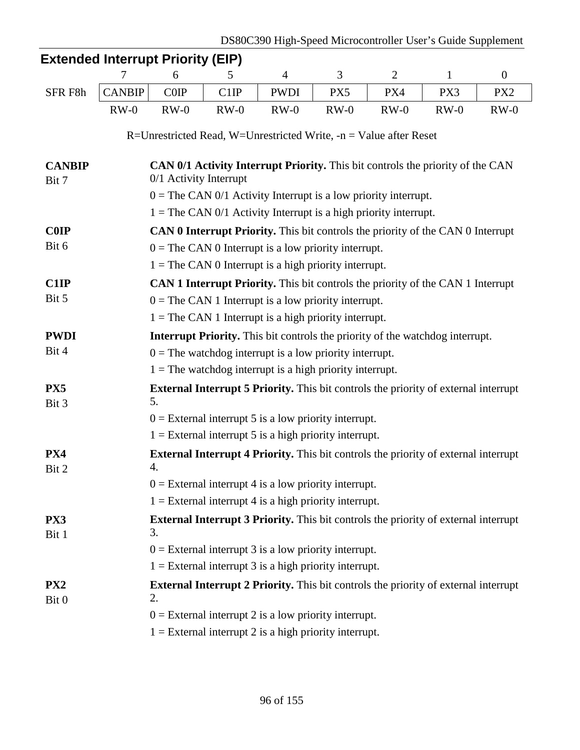## Extended Interrupt Priority (EIP)

| | 7 | 6 | 5 | 4 | 3 | 2 | 1 | 0 |
|---|---|---|---|---|---|---|---|---|
| SFR F8h | CANBIP | C0IP | C1IP | PWDI | PX5 | PX4 | PX3 | PX2 |
| | RW-0 | RW-0 | RW-0 | RW-0 | RW-0 | RW-0 | RW-0 | RW-0 |

R=Unrestricted Read, W=Unrestricted Write, -n = Value after Reset

**CANBIP**
Bit 7

**CAN 0/1 Activity Interrupt Priority.** This bit controls the priority of the CAN 0/1 Activity Interrupt

0 = The CAN 0/1 Activity Interrupt is a low priority interrupt.

1 = The CAN 0/1 Activity Interrupt is a high priority interrupt.

**C0IP**
Bit 6

**CAN 0 Interrupt Priority.** This bit controls the priority of the CAN 0 Interrupt

0 = The CAN 0 Interrupt is a low priority interrupt.

1 = The CAN 0 Interrupt is a high priority interrupt.

**C1IP**
Bit 5

**CAN 1 Interrupt Priority.** This bit controls the priority of the CAN 1 Interrupt

0 = The CAN 1 Interrupt is a low priority interrupt.

1 = The CAN 1 Interrupt is a high priority interrupt.

**PWDI**
Bit 4

**Interrupt Priority.** This bit controls the priority of the watchdog interrupt.

0 = The watchdog interrupt is a low priority interrupt.

1 = The watchdog interrupt is a high priority interrupt.

**PX5**
Bit 3

**External Interrupt 5 Priority.** This bit controls the priority of external interrupt 5.

0 = External interrupt 5 is a low priority interrupt.

1 = External interrupt 5 is a high priority interrupt.

**PX4**
Bit 2

**External Interrupt 4 Priority.** This bit controls the priority of external interrupt 4.

0 = External interrupt 4 is a low priority interrupt.

1 = External interrupt 4 is a high priority interrupt.

**PX3**
Bit 1

**External Interrupt 3 Priority.** This bit controls the priority of external interrupt 3.

0 = External interrupt 3 is a low priority interrupt.

1 = External interrupt 3 is a high priority interrupt.

**PX2**
Bit 0

**External Interrupt 2 Priority.** This bit controls the priority of external interrupt 2.

0 = External interrupt 2 is a low priority interrupt.

1 = External interrupt 2 is a high priority interrupt.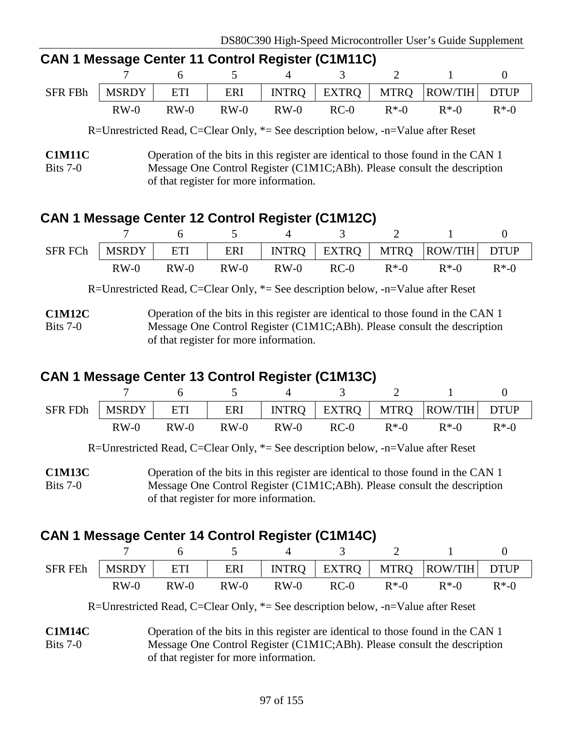### CAN 1 Message Center 11 Control Register (C1M11C)

| | 7 | 6 | 5 | 4 | 3 | 2 | 1 | 0 |
|---|---|---|---|---|---|---|---|---|
| SFR FBh | MSRDY | ETI | ERI | INTRQ | EXTRQ | MTRQ | ROW/TIH | DTUP |
| | RW-0 | RW-0 | RW-0 | RW-0 | RC-0 | R*-0 | R*-0 | R*-0 |

R=Unrestricted Read, C=Clear Only, *= See description below, -n=Value after Reset

**C1M11C**
Bits 7-0

Operation of the bits in this register are identical to those found in the CAN 1 Message One Control Register (C1M1C;ABh). Please consult the description of that register for more information.

### CAN 1 Message Center 12 Control Register (C1M12C)

| | 7 | 6 | 5 | 4 | 3 | 2 | 1 | 0 |
|---|---|---|---|---|---|---|---|---|
| SFR FCh | MSRDY | ETI | ERI | INTRQ | EXTRQ | MTRQ | ROW/TIH | DTUP |
| | RW-0 | RW-0 | RW-0 | RW-0 | RC-0 | R*-0 | R*-0 | R*-0 |

R=Unrestricted Read, C=Clear Only, *= See description below, -n=Value after Reset

**C1M12C**
Bits 7-0

Operation of the bits in this register are identical to those found in the CAN 1 Message One Control Register (C1M1C;ABh). Please consult the description of that register for more information.

### CAN 1 Message Center 13 Control Register (C1M13C)

| | 7 | 6 | 5 | 4 | 3 | 2 | 1 | 0 |
|---|---|---|---|---|---|---|---|---|
| SFR FDh | MSRDY | ETI | ERI | INTRQ | EXTRQ | MTRQ | ROW/TIH | DTUP |
| | RW-0 | RW-0 | RW-0 | RW-0 | RC-0 | R*-0 | R*-0 | R*-0 |

R=Unrestricted Read, C=Clear Only, *= See description below, -n=Value after Reset

**C1M13C**
Bits 7-0

Operation of the bits in this register are identical to those found in the CAN 1 Message One Control Register (C1M1C;ABh). Please consult the description of that register for more information.

### CAN 1 Message Center 14 Control Register (C1M14C)

| | 7 | 6 | 5 | 4 | 3 | 2 | 1 | 0 |
|---|---|---|---|---|---|---|---|---|
| SFR FEh | MSRDY | ETI | ERI | INTRQ | EXTRQ | MTRQ | ROW/TIH | DTUP |
| | RW-0 | RW-0 | RW-0 | RW-0 | RC-0 | R*-0 | R*-0 | R*-0 |

R=Unrestricted Read, C=Clear Only, *= See description below, -n=Value after Reset

**C1M14C**
Bits 7-0

Operation of the bits in this register are identical to those found in the CAN 1 Message One Control Register (C1M1C;ABh). Please consult the description of that register for more information.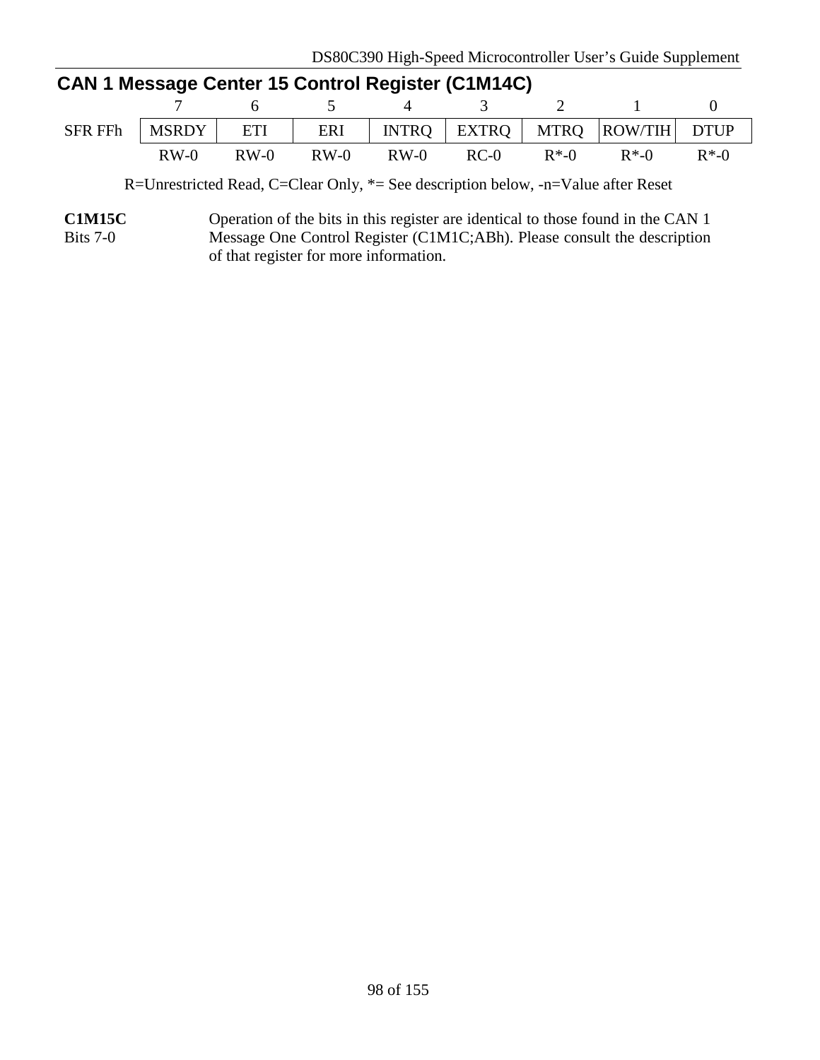## CAN 1 Message Center 15 Control Register (C1M14C)

| | 7 | 6 | 5 | 4 | 3 | 2 | 1 | 0 |
|---|---|---|---|---|---|---|---|---|
| SFR FFh | MSRDY | ETI | ERI | INTRQ | EXTRQ | MTRQ | ROW/TIH | DTUP |
| | RW-0 | RW-0 | RW-0 | RW-0 | RC-0 | R*-0 | R*-0 | R*-0 |

R=Unrestricted Read, C=Clear Only, *= See description below, -n=Value after Reset

**C1M15C**
Bits 7-0

Operation of the bits in this register are identical to those found in the CAN 1 Message One Control Register (C1M1C;ABh). Please consult the description of that register for more information.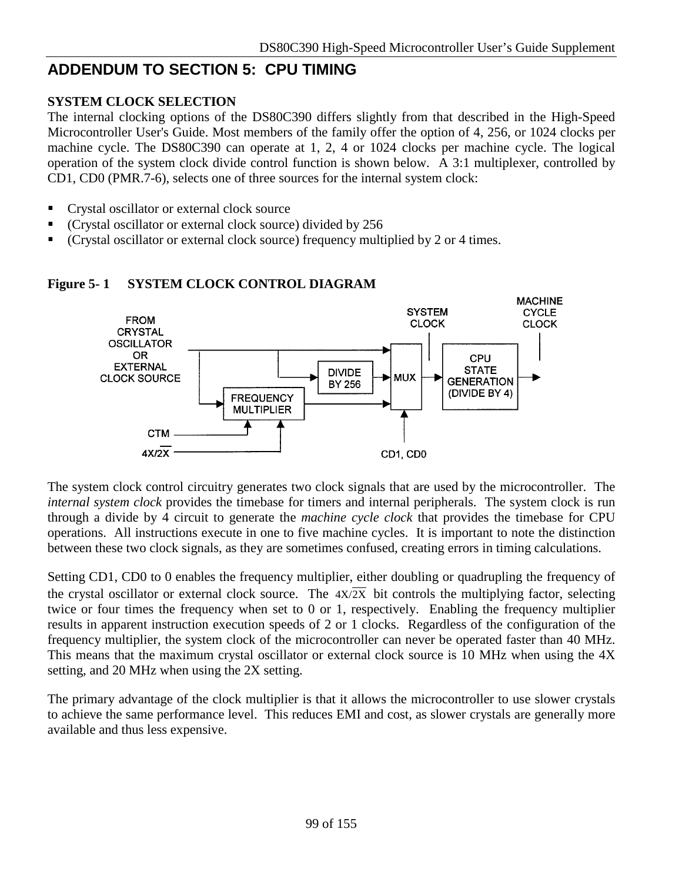## ADDENDUM TO SECTION 5: CPU TIMING

### SYSTEM CLOCK SELECTION

The internal clocking options of the DS80C390 differs slightly from that described in the High-Speed Microcontroller User's Guide. Most members of the family offer the option of 4, 256, or 1024 clocks per machine cycle. The DS80C390 can operate at 1, 2, 4 or 1024 clocks per machine cycle. The logical operation of the system clock divide control function is shown below. A 3:1 multiplexer, controlled by CD1, CD0 (PMR.7-6), selects one of three sources for the internal system clock:

- Crystal oscillator or external clock source
- (Crystal oscillator or external clock source) divided by 256
- (Crystal oscillator or external clock source) frequency multiplied by 2 or 4 times.

**Figure 5- 1 SYSTEM CLOCK CONTROL DIAGRAM**

FROM CRYSTAL OSCILLATOR OR EXTERNAL CLOCK SOURCE; DIVIDE BY 256; FREQUENCY MULTIPLIER; CTM; 4X/$\overline{2X}$; MUX; CD1, CD0; SYSTEM CLOCK; CPU STATE GENERATION (DIVIDE BY 4); MACHINE CYCLE CLOCK

The system clock control circuitry generates two clock signals that are used by the microcontroller. The *internal system clock* provides the timebase for timers and internal peripherals. The system clock is run through a divide by 4 circuit to generate the *machine cycle clock* that provides the timebase for CPU operations. All instructions execute in one to five machine cycles. It is important to note the distinction between these two clock signals, as they are sometimes confused, creating errors in timing calculations.

Setting CD1, CD0 to 0 enables the frequency multiplier, either doubling or quadrupling the frequency of the crystal oscillator or external clock source. The 4X/$\overline{2X}$ bit controls the multiplying factor, selecting twice or four times the frequency when set to 0 or 1, respectively. Enabling the frequency multiplier results in apparent instruction execution speeds of 2 or 1 clocks. Regardless of the configuration of the frequency multiplier, the system clock of the microcontroller can never be operated faster than 40 MHz. This means that the maximum crystal oscillator or external clock source is 10 MHz when using the 4X setting, and 20 MHz when using the 2X setting.

The primary advantage of the clock multiplier is that it allows the microcontroller to use slower crystals to achieve the same performance level. This reduces EMI and cost, as slower crystals are generally more available and thus less expensive.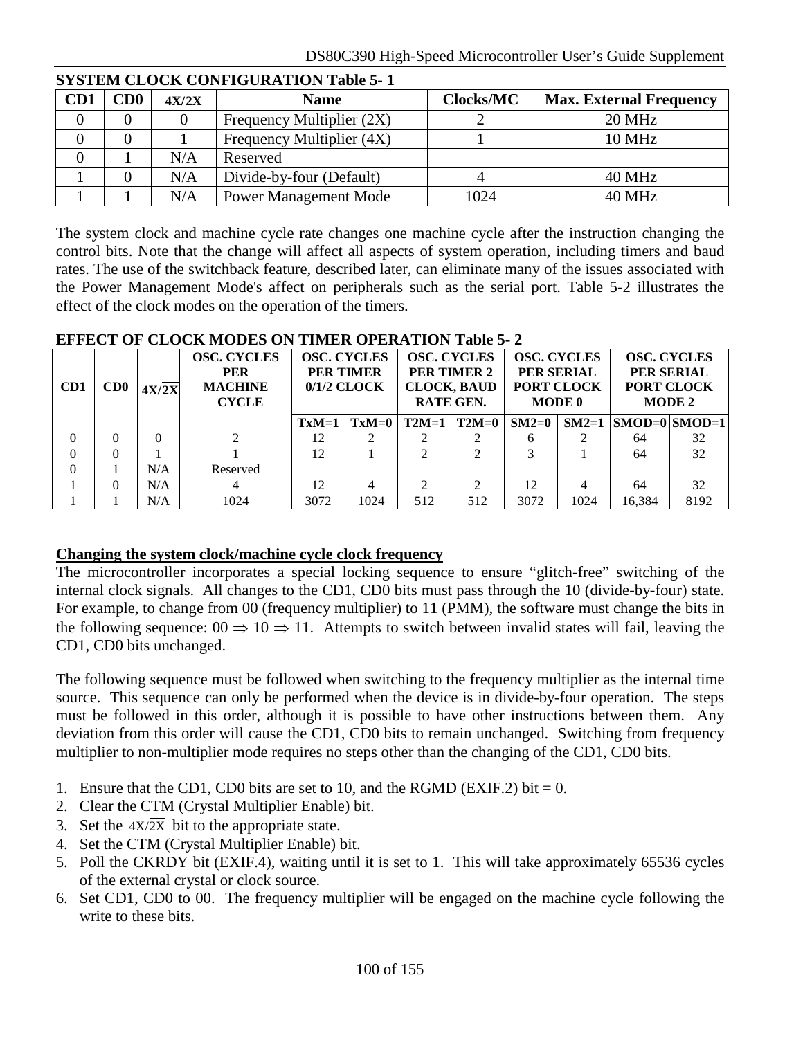**SYSTEM CLOCK CONFIGURATION Table 5- 1**

| CD1 | CD0 | $4X/\overline{2X}$ | Name | Clocks/MC | Max. External Frequency |
|---|---|---|---|---|---|
| 0 | 0 | 0 | Frequency Multiplier (2X) | 2 | 20 MHz |
| 0 | 0 | 1 | Frequency Multiplier (4X) | 1 | 10 MHz |
| 0 | 1 | N/A | Reserved | | |
| 1 | 0 | N/A | Divide-by-four (Default) | 4 | 40 MHz |
| 1 | 1 | N/A | Power Management Mode | 1024 | 40 MHz |

The system clock and machine cycle rate changes one machine cycle after the instruction changing the control bits. Note that the change will affect all aspects of system operation, including timers and baud rates. The use of the switchback feature, described later, can eliminate many of the issues associated with the Power Management Mode's affect on peripherals such as the serial port. Table 5-2 illustrates the effect of the clock modes on the operation of the timers.

**EFFECT OF CLOCK MODES ON TIMER OPERATION Table 5- 2**

| CD1 | CD0 | $4X/\overline{2X}$ | OSC. CYCLES PER MACHINE CYCLE | OSC. CYCLES PER TIMER 0/1/2 CLOCK | | OSC. CYCLES PER TIMER 2 CLOCK, BAUD RATE GEN. | | OSC. CYCLES PER SERIAL PORT CLOCK MODE 0 | | OSC. CYCLES PER SERIAL PORT CLOCK MODE 2 | |
|---|---|---|---|---|---|---|---|---|---|---|---|
| | | | | TxM=1 | TxM=0 | T2M=1 | T2M=0 | SM2=0 | SM2=1 | SMOD=0 | SMOD=1 |
| 0 | 0 | 0 | 2 | 12 | 2 | 2 | 2 | 6 | 2 | 64 | 32 |
| 0 | 0 | 1 | 1 | 12 | 1 | 2 | 2 | 3 | 1 | 64 | 32 |
| 0 | 1 | N/A | Reserved | | | | | | | | |
| 1 | 0 | N/A | 4 | 12 | 4 | 2 | 2 | 12 | 4 | 64 | 32 |
| 1 | 1 | N/A | 1024 | 3072 | 1024 | 512 | 512 | 3072 | 1024 | 16,384 | 8192 |

**Changing the system clock/machine cycle clock frequency**

The microcontroller incorporates a special locking sequence to ensure "glitch-free" switching of the internal clock signals. All changes to the CD1, CD0 bits must pass through the 10 (divide-by-four) state. For example, to change from 00 (frequency multiplier) to 11 (PMM), the software must change the bits in the following sequence: 00 $\Rightarrow$ 10 $\Rightarrow$ 11. Attempts to switch between invalid states will fail, leaving the CD1, CD0 bits unchanged.

The following sequence must be followed when switching to the frequency multiplier as the internal time source. This sequence can only be performed when the device is in divide-by-four operation. The steps must be followed in this order, although it is possible to have other instructions between them. Any deviation from this order will cause the CD1, CD0 bits to remain unchanged. Switching from frequency multiplier to non-multiplier mode requires no steps other than the changing of the CD1, CD0 bits.

1. Ensure that the CD1, CD0 bits are set to 10, and the RGMD (EXIF.2) bit = 0.
2. Clear the CTM (Crystal Multiplier Enable) bit.
3. Set the $4X/\overline{2X}$ bit to the appropriate state.
4. Set the CTM (Crystal Multiplier Enable) bit.
5. Poll the CKRDY bit (EXIF.4), waiting until it is set to 1. This will take approximately 65536 cycles of the external crystal or clock source.
6. Set CD1, CD0 to 00. The frequency multiplier will be engaged on the machine cycle following the write to these bits.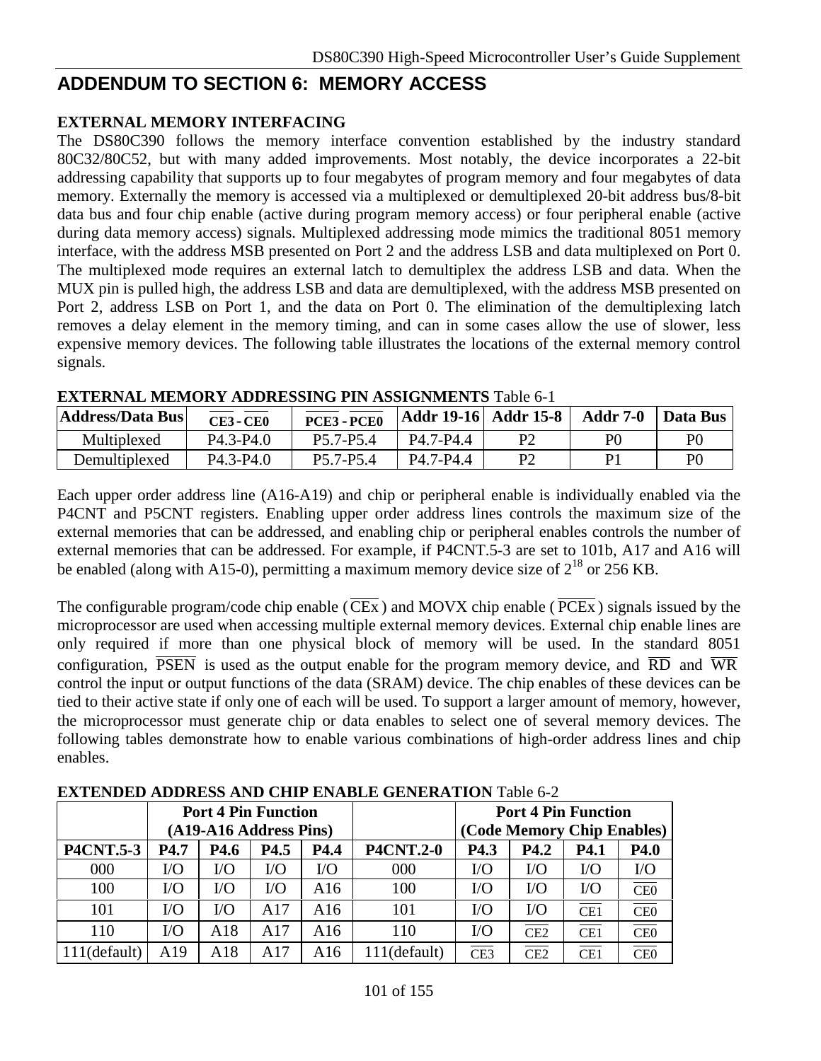# ADDENDUM TO SECTION 6: MEMORY ACCESS

**EXTERNAL MEMORY INTERFACING**

The DS80C390 follows the memory interface convention established by the industry standard 80C32/80C52, but with many added improvements. Most notably, the device incorporates a 22-bit addressing capability that supports up to four megabytes of program memory and four megabytes of data memory. Externally the memory is accessed via a multiplexed or demultiplexed 20-bit address bus/8-bit data bus and four chip enable (active during program memory access) or four peripheral enable (active during data memory access) signals. Multiplexed addressing mode mimics the traditional 8051 memory interface, with the address MSB presented on Port 2 and the address LSB and data multiplexed on Port 0. The multiplexed mode requires an external latch to demultiplex the address LSB and data. When the MUX pin is pulled high, the address LSB and data are demultiplexed, with the address MSB presented on Port 2, address LSB on Port 1, and the data on Port 0. The elimination of the demultiplexing latch removes a delay element in the memory timing, and can in some cases allow the use of slower, less expensive memory devices. The following table illustrates the locations of the external memory control signals.

**EXTERNAL MEMORY ADDRESSING PIN ASSIGNMENTS** Table 6-1

| Address/Data Bus | $\overline{CE3}$ - $\overline{CE0}$ | $\overline{PCE3}$ - $\overline{PCE0}$ | Addr 19-16 | Addr 15-8 | Addr 7-0 | Data Bus |
|---|---|---|---|---|---|---|
| Multiplexed | P4.3-P4.0 | P5.7-P5.4 | P4.7-P4.4 | P2 | P0 | P0 |
| Demultiplexed | P4.3-P4.0 | P5.7-P5.4 | P4.7-P4.4 | P2 | P1 | P0 |

Each upper order address line (A16-A19) and chip or peripheral enable is individually enabled via the P4CNT and P5CNT registers. Enabling upper order address lines controls the maximum size of the external memories that can be addressed, and enabling chip or peripheral enables controls the number of external memories that can be addressed. For example, if P4CNT.5-3 are set to 101b, A17 and A16 will be enabled (along with A15-0), permitting a maximum memory device size of $2^{18}$ or 256 KB.

The configurable program/code chip enable ($\overline{CEx}$) and MOVX chip enable ($\overline{PCEx}$) signals issued by the microprocessor are used when accessing multiple external memory devices. External chip enable lines are only required if more than one physical block of memory will be used. In the standard 8051 configuration, $\overline{PSEN}$ is used as the output enable for the program memory device, and $\overline{RD}$ and $\overline{WR}$ control the input or output functions of the data (SRAM) device. The chip enables of these devices can be tied to their active state if only one of each will be used. To support a larger amount of memory, however, the microprocessor must generate chip or data enables to select one of several memory devices. The following tables demonstrate how to enable various combinations of high-order address lines and chip enables.

**EXTENDED ADDRESS AND CHIP ENABLE GENERATION** Table 6-2

| | Port 4 Pin Function (A19-A16 Address Pins) | | | | | Port 4 Pin Function (Code Memory Chip Enables) | | | |
|---|---|---|---|---|---|---|---|---|---|
| **P4CNT.5-3** | **P4.7** | **P4.6** | **P4.5** | **P4.4** | **P4CNT.2-0** | **P4.3** | **P4.2** | **P4.1** | **P4.0** |
| 000 | I/O | I/O | I/O | I/O | 000 | I/O | I/O | I/O | I/O |
| 100 | I/O | I/O | I/O | A16 | 100 | I/O | I/O | I/O | $\overline{CE0}$ |
| 101 | I/O | I/O | A17 | A16 | 101 | I/O | I/O | $\overline{CE1}$ | $\overline{CE0}$ |
| 110 | I/O | A18 | A17 | A16 | 110 | I/O | $\overline{CE2}$ | $\overline{CE1}$ | $\overline{CE0}$ |
| 111(default) | A19 | A18 | A17 | A16 | 111(default) | $\overline{CE3}$ | $\overline{CE2}$ | $\overline{CE1}$ | $\overline{CE0}$ |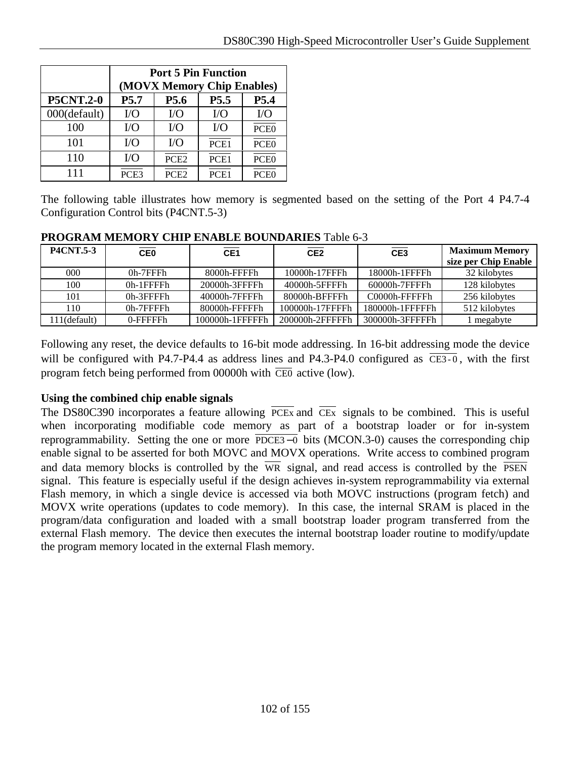| | Port 5 Pin Function (MOVX Memory Chip Enables) | | | |
|---|---|---|---|---|
| **P5CNT.2-0** | **P5.7** | **P5.6** | **P5.5** | **P5.4** |
| 000(default) | I/O | I/O | I/O | I/O |
| 100 | I/O | I/O | I/O | $\overline{PCE0}$ |
| 101 | I/O | I/O | $\overline{PCE1}$ | $\overline{PCE0}$ |
| 110 | I/O | $\overline{PCE2}$ | $\overline{PCE1}$ | $\overline{PCE0}$ |
| 111 | $\overline{PCE3}$ | $\overline{PCE2}$ | $\overline{PCE1}$ | $\overline{PCE0}$ |

The following table illustrates how memory is segmented based on the setting of the Port 4 P4.7-4 Configuration Control bits (P4CNT.5-3)

**PROGRAM MEMORY CHIP ENABLE BOUNDARIES** Table 6-3

| P4CNT.5-3 | $\overline{CE0}$ | $\overline{CE1}$ | $\overline{CE2}$ | $\overline{CE3}$ | Maximum Memory size per Chip Enable |
|---|---|---|---|---|---|
| 000 | 0h-7FFFh | 8000h-FFFFh | 10000h-17FFFh | 18000h-1FFFFh | 32 kilobytes |
| 100 | 0h-1FFFFh | 20000h-3FFFFh | 40000h-5FFFFh | 60000h-7FFFFh | 128 kilobytes |
| 101 | 0h-3FFFFh | 40000h-7FFFFh | 80000h-BFFFFh | C0000h-FFFFFh | 256 kilobytes |
| 110 | 0h-7FFFFh | 80000h-FFFFFh | 100000h-17FFFFh | 180000h-1FFFFFh | 512 kilobytes |
| 111(default) | 0-FFFFFh | 100000h-1FFFFFh | 200000h-2FFFFFh | 300000h-3FFFFFh | 1 megabyte |

Following any reset, the device defaults to 16-bit mode addressing. In 16-bit addressing mode the device will be configured with P4.7-P4.4 as address lines and P4.3-P4.0 configured as $\overline{CE3-0}$, with the first program fetch being performed from 00000h with $\overline{CE0}$ active (low).

**Using the combined chip enable signals**

The DS80C390 incorporates a feature allowing $\overline{PCEx}$ and $\overline{CEx}$ signals to be combined. This is useful when incorporating modifiable code memory as part of a bootstrap loader or for in-system reprogrammability. Setting the one or more $\overline{PDCE3-0}$ bits (MCON.3-0) causes the corresponding chip enable signal to be asserted for both MOVC and MOVX operations. Write access to combined program and data memory blocks is controlled by the $\overline{WR}$ signal, and read access is controlled by the $\overline{PSEN}$ signal. This feature is especially useful if the design achieves in-system reprogrammability via external Flash memory, in which a single device is accessed via both MOVC instructions (program fetch) and MOVX write operations (updates to code memory). In this case, the internal SRAM is placed in the program/data configuration and loaded with a small bootstrap loader program transferred from the external Flash memory. The device then executes the internal bootstrap loader routine to modify/update the program memory located in the external Flash memory.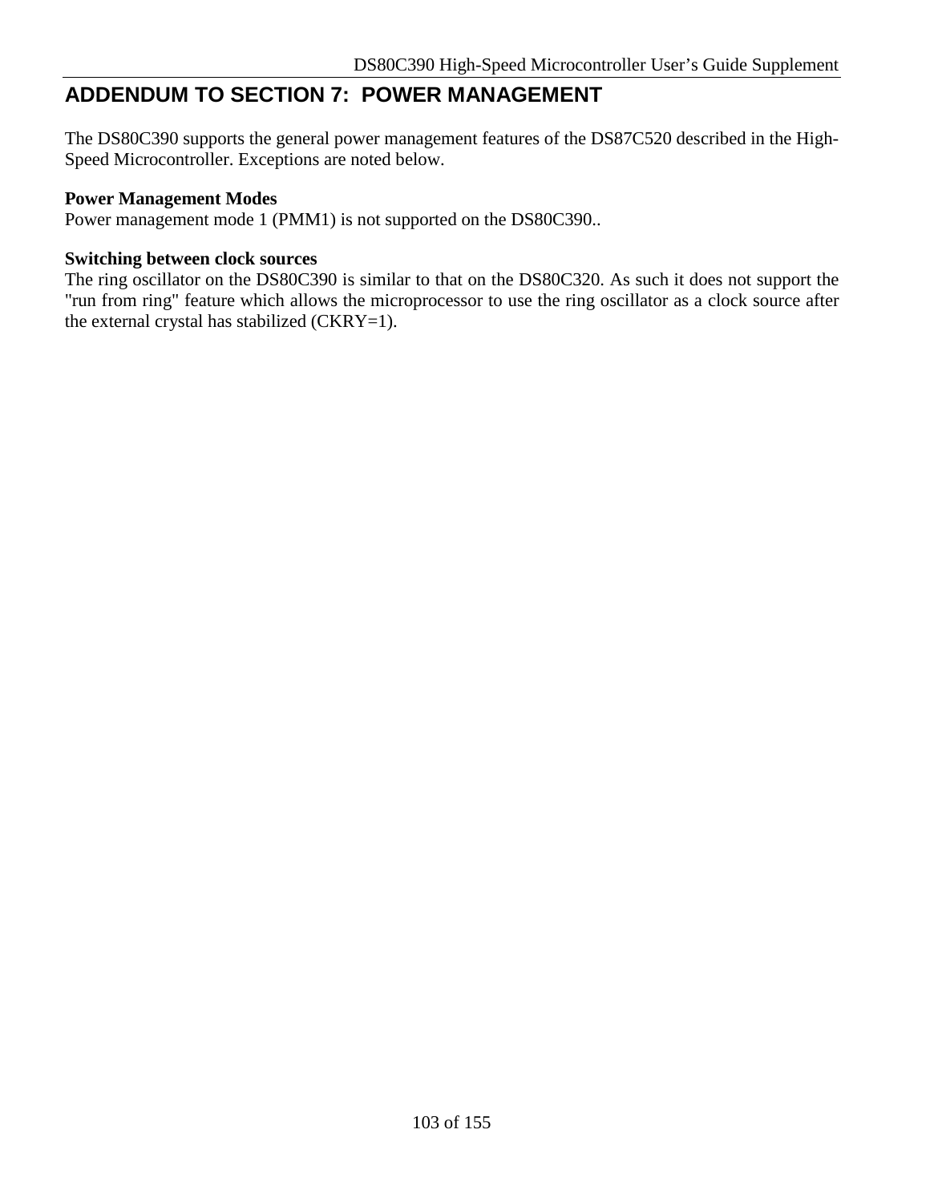# ADDENDUM TO SECTION 7: POWER MANAGEMENT

The DS80C390 supports the general power management features of the DS87C520 described in the High-Speed Microcontroller. Exceptions are noted below.

**Power Management Modes**
Power management mode 1 (PMM1) is not supported on the DS80C390..

**Switching between clock sources**
The ring oscillator on the DS80C390 is similar to that on the DS80C320. As such it does not support the "run from ring" feature which allows the microprocessor to use the ring oscillator as a clock source after the external crystal has stabilized (CKRY=1).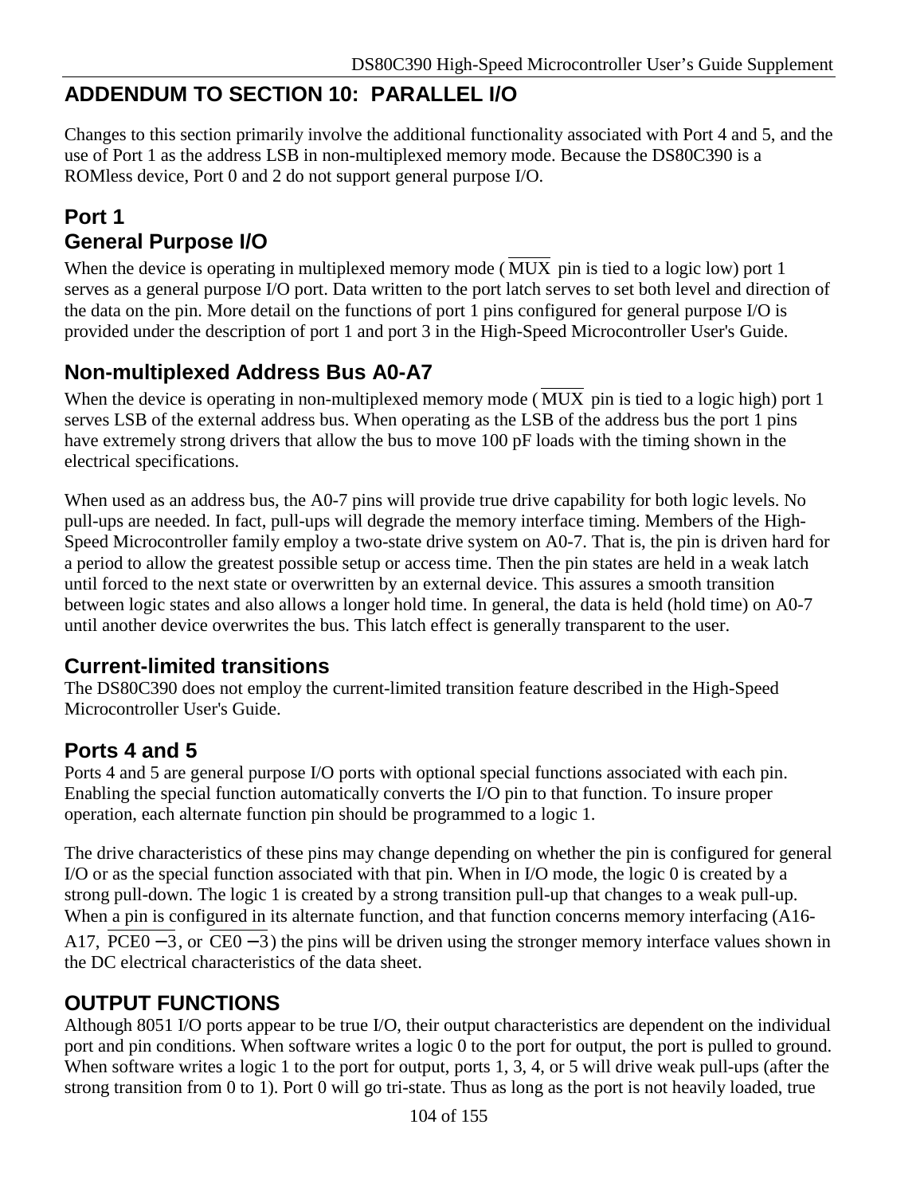# ADDENDUM TO SECTION 10: PARALLEL I/O

Changes to this section primarily involve the additional functionality associated with Port 4 and 5, and the use of Port 1 as the address LSB in non-multiplexed memory mode. Because the DS80C390 is a ROMless device, Port 0 and 2 do not support general purpose I/O.

## Port 1

## General Purpose I/O

When the device is operating in multiplexed memory mode ($\overline{\text{MUX}}$ pin is tied to a logic low) port 1 serves as a general purpose I/O port. Data written to the port latch serves to set both level and direction of the data on the pin. More detail on the functions of port 1 pins configured for general purpose I/O is provided under the description of port 1 and port 3 in the High-Speed Microcontroller User's Guide.

## Non-multiplexed Address Bus A0-A7

When the device is operating in non-multiplexed memory mode ($\overline{\text{MUX}}$ pin is tied to a logic high) port 1 serves LSB of the external address bus. When operating as the LSB of the address bus the port 1 pins have extremely strong drivers that allow the bus to move 100 pF loads with the timing shown in the electrical specifications.

When used as an address bus, the A0-7 pins will provide true drive capability for both logic levels. No pull-ups are needed. In fact, pull-ups will degrade the memory interface timing. Members of the High-Speed Microcontroller family employ a two-state drive system on A0-7. That is, the pin is driven hard for a period to allow the greatest possible setup or access time. Then the pin states are held in a weak latch until forced to the next state or overwritten by an external device. This assures a smooth transition between logic states and also allows a longer hold time. In general, the data is held (hold time) on A0-7 until another device overwrites the bus. This latch effect is generally transparent to the user.

## Current-limited transitions

The DS80C390 does not employ the current-limited transition feature described in the High-Speed Microcontroller User's Guide.

## Ports 4 and 5

Ports 4 and 5 are general purpose I/O ports with optional special functions associated with each pin. Enabling the special function automatically converts the I/O pin to that function. To insure proper operation, each alternate function pin should be programmed to a logic 1.

The drive characteristics of these pins may change depending on whether the pin is configured for general I/O or as the special function associated with that pin. When in I/O mode, the logic 0 is created by a strong pull-down. The logic 1 is created by a strong transition pull-up that changes to a weak pull-up. When a pin is configured in its alternate function, and that function concerns memory interfacing (A16-A17, $\overline{\text{PCE0}-3}$, or $\overline{\text{CE0}-3}$) the pins will be driven using the stronger memory interface values shown in the DC electrical characteristics of the data sheet.

## OUTPUT FUNCTIONS

Although 8051 I/O ports appear to be true I/O, their output characteristics are dependent on the individual port and pin conditions. When software writes a logic 0 to the port for output, the port is pulled to ground. When software writes a logic 1 to the port for output, ports 1, 3, 4, or 5 will drive weak pull-ups (after the strong transition from 0 to 1). Port 0 will go tri-state. Thus as long as the port is not heavily loaded, true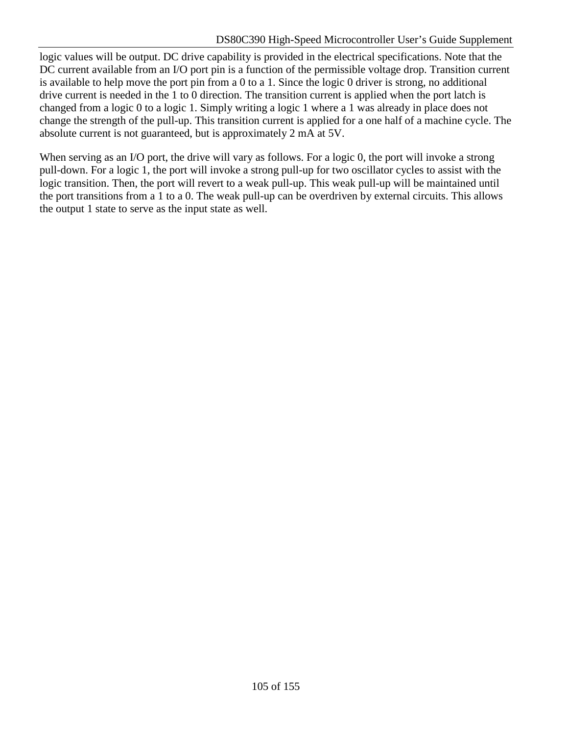logic values will be output. DC drive capability is provided in the electrical specifications. Note that the DC current available from an I/O port pin is a function of the permissible voltage drop. Transition current is available to help move the port pin from a 0 to a 1. Since the logic 0 driver is strong, no additional drive current is needed in the 1 to 0 direction. The transition current is applied when the port latch is changed from a logic 0 to a logic 1. Simply writing a logic 1 where a 1 was already in place does not change the strength of the pull-up. This transition current is applied for a one half of a machine cycle. The absolute current is not guaranteed, but is approximately 2 mA at 5V.

When serving as an I/O port, the drive will vary as follows. For a logic 0, the port will invoke a strong pull-down. For a logic 1, the port will invoke a strong pull-up for two oscillator cycles to assist with the logic transition. Then, the port will revert to a weak pull-up. This weak pull-up will be maintained until the port transitions from a 1 to a 0. The weak pull-up can be overdriven by external circuits. This allows the output 1 state to serve as the input state as well.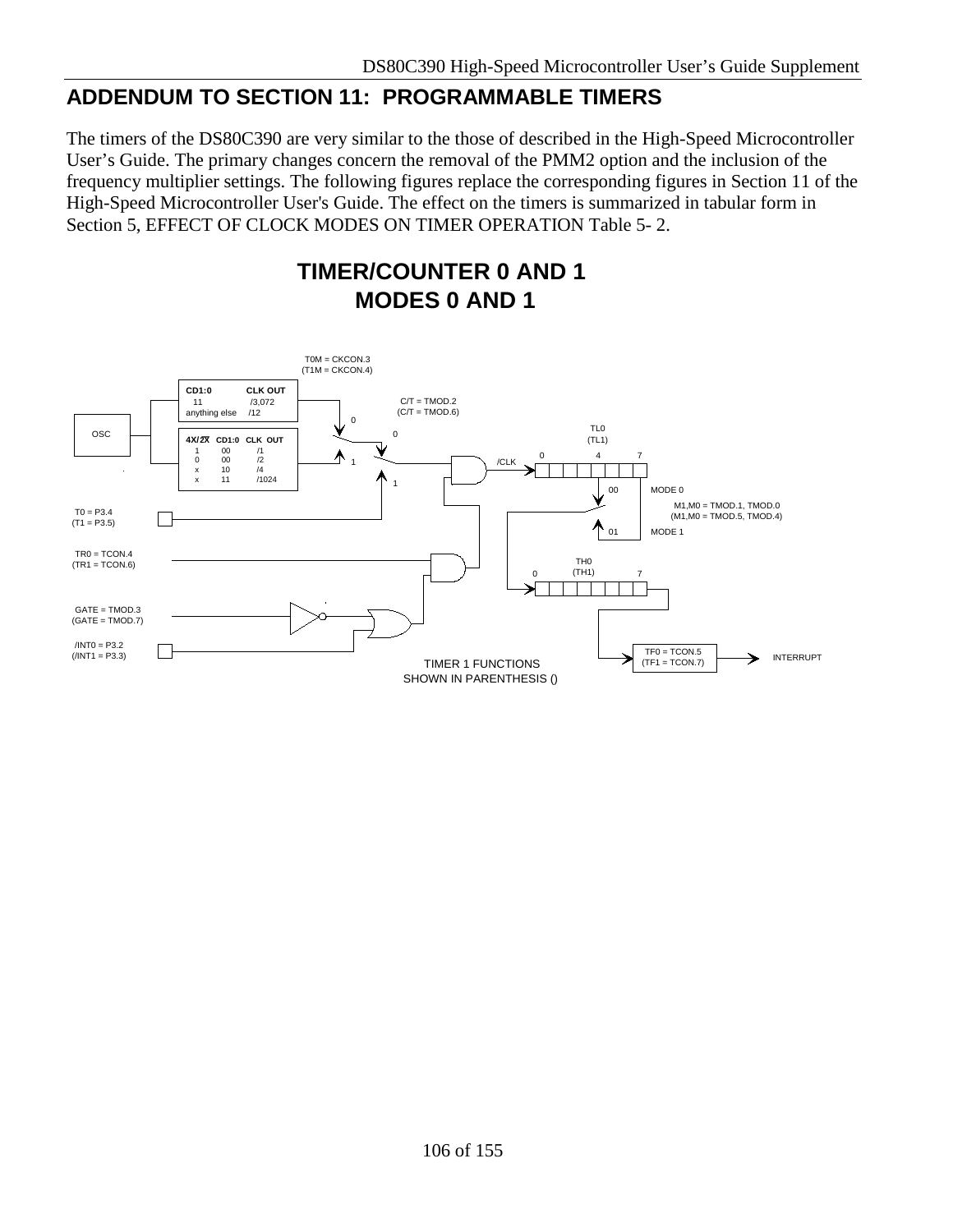# ADDENDUM TO SECTION 11: PROGRAMMABLE TIMERS

The timers of the DS80C390 are very similar to the those of described in the High-Speed Microcontroller User's Guide. The primary changes concern the removal of the PMM2 option and the inclusion of the frequency multiplier settings. The following figures replace the corresponding figures in Section 11 of the High-Speed Microcontroller User's Guide. The effect on the timers is summarized in tabular form in Section 5, EFFECT OF CLOCK MODES ON TIMER OPERATION Table 5- 2.

## TIMER/COUNTER 0 AND 1 MODES 0 AND 1

T0M = CKCON.3
(T1M = CKCON.4)

| CD1:0 | CLK OUT |
|---|---|
| 11 | /3,072 |
| anything else | /12 |

| 4X/$\overline{2X}$ | CD1:0 | CLK OUT |
|---|---|---|
| 1 | 00 | /1 |
| 0 | 00 | /2 |
| x | 10 | /4 |
| x | 11 | /1024 |

OSC

C/T = TMOD.2
(C/T = TMOD.6)

TL0 (TL1)

/CLK

MODE 0

M1,M0 = TMOD.1, TMOD.0
(M1,M0 = TMOD.5, TMOD.4)

MODE 1

TH0 (TH1)

T0 = P3.4
(T1 = P3.5)

TR0 = TCON.4
(TR1 = TCON.6)

GATE = TMOD.3
(GATE = TMOD.7)

/INT0 = P3.2
(/INT1 = P3.3)

TF0 = TCON.5
(TF1 = TCON.7)

INTERRUPT

TIMER 1 FUNCTIONS SHOWN IN PARENTHESIS ()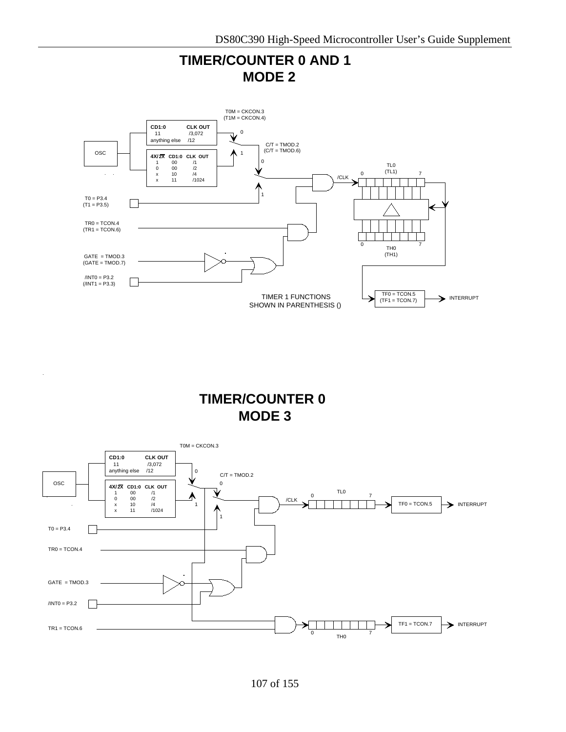# TIMER/COUNTER 0 AND 1
# MODE 2

T0M = CKCON.3
(T1M = CKCON.4)

| CD1:0 | CLK OUT |
|---|---|
| 11 | /3,072 |
| anything else | /12 |

OSC

| 4X/$\overline{2X}$ | CD1:0 | CLK OUT |
|---|---|---|
| 1 | 00 | /1 |
| 0 | 00 | /2 |
| x | 10 | /4 |
| x | 11 | /1024 |

C/T = TMOD.2
(C/T = TMOD.6)

T0 = P3.4
(T1 = P3.5)

TR0 = TCON.4
(TR1 = TCON.6)

GATE = TMOD.3
(GATE = TMOD.7)

/INT0 = P3.2
(/INT1 = P3.3)

/CLK

TL0
(TL1)

TH0
(TH1)

TF0 = TCON.5
(TF1 = TCON.7)

INTERRUPT

TIMER 1 FUNCTIONS
SHOWN IN PARENTHESIS ()

# TIMER/COUNTER 0
# MODE 3

T0M = CKCON.3

| CD1:0 | CLK OUT |
|---|---|
| 11 | /3,072 |
| anything else | /12 |

OSC

| 4X/$\overline{2X}$ | CD1:0 | CLK OUT |
|---|---|---|
| 1 | 00 | /1 |
| 0 | 00 | /2 |
| x | 10 | /4 |
| x | 11 | /1024 |

C/T = TMOD.2

T0 = P3.4

TR0 = TCON.4

GATE = TMOD.3

/INT0 = P3.2

TR1 = TCON.6

/CLK

TL0

TH0

TF0 = TCON.5

TF1 = TCON.7

INTERRUPT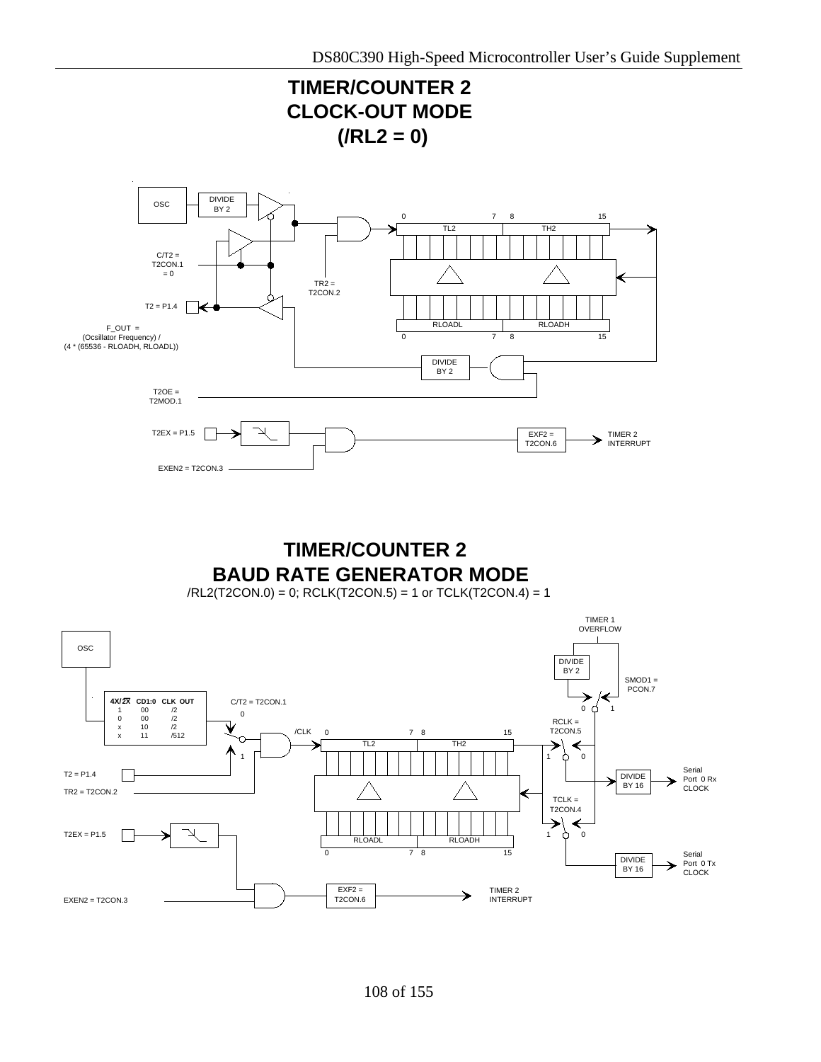# TIMER/COUNTER 2
# CLOCK-OUT MODE
# (/RL2 = 0)

OSC

DIVIDE BY 2

C/T2 = T2CON.1 = 0

T2 = P1.4

F_OUT = (Ocsillator Frequency) / (4 * (65536 - RLOADH, RLOADL))

TR2 = T2CON.2

0 7 8 15

TL2 TH2

RLOADL RLOADH

0 7 8 15

DIVIDE BY 2

T2OE = T2MOD.1

T2EX = P1.5

EXEN2 = T2CON.3

EXF2 = T2CON.6

TIMER 2 INTERRUPT

# TIMER/COUNTER 2
# BAUD RATE GENERATOR MODE

/RL2(T2CON.0) = 0; RCLK(T2CON.5) = 1 or TCLK(T2CON.4) = 1

OSC

| 4X/2X | CD1:0 | CLK OUT |
|---|---|---|
| 1 | 00 | /2 |
| 0 | 00 | /2 |
| x | 10 | /2 |
| x | 11 | /512 |

C/T2 = T2CON.1

0

1

/CLK

T2 = P1.4

TR2 = T2CON.2

T2EX = P1.5

EXEN2 = T2CON.3

0 7 8 15

TL2 TH2

RLOADL RLOADH

0 7 8 15

EXF2 = T2CON.6

TIMER 2 INTERRUPT

TIMER 1 OVERFLOW

DIVIDE BY 2

SMOD1 = PCON.7

0 1

RCLK = T2CON.5

1 0

DIVIDE BY 16

Serial Port 0 Rx CLOCK

TCLK = T2CON.4

1 0

DIVIDE BY 16

Serial Port 0 Tx CLOCK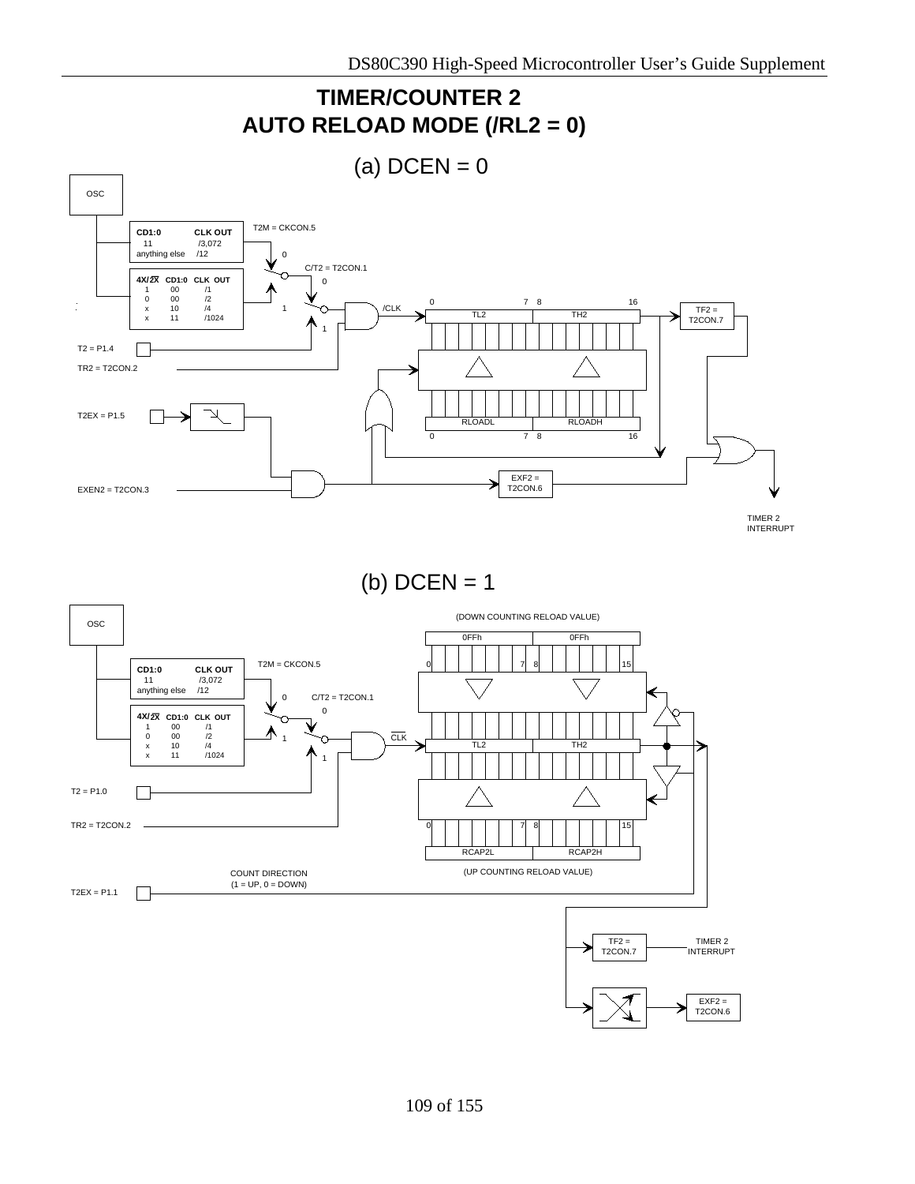# TIMER/COUNTER 2
# AUTO RELOAD MODE (/RL2 = 0)

## (a) DCEN = 0

OSC

| CD1:0 | CLK OUT |
|---|---|
| 11 | /3,072 |
| anything else | /12 |

| 4X/$\overline{2X}$ | CD1:0 | CLK OUT |
|---|---|---|
| 1 | 00 | /1 |
| 0 | 00 | /2 |
| x | 10 | /4 |
| x | 11 | /1024 |

T2M = CKCON.5

C/T2 = T2CON.1

T2 = P1.4

TR2 = T2CON.2

T2EX = P1.5

EXEN2 = T2CON.3

/CLK

TL2 TH2 (0 7 8 16)

RLOADL RLOADH (0 7 8 16)

TF2 = T2CON.7

EXF2 = T2CON.6

TIMER 2 INTERRUPT

## (b) DCEN = 1

OSC

| CD1:0 | CLK OUT |
|---|---|
| 11 | /3,072 |
| anything else | /12 |

| 4X/$\overline{2X}$ | CD1:0 | CLK OUT |
|---|---|---|
| 1 | 00 | /1 |
| 0 | 00 | /2 |
| x | 10 | /4 |
| x | 11 | /1024 |

T2M = CKCON.5

C/T2 = T2CON.1

T2 = P1.0

TR2 = T2CON.2

T2EX = P1.1

COUNT DIRECTION (1 = UP, 0 = DOWN)

$\overline{\text{CLK}}$

(DOWN COUNTING RELOAD VALUE)

0FFh 0FFh (0 7 8 15)

TL2 TH2

RCAP2L RCAP2H (0 7 8 15)

(UP COUNTING RELOAD VALUE)

TF2 = T2CON.7 — TIMER 2 INTERRUPT

EXF2 = T2CON.6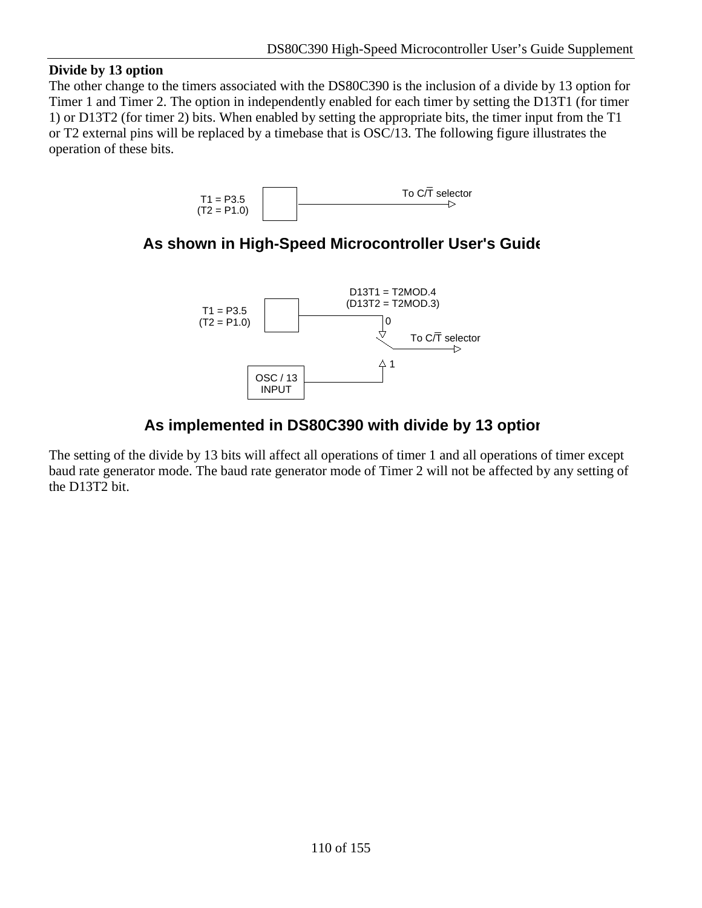**Divide by 13 option**

The other change to the timers associated with the DS80C390 is the inclusion of a divide by 13 option for Timer 1 and Timer 2. The option in independently enabled for each timer by setting the D13T1 (for timer 1) or D13T2 (for timer 2) bits. When enabled by setting the appropriate bits, the timer input from the T1 or T2 external pins will be replaced by a timebase that is OSC/13. The following figure illustrates the operation of these bits.

T1 = P3.5
(T2 = P1.0)

To C/$\overline{T}$ selector

**As shown in High-Speed Microcontroller User's Guide**

D13T1 = T2MOD.4
(D13T2 = T2MOD.3)

T1 = P3.5
(T2 = P1.0)

0

To C/$\overline{T}$ selector

1

OSC / 13
INPUT

**As implemented in DS80C390 with divide by 13 option**

The setting of the divide by 13 bits will affect all operations of timer 1 and all operations of timer except baud rate generator mode. The baud rate generator mode of Timer 2 will not be affected by any setting of the D13T2 bit.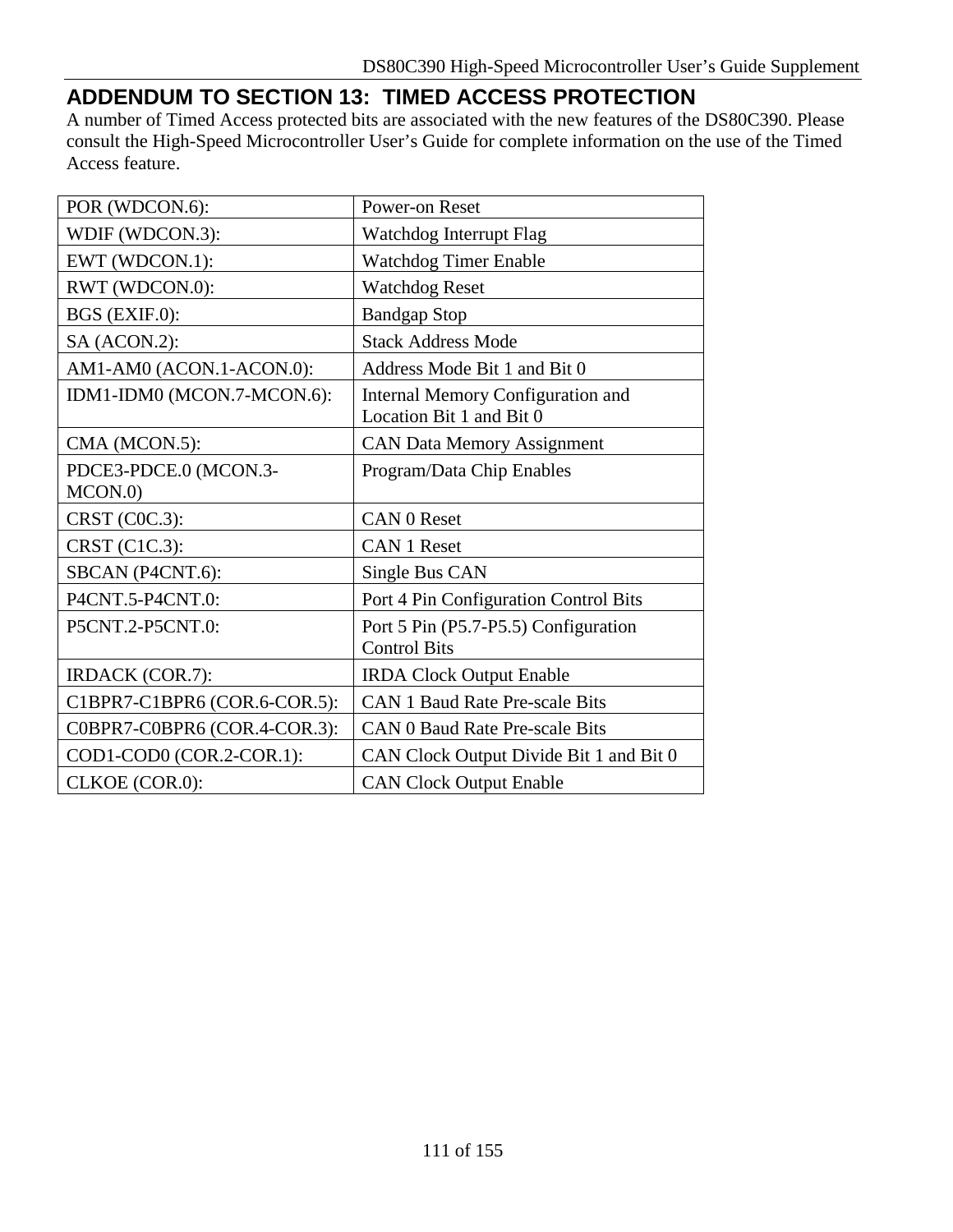## ADDENDUM TO SECTION 13: TIMED ACCESS PROTECTION

A number of Timed Access protected bits are associated with the new features of the DS80C390. Please consult the High-Speed Microcontroller User's Guide for complete information on the use of the Timed Access feature.

| | |
|---|---|
| POR (WDCON.6): | Power-on Reset |
| WDIF (WDCON.3): | Watchdog Interrupt Flag |
| EWT (WDCON.1): | Watchdog Timer Enable |
| RWT (WDCON.0): | Watchdog Reset |
| BGS (EXIF.0): | Bandgap Stop |
| SA (ACON.2): | Stack Address Mode |
| AM1-AM0 (ACON.1-ACON.0): | Address Mode Bit 1 and Bit 0 |
| IDM1-IDM0 (MCON.7-MCON.6): | Internal Memory Configuration and Location Bit 1 and Bit 0 |
| CMA (MCON.5): | CAN Data Memory Assignment |
| PDCE3-PDCE.0 (MCON.3-MCON.0) | Program/Data Chip Enables |
| CRST (C0C.3): | CAN 0 Reset |
| CRST (C1C.3): | CAN 1 Reset |
| SBCAN (P4CNT.6): | Single Bus CAN |
| P4CNT.5-P4CNT.0: | Port 4 Pin Configuration Control Bits |
| P5CNT.2-P5CNT.0: | Port 5 Pin (P5.7-P5.5) Configuration Control Bits |
| IRDACK (COR.7): | IRDA Clock Output Enable |
| C1BPR7-C1BPR6 (COR.6-COR.5): | CAN 1 Baud Rate Pre-scale Bits |
| C0BPR7-C0BPR6 (COR.4-COR.3): | CAN 0 Baud Rate Pre-scale Bits |
| COD1-COD0 (COR.2-COR.1): | CAN Clock Output Divide Bit 1 and Bit 0 |
| CLKOE (COR.0): | CAN Clock Output Enable |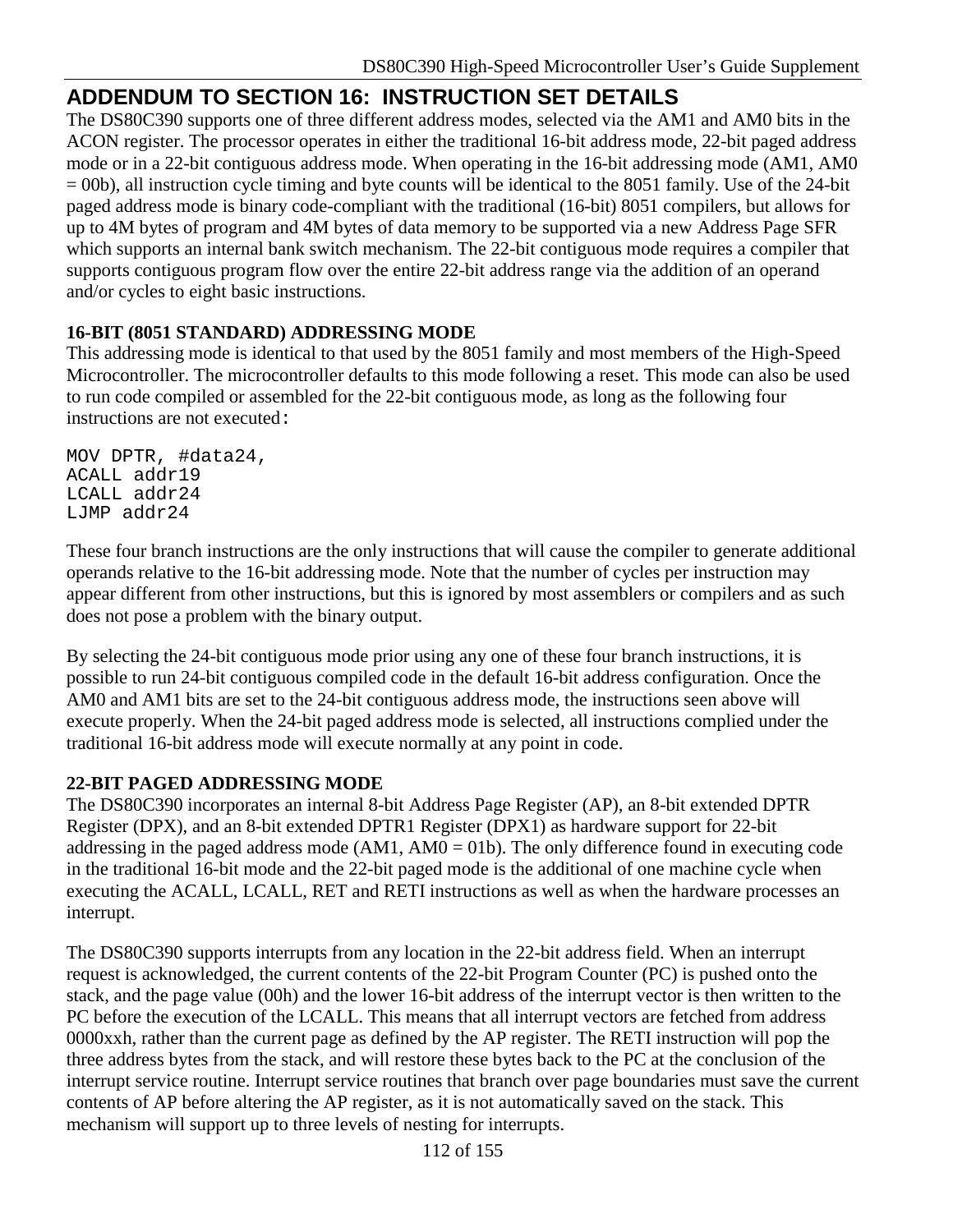## ADDENDUM TO SECTION 16: INSTRUCTION SET DETAILS

The DS80C390 supports one of three different address modes, selected via the AM1 and AM0 bits in the ACON register. The processor operates in either the traditional 16-bit address mode, 22-bit paged address mode or in a 22-bit contiguous address mode. When operating in the 16-bit addressing mode (AM1, AM0 = 00b), all instruction cycle timing and byte counts will be identical to the 8051 family. Use of the 24-bit paged address mode is binary code-compliant with the traditional (16-bit) 8051 compilers, but allows for up to 4M bytes of program and 4M bytes of data memory to be supported via a new Address Page SFR which supports an internal bank switch mechanism. The 22-bit contiguous mode requires a compiler that supports contiguous program flow over the entire 22-bit address range via the addition of an operand and/or cycles to eight basic instructions.

**16-BIT (8051 STANDARD) ADDRESSING MODE**

This addressing mode is identical to that used by the 8051 family and most members of the High-Speed Microcontroller. The microcontroller defaults to this mode following a reset. This mode can also be used to run code compiled or assembled for the 22-bit contiguous mode, as long as the following four instructions are not executed:

```
MOV DPTR, #data24,
ACALL addr19
LCALL addr24
LJMP addr24
```

These four branch instructions are the only instructions that will cause the compiler to generate additional operands relative to the 16-bit addressing mode. Note that the number of cycles per instruction may appear different from other instructions, but this is ignored by most assemblers or compilers and as such does not pose a problem with the binary output.

By selecting the 24-bit contiguous mode prior using any one of these four branch instructions, it is possible to run 24-bit contiguous compiled code in the default 16-bit address configuration. Once the AM0 and AM1 bits are set to the 24-bit contiguous address mode, the instructions seen above will execute properly. When the 24-bit paged address mode is selected, all instructions complied under the traditional 16-bit address mode will execute normally at any point in code.

**22-BIT PAGED ADDRESSING MODE**

The DS80C390 incorporates an internal 8-bit Address Page Register (AP), an 8-bit extended DPTR Register (DPX), and an 8-bit extended DPTR1 Register (DPX1) as hardware support for 22-bit addressing in the paged address mode (AM1, AM0 = 01b). The only difference found in executing code in the traditional 16-bit mode and the 22-bit paged mode is the additional of one machine cycle when executing the ACALL, LCALL, RET and RETI instructions as well as when the hardware processes an interrupt.

The DS80C390 supports interrupts from any location in the 22-bit address field. When an interrupt request is acknowledged, the current contents of the 22-bit Program Counter (PC) is pushed onto the stack, and the page value (00h) and the lower 16-bit address of the interrupt vector is then written to the PC before the execution of the LCALL. This means that all interrupt vectors are fetched from address 0000xxh, rather than the current page as defined by the AP register. The RETI instruction will pop the three address bytes from the stack, and will restore these bytes back to the PC at the conclusion of the interrupt service routine. Interrupt service routines that branch over page boundaries must save the current contents of AP before altering the AP register, as it is not automatically saved on the stack. This mechanism will support up to three levels of nesting for interrupts.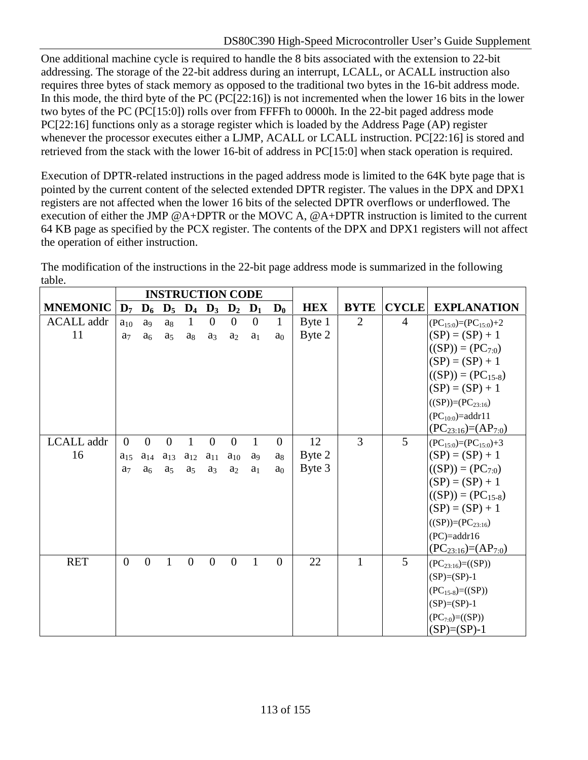One additional machine cycle is required to handle the 8 bits associated with the extension to 22-bit addressing. The storage of the 22-bit address during an interrupt, LCALL, or ACALL instruction also requires three bytes of stack memory as opposed to the traditional two bytes in the 16-bit address mode. In this mode, the third byte of the PC (PC[22:16]) is not incremented when the lower 16 bits in the lower two bytes of the PC (PC[15:0]) rolls over from FFFFh to 0000h. In the 22-bit paged address mode PC[22:16] functions only as a storage register which is loaded by the Address Page (AP) register whenever the processor executes either a LJMP, ACALL or LCALL instruction. PC[22:16] is stored and retrieved from the stack with the lower 16-bit of address in PC[15:0] when stack operation is required.

Execution of DPTR-related instructions in the paged address mode is limited to the 64K byte page that is pointed by the current content of the selected extended DPTR register. The values in the DPX and DPX1 registers are not affected when the lower 16 bits of the selected DPTR overflows or underflowed. The execution of either the JMP @A+DPTR or the MOVC A, @A+DPTR instruction is limited to the current 64 KB page as specified by the PCX register. The contents of the DPX and DPX1 registers will not affect the operation of either instruction.

The modification of the instructions in the 22-bit page address mode is summarized in the following table.

| MNEMONIC | INSTRUCTION CODE | | | | | | | | HEX | BYTE | CYCLE | EXPLANATION |
|---|---|---|---|---|---|---|---|---|---|---|---|---|
| | $D_7$ | $D_6$ | $D_5$ | $D_4$ | $D_3$ | $D_2$ | $D_1$ | $D_0$ | | | | |
| ACALL addr 11 | $a_{10}$<br>$a_7$ | $a_9$<br>$a_6$ | $a_8$<br>$a_5$ | 1<br>$a_8$ | 0<br>$a_3$ | 0<br>$a_2$ | 0<br>$a_1$ | 1<br>$a_0$ | Byte 1<br>Byte 2 | 2 | 4 | $(PC_{15:0})=(PC_{15:0})+2$<br>$(SP) = (SP) + 1$<br>$((SP)) = (PC_{7:0})$<br>$(SP) = (SP) + 1$<br>$((SP)) = (PC_{15-8})$<br>$(SP) = (SP) + 1$<br>$((SP))=(PC_{23:16})$<br>$(PC_{10:0})$=addr11<br>$(PC_{23:16})=(AP_{7:0})$ |
| LCALL addr 16 | 0<br>$a_{15}$<br>$a_7$ | 0<br>$a_{14}$<br>$a_6$ | 0<br>$a_{13}$<br>$a_5$ | 1<br>$a_{12}$<br>$a_5$ | 0<br>$a_{11}$<br>$a_3$ | 0<br>$a_{10}$<br>$a_2$ | 1<br>$a_9$<br>$a_1$ | 0<br>$a_8$<br>$a_0$ | 12<br>Byte 2<br>Byte 3 | 3 | 5 | $(PC_{15:0})=(PC_{15:0})+3$<br>$(SP) = (SP) + 1$<br>$((SP)) = (PC_{7:0})$<br>$(SP) = (SP) + 1$<br>$((SP)) = (PC_{15-8})$<br>$(SP) = (SP) + 1$<br>$((SP))=(PC_{23:16})$<br>(PC)=addr16<br>$(PC_{23:16})=(AP_{7:0})$ |
| RET | 0 | 0 | 1 | 0 | 0 | 0 | 1 | 0 | 22 | 1 | 5 | $(PC_{23:16})=((SP))$<br>(SP)=(SP)-1<br>$(PC_{15-8})=((SP))$<br>(SP)=(SP)-1<br>$(PC_{7:0})=((SP))$<br>(SP)=(SP)-1 |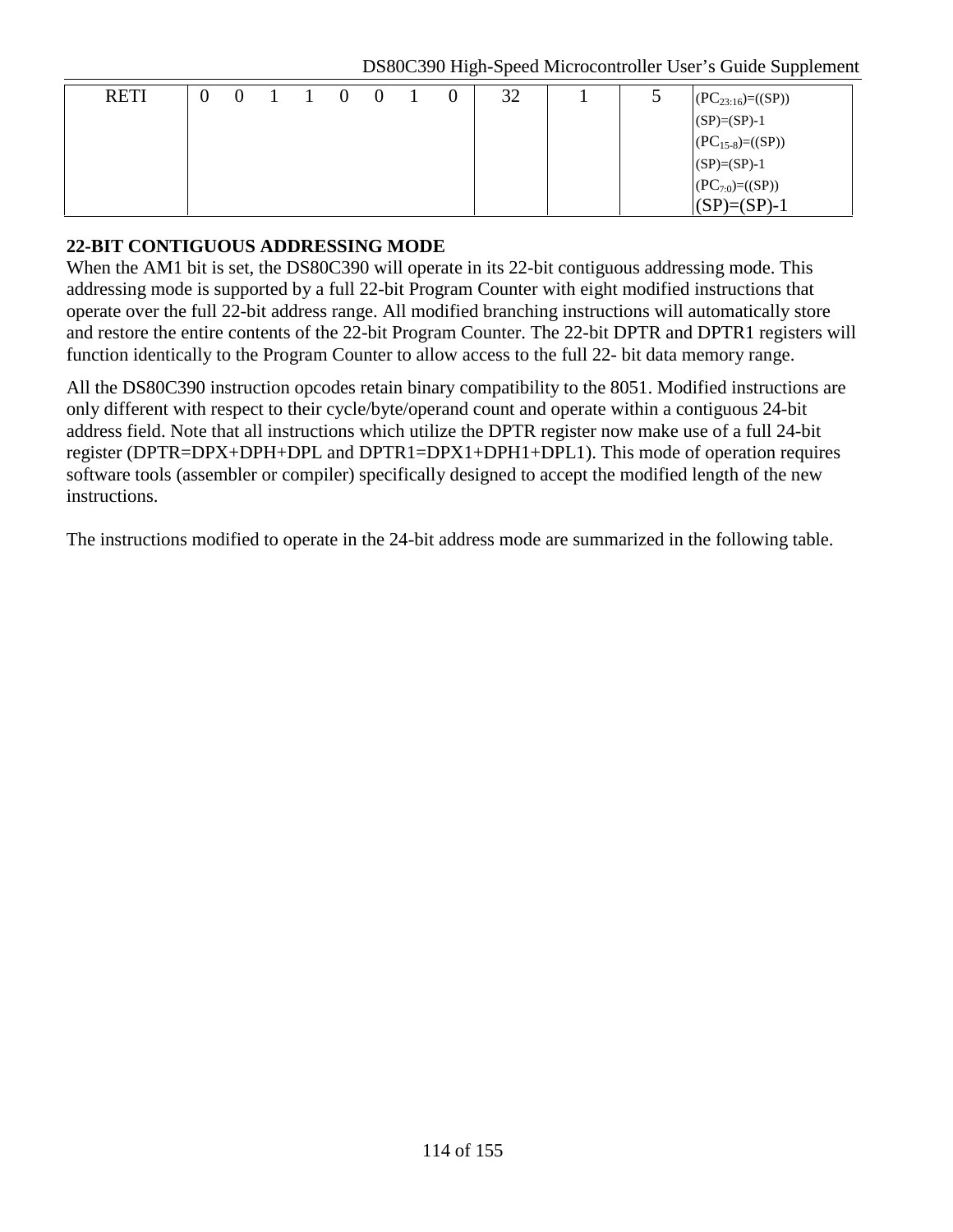| RETI | 0 | 0 | 1 | 1 | 0 | 0 | 1 | 0 | 32 | 1 | 5 | $(PC_{23:16})$=((SP)) (SP)=(SP)-1 $(PC_{15-8})$=((SP)) (SP)=(SP)-1 $(PC_{7:0})$=((SP)) (SP)=(SP)-1 |
|---|---|---|---|---|---|---|---|---|---|---|---|---|

**22-BIT CONTIGUOUS ADDRESSING MODE**

When the AM1 bit is set, the DS80C390 will operate in its 22-bit contiguous addressing mode. This addressing mode is supported by a full 22-bit Program Counter with eight modified instructions that operate over the full 22-bit address range. All modified branching instructions will automatically store and restore the entire contents of the 22-bit Program Counter. The 22-bit DPTR and DPTR1 registers will function identically to the Program Counter to allow access to the full 22- bit data memory range.

All the DS80C390 instruction opcodes retain binary compatibility to the 8051. Modified instructions are only different with respect to their cycle/byte/operand count and operate within a contiguous 24-bit address field. Note that all instructions which utilize the DPTR register now make use of a full 24-bit register (DPTR=DPX+DPH+DPL and DPTR1=DPX1+DPH1+DPL1). This mode of operation requires software tools (assembler or compiler) specifically designed to accept the modified length of the new instructions.

The instructions modified to operate in the 24-bit address mode are summarized in the following table.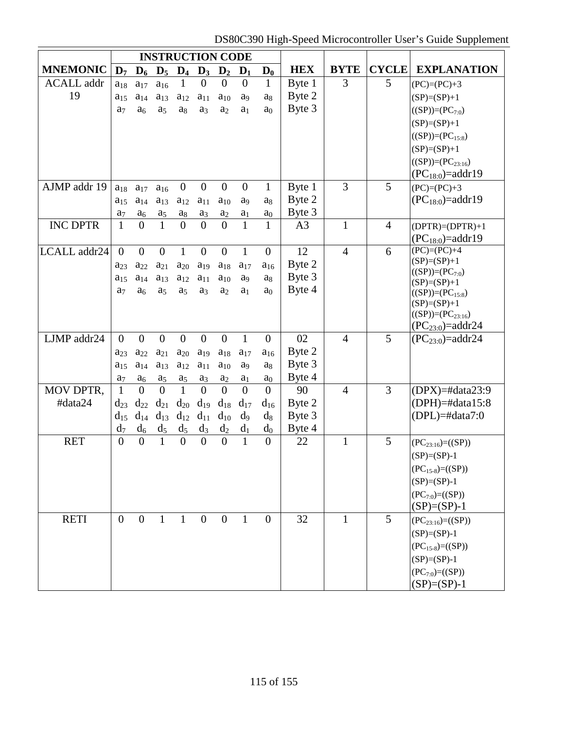| MNEMONIC | INSTRUCTION CODE | | | | | | | | HEX | BYTE | CYCLE | EXPLANATION |
|---|---|---|---|---|---|---|---|---|---|---|---|---|
| | $D_7$ | $D_6$ | $D_5$ | $D_4$ | $D_3$ | $D_2$ | $D_1$ | $D_0$ | | | | |
| ACALL addr 19 | $a_{18}$<br>$a_{15}$<br>$a_7$ | $a_{17}$<br>$a_{14}$<br>$a_6$ | $a_{16}$<br>$a_{13}$<br>$a_5$ | 1<br>$a_{12}$<br>$a_8$ | 0<br>$a_{11}$<br>$a_3$ | 0<br>$a_{10}$<br>$a_2$ | 0<br>$a_9$<br>$a_1$ | 1<br>$a_8$<br>$a_0$ | Byte 1<br>Byte 2<br>Byte 3 | 3 | 5 | (PC)=(PC)+3<br>(SP)=(SP)+1<br>((SP))=($PC_{7:0}$)<br>(SP)=(SP)+1<br>((SP))=($PC_{15:8}$)<br>(SP)=(SP)+1<br>((SP))=($PC_{23:16}$)<br>($PC_{18:0}$)=addr19 |
| AJMP addr 19 | $a_{18}$<br>$a_{15}$<br>$a_7$ | $a_{17}$<br>$a_{14}$<br>$a_6$ | $a_{16}$<br>$a_{13}$<br>$a_5$ | 0<br>$a_{12}$<br>$a_8$ | 0<br>$a_{11}$<br>$a_3$ | 0<br>$a_{10}$<br>$a_2$ | 0<br>$a_9$<br>$a_1$ | 1<br>$a_8$<br>$a_0$ | Byte 1<br>Byte 2<br>Byte 3 | 3 | 5 | (PC)=(PC)+3<br>($PC_{18:0}$)=addr19 |
| INC DPTR | 1 | 0 | 1 | 0 | 0 | 0 | 1 | 1 | A3 | 1 | 4 | (DPTR)=(DPTR)+1<br>($PC_{18:0}$)=addr19 |
| LCALL addr24 | 0<br>$a_{23}$<br>$a_{15}$<br>$a_7$ | 0<br>$a_{22}$<br>$a_{14}$<br>$a_6$ | 0<br>$a_{21}$<br>$a_{13}$<br>$a_5$ | 1<br>$a_{20}$<br>$a_{12}$<br>$a_5$ | 0<br>$a_{19}$<br>$a_{11}$<br>$a_3$ | 0<br>$a_{18}$<br>$a_{10}$<br>$a_2$ | 1<br>$a_{17}$<br>$a_9$<br>$a_1$ | 0<br>$a_{16}$<br>$a_8$<br>$a_0$ | 12<br>Byte 2<br>Byte 3<br>Byte 4 | 4 | 6 | (PC)=(PC)+4<br>(SP)=(SP)+1<br>((SP))=($PC_{7:0}$)<br>(SP)=(SP)+1<br>((SP))=($PC_{15:8}$)<br>(SP)=(SP)+1<br>((SP))=($PC_{23:16}$)<br>($PC_{23:0}$)=addr24 |
| LJMP addr24 | 0<br>$a_{23}$<br>$a_{15}$<br>$a_7$ | 0<br>$a_{22}$<br>$a_{14}$<br>$a_6$ | 0<br>$a_{21}$<br>$a_{13}$<br>$a_5$ | 0<br>$a_{20}$<br>$a_{12}$<br>$a_5$ | 0<br>$a_{19}$<br>$a_{11}$<br>$a_3$ | 0<br>$a_{18}$<br>$a_{10}$<br>$a_2$ | 1<br>$a_{17}$<br>$a_9$<br>$a_1$ | 0<br>$a_{16}$<br>$a_8$<br>$a_0$ | 02<br>Byte 2<br>Byte 3<br>Byte 4 | 4 | 5 | ($PC_{23:0}$)=addr24 |
| MOV DPTR, #data24 | 1<br>$d_{23}$<br>$d_{15}$<br>$d_7$ | 0<br>$d_{22}$<br>$d_{14}$<br>$d_6$ | 0<br>$d_{21}$<br>$d_{13}$<br>$d_5$ | 1<br>$d_{20}$<br>$d_{12}$<br>$d_5$ | 0<br>$d_{19}$<br>$d_{11}$<br>$d_3$ | 0<br>$d_{18}$<br>$d_{10}$<br>$d_2$ | 0<br>$d_{17}$<br>$d_9$<br>$d_1$ | 0<br>$d_{16}$<br>$d_8$<br>$d_0$ | 90<br>Byte 2<br>Byte 3<br>Byte 4 | 4 | 3 | (DPX)=#data23:9<br>(DPH)=#data15:8<br>(DPL)=#data7:0 |
| RET | 0 | 0 | 1 | 0 | 0 | 0 | 1 | 0 | 22 | 1 | 5 | ($PC_{23:16}$)=((SP))<br>(SP)=(SP)-1<br>($PC_{15-8}$)=((SP))<br>(SP)=(SP)-1<br>($PC_{7:0}$)=((SP))<br>(SP)=(SP)-1 |
| RETI | 0 | 0 | 1 | 1 | 0 | 0 | 1 | 0 | 32 | 1 | 5 | ($PC_{23:16}$)=((SP))<br>(SP)=(SP)-1<br>($PC_{15-8}$)=((SP))<br>(SP)=(SP)-1<br>($PC_{7:0}$)=((SP))<br>(SP)=(SP)-1 |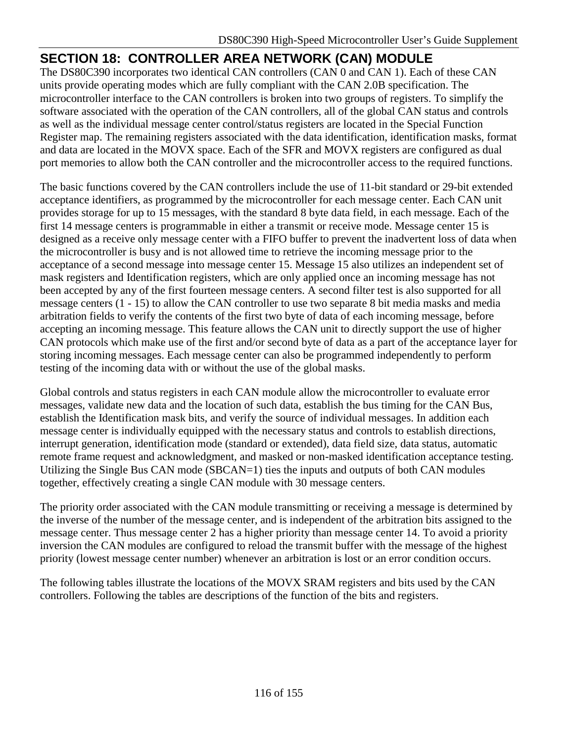## SECTION 18: CONTROLLER AREA NETWORK (CAN) MODULE

The DS80C390 incorporates two identical CAN controllers (CAN 0 and CAN 1). Each of these CAN units provide operating modes which are fully compliant with the CAN 2.0B specification. The microcontroller interface to the CAN controllers is broken into two groups of registers. To simplify the software associated with the operation of the CAN controllers, all of the global CAN status and controls as well as the individual message center control/status registers are located in the Special Function Register map. The remaining registers associated with the data identification, identification masks, format and data are located in the MOVX space. Each of the SFR and MOVX registers are configured as dual port memories to allow both the CAN controller and the microcontroller access to the required functions.

The basic functions covered by the CAN controllers include the use of 11-bit standard or 29-bit extended acceptance identifiers, as programmed by the microcontroller for each message center. Each CAN unit provides storage for up to 15 messages, with the standard 8 byte data field, in each message. Each of the first 14 message centers is programmable in either a transmit or receive mode. Message center 15 is designed as a receive only message center with a FIFO buffer to prevent the inadvertent loss of data when the microcontroller is busy and is not allowed time to retrieve the incoming message prior to the acceptance of a second message into message center 15. Message 15 also utilizes an independent set of mask registers and Identification registers, which are only applied once an incoming message has not been accepted by any of the first fourteen message centers. A second filter test is also supported for all message centers (1 - 15) to allow the CAN controller to use two separate 8 bit media masks and media arbitration fields to verify the contents of the first two byte of data of each incoming message, before accepting an incoming message. This feature allows the CAN unit to directly support the use of higher CAN protocols which make use of the first and/or second byte of data as a part of the acceptance layer for storing incoming messages. Each message center can also be programmed independently to perform testing of the incoming data with or without the use of the global masks.

Global controls and status registers in each CAN module allow the microcontroller to evaluate error messages, validate new data and the location of such data, establish the bus timing for the CAN Bus, establish the Identification mask bits, and verify the source of individual messages. In addition each message center is individually equipped with the necessary status and controls to establish directions, interrupt generation, identification mode (standard or extended), data field size, data status, automatic remote frame request and acknowledgment, and masked or non-masked identification acceptance testing. Utilizing the Single Bus CAN mode (SBCAN=1) ties the inputs and outputs of both CAN modules together, effectively creating a single CAN module with 30 message centers.

The priority order associated with the CAN module transmitting or receiving a message is determined by the inverse of the number of the message center, and is independent of the arbitration bits assigned to the message center. Thus message center 2 has a higher priority than message center 14. To avoid a priority inversion the CAN modules are configured to reload the transmit buffer with the message of the highest priority (lowest message center number) whenever an arbitration is lost or an error condition occurs.

The following tables illustrate the locations of the MOVX SRAM registers and bits used by the CAN controllers. Following the tables are descriptions of the function of the bits and registers.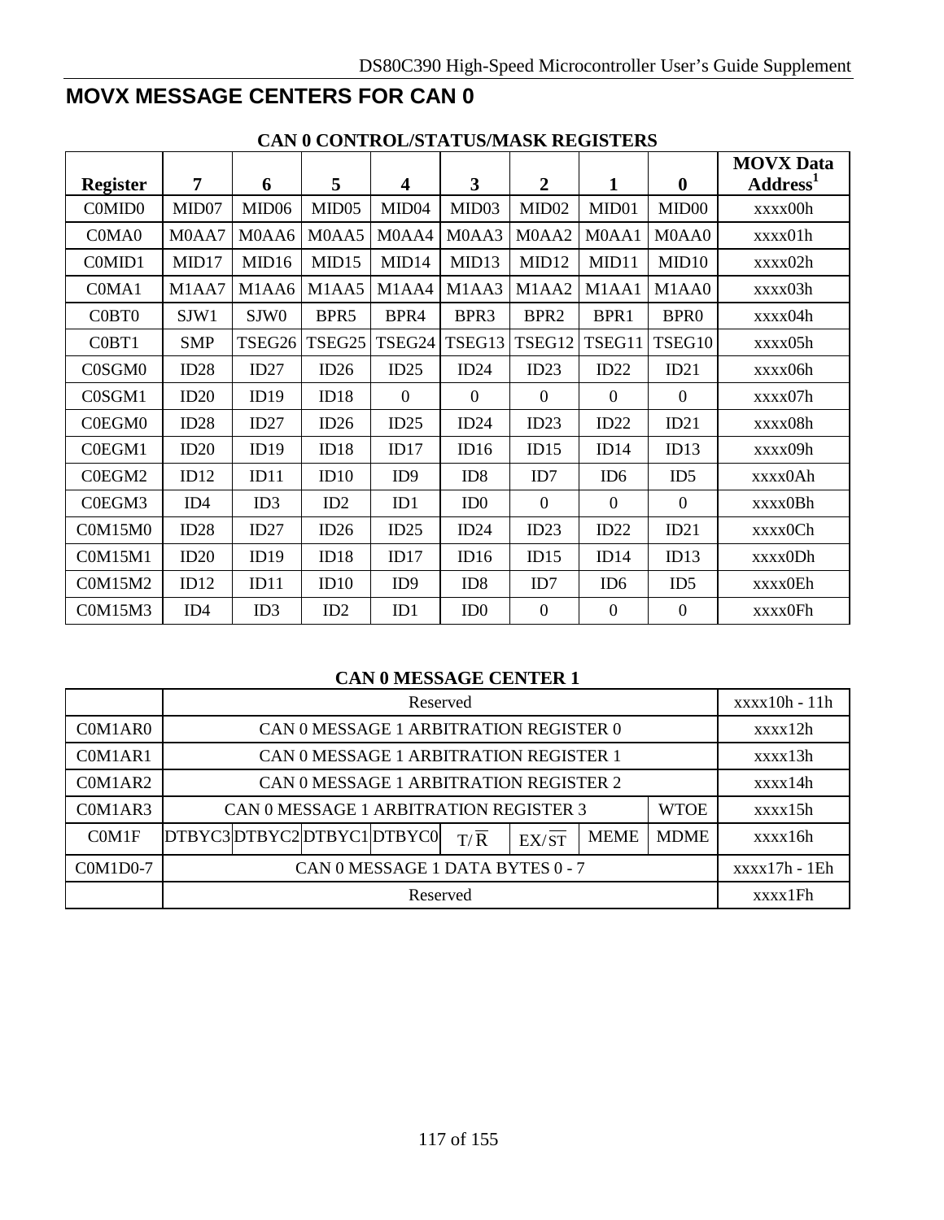## MOVX MESSAGE CENTERS FOR CAN 0

**CAN 0 CONTROL/STATUS/MASK REGISTERS**

| Register | 7 | 6 | 5 | 4 | 3 | 2 | 1 | 0 | MOVX Data Address[1] |
|---|---|---|---|---|---|---|---|---|---|
| C0MID0 | MID07 | MID06 | MID05 | MID04 | MID03 | MID02 | MID01 | MID00 | xxxx00h |
| C0MA0 | M0AA7 | M0AA6 | M0AA5 | M0AA4 | M0AA3 | M0AA2 | M0AA1 | M0AA0 | xxxx01h |
| C0MID1 | MID17 | MID16 | MID15 | MID14 | MID13 | MID12 | MID11 | MID10 | xxxx02h |
| C0MA1 | M1AA7 | M1AA6 | M1AA5 | M1AA4 | M1AA3 | M1AA2 | M1AA1 | M1AA0 | xxxx03h |
| C0BT0 | SJW1 | SJW0 | BPR5 | BPR4 | BPR3 | BPR2 | BPR1 | BPR0 | xxxx04h |
| C0BT1 | SMP | TSEG26 | TSEG25 | TSEG24 | TSEG13 | TSEG12 | TSEG11 | TSEG10 | xxxx05h |
| C0SGM0 | ID28 | ID27 | ID26 | ID25 | ID24 | ID23 | ID22 | ID21 | xxxx06h |
| C0SGM1 | ID20 | ID19 | ID18 | 0 | 0 | 0 | 0 | 0 | xxxx07h |
| C0EGM0 | ID28 | ID27 | ID26 | ID25 | ID24 | ID23 | ID22 | ID21 | xxxx08h |
| C0EGM1 | ID20 | ID19 | ID18 | ID17 | ID16 | ID15 | ID14 | ID13 | xxxx09h |
| C0EGM2 | ID12 | ID11 | ID10 | ID9 | ID8 | ID7 | ID6 | ID5 | xxxx0Ah |
| C0EGM3 | ID4 | ID3 | ID2 | ID1 | ID0 | 0 | 0 | 0 | xxxx0Bh |
| C0M15M0 | ID28 | ID27 | ID26 | ID25 | ID24 | ID23 | ID22 | ID21 | xxxx0Ch |
| C0M15M1 | ID20 | ID19 | ID18 | ID17 | ID16 | ID15 | ID14 | ID13 | xxxx0Dh |
| C0M15M2 | ID12 | ID11 | ID10 | ID9 | ID8 | ID7 | ID6 | ID5 | xxxx0Eh |
| C0M15M3 | ID4 | ID3 | ID2 | ID1 | ID0 | 0 | 0 | 0 | xxxx0Fh |

**CAN 0 MESSAGE CENTER 1**

| | | | | | | | | | |
|---|---|---|---|---|---|---|---|---|---|
| | Reserved | | | | | | | | xxxx10h - 11h |
| C0M1AR0 | CAN 0 MESSAGE 1 ARBITRATION REGISTER 0 | | | | | | | | xxxx12h |
| C0M1AR1 | CAN 0 MESSAGE 1 ARBITRATION REGISTER 1 | | | | | | | | xxxx13h |
| C0M1AR2 | CAN 0 MESSAGE 1 ARBITRATION REGISTER 2 | | | | | | | | xxxx14h |
| C0M1AR3 | CAN 0 MESSAGE 1 ARBITRATION REGISTER 3 | | | | | | | WTOE | xxxx15h |
| C0M1F | DTBYC3 | DTBYC2 | DTBYC1 | DTBYC0 | $T/\overline{R}$ | $EX/\overline{ST}$ | MEME | MDME | xxxx16h |
| C0M1D0-7 | CAN 0 MESSAGE 1 DATA BYTES 0 - 7 | | | | | | | | xxxx17h - 1Eh |
| | Reserved | | | | | | | | xxxx1Fh |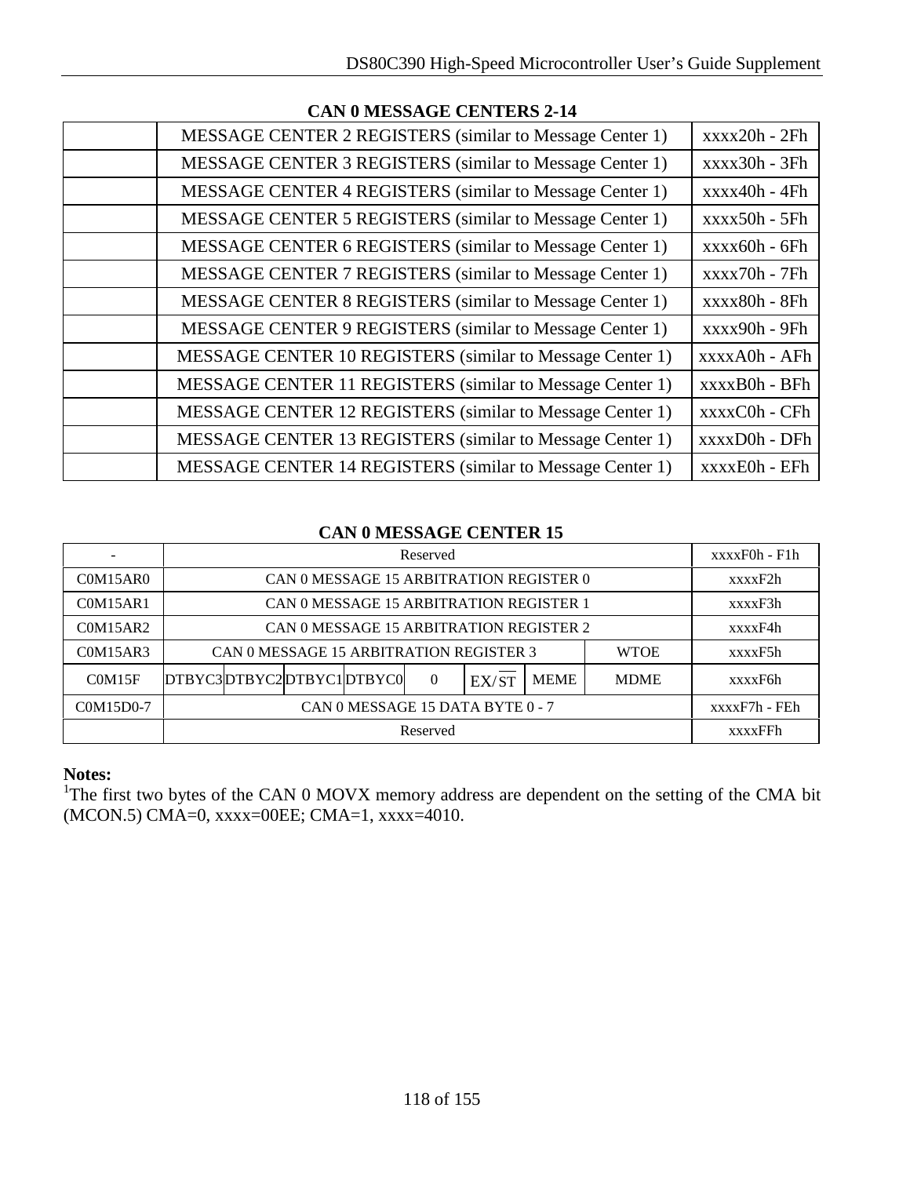**CAN 0 MESSAGE CENTERS 2-14**

| | | |
|---|---|---|
| | MESSAGE CENTER 2 REGISTERS (similar to Message Center 1) | xxxx20h - 2Fh |
| | MESSAGE CENTER 3 REGISTERS (similar to Message Center 1) | xxxx30h - 3Fh |
| | MESSAGE CENTER 4 REGISTERS (similar to Message Center 1) | xxxx40h - 4Fh |
| | MESSAGE CENTER 5 REGISTERS (similar to Message Center 1) | xxxx50h - 5Fh |
| | MESSAGE CENTER 6 REGISTERS (similar to Message Center 1) | xxxx60h - 6Fh |
| | MESSAGE CENTER 7 REGISTERS (similar to Message Center 1) | xxxx70h - 7Fh |
| | MESSAGE CENTER 8 REGISTERS (similar to Message Center 1) | xxxx80h - 8Fh |
| | MESSAGE CENTER 9 REGISTERS (similar to Message Center 1) | xxxx90h - 9Fh |
| | MESSAGE CENTER 10 REGISTERS (similar to Message Center 1) | xxxxA0h - AFh |
| | MESSAGE CENTER 11 REGISTERS (similar to Message Center 1) | xxxxB0h - BFh |
| | MESSAGE CENTER 12 REGISTERS (similar to Message Center 1) | xxxxC0h - CFh |
| | MESSAGE CENTER 13 REGISTERS (similar to Message Center 1) | xxxxD0h - DFh |
| | MESSAGE CENTER 14 REGISTERS (similar to Message Center 1) | xxxxE0h - EFh |

**CAN 0 MESSAGE CENTER 15**

| | | | | | | | | | |
|---|---|---|---|---|---|---|---|---|---|
| - | Reserved | | | | | | | | xxxxF0h - F1h |
| C0M15AR0 | CAN 0 MESSAGE 15 ARBITRATION REGISTER 0 | | | | | | | | xxxxF2h |
| C0M15AR1 | CAN 0 MESSAGE 15 ARBITRATION REGISTER 1 | | | | | | | | xxxxF3h |
| C0M15AR2 | CAN 0 MESSAGE 15 ARBITRATION REGISTER 2 | | | | | | | | xxxxF4h |
| C0M15AR3 | CAN 0 MESSAGE 15 ARBITRATION REGISTER 3 | | | | | | | WTOE | xxxxF5h |
| C0M15F | DTBYC3 | DTBYC2 | DTBYC1 | DTBYC0 | 0 | $EX/\overline{ST}$ | MEME | MDME | xxxxF6h |
| C0M15D0-7 | CAN 0 MESSAGE 15 DATA BYTE 0 - 7 | | | | | | | | xxxxF7h - FEh |
| | Reserved | | | | | | | | xxxxFFh |

**Notes:**

[1]The first two bytes of the CAN 0 MOVX memory address are dependent on the setting of the CMA bit (MCON.5) CMA=0, xxxx=00EE; CMA=1, xxxx=4010.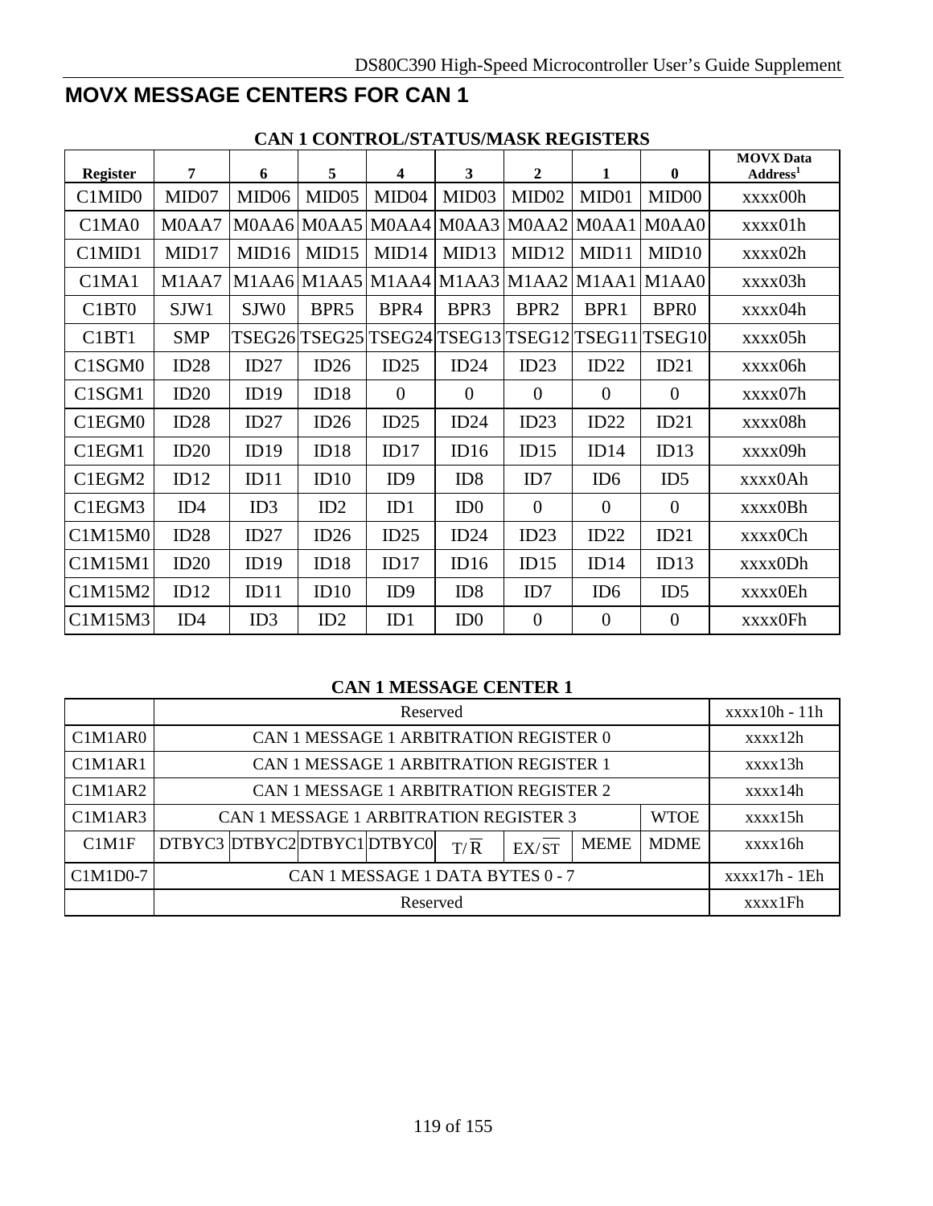## MOVX MESSAGE CENTERS FOR CAN 1

**CAN 1 CONTROL/STATUS/MASK REGISTERS**

| Register | 7 | 6 | 5 | 4 | 3 | 2 | 1 | 0 | MOVX Data Address[1] |
|---|---|---|---|---|---|---|---|---|---|
| C1MID0 | MID07 | MID06 | MID05 | MID04 | MID03 | MID02 | MID01 | MID00 | xxxx00h |
| C1MA0 | M0AA7 | M0AA6 | M0AA5 | M0AA4 | M0AA3 | M0AA2 | M0AA1 | M0AA0 | xxxx01h |
| C1MID1 | MID17 | MID16 | MID15 | MID14 | MID13 | MID12 | MID11 | MID10 | xxxx02h |
| C1MA1 | M1AA7 | M1AA6 | M1AA5 | M1AA4 | M1AA3 | M1AA2 | M1AA1 | M1AA0 | xxxx03h |
| C1BT0 | SJW1 | SJW0 | BPR5 | BPR4 | BPR3 | BPR2 | BPR1 | BPR0 | xxxx04h |
| C1BT1 | SMP | TSEG26 | TSEG25 | TSEG24 | TSEG13 | TSEG12 | TSEG11 | TSEG10 | xxxx05h |
| C1SGM0 | ID28 | ID27 | ID26 | ID25 | ID24 | ID23 | ID22 | ID21 | xxxx06h |
| C1SGM1 | ID20 | ID19 | ID18 | 0 | 0 | 0 | 0 | 0 | xxxx07h |
| C1EGM0 | ID28 | ID27 | ID26 | ID25 | ID24 | ID23 | ID22 | ID21 | xxxx08h |
| C1EGM1 | ID20 | ID19 | ID18 | ID17 | ID16 | ID15 | ID14 | ID13 | xxxx09h |
| C1EGM2 | ID12 | ID11 | ID10 | ID9 | ID8 | ID7 | ID6 | ID5 | xxxx0Ah |
| C1EGM3 | ID4 | ID3 | ID2 | ID1 | ID0 | 0 | 0 | 0 | xxxx0Bh |
| C1M15M0 | ID28 | ID27 | ID26 | ID25 | ID24 | ID23 | ID22 | ID21 | xxxx0Ch |
| C1M15M1 | ID20 | ID19 | ID18 | ID17 | ID16 | ID15 | ID14 | ID13 | xxxx0Dh |
| C1M15M2 | ID12 | ID11 | ID10 | ID9 | ID8 | ID7 | ID6 | ID5 | xxxx0Eh |
| C1M15M3 | ID4 | ID3 | ID2 | ID1 | ID0 | 0 | 0 | 0 | xxxx0Fh |

**CAN 1 MESSAGE CENTER 1**

| | | | | | | | | | |
|---|---|---|---|---|---|---|---|---|---|
| | Reserved | | | | | | | | xxxx10h - 11h |
| C1M1AR0 | CAN 1 MESSAGE 1 ARBITRATION REGISTER 0 | | | | | | | | xxxx12h |
| C1M1AR1 | CAN 1 MESSAGE 1 ARBITRATION REGISTER 1 | | | | | | | | xxxx13h |
| C1M1AR2 | CAN 1 MESSAGE 1 ARBITRATION REGISTER 2 | | | | | | | | xxxx14h |
| C1M1AR3 | CAN 1 MESSAGE 1 ARBITRATION REGISTER 3 | | | | | | | WTOE | xxxx15h |
| C1M1F | DTBYC3 | DTBYC2 | DTBYC1 | DTBYC0 | $T/\overline{R}$ | $EX/\overline{ST}$ | MEME | MDME | xxxx16h |
| C1M1D0-7 | CAN 1 MESSAGE 1 DATA BYTES 0 - 7 | | | | | | | | xxxx17h - 1Eh |
| | Reserved | | | | | | | | xxxx1Fh |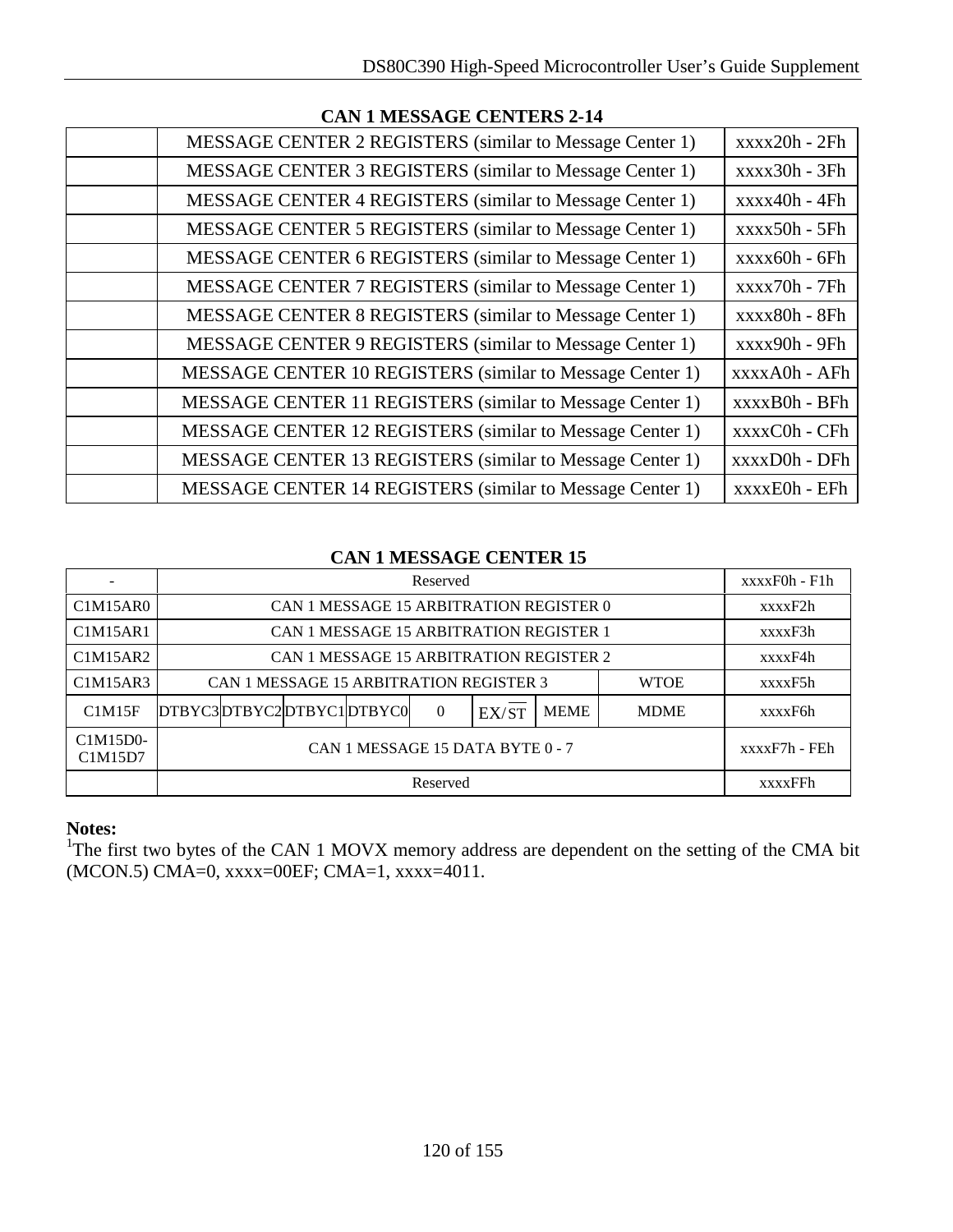**CAN 1 MESSAGE CENTERS 2-14**

| | | |
|---|---|---|
| | MESSAGE CENTER 2 REGISTERS (similar to Message Center 1) | xxxx20h - 2Fh |
| | MESSAGE CENTER 3 REGISTERS (similar to Message Center 1) | xxxx30h - 3Fh |
| | MESSAGE CENTER 4 REGISTERS (similar to Message Center 1) | xxxx40h - 4Fh |
| | MESSAGE CENTER 5 REGISTERS (similar to Message Center 1) | xxxx50h - 5Fh |
| | MESSAGE CENTER 6 REGISTERS (similar to Message Center 1) | xxxx60h - 6Fh |
| | MESSAGE CENTER 7 REGISTERS (similar to Message Center 1) | xxxx70h - 7Fh |
| | MESSAGE CENTER 8 REGISTERS (similar to Message Center 1) | xxxx80h - 8Fh |
| | MESSAGE CENTER 9 REGISTERS (similar to Message Center 1) | xxxx90h - 9Fh |
| | MESSAGE CENTER 10 REGISTERS (similar to Message Center 1) | xxxxA0h - AFh |
| | MESSAGE CENTER 11 REGISTERS (similar to Message Center 1) | xxxxB0h - BFh |
| | MESSAGE CENTER 12 REGISTERS (similar to Message Center 1) | xxxxC0h - CFh |
| | MESSAGE CENTER 13 REGISTERS (similar to Message Center 1) | xxxxD0h - DFh |
| | MESSAGE CENTER 14 REGISTERS (similar to Message Center 1) | xxxxE0h - EFh |

**CAN 1 MESSAGE CENTER 15**

| | | | | | | | | | |
|---|---|---|---|---|---|---|---|---|---|
| - | Reserved | | | | | | | | xxxxF0h - F1h |
| C1M15AR0 | CAN 1 MESSAGE 15 ARBITRATION REGISTER 0 | | | | | | | | xxxxF2h |
| C1M15AR1 | CAN 1 MESSAGE 15 ARBITRATION REGISTER 1 | | | | | | | | xxxxF3h |
| C1M15AR2 | CAN 1 MESSAGE 15 ARBITRATION REGISTER 2 | | | | | | | | xxxxF4h |
| C1M15AR3 | CAN 1 MESSAGE 15 ARBITRATION REGISTER 3 | | | | | | | WTOE | xxxxF5h |
| C1M15F | DTBYC3 | DTBYC2 | DTBYC1 | DTBYC0 | 0 | EX/$\overline{\text{ST}}$ | MEME | MDME | xxxxF6h |
| C1M15D0-C1M15D7 | CAN 1 MESSAGE 15 DATA BYTE 0 - 7 | | | | | | | | xxxxF7h - FEh |
| | Reserved | | | | | | | | xxxxFFh |

**Notes:**

[1]The first two bytes of the CAN 1 MOVX memory address are dependent on the setting of the CMA bit (MCON.5) CMA=0, xxxx=00EF; CMA=1, xxxx=4011.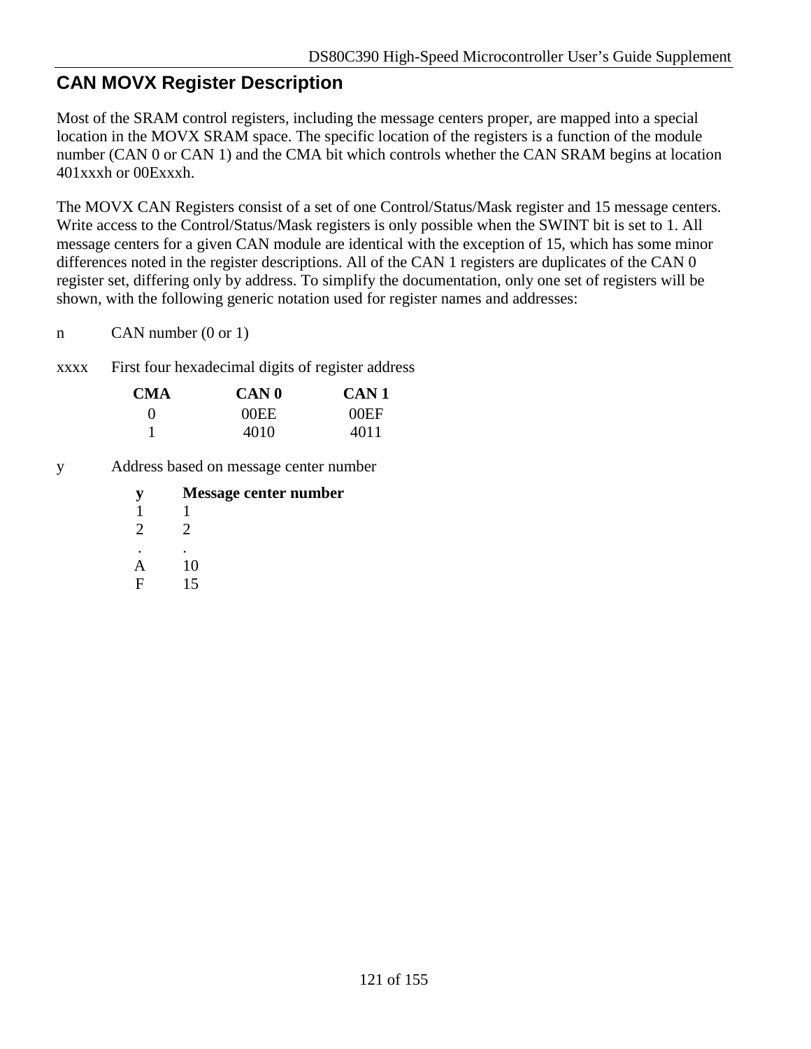## CAN MOVX Register Description

Most of the SRAM control registers, including the message centers proper, are mapped into a special location in the MOVX SRAM space. The specific location of the registers is a function of the module number (CAN 0 or CAN 1) and the CMA bit which controls whether the CAN SRAM begins at location 401xxxh or 00Exxxh.

The MOVX CAN Registers consist of a set of one Control/Status/Mask register and 15 message centers. Write access to the Control/Status/Mask registers is only possible when the SWINT bit is set to 1. All message centers for a given CAN module are identical with the exception of 15, which has some minor differences noted in the register descriptions. All of the CAN 1 registers are duplicates of the CAN 0 register set, differing only by address. To simplify the documentation, only one set of registers will be shown, with the following generic notation used for register names and addresses:

n CAN number (0 or 1)

xxxx First four hexadecimal digits of register address

| CMA | CAN 0 | CAN 1 |
|---|---|---|
| 0 | 00EE | 00EF |
| 1 | 4010 | 4011 |

y Address based on message center number

| y | Message center number |
|---|---|
| 1 | 1 |
| 2 | 2 |
| . | . |
| A | 10 |
| F | 15 |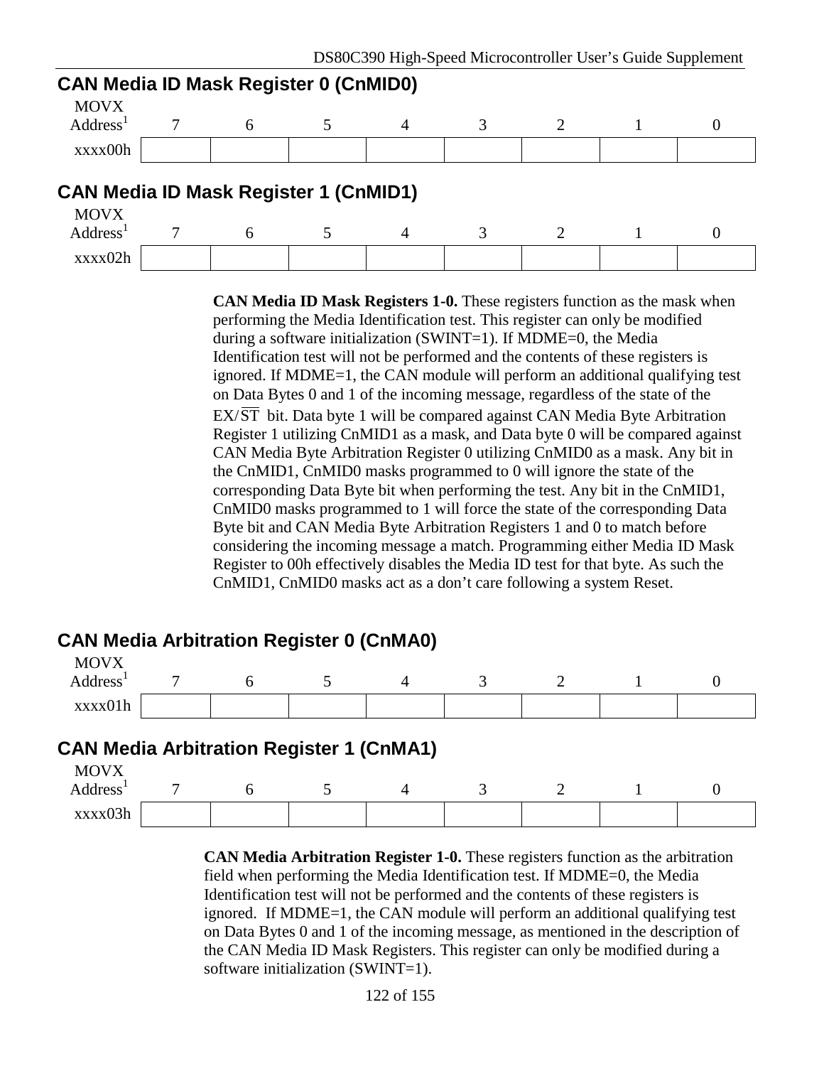## CAN Media ID Mask Register 0 (CnMID0)

| MOVX Address[1] | 7 | 6 | 5 | 4 | 3 | 2 | 1 | 0 |
|---|---|---|---|---|---|---|---|---|
| xxxx00h | | | | | | | | |

## CAN Media ID Mask Register 1 (CnMID1)

| MOVX Address[1] | 7 | 6 | 5 | 4 | 3 | 2 | 1 | 0 |
|---|---|---|---|---|---|---|---|---|
| xxxx02h | | | | | | | | |

**CAN Media ID Mask Registers 1-0.** These registers function as the mask when performing the Media Identification test. This register can only be modified during a software initialization (SWINT=1). If MDME=0, the Media Identification test will not be performed and the contents of these registers is ignored. If MDME=1, the CAN module will perform an additional qualifying test on Data Bytes 0 and 1 of the incoming message, regardless of the state of the EX/$\overline{\text{ST}}$ bit. Data byte 1 will be compared against CAN Media Byte Arbitration Register 1 utilizing CnMID1 as a mask, and Data byte 0 will be compared against CAN Media Byte Arbitration Register 0 utilizing CnMID0 as a mask. Any bit in the CnMID1, CnMID0 masks programmed to 0 will ignore the state of the corresponding Data Byte bit when performing the test. Any bit in the CnMID1, CnMID0 masks programmed to 1 will force the state of the corresponding Data Byte bit and CAN Media Byte Arbitration Registers 1 and 0 to match before considering the incoming message a match. Programming either Media ID Mask Register to 00h effectively disables the Media ID test for that byte. As such the CnMID1, CnMID0 masks act as a don't care following a system Reset.

## CAN Media Arbitration Register 0 (CnMA0)

| MOVX Address[1] | 7 | 6 | 5 | 4 | 3 | 2 | 1 | 0 |
|---|---|---|---|---|---|---|---|---|
| xxxx01h | | | | | | | | |

## CAN Media Arbitration Register 1 (CnMA1)

| MOVX Address[1] | 7 | 6 | 5 | 4 | 3 | 2 | 1 | 0 |
|---|---|---|---|---|---|---|---|---|
| xxxx03h | | | | | | | | |

**CAN Media Arbitration Register 1-0.** These registers function as the arbitration field when performing the Media Identification test. If MDME=0, the Media Identification test will not be performed and the contents of these registers is ignored.  If MDME=1, the CAN module will perform an additional qualifying test on Data Bytes 0 and 1 of the incoming message, as mentioned in the description of the CAN Media ID Mask Registers. This register can only be modified during a software initialization (SWINT=1).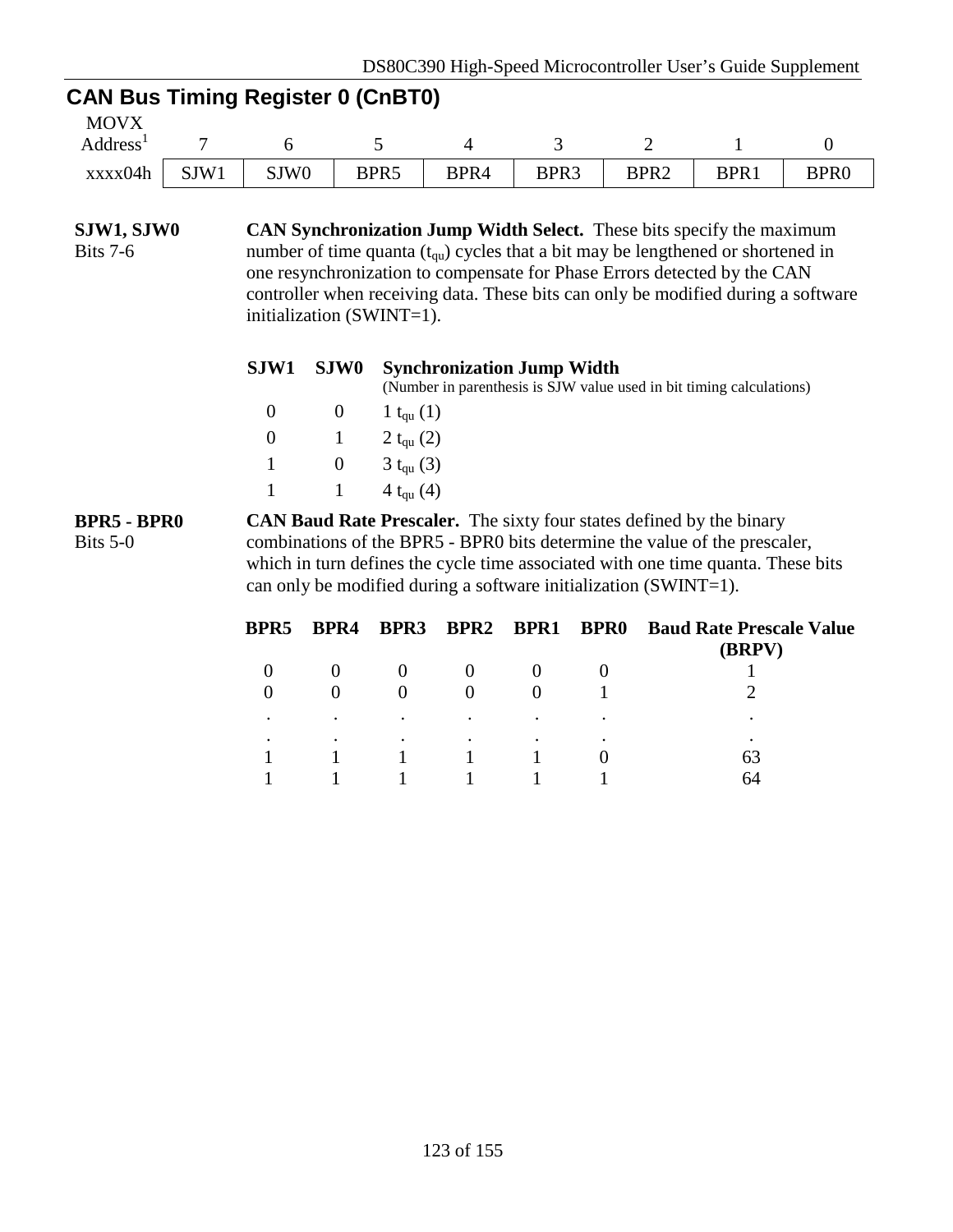## CAN Bus Timing Register 0 (CnBT0)

| MOVX Address[1] | 7 | 6 | 5 | 4 | 3 | 2 | 1 | 0 |
|---|---|---|---|---|---|---|---|---|
| xxxx04h | SJW1 | SJW0 | BPR5 | BPR4 | BPR3 | BPR2 | BPR1 | BPR0 |

**SJW1, SJW0**
Bits 7-6

**CAN Synchronization Jump Width Select.** These bits specify the maximum number of time quanta ($t_{qu}$) cycles that a bit may be lengthened or shortened in one resynchronization to compensate for Phase Errors detected by the CAN controller when receiving data. These bits can only be modified during a software initialization (SWINT=1).

| SJW1 | SJW0 | Synchronization Jump Width (Number in parenthesis is SJW value used in bit timing calculations) |
|---|---|---|
| 0 | 0 | 1 $t_{qu}$ (1) |
| 0 | 1 | 2 $t_{qu}$ (2) |
| 1 | 0 | 3 $t_{qu}$ (3) |
| 1 | 1 | 4 $t_{qu}$ (4) |

**BPR5 - BPR0**
Bits 5-0

**CAN Baud Rate Prescaler.** The sixty four states defined by the binary combinations of the BPR5 - BPR0 bits determine the value of the prescaler, which in turn defines the cycle time associated with one time quanta. These bits can only be modified during a software initialization (SWINT=1).

| BPR5 | BPR4 | BPR3 | BPR2 | BPR1 | BPR0 | Baud Rate Prescale Value (BRPV) |
|---|---|---|---|---|---|---|
| 0 | 0 | 0 | 0 | 0 | 0 | 1 |
| 0 | 0 | 0 | 0 | 0 | 1 | 2 |
| . | . | . | . | . | . | . |
| . | . | . | . | . | . | . |
| 1 | 1 | 1 | 1 | 1 | 0 | 63 |
| 1 | 1 | 1 | 1 | 1 | 1 | 64 |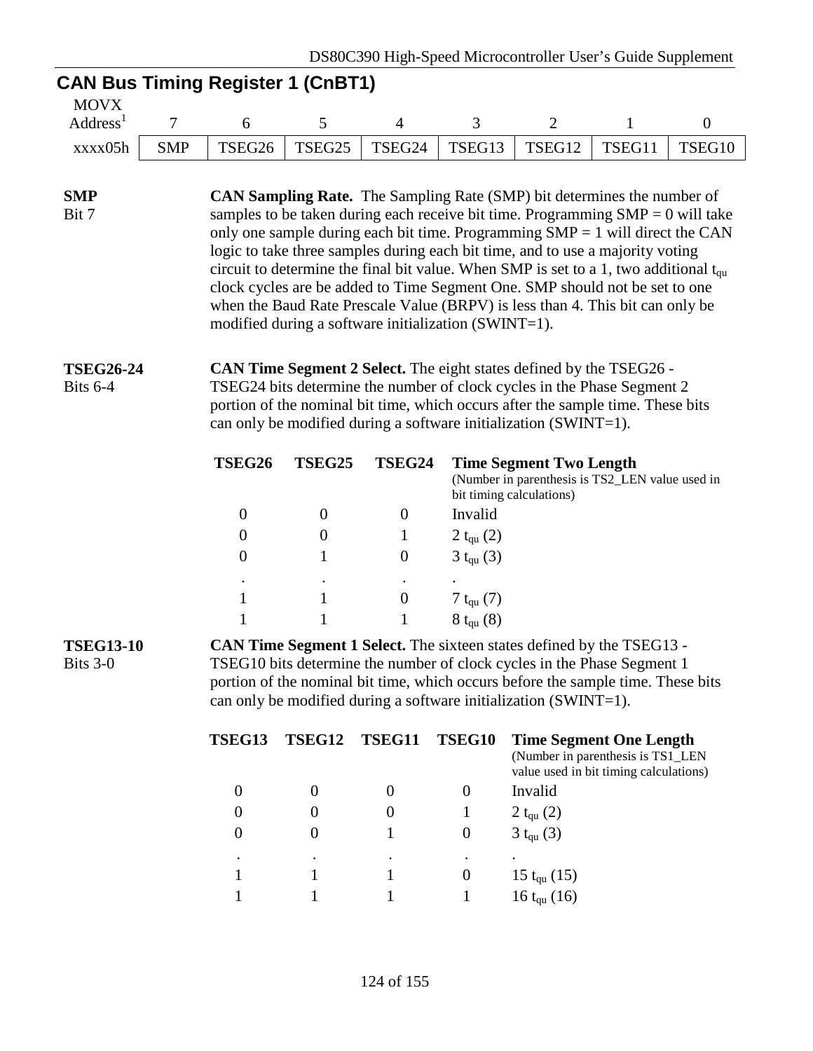## CAN Bus Timing Register 1 (CnBT1)

| MOVX Address[1] | 7 | 6 | 5 | 4 | 3 | 2 | 1 | 0 |
|---|---|---|---|---|---|---|---|---|
| xxxx05h | SMP | TSEG26 | TSEG25 | TSEG24 | TSEG13 | TSEG12 | TSEG11 | TSEG10 |

**SMP**
Bit 7

**CAN Sampling Rate.** The Sampling Rate (SMP) bit determines the number of samples to be taken during each receive bit time. Programming SMP = 0 will take only one sample during each bit time. Programming SMP = 1 will direct the CAN logic to take three samples during each bit time, and to use a majority voting circuit to determine the final bit value. When SMP is set to a 1, two additional $t_{qu}$ clock cycles are be added to Time Segment One. SMP should not be set to one when the Baud Rate Prescale Value (BRPV) is less than 4. This bit can only be modified during a software initialization (SWINT=1).

**TSEG26-24**
Bits 6-4

**CAN Time Segment 2 Select.** The eight states defined by the TSEG26 - TSEG24 bits determine the number of clock cycles in the Phase Segment 2 portion of the nominal bit time, which occurs after the sample time. These bits can only be modified during a software initialization (SWINT=1).

| TSEG26 | TSEG25 | TSEG24 | Time Segment Two Length (Number in parenthesis is TS2_LEN value used in bit timing calculations) |
|---|---|---|---|
| 0 | 0 | 0 | Invalid |
| 0 | 0 | 1 | 2 $t_{qu}$ (2) |
| 0 | 1 | 0 | 3 $t_{qu}$ (3) |
| . | . | . | . |
| 1 | 1 | 0 | 7 $t_{qu}$ (7) |
| 1 | 1 | 1 | 8 $t_{qu}$ (8) |

**TSEG13-10**
Bits 3-0

**CAN Time Segment 1 Select.** The sixteen states defined by the TSEG13 - TSEG10 bits determine the number of clock cycles in the Phase Segment 1 portion of the nominal bit time, which occurs before the sample time. These bits can only be modified during a software initialization (SWINT=1).

| TSEG13 | TSEG12 | TSEG11 | TSEG10 | Time Segment One Length (Number in parenthesis is TS1_LEN value used in bit timing calculations) |
|---|---|---|---|---|
| 0 | 0 | 0 | 0 | Invalid |
| 0 | 0 | 0 | 1 | 2 $t_{qu}$ (2) |
| 0 | 0 | 1 | 0 | 3 $t_{qu}$ (3) |
| . | . | . | . | . |
| 1 | 1 | 1 | 0 | 15 $t_{qu}$ (15) |
| 1 | 1 | 1 | 1 | 16 $t_{qu}$ (16) |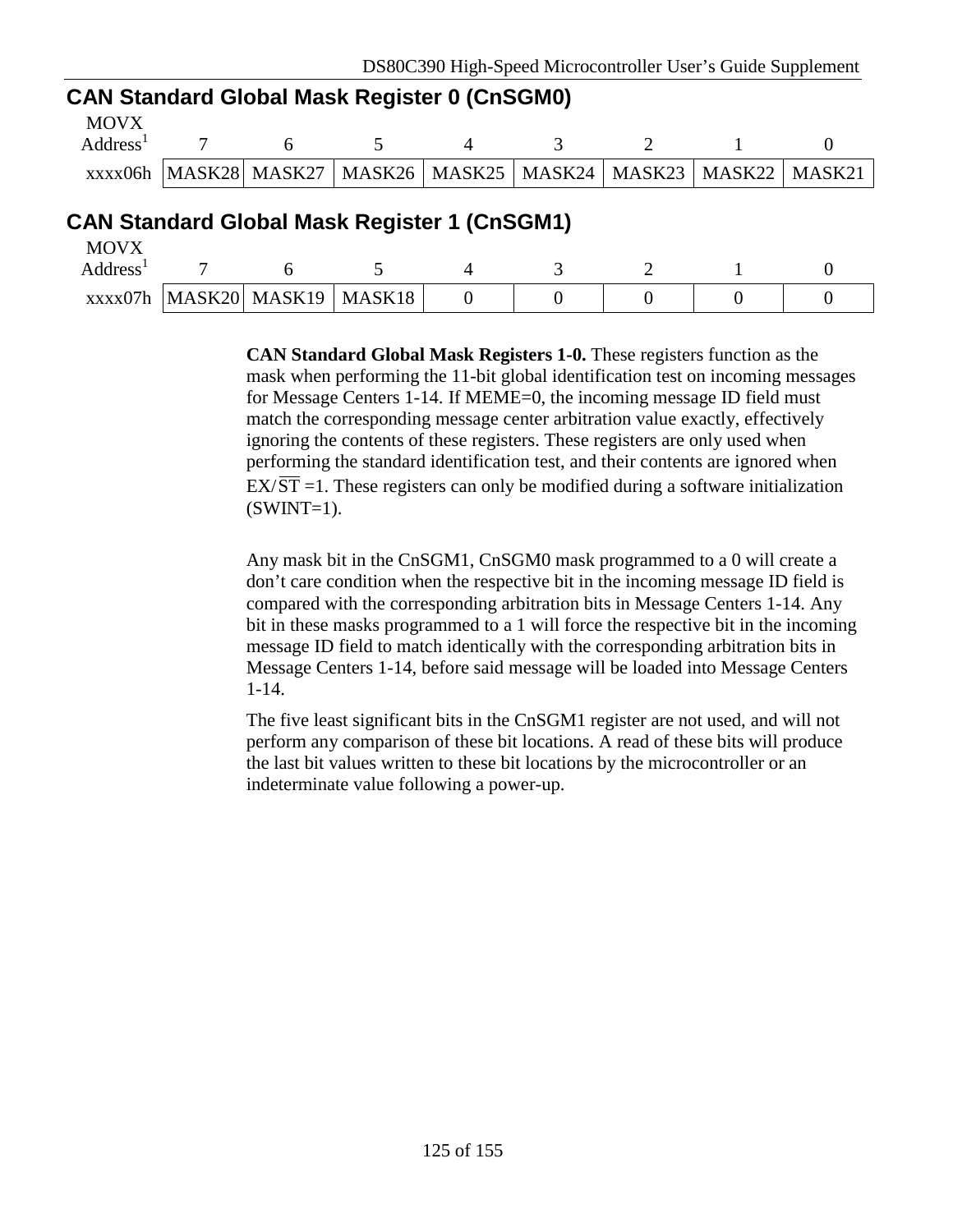## CAN Standard Global Mask Register 0 (CnSGM0)

| MOVX Address[1] | 7 | 6 | 5 | 4 | 3 | 2 | 1 | 0 |
|---|---|---|---|---|---|---|---|---|
| xxxx06h | MASK28 | MASK27 | MASK26 | MASK25 | MASK24 | MASK23 | MASK22 | MASK21 |

## CAN Standard Global Mask Register 1 (CnSGM1)

| MOVX Address[1] | 7 | 6 | 5 | 4 | 3 | 2 | 1 | 0 |
|---|---|---|---|---|---|---|---|---|
| xxxx07h | MASK20 | MASK19 | MASK18 | 0 | 0 | 0 | 0 | 0 |

**CAN Standard Global Mask Registers 1-0.** These registers function as the mask when performing the 11-bit global identification test on incoming messages for Message Centers 1-14. If MEME=0, the incoming message ID field must match the corresponding message center arbitration value exactly, effectively ignoring the contents of these registers. These registers are only used when performing the standard identification test, and their contents are ignored when EX/$\overline{\text{ST}}$ =1. These registers can only be modified during a software initialization (SWINT=1).

Any mask bit in the CnSGM1, CnSGM0 mask programmed to a 0 will create a don't care condition when the respective bit in the incoming message ID field is compared with the corresponding arbitration bits in Message Centers 1-14. Any bit in these masks programmed to a 1 will force the respective bit in the incoming message ID field to match identically with the corresponding arbitration bits in Message Centers 1-14, before said message will be loaded into Message Centers 1-14.

The five least significant bits in the CnSGM1 register are not used, and will not perform any comparison of these bit locations. A read of these bits will produce the last bit values written to these bit locations by the microcontroller or an indeterminate value following a power-up.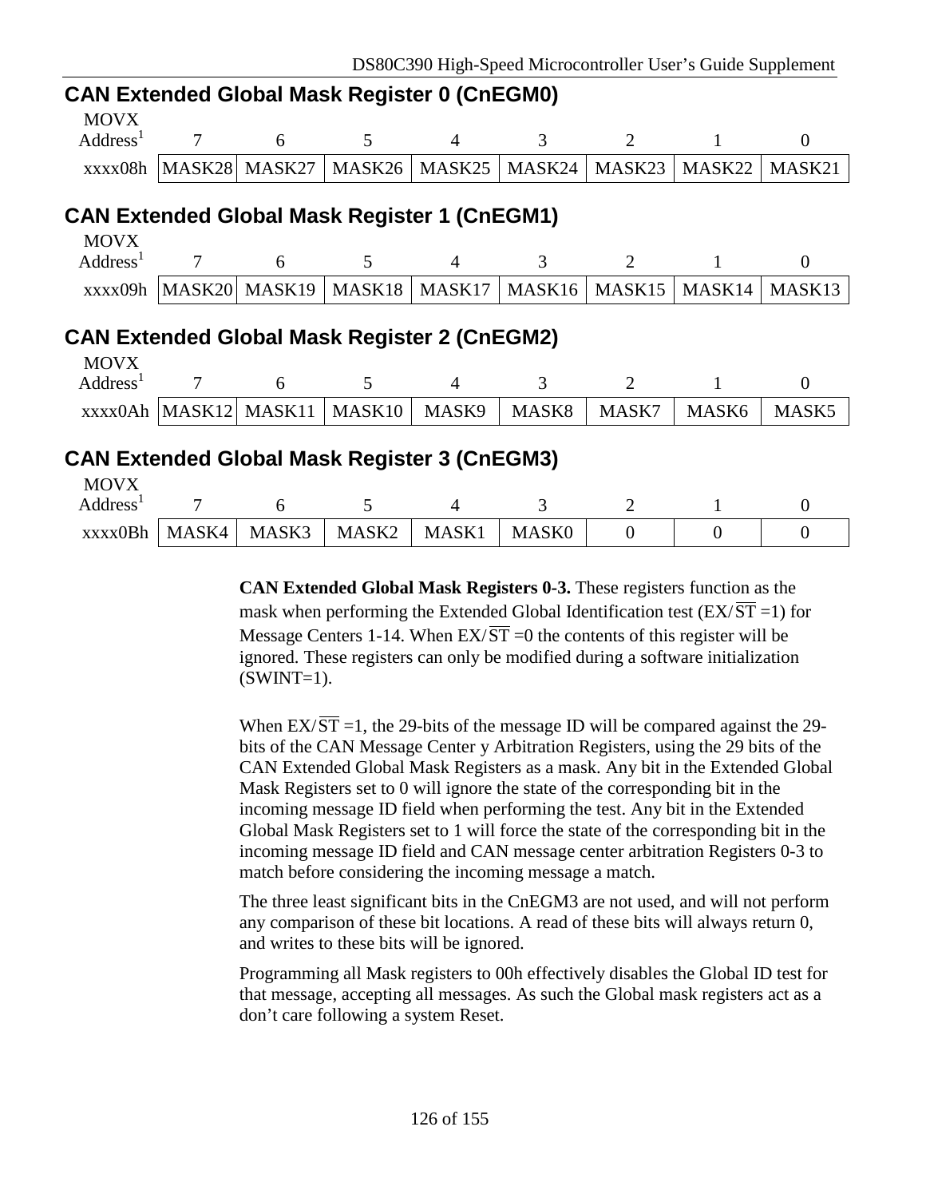## CAN Extended Global Mask Register 0 (CnEGM0)

| MOVX Address[1] | 7 | 6 | 5 | 4 | 3 | 2 | 1 | 0 |
|---|---|---|---|---|---|---|---|---|
| xxxx08h | MASK28 | MASK27 | MASK26 | MASK25 | MASK24 | MASK23 | MASK22 | MASK21 |

## CAN Extended Global Mask Register 1 (CnEGM1)

| MOVX Address[1] | 7 | 6 | 5 | 4 | 3 | 2 | 1 | 0 |
|---|---|---|---|---|---|---|---|---|
| xxxx09h | MASK20 | MASK19 | MASK18 | MASK17 | MASK16 | MASK15 | MASK14 | MASK13 |

## CAN Extended Global Mask Register 2 (CnEGM2)

| MOVX Address[1] | 7 | 6 | 5 | 4 | 3 | 2 | 1 | 0 |
|---|---|---|---|---|---|---|---|---|
| xxxx0Ah | MASK12 | MASK11 | MASK10 | MASK9 | MASK8 | MASK7 | MASK6 | MASK5 |

## CAN Extended Global Mask Register 3 (CnEGM3)

| MOVX Address[1] | 7 | 6 | 5 | 4 | 3 | 2 | 1 | 0 |
|---|---|---|---|---|---|---|---|---|
| xxxx0Bh | MASK4 | MASK3 | MASK2 | MASK1 | MASK0 | 0 | 0 | 0 |

**CAN Extended Global Mask Registers 0-3.** These registers function as the mask when performing the Extended Global Identification test (EX/$\overline{\text{ST}}$ =1) for Message Centers 1-14. When EX/$\overline{\text{ST}}$ =0 the contents of this register will be ignored. These registers can only be modified during a software initialization (SWINT=1).

When EX/$\overline{\text{ST}}$ =1, the 29-bits of the message ID will be compared against the 29-bits of the CAN Message Center y Arbitration Registers, using the 29 bits of the CAN Extended Global Mask Registers as a mask. Any bit in the Extended Global Mask Registers set to 0 will ignore the state of the corresponding bit in the incoming message ID field when performing the test. Any bit in the Extended Global Mask Registers set to 1 will force the state of the corresponding bit in the incoming message ID field and CAN message center arbitration Registers 0-3 to match before considering the incoming message a match.

The three least significant bits in the CnEGM3 are not used, and will not perform any comparison of these bit locations. A read of these bits will always return 0, and writes to these bits will be ignored.

Programming all Mask registers to 00h effectively disables the Global ID test for that message, accepting all messages. As such the Global mask registers act as a don't care following a system Reset.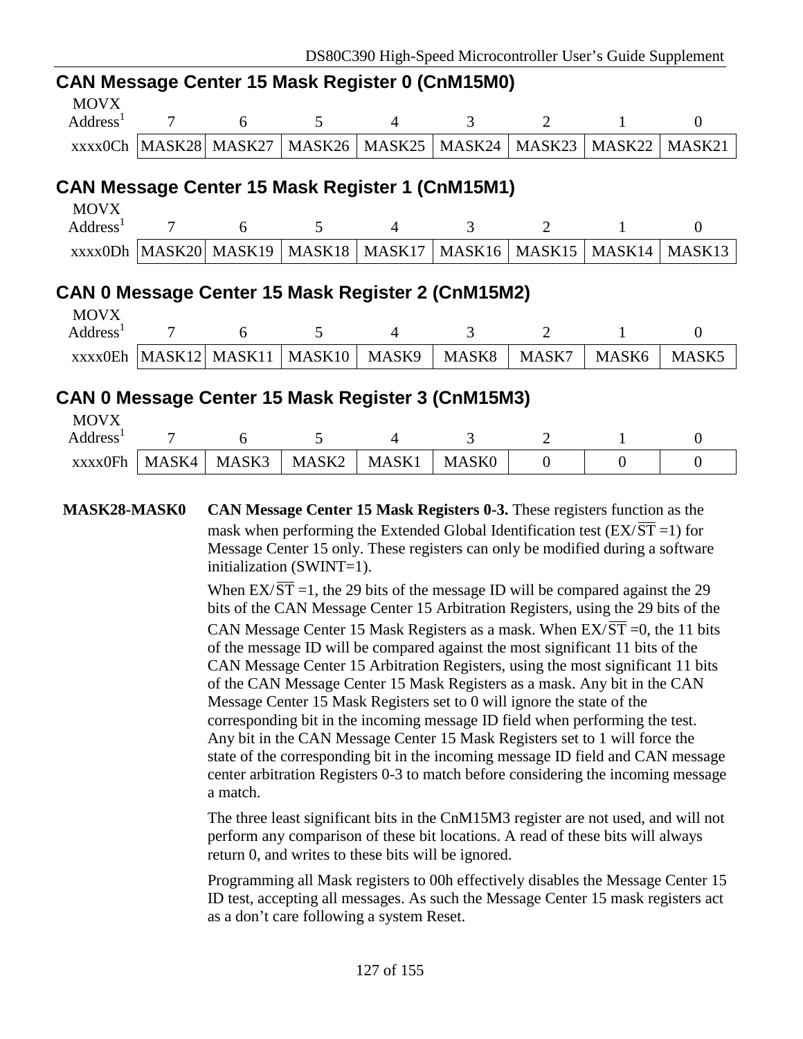## CAN Message Center 15 Mask Register 0 (CnM15M0)

| MOVX Address[1] | 7 | 6 | 5 | 4 | 3 | 2 | 1 | 0 |
|---|---|---|---|---|---|---|---|---|
| xxxx0Ch | MASK28 | MASK27 | MASK26 | MASK25 | MASK24 | MASK23 | MASK22 | MASK21 |

## CAN Message Center 15 Mask Register 1 (CnM15M1)

| MOVX Address[1] | 7 | 6 | 5 | 4 | 3 | 2 | 1 | 0 |
|---|---|---|---|---|---|---|---|---|
| xxxx0Dh | MASK20 | MASK19 | MASK18 | MASK17 | MASK16 | MASK15 | MASK14 | MASK13 |

## CAN 0 Message Center 15 Mask Register 2 (CnM15M2)

| MOVX Address[1] | 7 | 6 | 5 | 4 | 3 | 2 | 1 | 0 |
|---|---|---|---|---|---|---|---|---|
| xxxx0Eh | MASK12 | MASK11 | MASK10 | MASK9 | MASK8 | MASK7 | MASK6 | MASK5 |

## CAN 0 Message Center 15 Mask Register 3 (CnM15M3)

| MOVX Address[1] | 7 | 6 | 5 | 4 | 3 | 2 | 1 | 0 |
|---|---|---|---|---|---|---|---|---|
| xxxx0Fh | MASK4 | MASK3 | MASK2 | MASK1 | MASK0 | 0 | 0 | 0 |

**MASK28-MASK0** **CAN Message Center 15 Mask Registers 0-3.** These registers function as the mask when performing the Extended Global Identification test (EX/$\overline{\text{ST}}$ =1) for Message Center 15 only. These registers can only be modified during a software initialization (SWINT=1).

When EX/$\overline{\text{ST}}$ =1, the 29 bits of the message ID will be compared against the 29 bits of the CAN Message Center 15 Arbitration Registers, using the 29 bits of the CAN Message Center 15 Mask Registers as a mask. When EX/$\overline{\text{ST}}$ =0, the 11 bits of the message ID will be compared against the most significant 11 bits of the CAN Message Center 15 Arbitration Registers, using the most significant 11 bits of the CAN Message Center 15 Mask Registers as a mask. Any bit in the CAN Message Center 15 Mask Registers set to 0 will ignore the state of the corresponding bit in the incoming message ID field when performing the test. Any bit in the CAN Message Center 15 Mask Registers set to 1 will force the state of the corresponding bit in the incoming message ID field and CAN message center arbitration Registers 0-3 to match before considering the incoming message a match.

The three least significant bits in the CnM15M3 register are not used, and will not perform any comparison of these bit locations. A read of these bits will always return 0, and writes to these bits will be ignored.

Programming all Mask registers to 00h effectively disables the Message Center 15 ID test, accepting all messages. As such the Message Center 15 mask registers act as a don't care following a system Reset.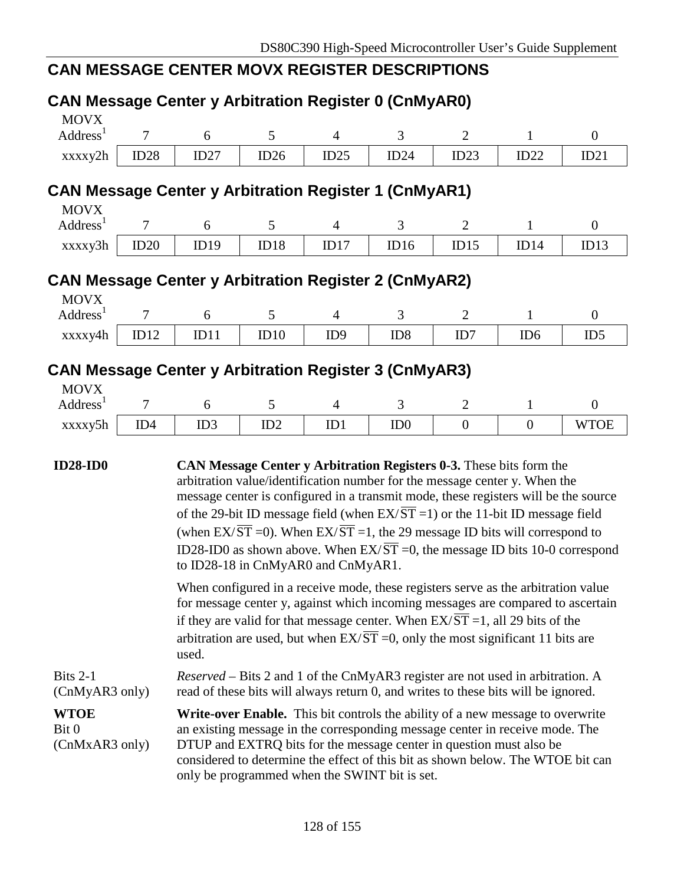## CAN MESSAGE CENTER MOVX REGISTER DESCRIPTIONS

### CAN Message Center y Arbitration Register 0 (CnMyAR0)

| MOVX Address[1] | 7 | 6 | 5 | 4 | 3 | 2 | 1 | 0 |
|---|---|---|---|---|---|---|---|---|
| xxxxy2h | ID28 | ID27 | ID26 | ID25 | ID24 | ID23 | ID22 | ID21 |

### CAN Message Center y Arbitration Register 1 (CnMyAR1)

| MOVX Address[1] | 7 | 6 | 5 | 4 | 3 | 2 | 1 | 0 |
|---|---|---|---|---|---|---|---|---|
| xxxxy3h | ID20 | ID19 | ID18 | ID17 | ID16 | ID15 | ID14 | ID13 |

### CAN Message Center y Arbitration Register 2 (CnMyAR2)

| MOVX Address[1] | 7 | 6 | 5 | 4 | 3 | 2 | 1 | 0 |
|---|---|---|---|---|---|---|---|---|
| xxxxy4h | ID12 | ID11 | ID10 | ID9 | ID8 | ID7 | ID6 | ID5 |

### CAN Message Center y Arbitration Register 3 (CnMyAR3)

| MOVX Address[1] | 7 | 6 | 5 | 4 | 3 | 2 | 1 | 0 |
|---|---|---|---|---|---|---|---|---|
| xxxxy5h | ID4 | ID3 | ID2 | ID1 | ID0 | 0 | 0 | WTOE |

**ID28-ID0**

**CAN Message Center y Arbitration Registers 0-3.** These bits form the arbitration value/identification number for the message center y. When the message center is configured in a transmit mode, these registers will be the source of the 29-bit ID message field (when EX/$\overline{\text{ST}}$ =1) or the 11-bit ID message field (when EX/$\overline{\text{ST}}$ =0). When EX/$\overline{\text{ST}}$ =1, the 29 message ID bits will correspond to ID28-ID0 as shown above. When EX/$\overline{\text{ST}}$ =0, the message ID bits 10-0 correspond to ID28-18 in CnMyAR0 and CnMyAR1.

When configured in a receive mode, these registers serve as the arbitration value for message center y, against which incoming messages are compared to ascertain if they are valid for that message center. When EX/$\overline{\text{ST}}$ =1, all 29 bits of the arbitration are used, but when EX/$\overline{\text{ST}}$ =0, only the most significant 11 bits are used.

Bits 2-1
(CnMyAR3 only)

*Reserved* – Bits 2 and 1 of the CnMyAR3 register are not used in arbitration. A read of these bits will always return 0, and writes to these bits will be ignored.

**WTOE**
Bit 0
(CnMxAR3 only)

**Write-over Enable.** This bit controls the ability of a new message to overwrite an existing message in the corresponding message center in receive mode. The DTUP and EXTRQ bits for the message center in question must also be considered to determine the effect of this bit as shown below. The WTOE bit can only be programmed when the SWINT bit is set.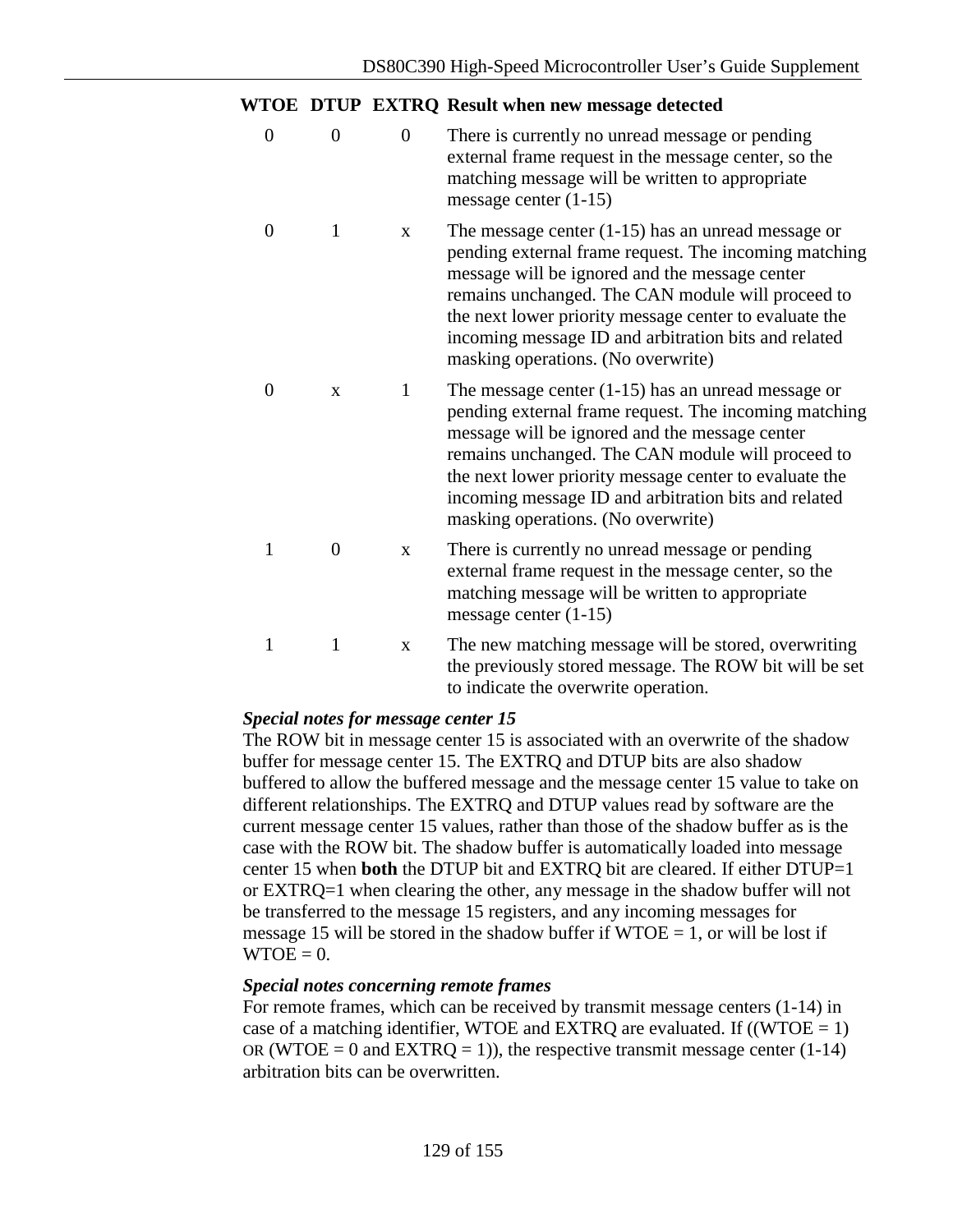| WTOE | DTUP | EXTRQ | Result when new message detected |
|---|---|---|---|
| 0 | 0 | 0 | There is currently no unread message or pending external frame request in the message center, so the matching message will be written to appropriate message center (1-15) |
| 0 | 1 | x | The message center (1-15) has an unread message or pending external frame request. The incoming matching message will be ignored and the message center remains unchanged. The CAN module will proceed to the next lower priority message center to evaluate the incoming message ID and arbitration bits and related masking operations. (No overwrite) |
| 0 | x | 1 | The message center (1-15) has an unread message or pending external frame request. The incoming matching message will be ignored and the message center remains unchanged. The CAN module will proceed to the next lower priority message center to evaluate the incoming message ID and arbitration bits and related masking operations. (No overwrite) |
| 1 | 0 | x | There is currently no unread message or pending external frame request in the message center, so the matching message will be written to appropriate message center (1-15) |
| 1 | 1 | x | The new matching message will be stored, overwriting the previously stored message. The ROW bit will be set to indicate the overwrite operation. |

***Special notes for message center 15***

The ROW bit in message center 15 is associated with an overwrite of the shadow buffer for message center 15. The EXTRQ and DTUP bits are also shadow buffered to allow the buffered message and the message center 15 value to take on different relationships. The EXTRQ and DTUP values read by software are the current message center 15 values, rather than those of the shadow buffer as is the case with the ROW bit. The shadow buffer is automatically loaded into message center 15 when **both** the DTUP bit and EXTRQ bit are cleared. If either DTUP=1 or EXTRQ=1 when clearing the other, any message in the shadow buffer will not be transferred to the message 15 registers, and any incoming messages for message 15 will be stored in the shadow buffer if WTOE = 1, or will be lost if WTOE = 0.

***Special notes concerning remote frames***

For remote frames, which can be received by transmit message centers (1-14) in case of a matching identifier, WTOE and EXTRQ are evaluated. If ((WTOE = 1) OR (WTOE = 0 and EXTRQ = 1)), the respective transmit message center (1-14) arbitration bits can be overwritten.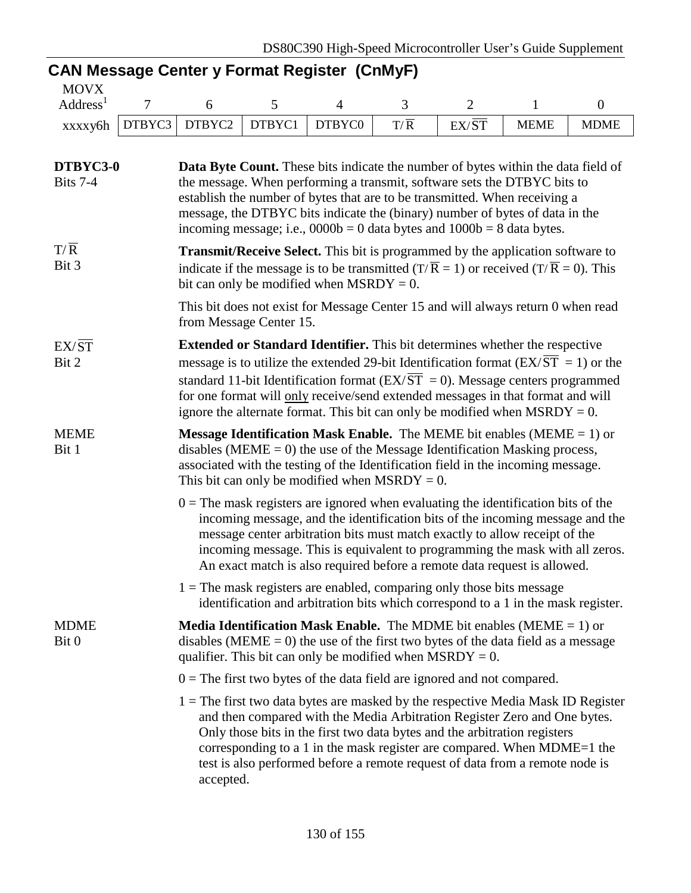## CAN Message Center y Format Register (CnMyF)

| MOVX Address[1] | 7 | 6 | 5 | 4 | 3 | 2 | 1 | 0 |
|---|---|---|---|---|---|---|---|---|
| xxxxy6h | DTBYC3 | DTBYC2 | DTBYC1 | DTBYC0 | $T/\overline{R}$ | $EX/\overline{ST}$ | MEME | MDME |

**DTBYC3-0**
Bits 7-4

**Data Byte Count.** These bits indicate the number of bytes within the data field of the message. When performing a transmit, software sets the DTBYC bits to establish the number of bytes that are to be transmitted. When receiving a message, the DTBYC bits indicate the (binary) number of bytes of data in the incoming message; i.e., 0000b = 0 data bytes and 1000b = 8 data bytes.

$T/\overline{R}$
Bit 3

**Transmit/Receive Select.** This bit is programmed by the application software to indicate if the message is to be transmitted ($T/\overline{R}$ = 1) or received ($T/\overline{R}$ = 0). This bit can only be modified when MSRDY = 0.

This bit does not exist for Message Center 15 and will always return 0 when read from Message Center 15.

$EX/\overline{ST}$
Bit 2

**Extended or Standard Identifier.** This bit determines whether the respective message is to utilize the extended 29-bit Identification format ($EX/\overline{ST}$ = 1) or the standard 11-bit Identification format ($EX/\overline{ST}$ = 0). Message centers programmed for one format will only receive/send extended messages in that format and will ignore the alternate format. This bit can only be modified when MSRDY = 0.

MEME
Bit 1

**Message Identification Mask Enable.** The MEME bit enables (MEME = 1) or disables (MEME = 0) the use of the Message Identification Masking process, associated with the testing of the Identification field in the incoming message. This bit can only be modified when MSRDY = 0.

0 = The mask registers are ignored when evaluating the identification bits of the incoming message, and the identification bits of the incoming message and the message center arbitration bits must match exactly to allow receipt of the incoming message. This is equivalent to programming the mask with all zeros. An exact match is also required before a remote data request is allowed.

1 = The mask registers are enabled, comparing only those bits message identification and arbitration bits which correspond to a 1 in the mask register.

MDME
Bit 0

**Media Identification Mask Enable.** The MDME bit enables (MEME = 1) or disables (MEME = 0) the use of the first two bytes of the data field as a message qualifier. This bit can only be modified when MSRDY = 0.

0 = The first two bytes of the data field are ignored and not compared.

1 = The first two data bytes are masked by the respective Media Mask ID Register and then compared with the Media Arbitration Register Zero and One bytes. Only those bits in the first two data bytes and the arbitration registers corresponding to a 1 in the mask register are compared. When MDME=1 the test is also performed before a remote request of data from a remote node is accepted.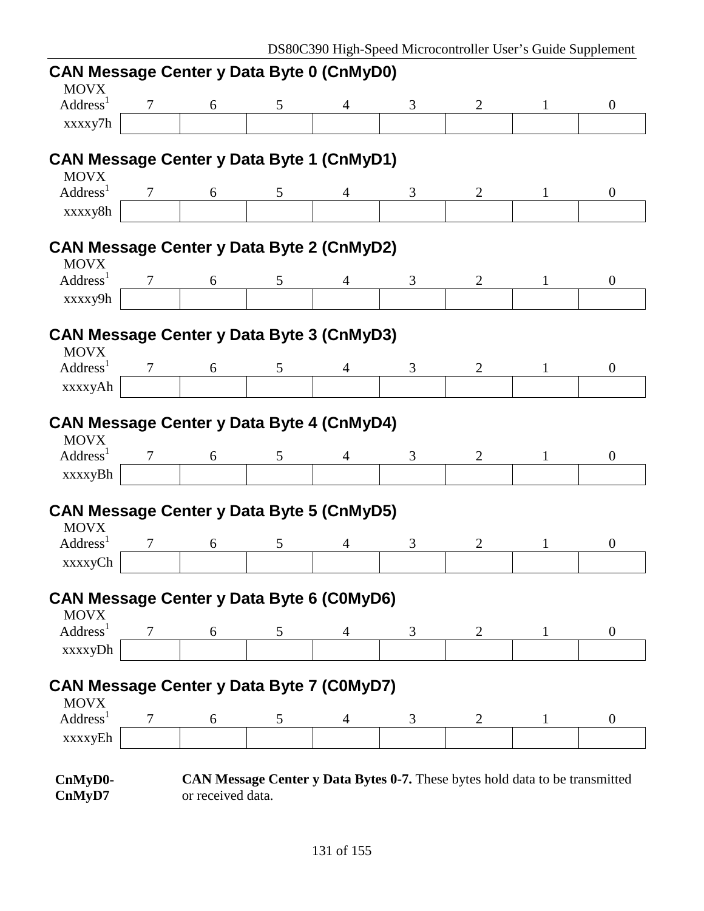## CAN Message Center y Data Byte 0 (CnMyD0)

| MOVX Address[1] | 7 | 6 | 5 | 4 | 3 | 2 | 1 | 0 |
|---|---|---|---|---|---|---|---|---|
| xxxxy7h | | | | | | | | |

## CAN Message Center y Data Byte 1 (CnMyD1)

| MOVX Address[1] | 7 | 6 | 5 | 4 | 3 | 2 | 1 | 0 |
|---|---|---|---|---|---|---|---|---|
| xxxxy8h | | | | | | | | |

## CAN Message Center y Data Byte 2 (CnMyD2)

| MOVX Address[1] | 7 | 6 | 5 | 4 | 3 | 2 | 1 | 0 |
|---|---|---|---|---|---|---|---|---|
| xxxxy9h | | | | | | | | |

## CAN Message Center y Data Byte 3 (CnMyD3)

| MOVX Address[1] | 7 | 6 | 5 | 4 | 3 | 2 | 1 | 0 |
|---|---|---|---|---|---|---|---|---|
| xxxxyAh | | | | | | | | |

## CAN Message Center y Data Byte 4 (CnMyD4)

| MOVX Address[1] | 7 | 6 | 5 | 4 | 3 | 2 | 1 | 0 |
|---|---|---|---|---|---|---|---|---|
| xxxxyBh | | | | | | | | |

## CAN Message Center y Data Byte 5 (CnMyD5)

| MOVX Address[1] | 7 | 6 | 5 | 4 | 3 | 2 | 1 | 0 |
|---|---|---|---|---|---|---|---|---|
| xxxxyCh | | | | | | | | |

## CAN Message Center y Data Byte 6 (C0MyD6)

| MOVX Address[1] | 7 | 6 | 5 | 4 | 3 | 2 | 1 | 0 |
|---|---|---|---|---|---|---|---|---|
| xxxxyDh | | | | | | | | |

## CAN Message Center y Data Byte 7 (C0MyD7)

| MOVX Address[1] | 7 | 6 | 5 | 4 | 3 | 2 | 1 | 0 |
|---|---|---|---|---|---|---|---|---|
| xxxxyEh | | | | | | | | |

**CnMyD0-CnMyD7** — **CAN Message Center y Data Bytes 0-7.** These bytes hold data to be transmitted or received data.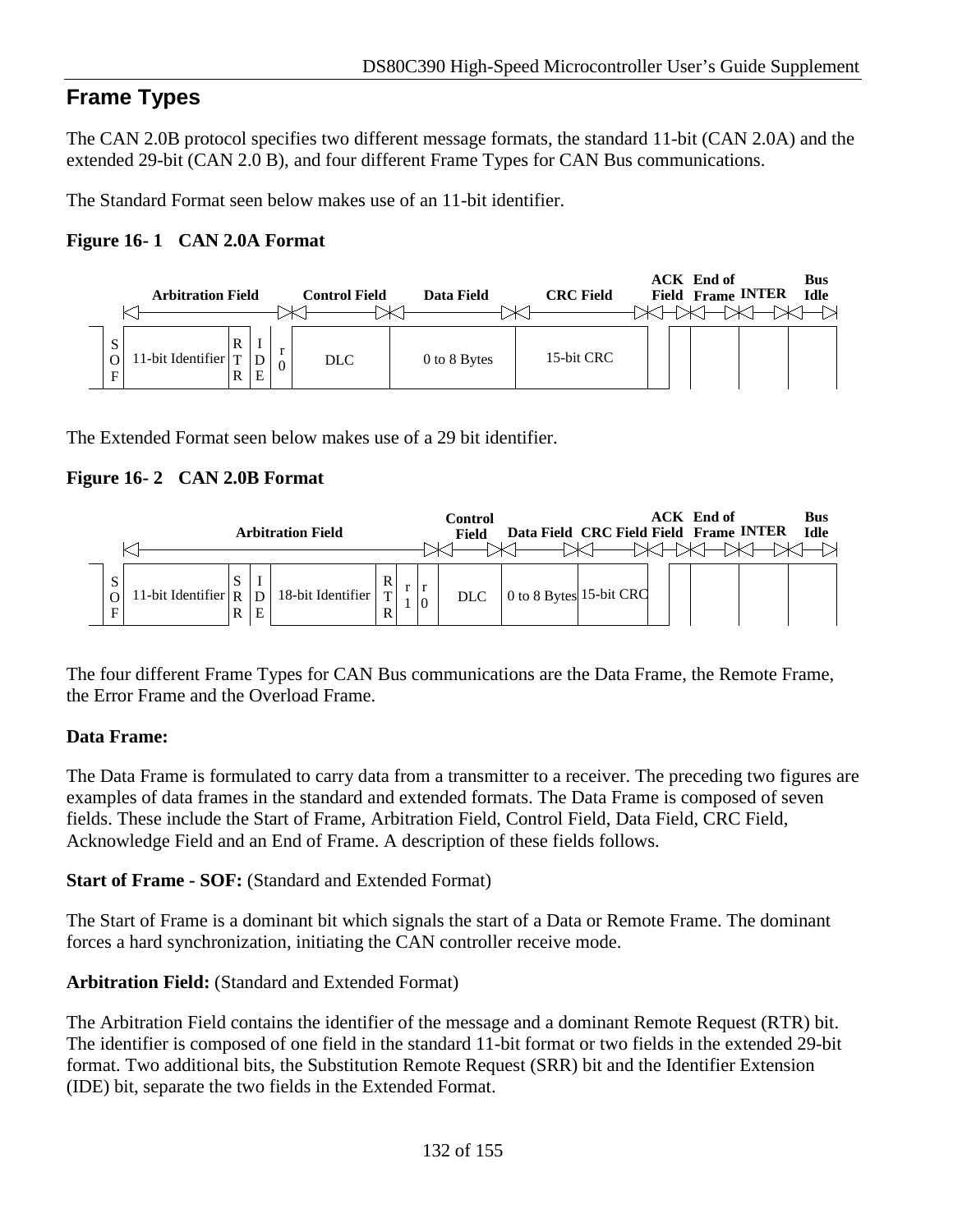## Frame Types

The CAN 2.0B protocol specifies two different message formats, the standard 11-bit (CAN 2.0A) and the extended 29-bit (CAN 2.0 B), and four different Frame Types for CAN Bus communications.

The Standard Format seen below makes use of an 11-bit identifier.

**Figure 16- 1 CAN 2.0A Format**

| Arbitration Field | | | Control Field | | Data Field | CRC Field | ACK Field | End of Frame | INTER | Bus Idle |
|---|---|---|---|---|---|---|---|---|---|---|
| SOF | 11-bit Identifier | RTR | IDE | r0 | DLC | 0 to 8 Bytes | 15-bit CRC | | | |

The Extended Format seen below makes use of a 29 bit identifier.

**Figure 16- 2 CAN 2.0B Format**

| Arbitration Field | | | | | | Control Field | | | Data Field | CRC Field | ACK Field | End of Frame | INTER | Bus Idle |
|---|---|---|---|---|---|---|---|---|---|---|---|---|---|---|
| SOF | 11-bit Identifier | SRR | IDE | 18-bit Identifier | RTR | r1 | r0 | DLC | 0 to 8 Bytes | 15-bit CRC | | | | |

The four different Frame Types for CAN Bus communications are the Data Frame, the Remote Frame, the Error Frame and the Overload Frame.

**Data Frame:**

The Data Frame is formulated to carry data from a transmitter to a receiver. The preceding two figures are examples of data frames in the standard and extended formats. The Data Frame is composed of seven fields. These include the Start of Frame, Arbitration Field, Control Field, Data Field, CRC Field, Acknowledge Field and an End of Frame. A description of these fields follows.

**Start of Frame - SOF:** (Standard and Extended Format)

The Start of Frame is a dominant bit which signals the start of a Data or Remote Frame. The dominant forces a hard synchronization, initiating the CAN controller receive mode.

**Arbitration Field:** (Standard and Extended Format)

The Arbitration Field contains the identifier of the message and a dominant Remote Request (RTR) bit. The identifier is composed of one field in the standard 11-bit format or two fields in the extended 29-bit format. Two additional bits, the Substitution Remote Request (SRR) bit and the Identifier Extension (IDE) bit, separate the two fields in the Extended Format.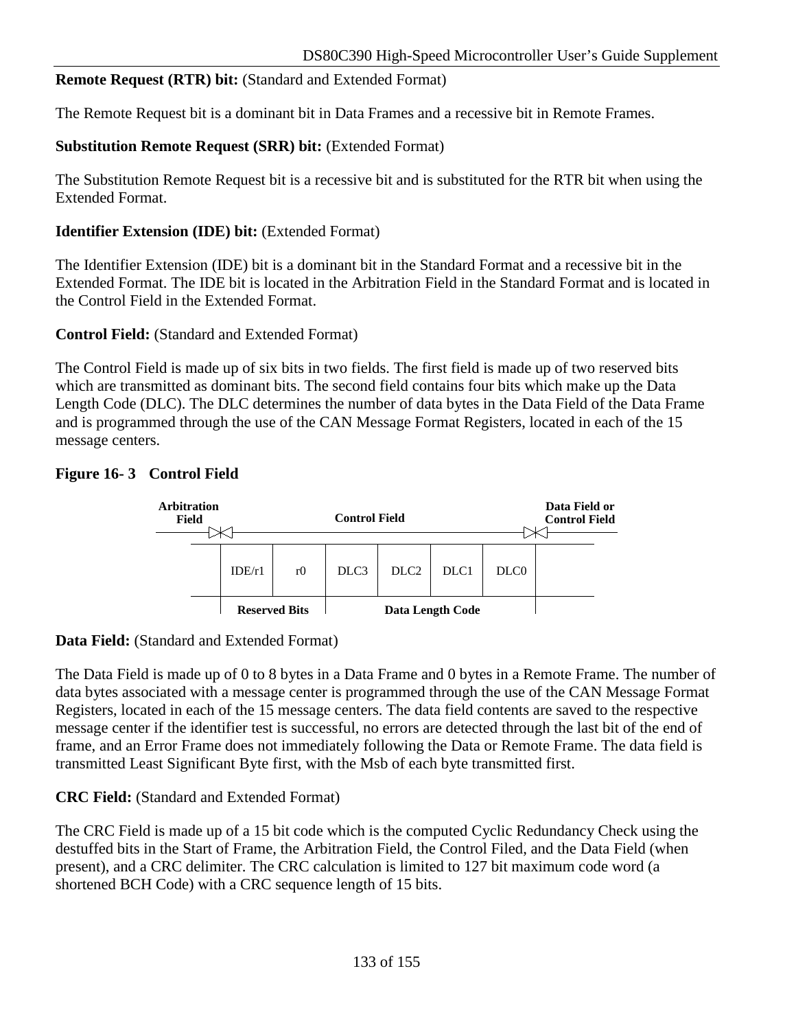**Remote Request (RTR) bit:** (Standard and Extended Format)

The Remote Request bit is a dominant bit in Data Frames and a recessive bit in Remote Frames.

**Substitution Remote Request (SRR) bit:** (Extended Format)

The Substitution Remote Request bit is a recessive bit and is substituted for the RTR bit when using the Extended Format.

**Identifier Extension (IDE) bit:** (Extended Format)

The Identifier Extension (IDE) bit is a dominant bit in the Standard Format and a recessive bit in the Extended Format. The IDE bit is located in the Arbitration Field in the Standard Format and is located in the Control Field in the Extended Format.

**Control Field:** (Standard and Extended Format)

The Control Field is made up of six bits in two fields. The first field is made up of two reserved bits which are transmitted as dominant bits. The second field contains four bits which make up the Data Length Code (DLC). The DLC determines the number of data bytes in the Data Field of the Data Frame and is programmed through the use of the CAN Message Format Registers, located in each of the 15 message centers.

**Figure 16- 3 Control Field**

| Arbitration Field | Control Field | | | | | | Data Field or Control Field |
|---|---|---|---|---|---|---|---|
| | IDE/r1 | r0 | DLC3 | DLC2 | DLC1 | DLC0 | |
| | Reserved Bits | | Data Length Code | | | | |

**Data Field:** (Standard and Extended Format)

The Data Field is made up of 0 to 8 bytes in a Data Frame and 0 bytes in a Remote Frame. The number of data bytes associated with a message center is programmed through the use of the CAN Message Format Registers, located in each of the 15 message centers. The data field contents are saved to the respective message center if the identifier test is successful, no errors are detected through the last bit of the end of frame, and an Error Frame does not immediately following the Data or Remote Frame. The data field is transmitted Least Significant Byte first, with the Msb of each byte transmitted first.

**CRC Field:** (Standard and Extended Format)

The CRC Field is made up of a 15 bit code which is the computed Cyclic Redundancy Check using the destuffed bits in the Start of Frame, the Arbitration Field, the Control Filed, and the Data Field (when present), and a CRC delimiter. The CRC calculation is limited to 127 bit maximum code word (a shortened BCH Code) with a CRC sequence length of 15 bits.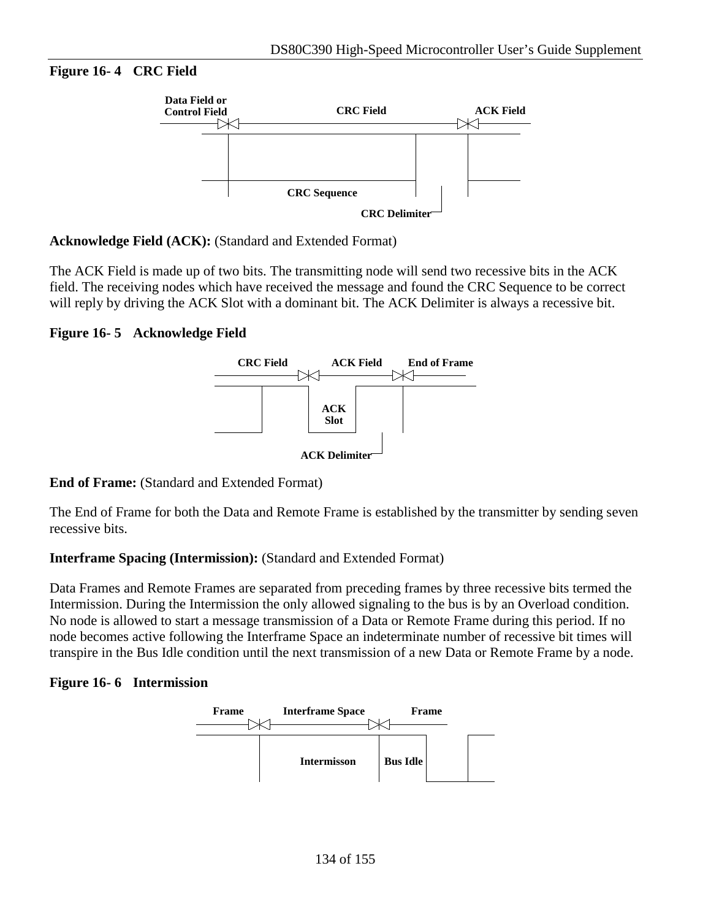**Figure 16- 4 CRC Field**

Data Field or Control Field | CRC Field | ACK Field

CRC Sequence

CRC Delimiter

**Acknowledge Field (ACK):** (Standard and Extended Format)

The ACK Field is made up of two bits. The transmitting node will send two recessive bits in the ACK field. The receiving nodes which have received the message and found the CRC Sequence to be correct will reply by driving the ACK Slot with a dominant bit. The ACK Delimiter is always a recessive bit.

**Figure 16- 5 Acknowledge Field**

CRC Field | ACK Field | End of Frame

ACK Slot

ACK Delimiter

**End of Frame:** (Standard and Extended Format)

The End of Frame for both the Data and Remote Frame is established by the transmitter by sending seven recessive bits.

**Interframe Spacing (Intermission):** (Standard and Extended Format)

Data Frames and Remote Frames are separated from preceding frames by three recessive bits termed the Intermission. During the Intermission the only allowed signaling to the bus is by an Overload condition. No node is allowed to start a message transmission of a Data or Remote Frame during this period. If no node becomes active following the Interframe Space an indeterminate number of recessive bit times will transpire in the Bus Idle condition until the next transmission of a new Data or Remote Frame by a node.

**Figure 16- 6 Intermission**

Frame | Interframe Space | Frame

Intermisson | Bus Idle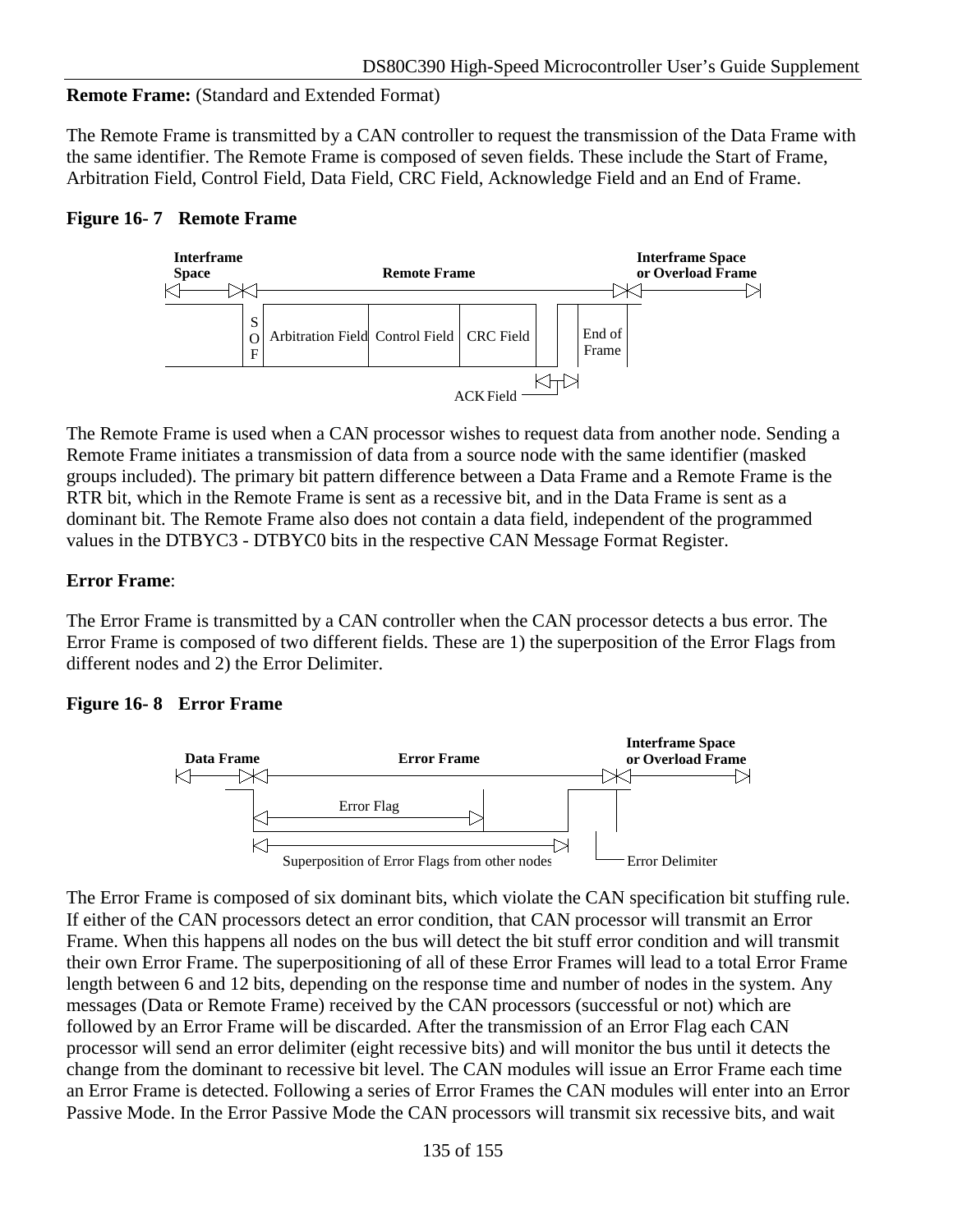**Remote Frame:** (Standard and Extended Format)

The Remote Frame is transmitted by a CAN controller to request the transmission of the Data Frame with the same identifier. The Remote Frame is composed of seven fields. These include the Start of Frame, Arbitration Field, Control Field, Data Field, CRC Field, Acknowledge Field and an End of Frame.

**Figure 16- 7 Remote Frame**

Interframe Space | Remote Frame | Interframe Space or Overload Frame

SOF | Arbitration Field | Control Field | CRC Field | ACK Field | End of Frame

The Remote Frame is used when a CAN processor wishes to request data from another node. Sending a Remote Frame initiates a transmission of data from a source node with the same identifier (masked groups included). The primary bit pattern difference between a Data Frame and a Remote Frame is the RTR bit, which in the Remote Frame is sent as a recessive bit, and in the Data Frame is sent as a dominant bit. The Remote Frame also does not contain a data field, independent of the programmed values in the DTBYC3 - DTBYC0 bits in the respective CAN Message Format Register.

**Error Frame**:

The Error Frame is transmitted by a CAN controller when the CAN processor detects a bus error. The Error Frame is composed of two different fields. These are 1) the superposition of the Error Flags from different nodes and 2) the Error Delimiter.

**Figure 16- 8 Error Frame**

Data Frame | Error Frame | Interframe Space or Overload Frame

Error Flag | Superposition of Error Flags from other nodes | Error Delimiter

The Error Frame is composed of six dominant bits, which violate the CAN specification bit stuffing rule. If either of the CAN processors detect an error condition, that CAN processor will transmit an Error Frame. When this happens all nodes on the bus will detect the bit stuff error condition and will transmit their own Error Frame. The superpositioning of all of these Error Frames will lead to a total Error Frame length between 6 and 12 bits, depending on the response time and number of nodes in the system. Any messages (Data or Remote Frame) received by the CAN processors (successful or not) which are followed by an Error Frame will be discarded. After the transmission of an Error Flag each CAN processor will send an error delimiter (eight recessive bits) and will monitor the bus until it detects the change from the dominant to recessive bit level. The CAN modules will issue an Error Frame each time an Error Frame is detected. Following a series of Error Frames the CAN modules will enter into an Error Passive Mode. In the Error Passive Mode the CAN processors will transmit six recessive bits, and wait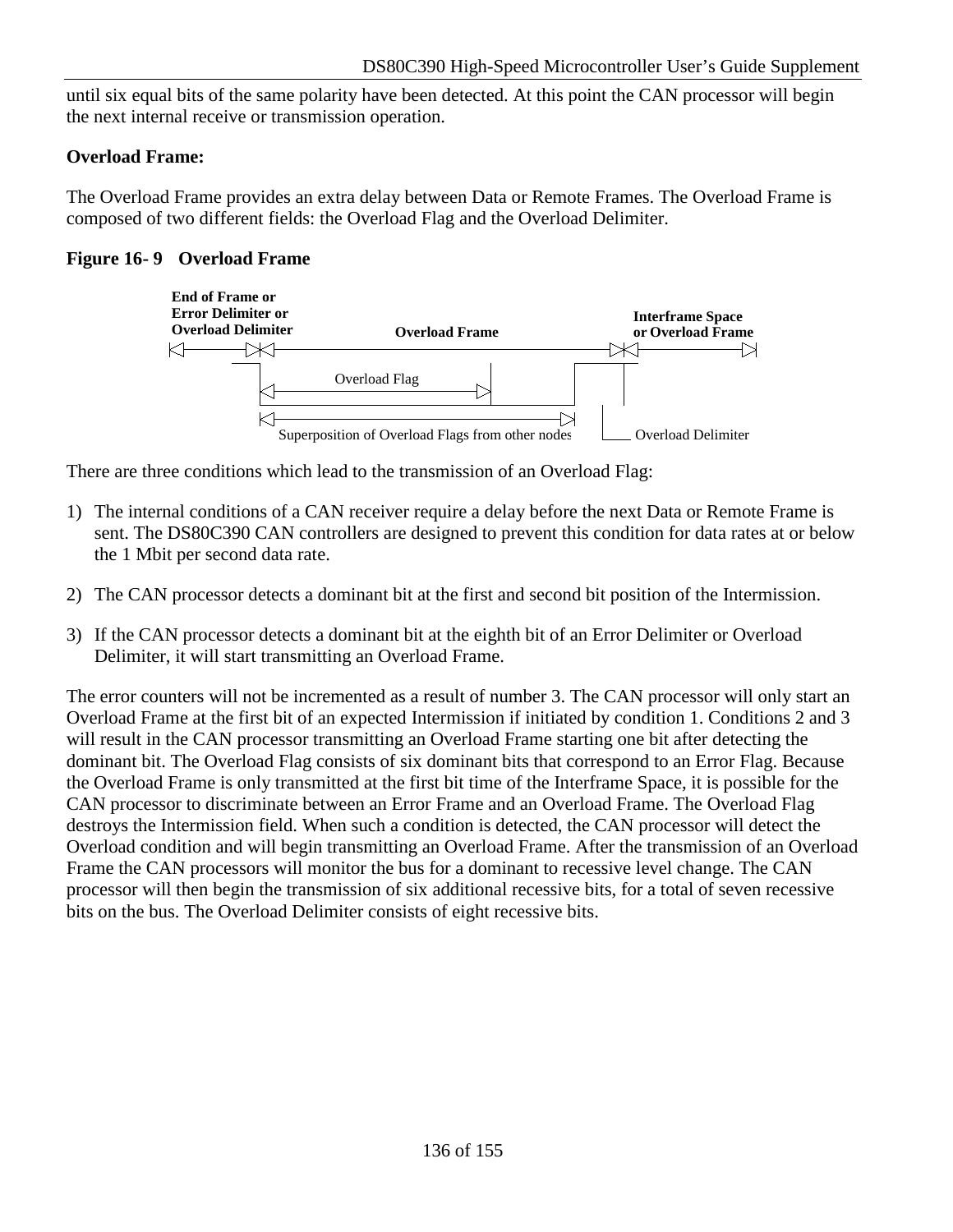until six equal bits of the same polarity have been detected. At this point the CAN processor will begin the next internal receive or transmission operation.

**Overload Frame:**

The Overload Frame provides an extra delay between Data or Remote Frames. The Overload Frame is composed of two different fields: the Overload Flag and the Overload Delimiter.

**Figure 16- 9 Overload Frame**

There are three conditions which lead to the transmission of an Overload Flag:

1) The internal conditions of a CAN receiver require a delay before the next Data or Remote Frame is sent. The DS80C390 CAN controllers are designed to prevent this condition for data rates at or below the 1 Mbit per second data rate.

2) The CAN processor detects a dominant bit at the first and second bit position of the Intermission.

3) If the CAN processor detects a dominant bit at the eighth bit of an Error Delimiter or Overload Delimiter, it will start transmitting an Overload Frame.

The error counters will not be incremented as a result of number 3. The CAN processor will only start an Overload Frame at the first bit of an expected Intermission if initiated by condition 1. Conditions 2 and 3 will result in the CAN processor transmitting an Overload Frame starting one bit after detecting the dominant bit. The Overload Flag consists of six dominant bits that correspond to an Error Flag. Because the Overload Frame is only transmitted at the first bit time of the Interframe Space, it is possible for the CAN processor to discriminate between an Error Frame and an Overload Frame. The Overload Flag destroys the Intermission field. When such a condition is detected, the CAN processor will detect the Overload condition and will begin transmitting an Overload Frame. After the transmission of an Overload Frame the CAN processors will monitor the bus for a dominant to recessive level change. The CAN processor will then begin the transmission of six additional recessive bits, for a total of seven recessive bits on the bus. The Overload Delimiter consists of eight recessive bits.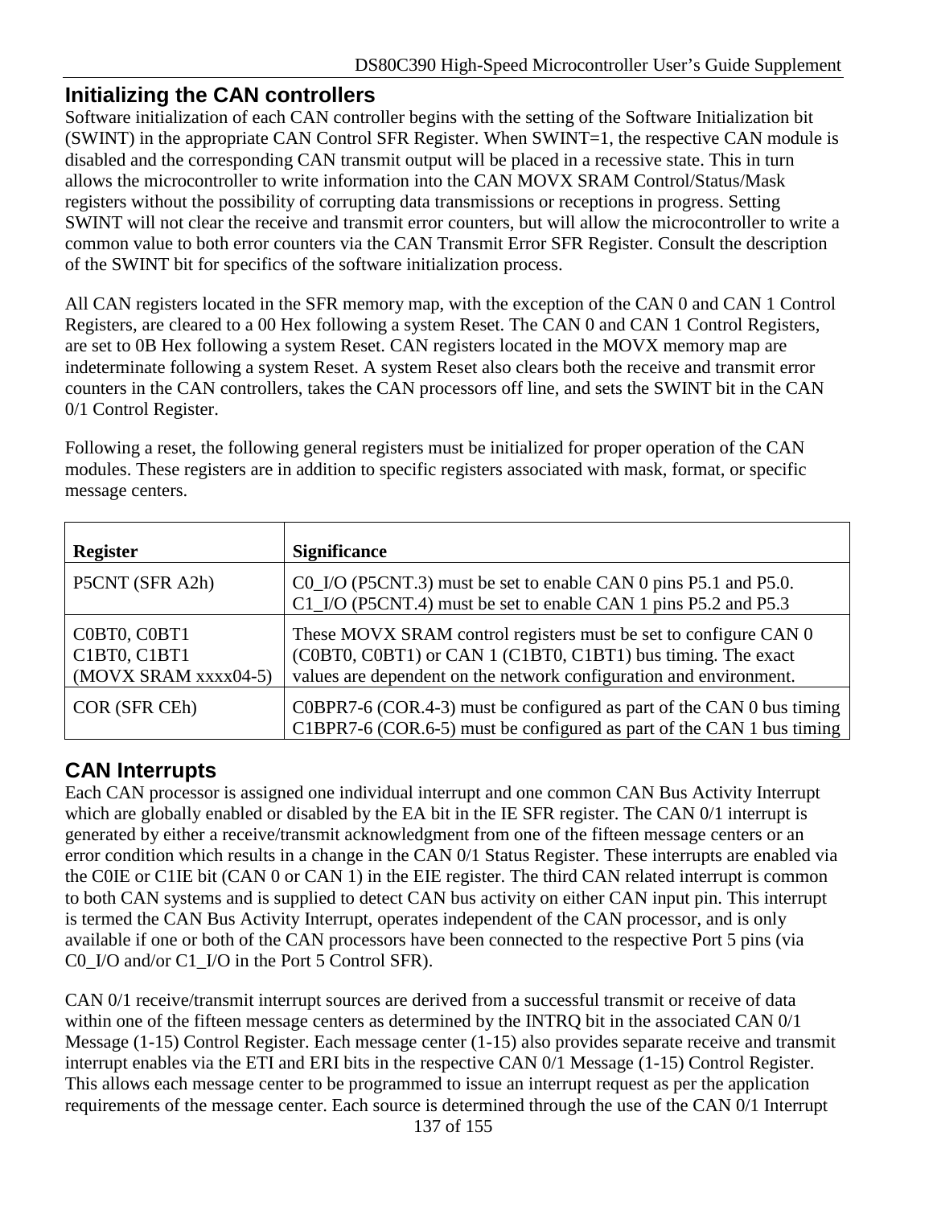## Initializing the CAN controllers

Software initialization of each CAN controller begins with the setting of the Software Initialization bit (SWINT) in the appropriate CAN Control SFR Register. When SWINT=1, the respective CAN module is disabled and the corresponding CAN transmit output will be placed in a recessive state. This in turn allows the microcontroller to write information into the CAN MOVX SRAM Control/Status/Mask registers without the possibility of corrupting data transmissions or receptions in progress. Setting SWINT will not clear the receive and transmit error counters, but will allow the microcontroller to write a common value to both error counters via the CAN Transmit Error SFR Register. Consult the description of the SWINT bit for specifics of the software initialization process.

All CAN registers located in the SFR memory map, with the exception of the CAN 0 and CAN 1 Control Registers, are cleared to a 00 Hex following a system Reset. The CAN 0 and CAN 1 Control Registers, are set to 0B Hex following a system Reset. CAN registers located in the MOVX memory map are indeterminate following a system Reset. A system Reset also clears both the receive and transmit error counters in the CAN controllers, takes the CAN processors off line, and sets the SWINT bit in the CAN 0/1 Control Register.

Following a reset, the following general registers must be initialized for proper operation of the CAN modules. These registers are in addition to specific registers associated with mask, format, or specific message centers.

| **Register** | **Significance** |
| --- | --- |
| P5CNT (SFR A2h) | C0_I/O (P5CNT.3) must be set to enable CAN 0 pins P5.1 and P5.0.<br>C1_I/O (P5CNT.4) must be set to enable CAN 1 pins P5.2 and P5.3 |
| C0BT0, C0BT1<br>C1BT0, C1BT1<br>(MOVX SRAM xxxx04-5) | These MOVX SRAM control registers must be set to configure CAN 0 (C0BT0, C0BT1) or CAN 1 (C1BT0, C1BT1) bus timing. The exact values are dependent on the network configuration and environment. |
| COR (SFR CEh) | C0BPR7-6 (COR.4-3) must be configured as part of the CAN 0 bus timing<br>C1BPR7-6 (COR.6-5) must be configured as part of the CAN 1 bus timing |

## CAN Interrupts

Each CAN processor is assigned one individual interrupt and one common CAN Bus Activity Interrupt which are globally enabled or disabled by the EA bit in the IE SFR register. The CAN 0/1 interrupt is generated by either a receive/transmit acknowledgment from one of the fifteen message centers or an error condition which results in a change in the CAN 0/1 Status Register. These interrupts are enabled via the C0IE or C1IE bit (CAN 0 or CAN 1) in the EIE register. The third CAN related interrupt is common to both CAN systems and is supplied to detect CAN bus activity on either CAN input pin. This interrupt is termed the CAN Bus Activity Interrupt, operates independent of the CAN processor, and is only available if one or both of the CAN processors have been connected to the respective Port 5 pins (via C0_I/O and/or C1_I/O in the Port 5 Control SFR).

CAN 0/1 receive/transmit interrupt sources are derived from a successful transmit or receive of data within one of the fifteen message centers as determined by the INTRQ bit in the associated CAN 0/1 Message (1-15) Control Register. Each message center (1-15) also provides separate receive and transmit interrupt enables via the ETI and ERI bits in the respective CAN 0/1 Message (1-15) Control Register. This allows each message center to be programmed to issue an interrupt request as per the application requirements of the message center. Each source is determined through the use of the CAN 0/1 Interrupt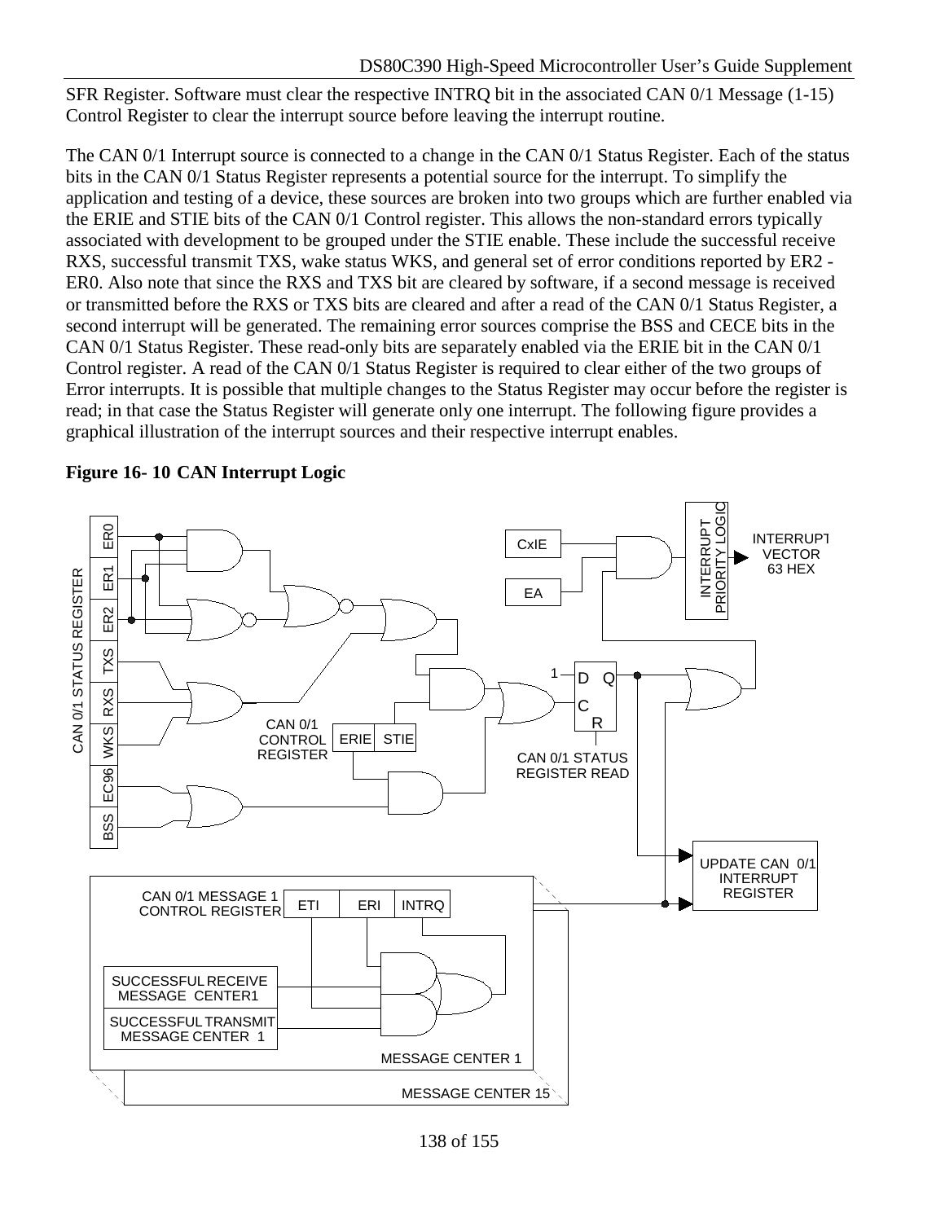SFR Register. Software must clear the respective INTRQ bit in the associated CAN 0/1 Message (1-15) Control Register to clear the interrupt source before leaving the interrupt routine.

The CAN 0/1 Interrupt source is connected to a change in the CAN 0/1 Status Register. Each of the status bits in the CAN 0/1 Status Register represents a potential source for the interrupt. To simplify the application and testing of a device, these sources are broken into two groups which are further enabled via the ERIE and STIE bits of the CAN 0/1 Control register. This allows the non-standard errors typically associated with development to be grouped under the STIE enable. These include the successful receive RXS, successful transmit TXS, wake status WKS, and general set of error conditions reported by ER2 - ER0. Also note that since the RXS and TXS bit are cleared by software, if a second message is received or transmitted before the RXS or TXS bits are cleared and after a read of the CAN 0/1 Status Register, a second interrupt will be generated. The remaining error sources comprise the BSS and CECE bits in the CAN 0/1 Status Register. These read-only bits are separately enabled via the ERIE bit in the CAN 0/1 Control register. A read of the CAN 0/1 Status Register is required to clear either of the two groups of Error interrupts. It is possible that multiple changes to the Status Register may occur before the register is read; in that case the Status Register will generate only one interrupt. The following figure provides a graphical illustration of the interrupt sources and their respective interrupt enables.

**Figure 16- 10 CAN Interrupt Logic**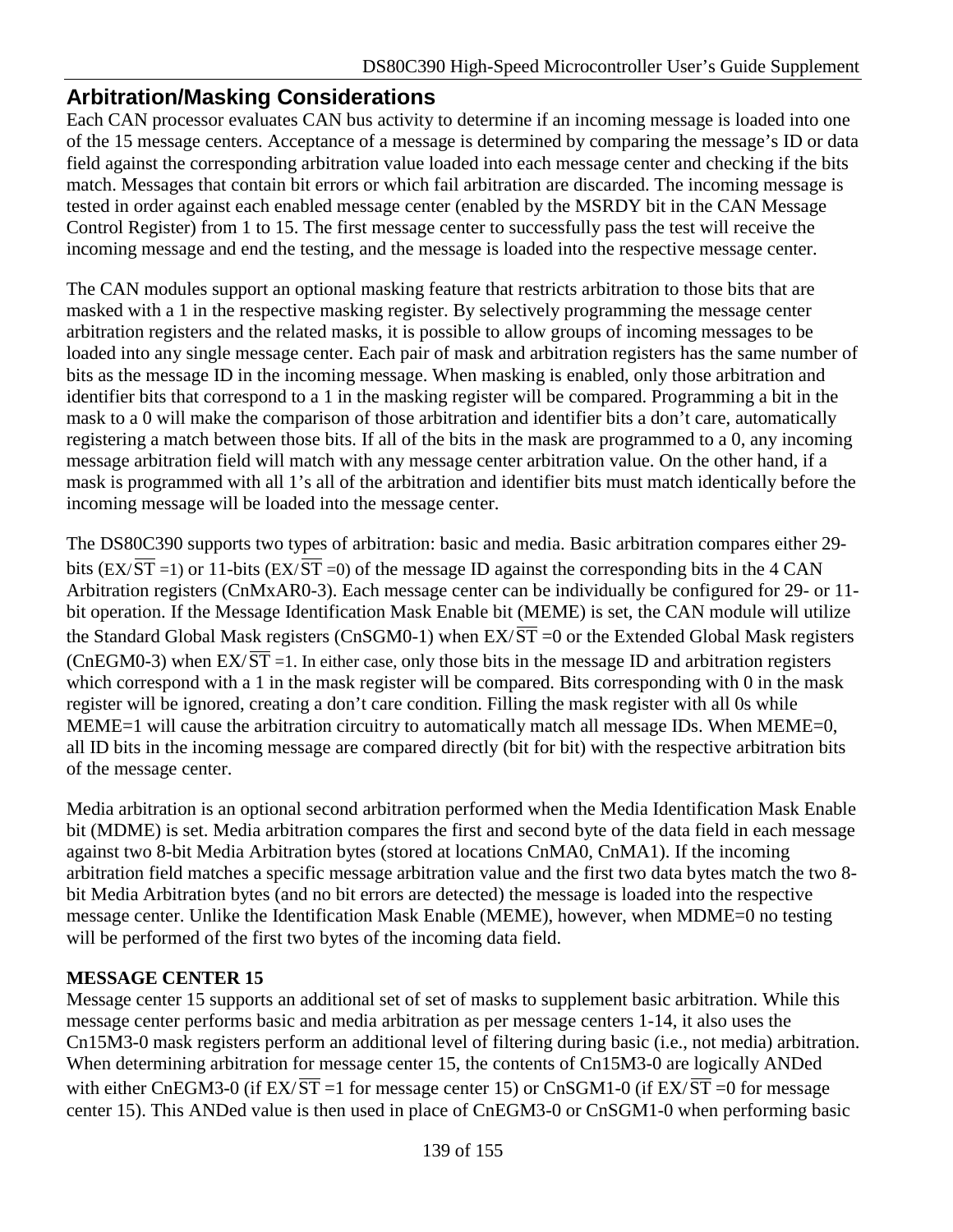## Arbitration/Masking Considerations

Each CAN processor evaluates CAN bus activity to determine if an incoming message is loaded into one of the 15 message centers. Acceptance of a message is determined by comparing the message's ID or data field against the corresponding arbitration value loaded into each message center and checking if the bits match. Messages that contain bit errors or which fail arbitration are discarded. The incoming message is tested in order against each enabled message center (enabled by the MSRDY bit in the CAN Message Control Register) from 1 to 15. The first message center to successfully pass the test will receive the incoming message and end the testing, and the message is loaded into the respective message center.

The CAN modules support an optional masking feature that restricts arbitration to those bits that are masked with a 1 in the respective masking register. By selectively programming the message center arbitration registers and the related masks, it is possible to allow groups of incoming messages to be loaded into any single message center. Each pair of mask and arbitration registers has the same number of bits as the message ID in the incoming message. When masking is enabled, only those arbitration and identifier bits that correspond to a 1 in the masking register will be compared. Programming a bit in the mask to a 0 will make the comparison of those arbitration and identifier bits a don't care, automatically registering a match between those bits. If all of the bits in the mask are programmed to a 0, any incoming message arbitration field will match with any message center arbitration value. On the other hand, if a mask is programmed with all 1's all of the arbitration and identifier bits must match identically before the incoming message will be loaded into the message center.

The DS80C390 supports two types of arbitration: basic and media. Basic arbitration compares either 29-bits (EX/$\overline{\text{ST}}$ =1) or 11-bits (EX/$\overline{\text{ST}}$ =0) of the message ID against the corresponding bits in the 4 CAN Arbitration registers (CnMxAR0-3). Each message center can be individually be configured for 29- or 11-bit operation. If the Message Identification Mask Enable bit (MEME) is set, the CAN module will utilize the Standard Global Mask registers (CnSGM0-1) when EX/$\overline{\text{ST}}$ =0 or the Extended Global Mask registers (CnEGM0-3) when EX/$\overline{\text{ST}}$ =1. In either case, only those bits in the message ID and arbitration registers which correspond with a 1 in the mask register will be compared. Bits corresponding with 0 in the mask register will be ignored, creating a don't care condition. Filling the mask register with all 0s while MEME=1 will cause the arbitration circuitry to automatically match all message IDs. When MEME=0, all ID bits in the incoming message are compared directly (bit for bit) with the respective arbitration bits of the message center.

Media arbitration is an optional second arbitration performed when the Media Identification Mask Enable bit (MDME) is set. Media arbitration compares the first and second byte of the data field in each message against two 8-bit Media Arbitration bytes (stored at locations CnMA0, CnMA1). If the incoming arbitration field matches a specific message arbitration value and the first two data bytes match the two 8-bit Media Arbitration bytes (and no bit errors are detected) the message is loaded into the respective message center. Unlike the Identification Mask Enable (MEME), however, when MDME=0 no testing will be performed of the first two bytes of the incoming data field.

**MESSAGE CENTER 15**

Message center 15 supports an additional set of set of masks to supplement basic arbitration. While this message center performs basic and media arbitration as per message centers 1-14, it also uses the Cn15M3-0 mask registers perform an additional level of filtering during basic (i.e., not media) arbitration. When determining arbitration for message center 15, the contents of Cn15M3-0 are logically ANDed with either CnEGM3-0 (if EX/$\overline{\text{ST}}$ =1 for message center 15) or CnSGM1-0 (if EX/$\overline{\text{ST}}$ =0 for message center 15). This ANDed value is then used in place of CnEGM3-0 or CnSGM1-0 when performing basic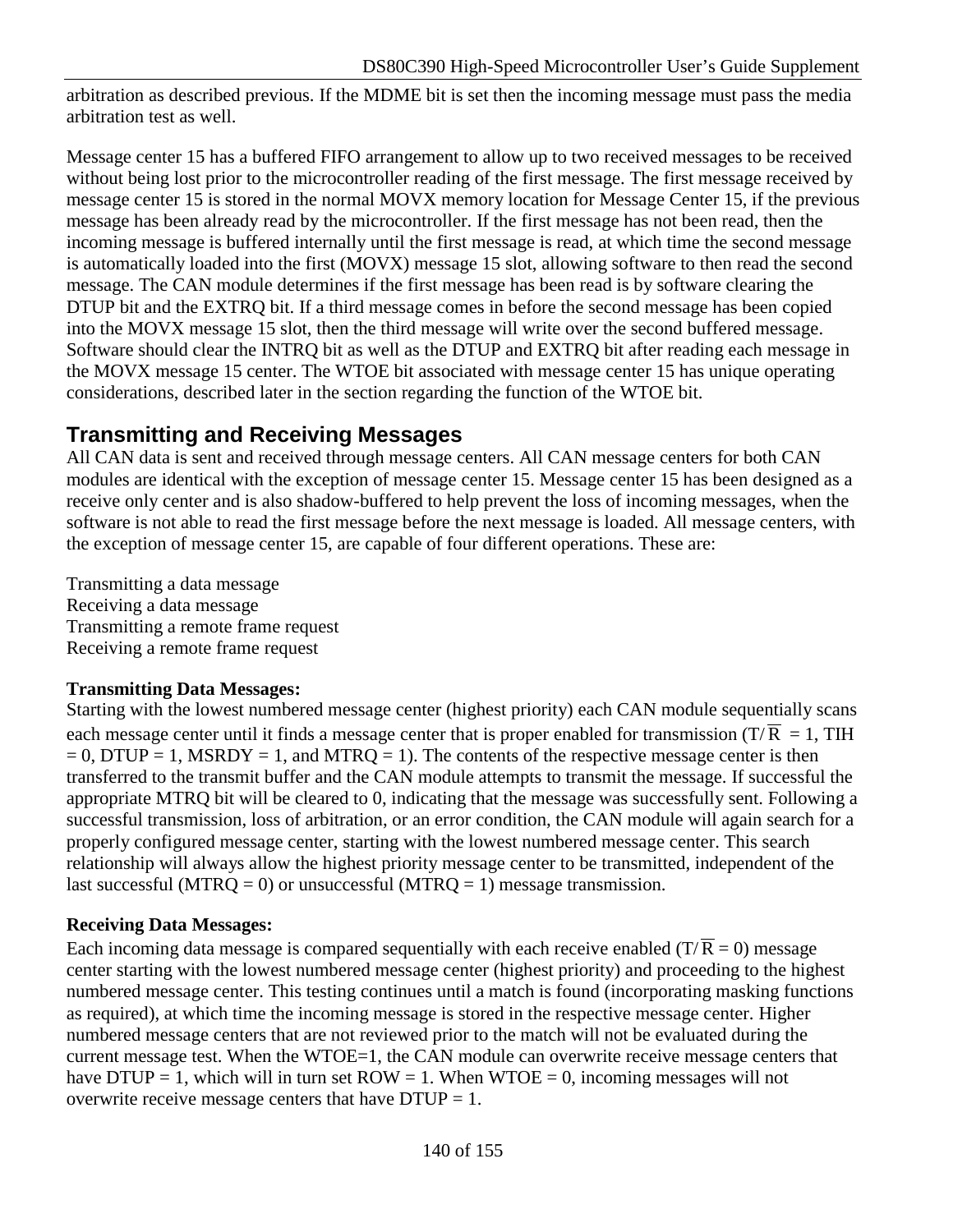arbitration as described previous. If the MDME bit is set then the incoming message must pass the media arbitration test as well.

Message center 15 has a buffered FIFO arrangement to allow up to two received messages to be received without being lost prior to the microcontroller reading of the first message. The first message received by message center 15 is stored in the normal MOVX memory location for Message Center 15, if the previous message has been already read by the microcontroller. If the first message has not been read, then the incoming message is buffered internally until the first message is read, at which time the second message is automatically loaded into the first (MOVX) message 15 slot, allowing software to then read the second message. The CAN module determines if the first message has been read is by software clearing the DTUP bit and the EXTRQ bit. If a third message comes in before the second message has been copied into the MOVX message 15 slot, then the third message will write over the second buffered message. Software should clear the INTRQ bit as well as the DTUP and EXTRQ bit after reading each message in the MOVX message 15 center. The WTOE bit associated with message center 15 has unique operating considerations, described later in the section regarding the function of the WTOE bit.

## Transmitting and Receiving Messages

All CAN data is sent and received through message centers. All CAN message centers for both CAN modules are identical with the exception of message center 15. Message center 15 has been designed as a receive only center and is also shadow-buffered to help prevent the loss of incoming messages, when the software is not able to read the first message before the next message is loaded. All message centers, with the exception of message center 15, are capable of four different operations. These are:

Transmitting a data message
Receiving a data message
Transmitting a remote frame request
Receiving a remote frame request

**Transmitting Data Messages:**
Starting with the lowest numbered message center (highest priority) each CAN module sequentially scans each message center until it finds a message center that is proper enabled for transmission ($T/\overline{R}$ = 1, TIH = 0, DTUP = 1, MSRDY = 1, and MTRQ = 1). The contents of the respective message center is then transferred to the transmit buffer and the CAN module attempts to transmit the message. If successful the appropriate MTRQ bit will be cleared to 0, indicating that the message was successfully sent. Following a successful transmission, loss of arbitration, or an error condition, the CAN module will again search for a properly configured message center, starting with the lowest numbered message center. This search relationship will always allow the highest priority message center to be transmitted, independent of the last successful (MTRQ = 0) or unsuccessful (MTRQ = 1) message transmission.

**Receiving Data Messages:**
Each incoming data message is compared sequentially with each receive enabled ($T/\overline{R}$ = 0) message center starting with the lowest numbered message center (highest priority) and proceeding to the highest numbered message center. This testing continues until a match is found (incorporating masking functions as required), at which time the incoming message is stored in the respective message center. Higher numbered message centers that are not reviewed prior to the match will not be evaluated during the current message test. When the WTOE=1, the CAN module can overwrite receive message centers that have DTUP = 1, which will in turn set ROW = 1. When WTOE = 0, incoming messages will not overwrite receive message centers that have DTUP = 1.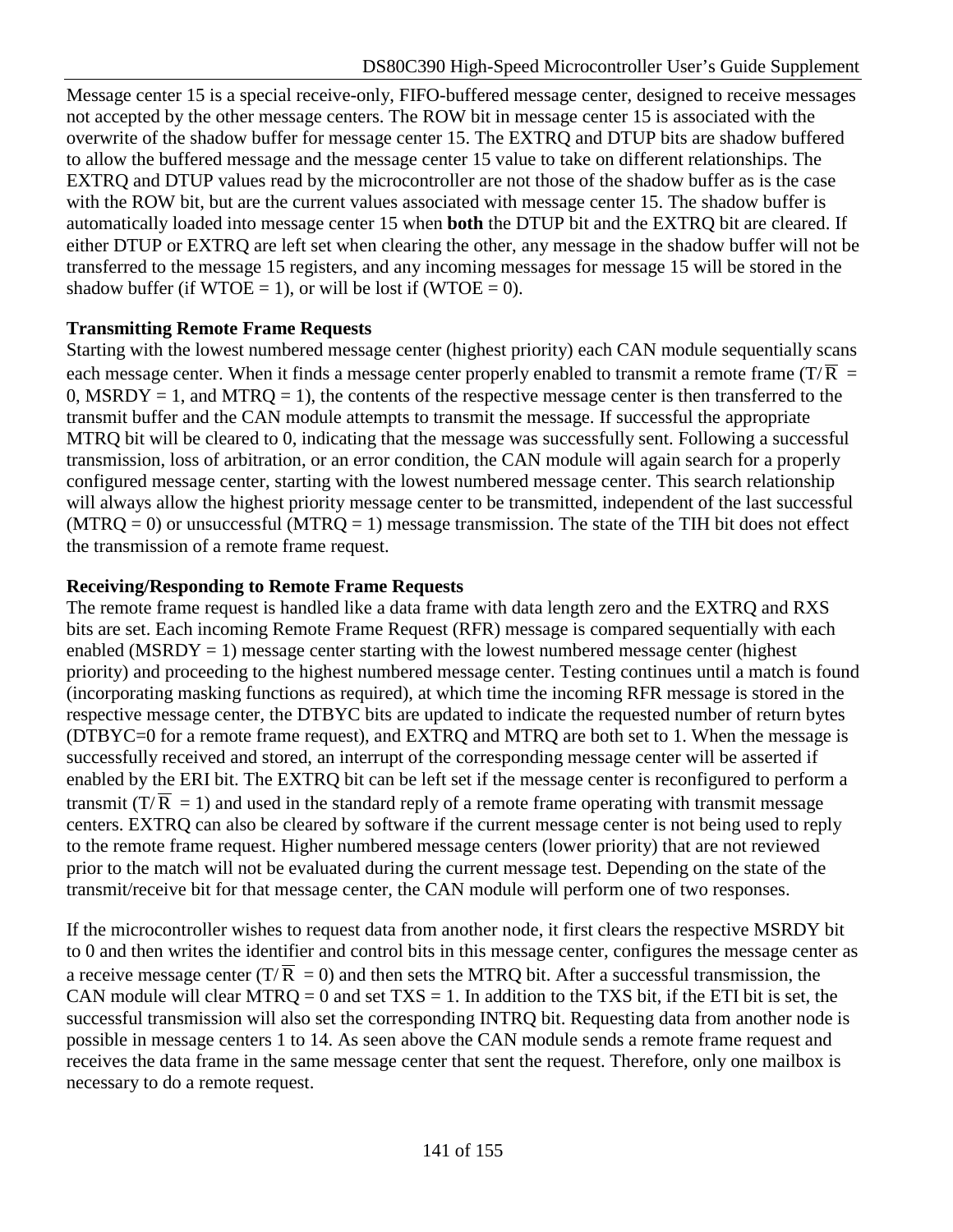Message center 15 is a special receive-only, FIFO-buffered message center, designed to receive messages not accepted by the other message centers. The ROW bit in message center 15 is associated with the overwrite of the shadow buffer for message center 15. The EXTRQ and DTUP bits are shadow buffered to allow the buffered message and the message center 15 value to take on different relationships. The EXTRQ and DTUP values read by the microcontroller are not those of the shadow buffer as is the case with the ROW bit, but are the current values associated with message center 15. The shadow buffer is automatically loaded into message center 15 when **both** the DTUP bit and the EXTRQ bit are cleared. If either DTUP or EXTRQ are left set when clearing the other, any message in the shadow buffer will not be transferred to the message 15 registers, and any incoming messages for message 15 will be stored in the shadow buffer (if WTOE = 1), or will be lost if (WTOE = 0).

**Transmitting Remote Frame Requests**

Starting with the lowest numbered message center (highest priority) each CAN module sequentially scans each message center. When it finds a message center properly enabled to transmit a remote frame ($T/\overline{R}$ = 0, MSRDY = 1, and MTRQ = 1), the contents of the respective message center is then transferred to the transmit buffer and the CAN module attempts to transmit the message. If successful the appropriate MTRQ bit will be cleared to 0, indicating that the message was successfully sent. Following a successful transmission, loss of arbitration, or an error condition, the CAN module will again search for a properly configured message center, starting with the lowest numbered message center. This search relationship will always allow the highest priority message center to be transmitted, independent of the last successful (MTRQ = 0) or unsuccessful (MTRQ = 1) message transmission. The state of the TIH bit does not effect the transmission of a remote frame request.

**Receiving/Responding to Remote Frame Requests**

The remote frame request is handled like a data frame with data length zero and the EXTRQ and RXS bits are set. Each incoming Remote Frame Request (RFR) message is compared sequentially with each enabled (MSRDY = 1) message center starting with the lowest numbered message center (highest priority) and proceeding to the highest numbered message center. Testing continues until a match is found (incorporating masking functions as required), at which time the incoming RFR message is stored in the respective message center, the DTBYC bits are updated to indicate the requested number of return bytes (DTBYC=0 for a remote frame request), and EXTRQ and MTRQ are both set to 1. When the message is successfully received and stored, an interrupt of the corresponding message center will be asserted if enabled by the ERI bit. The EXTRQ bit can be left set if the message center is reconfigured to perform a transmit ($T/\overline{R}$ = 1) and used in the standard reply of a remote frame operating with transmit message centers. EXTRQ can also be cleared by software if the current message center is not being used to reply to the remote frame request. Higher numbered message centers (lower priority) that are not reviewed prior to the match will not be evaluated during the current message test. Depending on the state of the transmit/receive bit for that message center, the CAN module will perform one of two responses.

If the microcontroller wishes to request data from another node, it first clears the respective MSRDY bit to 0 and then writes the identifier and control bits in this message center, configures the message center as a receive message center ($T/\overline{R}$ = 0) and then sets the MTRQ bit. After a successful transmission, the CAN module will clear MTRQ = 0 and set TXS = 1. In addition to the TXS bit, if the ETI bit is set, the successful transmission will also set the corresponding INTRQ bit. Requesting data from another node is possible in message centers 1 to 14. As seen above the CAN module sends a remote frame request and receives the data frame in the same message center that sent the request. Therefore, only one mailbox is necessary to do a remote request.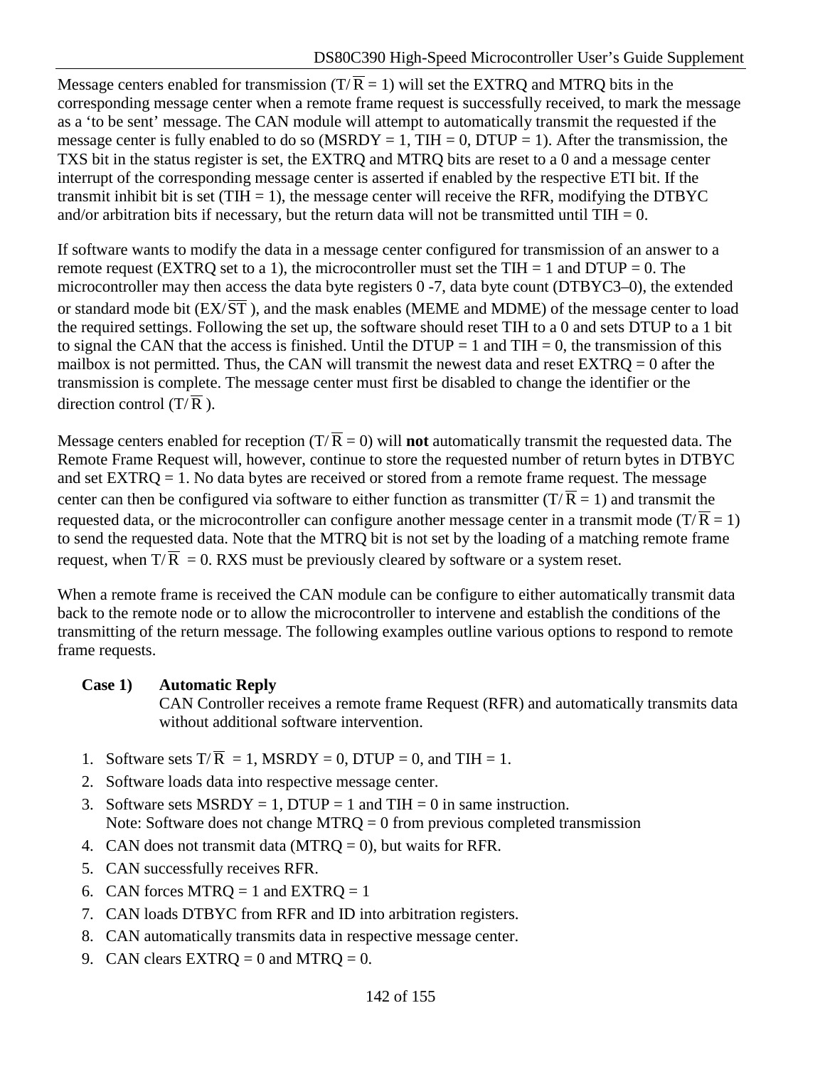Message centers enabled for transmission (T/$\overline{R}$ = 1) will set the EXTRQ and MTRQ bits in the corresponding message center when a remote frame request is successfully received, to mark the message as a 'to be sent' message. The CAN module will attempt to automatically transmit the requested if the message center is fully enabled to do so (MSRDY = 1, TIH = 0, DTUP = 1). After the transmission, the TXS bit in the status register is set, the EXTRQ and MTRQ bits are reset to a 0 and a message center interrupt of the corresponding message center is asserted if enabled by the respective ETI bit. If the transmit inhibit bit is set (TIH = 1), the message center will receive the RFR, modifying the DTBYC and/or arbitration bits if necessary, but the return data will not be transmitted until TIH = 0.

If software wants to modify the data in a message center configured for transmission of an answer to a remote request (EXTRQ set to a 1), the microcontroller must set the TIH = 1 and DTUP = 0. The microcontroller may then access the data byte registers 0 -7, data byte count (DTBYC3–0), the extended or standard mode bit (EX/$\overline{ST}$ ), and the mask enables (MEME and MDME) of the message center to load the required settings. Following the set up, the software should reset TIH to a 0 and sets DTUP to a 1 bit to signal the CAN that the access is finished. Until the DTUP = 1 and TIH = 0, the transmission of this mailbox is not permitted. Thus, the CAN will transmit the newest data and reset EXTRQ = 0 after the transmission is complete. The message center must first be disabled to change the identifier or the direction control (T/$\overline{R}$ ).

Message centers enabled for reception (T/$\overline{R}$ = 0) will **not** automatically transmit the requested data. The Remote Frame Request will, however, continue to store the requested number of return bytes in DTBYC and set EXTRQ = 1. No data bytes are received or stored from a remote frame request. The message center can then be configured via software to either function as transmitter (T/$\overline{R}$ = 1) and transmit the requested data, or the microcontroller can configure another message center in a transmit mode (T/$\overline{R}$ = 1) to send the requested data. Note that the MTRQ bit is not set by the loading of a matching remote frame request, when T/$\overline{R}$ = 0. RXS must be previously cleared by software or a system reset.

When a remote frame is received the CAN module can be configure to either automatically transmit data back to the remote node or to allow the microcontroller to intervene and establish the conditions of the transmitting of the return message. The following examples outline various options to respond to remote frame requests.

**Case 1) Automatic Reply**
CAN Controller receives a remote frame Request (RFR) and automatically transmits data without additional software intervention.

1. Software sets T/$\overline{R}$ = 1, MSRDY = 0, DTUP = 0, and TIH = 1.
2. Software loads data into respective message center.
3. Software sets MSRDY = 1, DTUP = 1 and TIH = 0 in same instruction.
   Note: Software does not change MTRQ = 0 from previous completed transmission
4. CAN does not transmit data (MTRQ = 0), but waits for RFR.
5. CAN successfully receives RFR.
6. CAN forces MTRQ = 1 and EXTRQ = 1
7. CAN loads DTBYC from RFR and ID into arbitration registers.
8. CAN automatically transmits data in respective message center.
9. CAN clears EXTRQ = 0 and MTRQ = 0.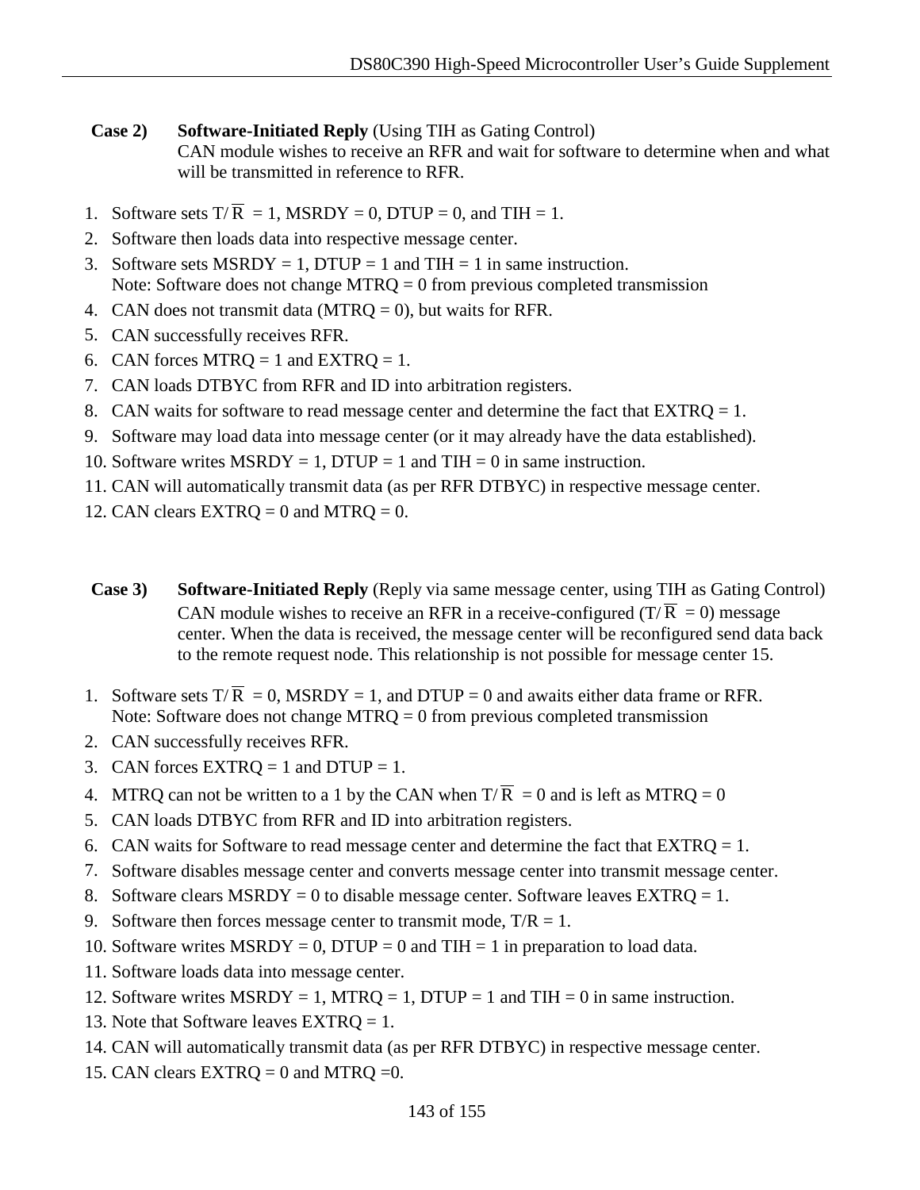**Case 2)** **Software-Initiated Reply** (Using TIH as Gating Control)
CAN module wishes to receive an RFR and wait for software to determine when and what will be transmitted in reference to RFR.

1. Software sets T/$\overline{\text{R}}$ = 1, MSRDY = 0, DTUP = 0, and TIH = 1.
2. Software then loads data into respective message center.
3. Software sets MSRDY = 1, DTUP = 1 and TIH = 1 in same instruction.
   Note: Software does not change MTRQ = 0 from previous completed transmission
4. CAN does not transmit data (MTRQ = 0), but waits for RFR.
5. CAN successfully receives RFR.
6. CAN forces MTRQ = 1 and EXTRQ = 1.
7. CAN loads DTBYC from RFR and ID into arbitration registers.
8. CAN waits for software to read message center and determine the fact that EXTRQ = 1.
9. Software may load data into message center (or it may already have the data established).
10. Software writes MSRDY = 1, DTUP = 1 and TIH = 0 in same instruction.
11. CAN will automatically transmit data (as per RFR DTBYC) in respective message center.
12. CAN clears EXTRQ = 0 and MTRQ = 0.

**Case 3)** **Software-Initiated Reply** (Reply via same message center, using TIH as Gating Control)
CAN module wishes to receive an RFR in a receive-configured (T/$\overline{\text{R}}$ = 0) message center. When the data is received, the message center will be reconfigured send data back to the remote request node. This relationship is not possible for message center 15.

1. Software sets T/$\overline{\text{R}}$ = 0, MSRDY = 1, and DTUP = 0 and awaits either data frame or RFR.
   Note: Software does not change MTRQ = 0 from previous completed transmission
2. CAN successfully receives RFR.
3. CAN forces EXTRQ = 1 and DTUP = 1.
4. MTRQ can not be written to a 1 by the CAN when T/$\overline{\text{R}}$ = 0 and is left as MTRQ = 0
5. CAN loads DTBYC from RFR and ID into arbitration registers.
6. CAN waits for Software to read message center and determine the fact that EXTRQ = 1.
7. Software disables message center and converts message center into transmit message center.
8. Software clears MSRDY = 0 to disable message center. Software leaves EXTRQ = 1.
9. Software then forces message center to transmit mode, T/R = 1.
10. Software writes MSRDY = 0, DTUP = 0 and TIH = 1 in preparation to load data.
11. Software loads data into message center.
12. Software writes MSRDY = 1, MTRQ = 1, DTUP = 1 and TIH = 0 in same instruction.
13. Note that Software leaves EXTRQ = 1.
14. CAN will automatically transmit data (as per RFR DTBYC) in respective message center.
15. CAN clears EXTRQ = 0 and MTRQ =0.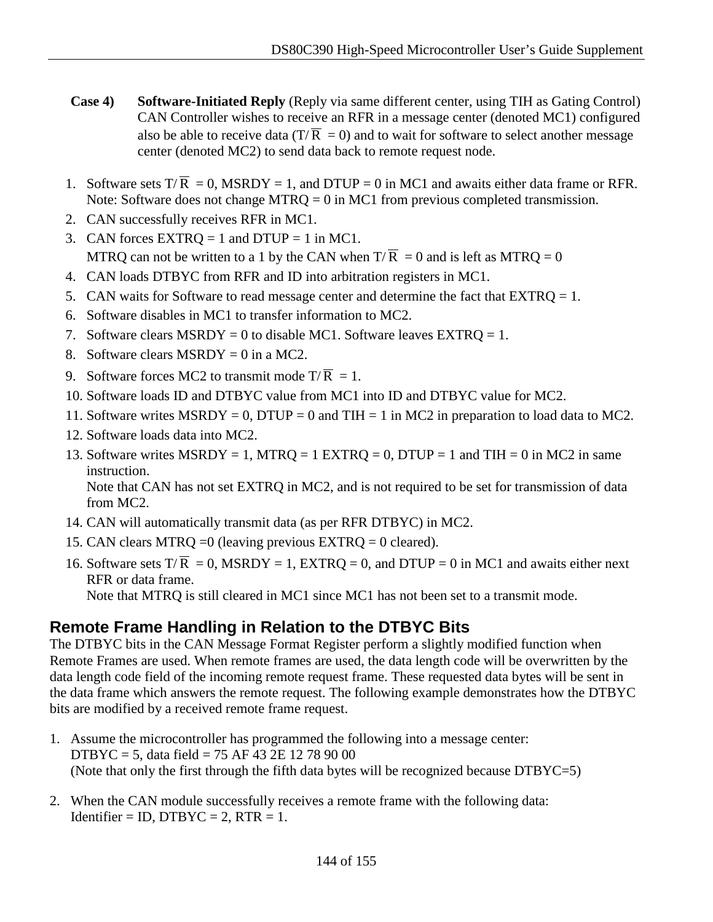**Case 4)** **Software-Initiated Reply** (Reply via same different center, using TIH as Gating Control) CAN Controller wishes to receive an RFR in a message center (denoted MC1) configured also be able to receive data (T/$\overline{\text{R}}$ = 0) and to wait for software to select another message center (denoted MC2) to send data back to remote request node.

1. Software sets T/$\overline{\text{R}}$ = 0, MSRDY = 1, and DTUP = 0 in MC1 and awaits either data frame or RFR. Note: Software does not change MTRQ = 0 in MC1 from previous completed transmission.
2. CAN successfully receives RFR in MC1.
3. CAN forces EXTRQ = 1 and DTUP = 1 in MC1.
   MTRQ can not be written to a 1 by the CAN when T/$\overline{\text{R}}$ = 0 and is left as MTRQ = 0
4. CAN loads DTBYC from RFR and ID into arbitration registers in MC1.
5. CAN waits for Software to read message center and determine the fact that EXTRQ = 1.
6. Software disables in MC1 to transfer information to MC2.
7. Software clears MSRDY = 0 to disable MC1. Software leaves EXTRQ = 1.
8. Software clears MSRDY = 0 in a MC2.
9. Software forces MC2 to transmit mode T/$\overline{\text{R}}$ = 1.
10. Software loads ID and DTBYC value from MC1 into ID and DTBYC value for MC2.
11. Software writes MSRDY = 0, DTUP = 0 and TIH = 1 in MC2 in preparation to load data to MC2.
12. Software loads data into MC2.
13. Software writes MSRDY = 1, MTRQ = 1 EXTRQ = 0, DTUP = 1 and TIH = 0 in MC2 in same instruction.
    Note that CAN has not set EXTRQ in MC2, and is not required to be set for transmission of data from MC2.
14. CAN will automatically transmit data (as per RFR DTBYC) in MC2.
15. CAN clears MTRQ =0 (leaving previous EXTRQ = 0 cleared).
16. Software sets T/$\overline{\text{R}}$ = 0, MSRDY = 1, EXTRQ = 0, and DTUP = 0 in MC1 and awaits either next RFR or data frame.
    Note that MTRQ is still cleared in MC1 since MC1 has not been set to a transmit mode.

## Remote Frame Handling in Relation to the DTBYC Bits

The DTBYC bits in the CAN Message Format Register perform a slightly modified function when Remote Frames are used. When remote frames are used, the data length code will be overwritten by the data length code field of the incoming remote request frame. These requested data bytes will be sent in the data frame which answers the remote request. The following example demonstrates how the DTBYC bits are modified by a received remote frame request.

1. Assume the microcontroller has programmed the following into a message center:
   DTBYC = 5, data field = 75 AF 43 2E 12 78 90 00
   (Note that only the first through the fifth data bytes will be recognized because DTBYC=5)

2. When the CAN module successfully receives a remote frame with the following data:
   Identifier = ID, DTBYC = 2, RTR = 1.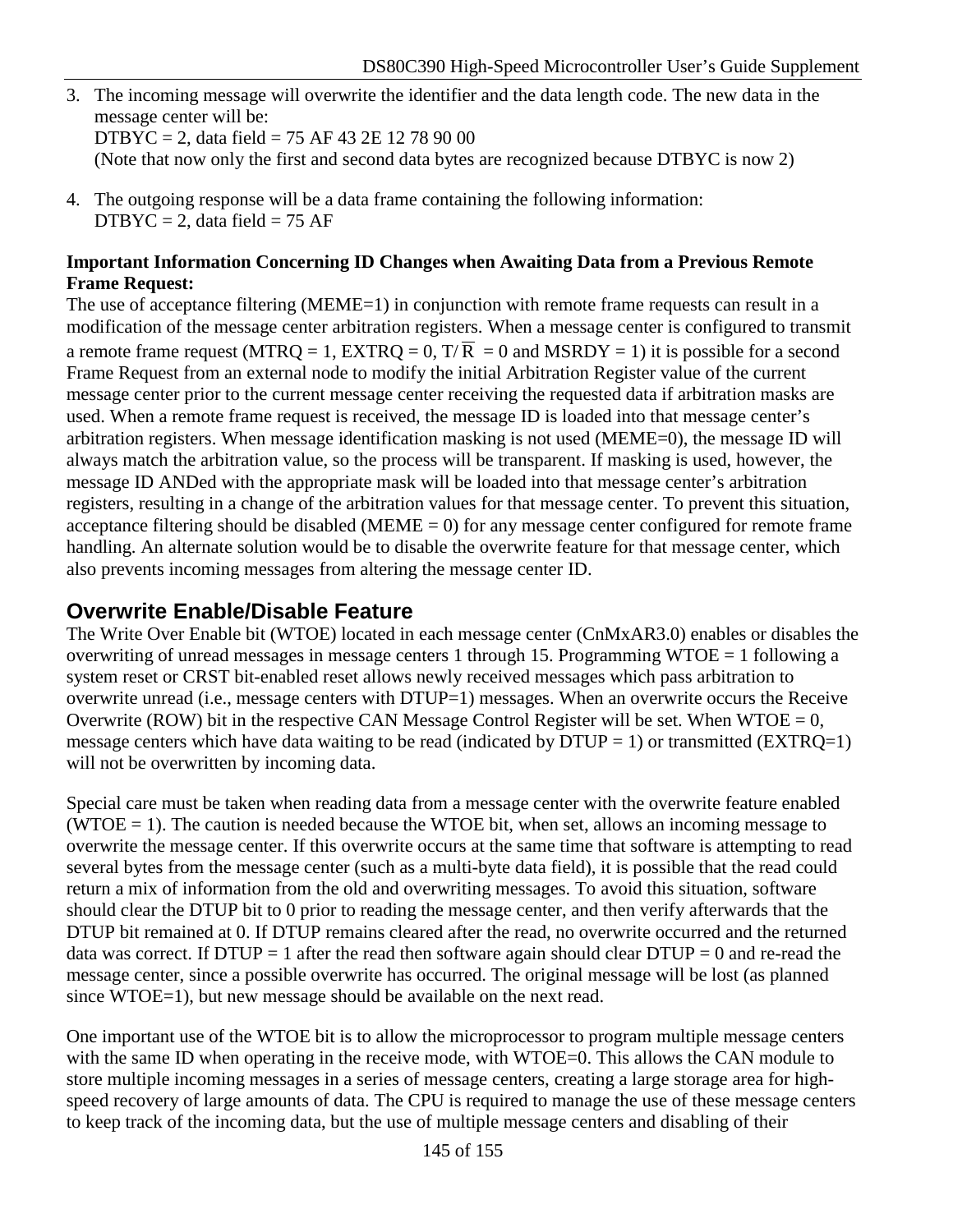3. The incoming message will overwrite the identifier and the data length code. The new data in the message center will be:
   DTBYC = 2, data field = 75 AF 43 2E 12 78 90 00
   (Note that now only the first and second data bytes are recognized because DTBYC is now 2)

4. The outgoing response will be a data frame containing the following information:
   DTBYC = 2, data field = 75 AF

**Important Information Concerning ID Changes when Awaiting Data from a Previous Remote Frame Request:**

The use of acceptance filtering (MEME=1) in conjunction with remote frame requests can result in a modification of the message center arbitration registers. When a message center is configured to transmit a remote frame request (MTRQ = 1, EXTRQ = 0, T/$\overline{\text{R}}$ = 0 and MSRDY = 1) it is possible for a second Frame Request from an external node to modify the initial Arbitration Register value of the current message center prior to the current message center receiving the requested data if arbitration masks are used. When a remote frame request is received, the message ID is loaded into that message center's arbitration registers. When message identification masking is not used (MEME=0), the message ID will always match the arbitration value, so the process will be transparent. If masking is used, however, the message ID ANDed with the appropriate mask will be loaded into that message center's arbitration registers, resulting in a change of the arbitration values for that message center. To prevent this situation, acceptance filtering should be disabled (MEME = 0) for any message center configured for remote frame handling. An alternate solution would be to disable the overwrite feature for that message center, which also prevents incoming messages from altering the message center ID.

## Overwrite Enable/Disable Feature

The Write Over Enable bit (WTOE) located in each message center (CnMxAR3.0) enables or disables the overwriting of unread messages in message centers 1 through 15. Programming WTOE = 1 following a system reset or CRST bit-enabled reset allows newly received messages which pass arbitration to overwrite unread (i.e., message centers with DTUP=1) messages. When an overwrite occurs the Receive Overwrite (ROW) bit in the respective CAN Message Control Register will be set. When WTOE = 0, message centers which have data waiting to be read (indicated by DTUP = 1) or transmitted (EXTRQ=1) will not be overwritten by incoming data.

Special care must be taken when reading data from a message center with the overwrite feature enabled (WTOE = 1). The caution is needed because the WTOE bit, when set, allows an incoming message to overwrite the message center. If this overwrite occurs at the same time that software is attempting to read several bytes from the message center (such as a multi-byte data field), it is possible that the read could return a mix of information from the old and overwriting messages. To avoid this situation, software should clear the DTUP bit to 0 prior to reading the message center, and then verify afterwards that the DTUP bit remained at 0. If DTUP remains cleared after the read, no overwrite occurred and the returned data was correct. If DTUP = 1 after the read then software again should clear DTUP = 0 and re-read the message center, since a possible overwrite has occurred. The original message will be lost (as planned since WTOE=1), but new message should be available on the next read.

One important use of the WTOE bit is to allow the microprocessor to program multiple message centers with the same ID when operating in the receive mode, with WTOE=0. This allows the CAN module to store multiple incoming messages in a series of message centers, creating a large storage area for high-speed recovery of large amounts of data. The CPU is required to manage the use of these message centers to keep track of the incoming data, but the use of multiple message centers and disabling of their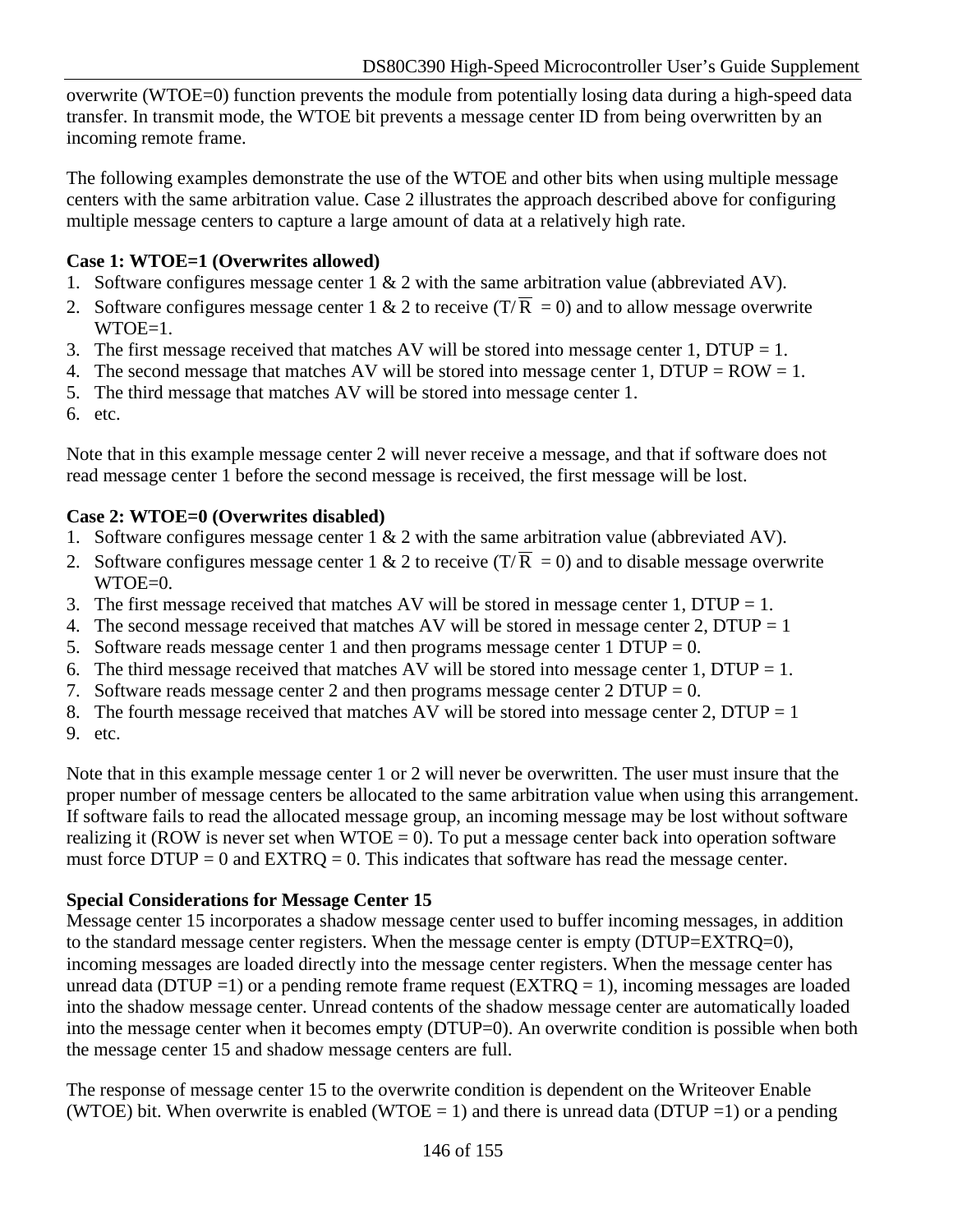overwrite (WTOE=0) function prevents the module from potentially losing data during a high-speed data transfer. In transmit mode, the WTOE bit prevents a message center ID from being overwritten by an incoming remote frame.

The following examples demonstrate the use of the WTOE and other bits when using multiple message centers with the same arbitration value. Case 2 illustrates the approach described above for configuring multiple message centers to capture a large amount of data at a relatively high rate.

**Case 1: WTOE=1 (Overwrites allowed)**

1. Software configures message center 1 & 2 with the same arbitration value (abbreviated AV).
2. Software configures message center 1 & 2 to receive ($T/\overline{R}$ = 0) and to allow message overwrite WTOE=1.
3. The first message received that matches AV will be stored into message center 1, DTUP = 1.
4. The second message that matches AV will be stored into message center 1, DTUP = ROW = 1.
5. The third message that matches AV will be stored into message center 1.
6. etc.

Note that in this example message center 2 will never receive a message, and that if software does not read message center 1 before the second message is received, the first message will be lost.

**Case 2: WTOE=0 (Overwrites disabled)**

1. Software configures message center 1 & 2 with the same arbitration value (abbreviated AV).
2. Software configures message center 1 & 2 to receive ($T/\overline{R}$ = 0) and to disable message overwrite WTOE=0.
3. The first message received that matches AV will be stored in message center 1, DTUP = 1.
4. The second message received that matches AV will be stored in message center 2, DTUP = 1
5. Software reads message center 1 and then programs message center 1 DTUP = 0.
6. The third message received that matches AV will be stored into message center 1, DTUP = 1.
7. Software reads message center 2 and then programs message center 2 DTUP = 0.
8. The fourth message received that matches AV will be stored into message center 2, DTUP = 1
9. etc.

Note that in this example message center 1 or 2 will never be overwritten. The user must insure that the proper number of message centers be allocated to the same arbitration value when using this arrangement. If software fails to read the allocated message group, an incoming message may be lost without software realizing it (ROW is never set when WTOE = 0). To put a message center back into operation software must force DTUP = 0 and EXTRQ = 0. This indicates that software has read the message center.

**Special Considerations for Message Center 15**

Message center 15 incorporates a shadow message center used to buffer incoming messages, in addition to the standard message center registers. When the message center is empty (DTUP=EXTRQ=0), incoming messages are loaded directly into the message center registers. When the message center has unread data (DTUP =1) or a pending remote frame request (EXTRQ = 1), incoming messages are loaded into the shadow message center. Unread contents of the shadow message center are automatically loaded into the message center when it becomes empty (DTUP=0). An overwrite condition is possible when both the message center 15 and shadow message centers are full.

The response of message center 15 to the overwrite condition is dependent on the Writeover Enable (WTOE) bit. When overwrite is enabled (WTOE = 1) and there is unread data (DTUP =1) or a pending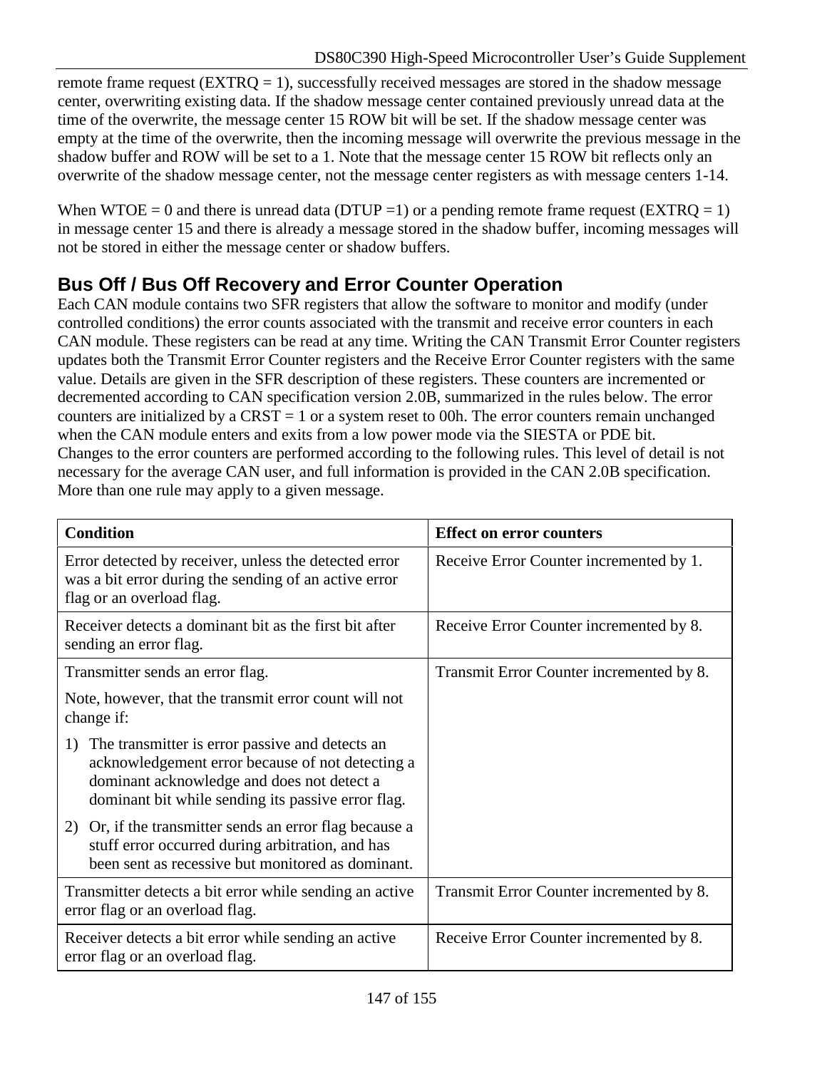remote frame request (EXTRQ = 1), successfully received messages are stored in the shadow message center, overwriting existing data. If the shadow message center contained previously unread data at the time of the overwrite, the message center 15 ROW bit will be set. If the shadow message center was empty at the time of the overwrite, then the incoming message will overwrite the previous message in the shadow buffer and ROW will be set to a 1. Note that the message center 15 ROW bit reflects only an overwrite of the shadow message center, not the message center registers as with message centers 1-14.

When WTOE = 0 and there is unread data (DTUP =1) or a pending remote frame request (EXTRQ = 1) in message center 15 and there is already a message stored in the shadow buffer, incoming messages will not be stored in either the message center or shadow buffers.

## Bus Off / Bus Off Recovery and Error Counter Operation

Each CAN module contains two SFR registers that allow the software to monitor and modify (under controlled conditions) the error counts associated with the transmit and receive error counters in each CAN module. These registers can be read at any time. Writing the CAN Transmit Error Counter registers updates both the Transmit Error Counter registers and the Receive Error Counter registers with the same value. Details are given in the SFR description of these registers. These counters are incremented or decremented according to CAN specification version 2.0B, summarized in the rules below. The error counters are initialized by a CRST = 1 or a system reset to 00h. The error counters remain unchanged when the CAN module enters and exits from a low power mode via the SIESTA or PDE bit.
Changes to the error counters are performed according to the following rules. This level of detail is not necessary for the average CAN user, and full information is provided in the CAN 2.0B specification. More than one rule may apply to a given message.

| Condition | Effect on error counters |
|---|---|
| Error detected by receiver, unless the detected error was a bit error during the sending of an active error flag or an overload flag. | Receive Error Counter incremented by 1. |
| Receiver detects a dominant bit as the first bit after sending an error flag. | Receive Error Counter incremented by 8. |
| Transmitter sends an error flag.<br>Note, however, that the transmit error count will not change if:<br>1) The transmitter is error passive and detects an acknowledgement error because of not detecting a dominant acknowledge and does not detect a dominant bit while sending its passive error flag.<br>2) Or, if the transmitter sends an error flag because a stuff error occurred during arbitration, and has been sent as recessive but monitored as dominant. | Transmit Error Counter incremented by 8. |
| Transmitter detects a bit error while sending an active error flag or an overload flag. | Transmit Error Counter incremented by 8. |
| Receiver detects a bit error while sending an active error flag or an overload flag. | Receive Error Counter incremented by 8. |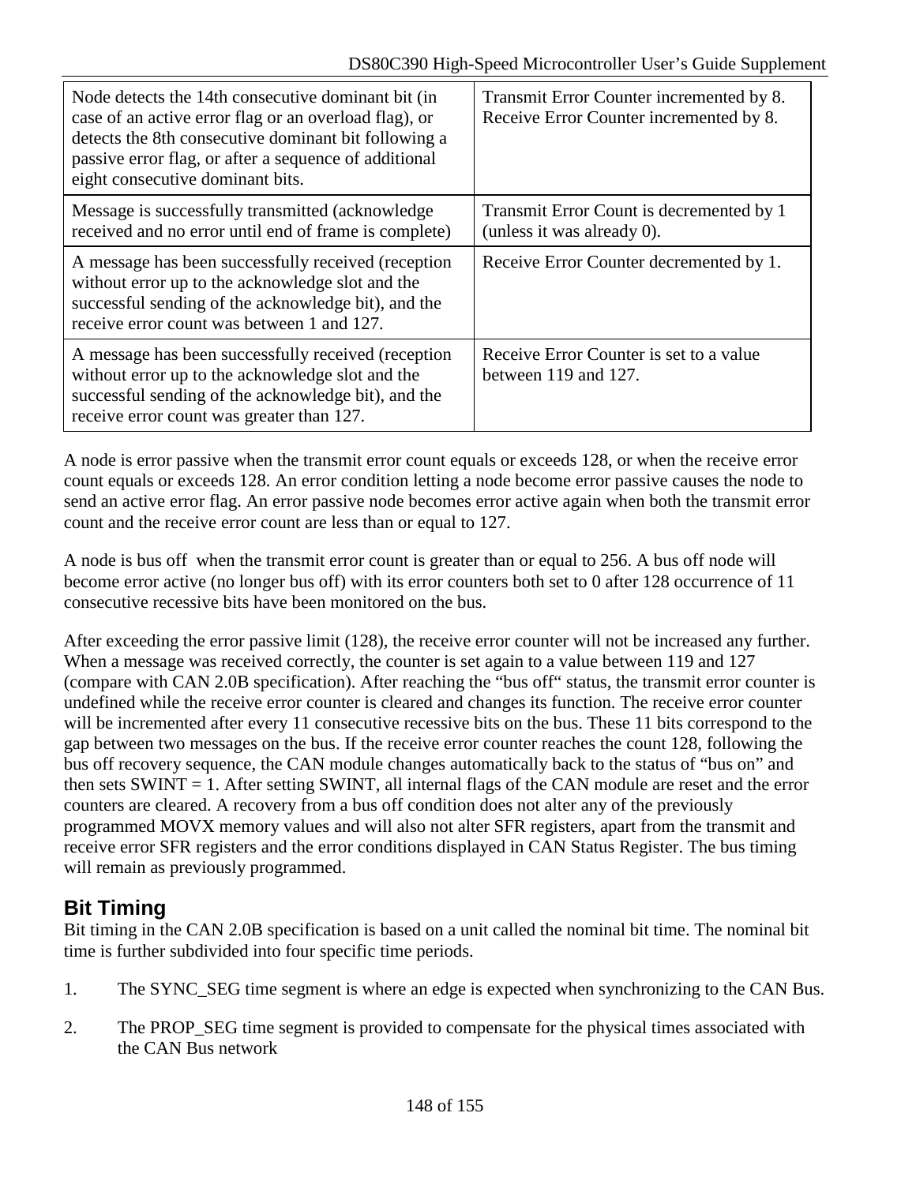| | |
|---|---|
| Node detects the 14th consecutive dominant bit (in case of an active error flag or an overload flag), or detects the 8th consecutive dominant bit following a passive error flag, or after a sequence of additional eight consecutive dominant bits. | Transmit Error Counter incremented by 8. Receive Error Counter incremented by 8. |
| Message is successfully transmitted (acknowledge received and no error until end of frame is complete) | Transmit Error Count is decremented by 1 (unless it was already 0). |
| A message has been successfully received (reception without error up to the acknowledge slot and the successful sending of the acknowledge bit), and the receive error count was between 1 and 127. | Receive Error Counter decremented by 1. |
| A message has been successfully received (reception without error up to the acknowledge slot and the successful sending of the acknowledge bit), and the receive error count was greater than 127. | Receive Error Counter is set to a value between 119 and 127. |

A node is error passive when the transmit error count equals or exceeds 128, or when the receive error count equals or exceeds 128. An error condition letting a node become error passive causes the node to send an active error flag. An error passive node becomes error active again when both the transmit error count and the receive error count are less than or equal to 127.

A node is bus off when the transmit error count is greater than or equal to 256. A bus off node will become error active (no longer bus off) with its error counters both set to 0 after 128 occurrence of 11 consecutive recessive bits have been monitored on the bus.

After exceeding the error passive limit (128), the receive error counter will not be increased any further. When a message was received correctly, the counter is set again to a value between 119 and 127 (compare with CAN 2.0B specification). After reaching the "bus off" status, the transmit error counter is undefined while the receive error counter is cleared and changes its function. The receive error counter will be incremented after every 11 consecutive recessive bits on the bus. These 11 bits correspond to the gap between two messages on the bus. If the receive error counter reaches the count 128, following the bus off recovery sequence, the CAN module changes automatically back to the status of "bus on" and then sets SWINT = 1. After setting SWINT, all internal flags of the CAN module are reset and the error counters are cleared. A recovery from a bus off condition does not alter any of the previously programmed MOVX memory values and will also not alter SFR registers, apart from the transmit and receive error SFR registers and the error conditions displayed in CAN Status Register. The bus timing will remain as previously programmed.

## Bit Timing

Bit timing in the CAN 2.0B specification is based on a unit called the nominal bit time. The nominal bit time is further subdivided into four specific time periods.

1. The SYNC_SEG time segment is where an edge is expected when synchronizing to the CAN Bus.

2. The PROP_SEG time segment is provided to compensate for the physical times associated with the CAN Bus network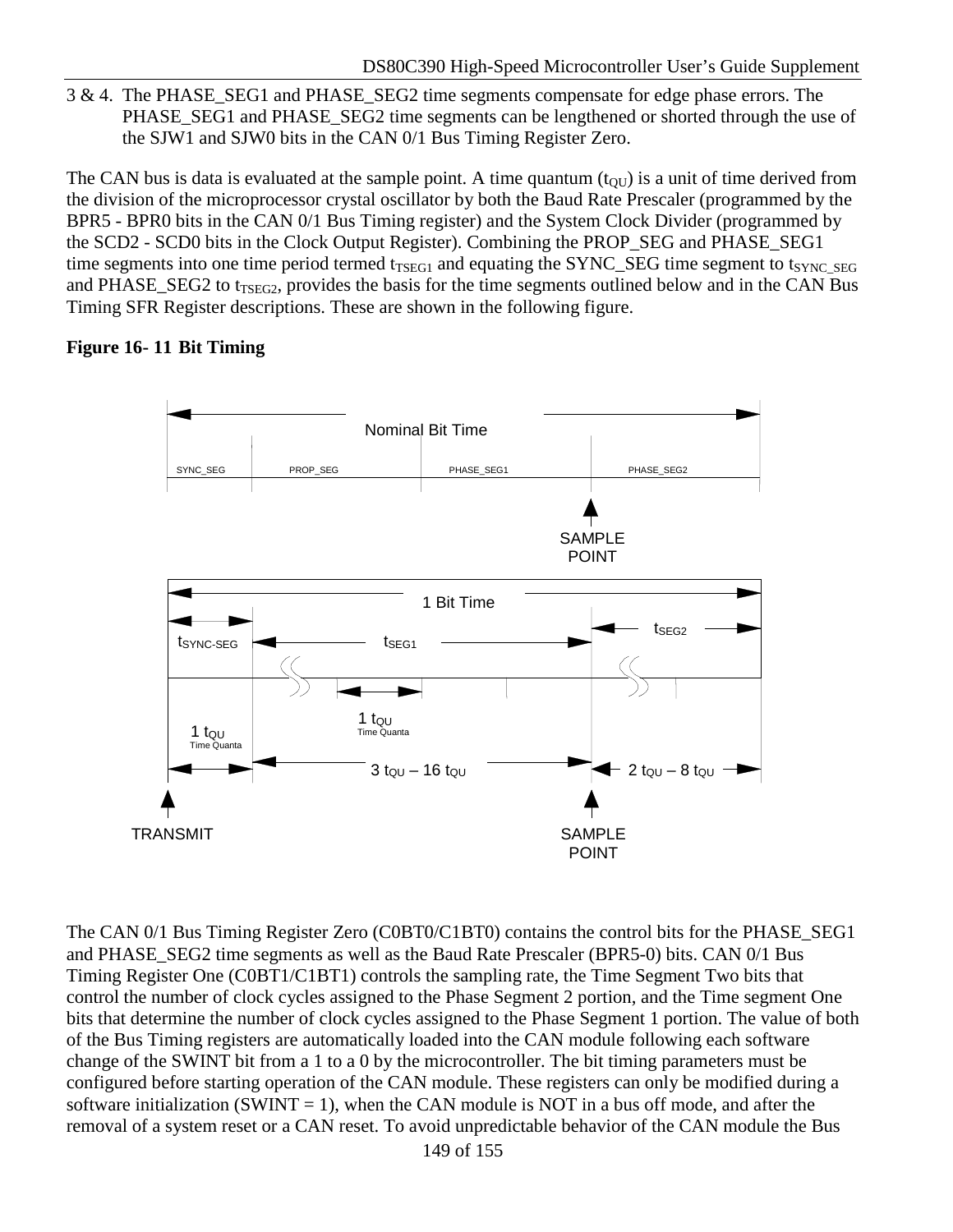3 & 4. The PHASE_SEG1 and PHASE_SEG2 time segments compensate for edge phase errors. The PHASE_SEG1 and PHASE_SEG2 time segments can be lengthened or shorted through the use of the SJW1 and SJW0 bits in the CAN 0/1 Bus Timing Register Zero.

The CAN bus is data is evaluated at the sample point. A time quantum ($t_{QU}$) is a unit of time derived from the division of the microprocessor crystal oscillator by both the Baud Rate Prescaler (programmed by the BPR5 - BPR0 bits in the CAN 0/1 Bus Timing register) and the System Clock Divider (programmed by the SCD2 - SCD0 bits in the Clock Output Register). Combining the PROP_SEG and PHASE_SEG1 time segments into one time period termed $t_{TSEG1}$ and equating the SYNC_SEG time segment to $t_{SYNC\_SEG}$ and PHASE_SEG2 to $t_{TSEG2}$, provides the basis for the time segments outlined below and in the CAN Bus Timing SFR Register descriptions. These are shown in the following figure.

**Figure 16- 11 Bit Timing**

Nominal Bit Time

SYNC_SEG | PROP_SEG | PHASE_SEG1 | PHASE_SEG2

SAMPLE POINT

1 Bit Time

$t_{SYNC\text{-}SEG}$ | $t_{SEG1}$ | $t_{SEG2}$

1 $t_{QU}$ Time Quanta

1 $t_{QU}$ Time Quanta

3 $t_{QU}$ – 16 $t_{QU}$

2 $t_{QU}$ – 8 $t_{QU}$

TRANSMIT

SAMPLE POINT

The CAN 0/1 Bus Timing Register Zero (C0BT0/C1BT0) contains the control bits for the PHASE_SEG1 and PHASE_SEG2 time segments as well as the Baud Rate Prescaler (BPR5-0) bits. CAN 0/1 Bus Timing Register One (C0BT1/C1BT1) controls the sampling rate, the Time Segment Two bits that control the number of clock cycles assigned to the Phase Segment 2 portion, and the Time segment One bits that determine the number of clock cycles assigned to the Phase Segment 1 portion. The value of both of the Bus Timing registers are automatically loaded into the CAN module following each software change of the SWINT bit from a 1 to a 0 by the microcontroller. The bit timing parameters must be configured before starting operation of the CAN module. These registers can only be modified during a software initialization (SWINT = 1), when the CAN module is NOT in a bus off mode, and after the removal of a system reset or a CAN reset. To avoid unpredictable behavior of the CAN module the Bus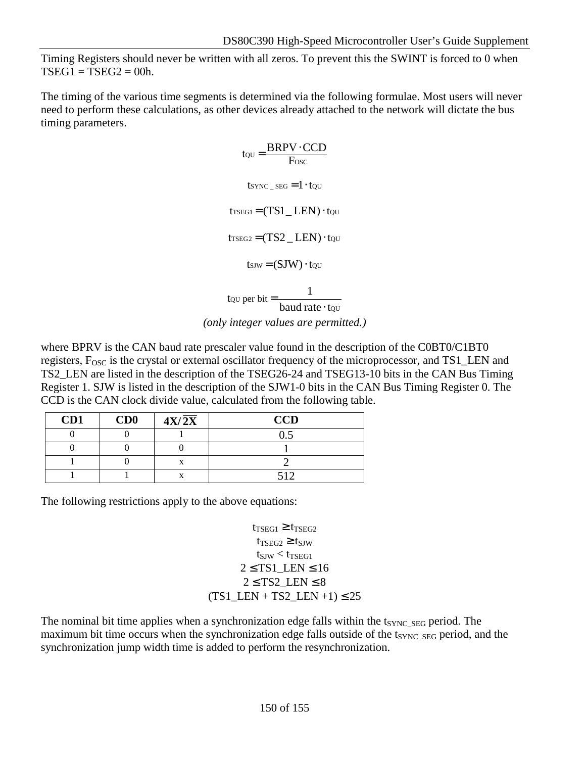Timing Registers should never be written with all zeros. To prevent this the SWINT is forced to 0 when TSEG1 = TSEG2 = 00h.

The timing of the various time segments is determined via the following formulae. Most users will never need to perform these calculations, as other devices already attached to the network will dictate the bus timing parameters.

$$t_{QU} = \frac{BRPV \cdot CCD}{F_{OSC}}$$

$$t_{SYNC\_SEG} = 1 \cdot t_{QU}$$

$$t_{TSEG1} = (TS1\_LEN) \cdot t_{QU}$$

$$t_{TSEG2} = (TS2\_LEN) \cdot t_{QU}$$

$$t_{SJW} = (SJW) \cdot t_{QU}$$

$$t_{QU}\text{ per bit} = \frac{1}{\text{baud rate} \cdot t_{QU}}$$

*(only integer values are permitted.)*

where BPRV is the CAN baud rate prescaler value found in the description of the C0BT0/C1BT0 registers, $F_{OSC}$ is the crystal or external oscillator frequency of the microprocessor, and TS1_LEN and TS2_LEN are listed in the description of the TSEG26-24 and TSEG13-10 bits in the CAN Bus Timing Register 1. SJW is listed in the description of the SJW1-0 bits in the CAN Bus Timing Register 0. The CCD is the CAN clock divide value, calculated from the following table.

| CD1 | CD0 | $4X/\overline{2X}$ | CCD |
|---|---|---|---|
| 0 | 0 | 1 | 0.5 |
| 0 | 0 | 0 | 1 |
| 1 | 0 | x | 2 |
| 1 | 1 | x | 512 |

The following restrictions apply to the above equations:

$$t_{TSEG1} \geq t_{TSEG2}$$
$$t_{TSEG2} \geq t_{SJW}$$
$$t_{SJW} < t_{TSEG1}$$
$$2 \leq TS1\_LEN \leq 16$$
$$2 \leq TS2\_LEN \leq 8$$
$$(TS1\_LEN + TS2\_LEN + 1) \leq 25$$

The nominal bit time applies when a synchronization edge falls within the $t_{SYNC\_SEG}$ period. The maximum bit time occurs when the synchronization edge falls outside of the $t_{SYNC\_SEG}$ period, and the synchronization jump width time is added to perform the resynchronization.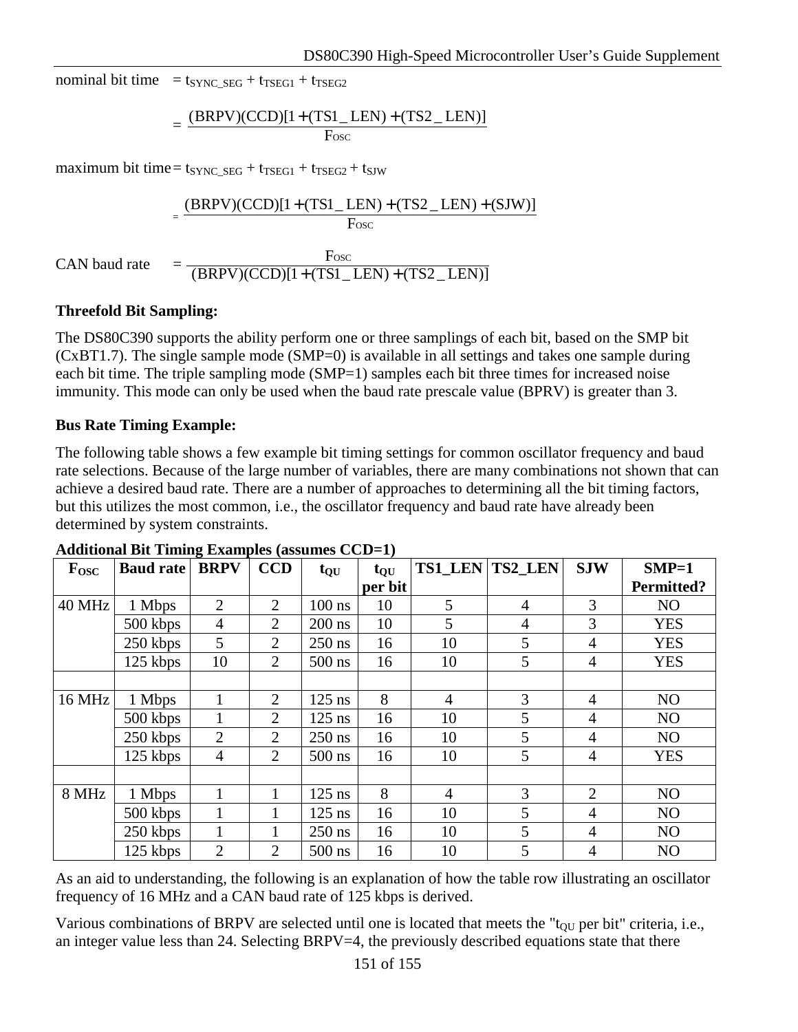nominal bit time $= t_{SYNC\_SEG} + t_{TSEG1} + t_{TSEG2}$

$$= \frac{(BRPV)(CCD)[1 + (TS1\_LEN) + (TS2\_LEN)]}{F_{OSC}}$$

maximum bit time $= t_{SYNC\_SEG} + t_{TSEG1} + t_{TSEG2} + t_{SJW}$

$$= \frac{(BRPV)(CCD)[1 + (TS1\_LEN) + (TS2\_LEN) + (SJW)]}{F_{OSC}}$$

CAN baud rate

$$= \frac{F_{OSC}}{(BRPV)(CCD)[1 + (TS1\_LEN) + (TS2\_LEN)]}$$

**Threefold Bit Sampling:**

The DS80C390 supports the ability perform one or three samplings of each bit, based on the SMP bit (CxBT1.7). The single sample mode (SMP=0) is available in all settings and takes one sample during each bit time. The triple sampling mode (SMP=1) samples each bit three times for increased noise immunity. This mode can only be used when the baud rate prescale value (BPRV) is greater than 3.

**Bus Rate Timing Example:**

The following table shows a few example bit timing settings for common oscillator frequency and baud rate selections. Because of the large number of variables, there are many combinations not shown that can achieve a desired baud rate. There are a number of approaches to determining all the bit timing factors, but this utilizes the most common, i.e., the oscillator frequency and baud rate have already been determined by system constraints.

**Additional Bit Timing Examples (assumes CCD=1)**

| $F_{OSC}$ | Baud rate | BRPV | CCD | $t_{QU}$ | $t_{QU}$ per bit | TS1_LEN | TS2_LEN | SJW | SMP=1 Permitted? |
|---|---|---|---|---|---|---|---|---|---|
| 40 MHz | 1 Mbps | 2 | 2 | 100 ns | 10 | 5 | 4 | 3 | NO |
| | 500 kbps | 4 | 2 | 200 ns | 10 | 5 | 4 | 3 | YES |
| | 250 kbps | 5 | 2 | 250 ns | 16 | 10 | 5 | 4 | YES |
| | 125 kbps | 10 | 2 | 500 ns | 16 | 10 | 5 | 4 | YES |
| | | | | | | | | | |
| 16 MHz | 1 Mbps | 1 | 2 | 125 ns | 8 | 4 | 3 | 4 | NO |
| | 500 kbps | 1 | 2 | 125 ns | 16 | 10 | 5 | 4 | NO |
| | 250 kbps | 2 | 2 | 250 ns | 16 | 10 | 5 | 4 | NO |
| | 125 kbps | 4 | 2 | 500 ns | 16 | 10 | 5 | 4 | YES |
| | | | | | | | | | |
| 8 MHz | 1 Mbps | 1 | 1 | 125 ns | 8 | 4 | 3 | 2 | NO |
| | 500 kbps | 1 | 1 | 125 ns | 16 | 10 | 5 | 4 | NO |
| | 250 kbps | 1 | 1 | 250 ns | 16 | 10 | 5 | 4 | NO |
| | 125 kbps | 2 | 2 | 500 ns | 16 | 10 | 5 | 4 | NO |

As an aid to understanding, the following is an explanation of how the table row illustrating an oscillator frequency of 16 MHz and a CAN baud rate of 125 kbps is derived.

Various combinations of BRPV are selected until one is located that meets the "$t_{QU}$ per bit" criteria, i.e., an integer value less than 24. Selecting BRPV=4, the previously described equations state that there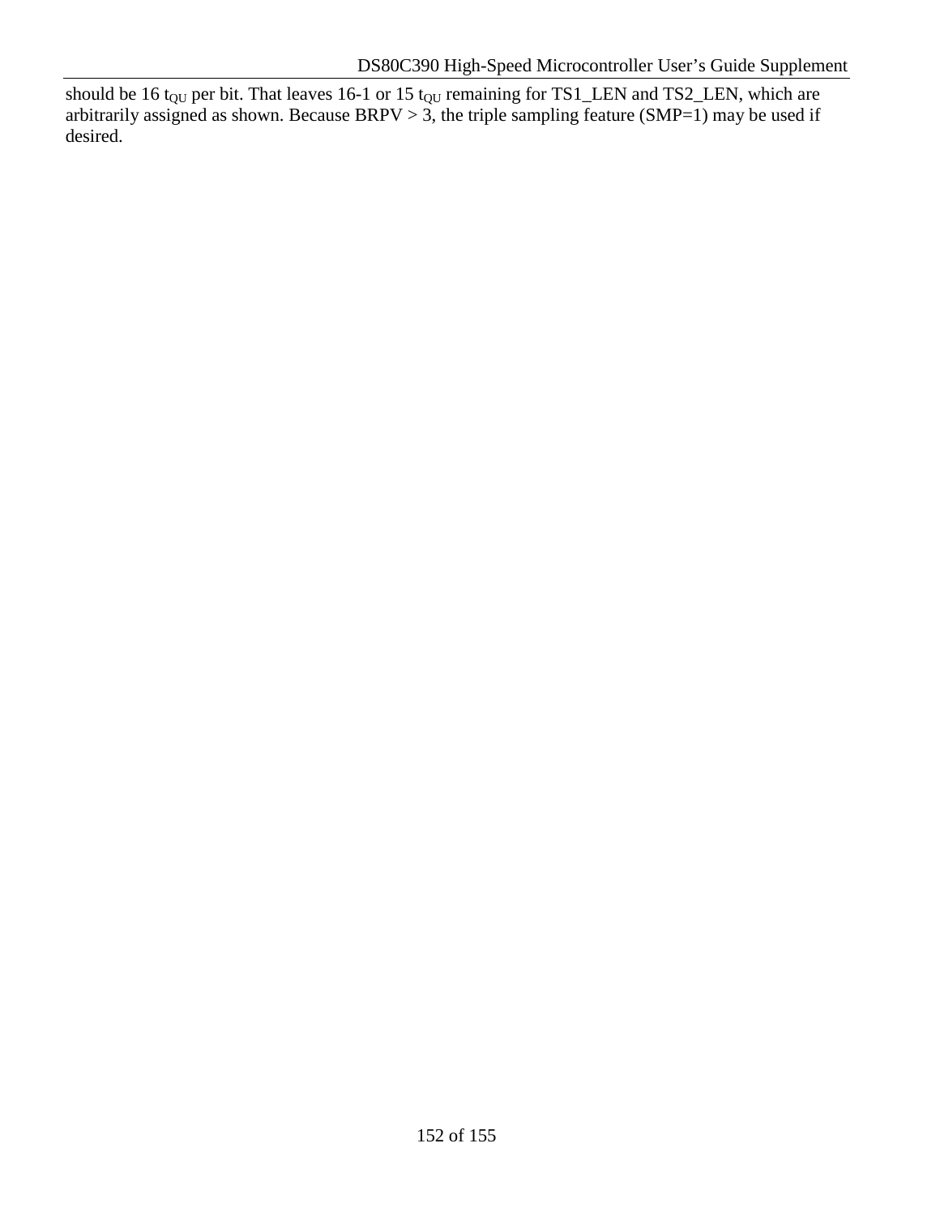should be 16 $t_{QU}$ per bit. That leaves 16-1 or 15 $t_{QU}$ remaining for TS1_LEN and TS2_LEN, which are arbitrarily assigned as shown. Because BRPV > 3, the triple sampling feature (SMP=1) may be used if desired.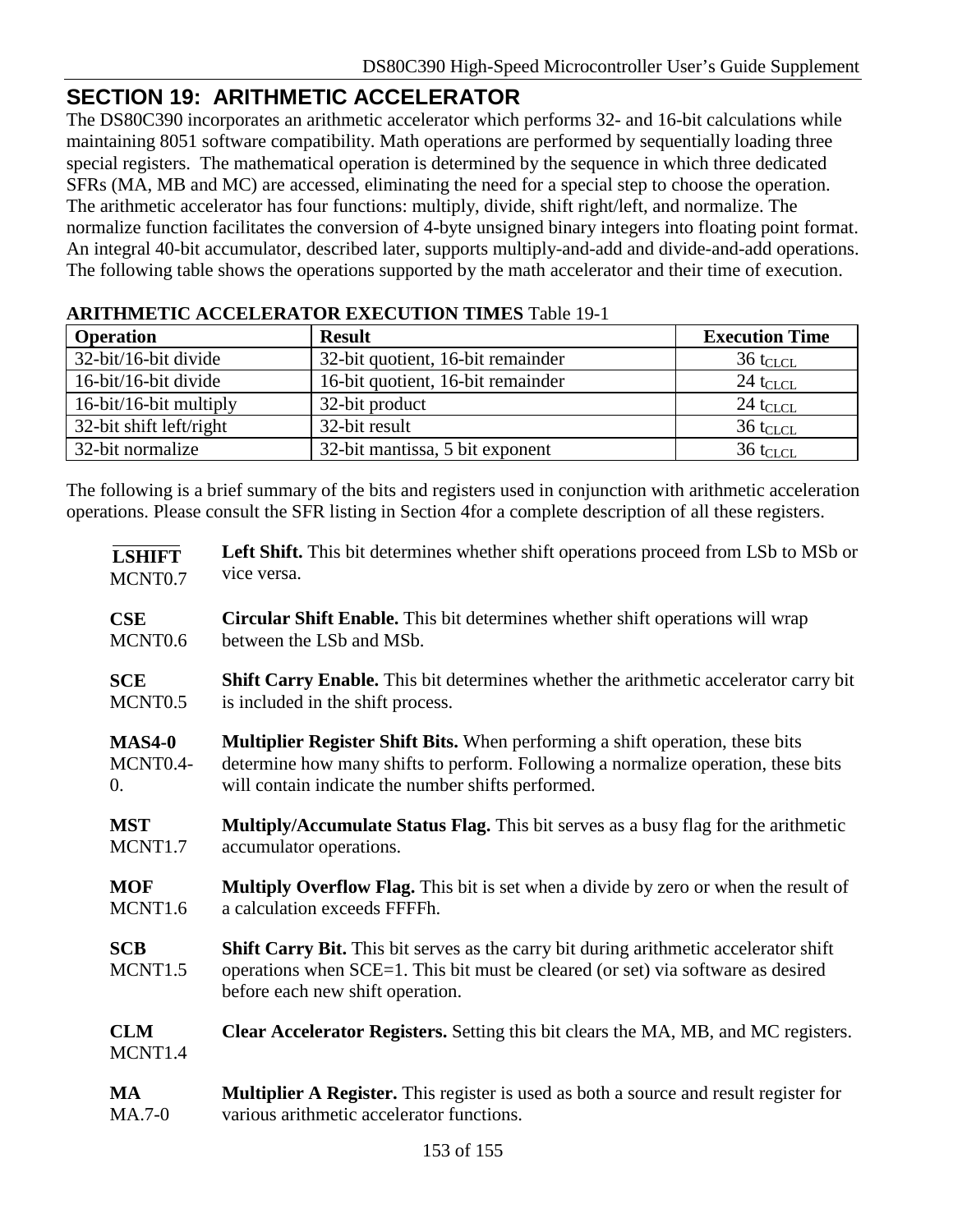# SECTION 19: ARITHMETIC ACCELERATOR

The DS80C390 incorporates an arithmetic accelerator which performs 32- and 16-bit calculations while maintaining 8051 software compatibility. Math operations are performed by sequentially loading three special registers. The mathematical operation is determined by the sequence in which three dedicated SFRs (MA, MB and MC) are accessed, eliminating the need for a special step to choose the operation. The arithmetic accelerator has four functions: multiply, divide, shift right/left, and normalize. The normalize function facilitates the conversion of 4-byte unsigned binary integers into floating point format. An integral 40-bit accumulator, described later, supports multiply-and-add and divide-and-add operations. The following table shows the operations supported by the math accelerator and their time of execution.

**ARITHMETIC ACCELERATOR EXECUTION TIMES** Table 19-1

| Operation | Result | Execution Time |
|---|---|---|
| 32-bit/16-bit divide | 32-bit quotient, 16-bit remainder | 36 $t_{CLCL}$ |
| 16-bit/16-bit divide | 16-bit quotient, 16-bit remainder | 24 $t_{CLCL}$ |
| 16-bit/16-bit multiply | 32-bit product | 24 $t_{CLCL}$ |
| 32-bit shift left/right | 32-bit result | 36 $t_{CLCL}$ |
| 32-bit normalize | 32-bit mantissa, 5 bit exponent | 36 $t_{CLCL}$ |

The following is a brief summary of the bits and registers used in conjunction with arithmetic acceleration operations. Please consult the SFR listing in Section 4for a complete description of all these registers.

**$\overline{\text{LSHIFT}}$** MCNT0.7 — **Left Shift.** This bit determines whether shift operations proceed from LSb to MSb or vice versa.

**CSE** MCNT0.6 — **Circular Shift Enable.** This bit determines whether shift operations will wrap between the LSb and MSb.

**SCE** MCNT0.5 — **Shift Carry Enable.** This bit determines whether the arithmetic accelerator carry bit is included in the shift process.

**MAS4-0** MCNT0.4-0. — **Multiplier Register Shift Bits.** When performing a shift operation, these bits determine how many shifts to perform. Following a normalize operation, these bits will contain indicate the number shifts performed.

**MST** MCNT1.7 — **Multiply/Accumulate Status Flag.** This bit serves as a busy flag for the arithmetic accumulator operations.

**MOF** MCNT1.6 — **Multiply Overflow Flag.** This bit is set when a divide by zero or when the result of a calculation exceeds FFFFh.

**SCB** MCNT1.5 — **Shift Carry Bit.** This bit serves as the carry bit during arithmetic accelerator shift operations when SCE=1. This bit must be cleared (or set) via software as desired before each new shift operation.

**CLM** MCNT1.4 — **Clear Accelerator Registers.** Setting this bit clears the MA, MB, and MC registers.

**MA** MA.7-0 — **Multiplier A Register.** This register is used as both a source and result register for various arithmetic accelerator functions.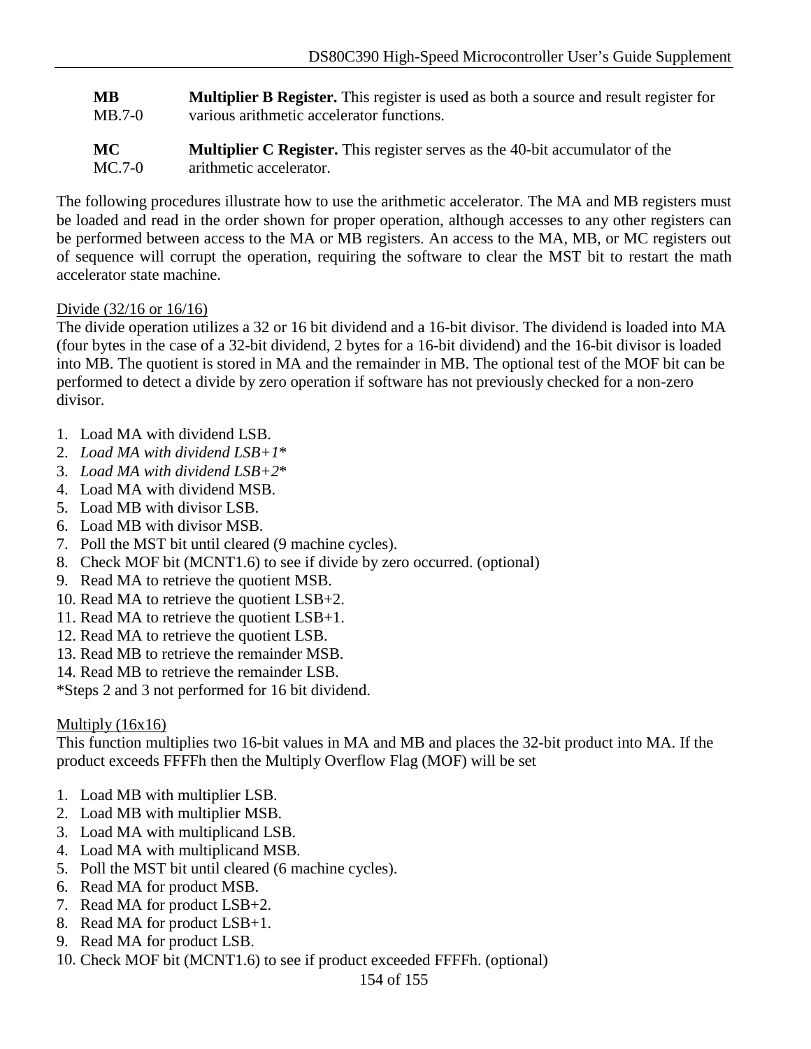**MB** **Multiplier B Register.** This register is used as both a source and result register for
MB.7-0 various arithmetic accelerator functions.

**MC** **Multiplier C Register.** This register serves as the 40-bit accumulator of the
MC.7-0 arithmetic accelerator.

The following procedures illustrate how to use the arithmetic accelerator. The MA and MB registers must be loaded and read in the order shown for proper operation, although accesses to any other registers can be performed between access to the MA or MB registers. An access to the MA, MB, or MC registers out of sequence will corrupt the operation, requiring the software to clear the MST bit to restart the math accelerator state machine.

Divide (32/16 or 16/16)

The divide operation utilizes a 32 or 16 bit dividend and a 16-bit divisor. The dividend is loaded into MA (four bytes in the case of a 32-bit dividend, 2 bytes for a 16-bit dividend) and the 16-bit divisor is loaded into MB. The quotient is stored in MA and the remainder in MB. The optional test of the MOF bit can be performed to detect a divide by zero operation if software has not previously checked for a non-zero divisor.

1. Load MA with dividend LSB.
2. *Load MA with dividend LSB+1**
3. *Load MA with dividend LSB+2**
4. Load MA with dividend MSB.
5. Load MB with divisor LSB.
6. Load MB with divisor MSB.
7. Poll the MST bit until cleared (9 machine cycles).
8. Check MOF bit (MCNT1.6) to see if divide by zero occurred. (optional)
9. Read MA to retrieve the quotient MSB.
10. Read MA to retrieve the quotient LSB+2.
11. Read MA to retrieve the quotient LSB+1.
12. Read MA to retrieve the quotient LSB.
13. Read MB to retrieve the remainder MSB.
14. Read MB to retrieve the remainder LSB.

*Steps 2 and 3 not performed for 16 bit dividend.

Multiply (16x16)

This function multiplies two 16-bit values in MA and MB and places the 32-bit product into MA. If the product exceeds FFFFh then the Multiply Overflow Flag (MOF) will be set

1. Load MB with multiplier LSB.
2. Load MB with multiplier MSB.
3. Load MA with multiplicand LSB.
4. Load MA with multiplicand MSB.
5. Poll the MST bit until cleared (6 machine cycles).
6. Read MA for product MSB.
7. Read MA for product LSB+2.
8. Read MA for product LSB+1.
9. Read MA for product LSB.
10. Check MOF bit (MCNT1.6) to see if product exceeded FFFFh. (optional)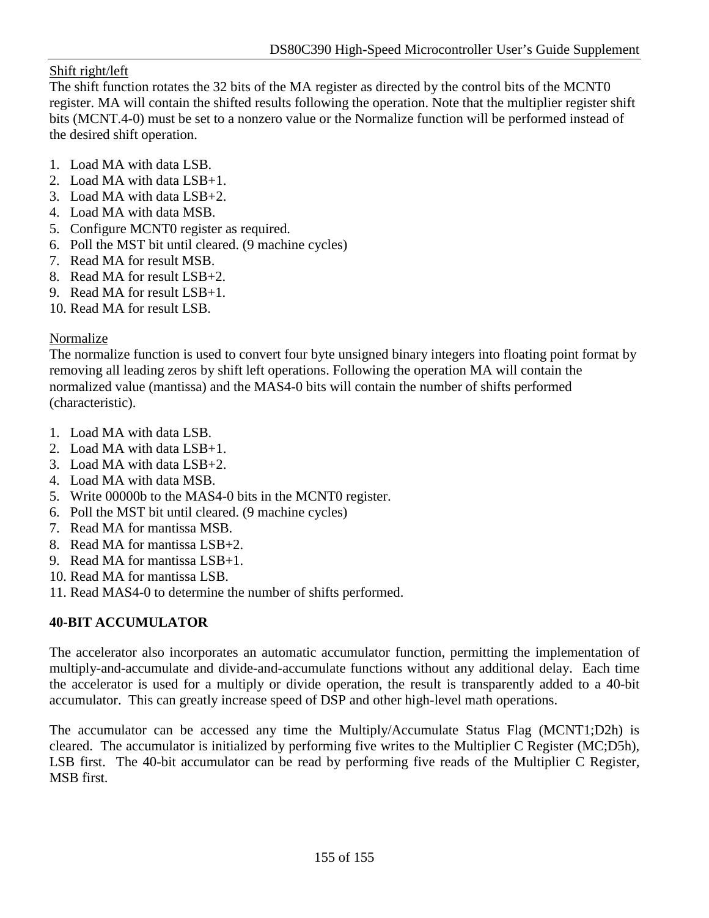Shift right/left

The shift function rotates the 32 bits of the MA register as directed by the control bits of the MCNT0 register. MA will contain the shifted results following the operation. Note that the multiplier register shift bits (MCNT.4-0) must be set to a nonzero value or the Normalize function will be performed instead of the desired shift operation.

1. Load MA with data LSB.
2. Load MA with data LSB+1.
3. Load MA with data LSB+2.
4. Load MA with data MSB.
5. Configure MCNT0 register as required.
6. Poll the MST bit until cleared. (9 machine cycles)
7. Read MA for result MSB.
8. Read MA for result LSB+2.
9. Read MA for result LSB+1.
10. Read MA for result LSB.

Normalize

The normalize function is used to convert four byte unsigned binary integers into floating point format by removing all leading zeros by shift left operations. Following the operation MA will contain the normalized value (mantissa) and the MAS4-0 bits will contain the number of shifts performed (characteristic).

1. Load MA with data LSB.
2. Load MA with data LSB+1.
3. Load MA with data LSB+2.
4. Load MA with data MSB.
5. Write 00000b to the MAS4-0 bits in the MCNT0 register.
6. Poll the MST bit until cleared. (9 machine cycles)
7. Read MA for mantissa MSB.
8. Read MA for mantissa LSB+2.
9. Read MA for mantissa LSB+1.
10. Read MA for mantissa LSB.
11. Read MAS4-0 to determine the number of shifts performed.

**40-BIT ACCUMULATOR**

The accelerator also incorporates an automatic accumulator function, permitting the implementation of multiply-and-accumulate and divide-and-accumulate functions without any additional delay. Each time the accelerator is used for a multiply or divide operation, the result is transparently added to a 40-bit accumulator. This can greatly increase speed of DSP and other high-level math operations.

The accumulator can be accessed any time the Multiply/Accumulate Status Flag (MCNT1;D2h) is cleared. The accumulator is initialized by performing five writes to the Multiplier C Register (MC;D5h), LSB first. The 40-bit accumulator can be read by performing five reads of the Multiplier C Register, MSB first.